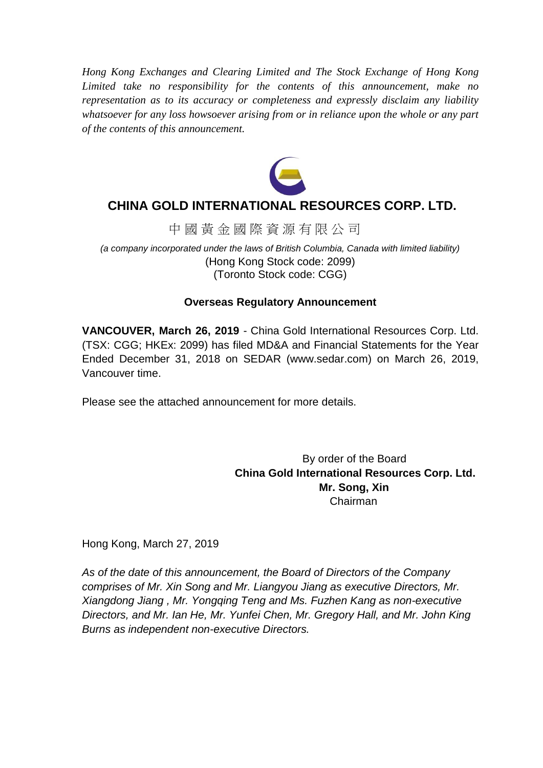*Hong Kong Exchanges and Clearing Limited and The Stock Exchange of Hong Kong Limited take no responsibility for the contents of this announcement, make no representation as to its accuracy or completeness and expressly disclaim any liability whatsoever for any loss howsoever arising from or in reliance upon the whole or any part of the contents of this announcement.*

# CHINA GOLD INTERNATIONAL RESOURCES CORP. LTD.

中國黃金國際資源有限公司

*(a company incorporated under the laws of British Columbia, Canada with limited liability)*
(Hong Kong Stock code: 2099)
(Toronto Stock code: CGG)

**Overseas Regulatory Announcement**

**VANCOUVER, March 26, 2019** - China Gold International Resources Corp. Ltd. (TSX: CGG; HKEx: 2099) has filed MD&A and Financial Statements for the Year Ended December 31, 2018 on SEDAR (www.sedar.com) on March 26, 2019, Vancouver time.

Please see the attached announcement for more details.

By order of the Board
**China Gold International Resources Corp. Ltd.**
**Mr. Song, Xin**
Chairman

Hong Kong, March 27, 2019

*As of the date of this announcement, the Board of Directors of the Company comprises of Mr. Xin Song and Mr. Liangyou Jiang as executive Directors, Mr. Xiangdong Jiang , Mr. Yongqing Teng and Ms. Fuzhen Kang as non-executive Directors, and Mr. Ian He, Mr. Yunfei Chen, Mr. Gregory Hall, and Mr. John King Burns as independent non-executive Directors.*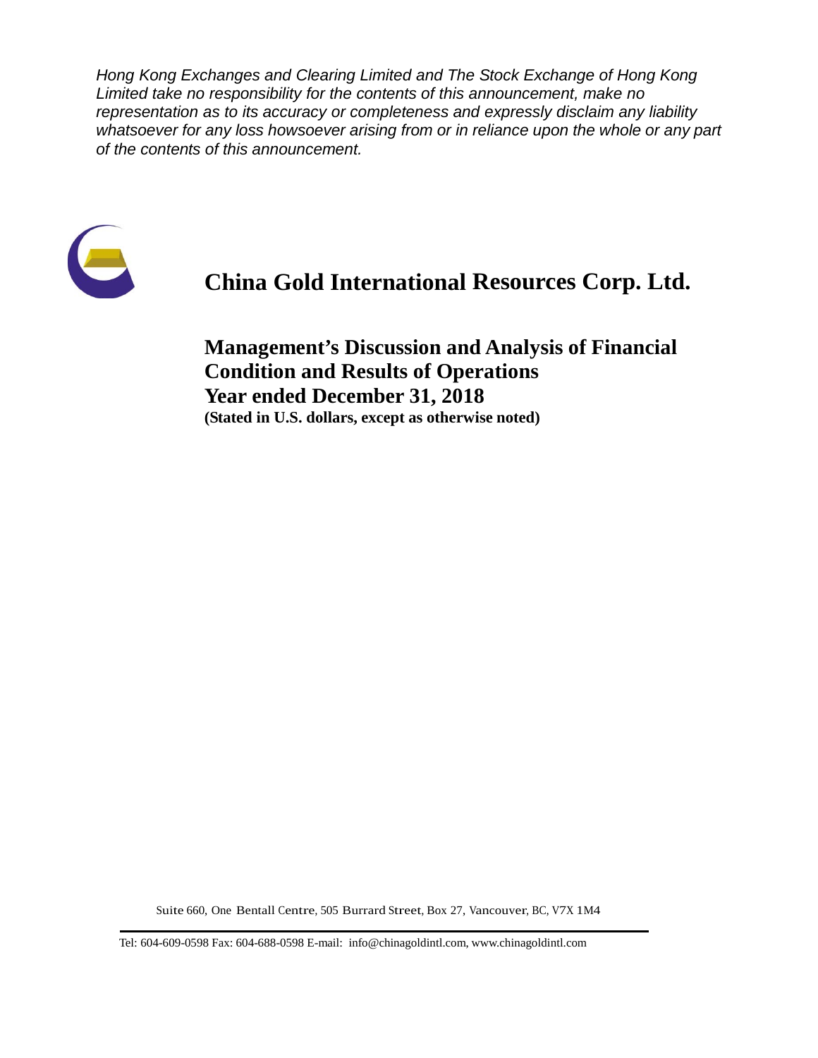*Hong Kong Exchanges and Clearing Limited and The Stock Exchange of Hong Kong Limited take no responsibility for the contents of this announcement, make no representation as to its accuracy or completeness and expressly disclaim any liability whatsoever for any loss howsoever arising from or in reliance upon the whole or any part of the contents of this announcement.*

# China Gold International Resources Corp. Ltd.

## Management's Discussion and Analysis of Financial Condition and Results of Operations
## Year ended December 31, 2018

**(Stated in U.S. dollars, except as otherwise noted)**

Suite 660, One Bentall Centre, 505 Burrard Street, Box 27, Vancouver, BC, V7X 1M4

Tel: 604-609-0598 Fax: 604-688-0598 E-mail: info@chinagoldintl.com, www.chinagoldintl.com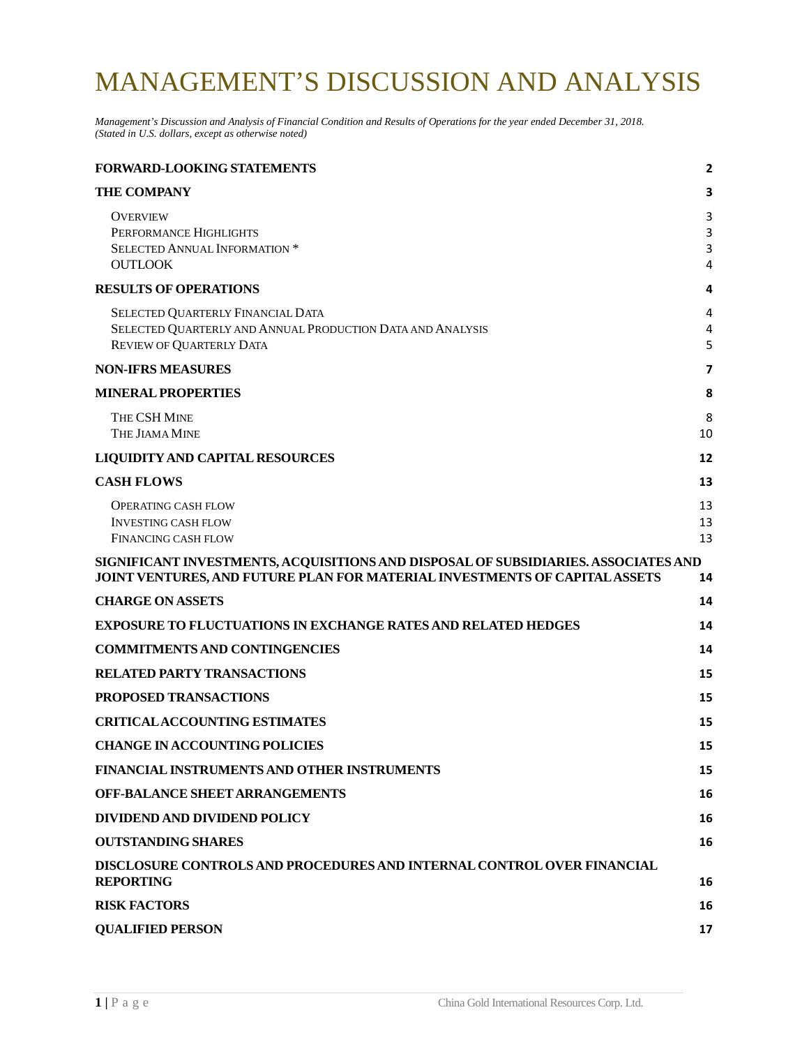# MANAGEMENT'S DISCUSSION AND ANALYSIS

*Management's Discussion and Analysis of Financial Condition and Results of Operations for the year ended December 31, 2018.*
*(Stated in U.S. dollars, except as otherwise noted)*

| | |
|---|---|
| **FORWARD-LOOKING STATEMENTS** | **2** |
| **THE COMPANY** | **3** |
| Overview | 3 |
| Performance Highlights | 3 |
| Selected Annual Information * | 3 |
| OUTLOOK | 4 |
| **RESULTS OF OPERATIONS** | **4** |
| Selected Quarterly Financial Data | 4 |
| Selected Quarterly and Annual Production Data and Analysis | 4 |
| Review of Quarterly Data | 5 |
| **NON-IFRS MEASURES** | **7** |
| **MINERAL PROPERTIES** | **8** |
| The CSH Mine | 8 |
| The Jiama Mine | 10 |
| **LIQUIDITY AND CAPITAL RESOURCES** | **12** |
| **CASH FLOWS** | **13** |
| Operating cash flow | 13 |
| Investing cash flow | 13 |
| Financing cash flow | 13 |
| **SIGNIFICANT INVESTMENTS, ACQUISITIONS AND DISPOSAL OF SUBSIDIARIES. ASSOCIATES AND JOINT VENTURES, AND FUTURE PLAN FOR MATERIAL INVESTMENTS OF CAPITAL ASSETS** | **14** |
| **CHARGE ON ASSETS** | **14** |
| **EXPOSURE TO FLUCTUATIONS IN EXCHANGE RATES AND RELATED HEDGES** | **14** |
| **COMMITMENTS AND CONTINGENCIES** | **14** |
| **RELATED PARTY TRANSACTIONS** | **15** |
| **PROPOSED TRANSACTIONS** | **15** |
| **CRITICAL ACCOUNTING ESTIMATES** | **15** |
| **CHANGE IN ACCOUNTING POLICIES** | **15** |
| **FINANCIAL INSTRUMENTS AND OTHER INSTRUMENTS** | **15** |
| **OFF-BALANCE SHEET ARRANGEMENTS** | **16** |
| **DIVIDEND AND DIVIDEND POLICY** | **16** |
| **OUTSTANDING SHARES** | **16** |
| **DISCLOSURE CONTROLS AND PROCEDURES AND INTERNAL CONTROL OVER FINANCIAL REPORTING** | **16** |
| **RISK FACTORS** | **16** |
| **QUALIFIED PERSON** | **17** |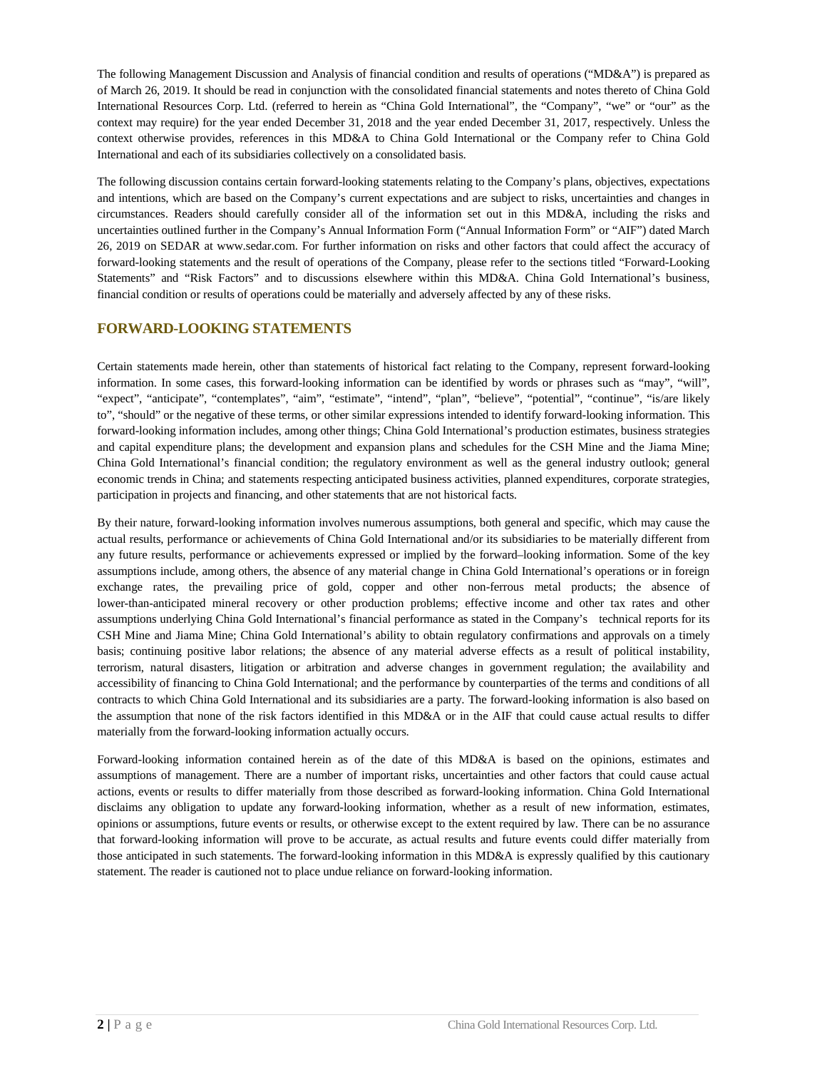The following Management Discussion and Analysis of financial condition and results of operations ("MD&A") is prepared as of March 26, 2019. It should be read in conjunction with the consolidated financial statements and notes thereto of China Gold International Resources Corp. Ltd. (referred to herein as "China Gold International", the "Company", "we" or "our" as the context may require) for the year ended December 31, 2018 and the year ended December 31, 2017, respectively. Unless the context otherwise provides, references in this MD&A to China Gold International or the Company refer to China Gold International and each of its subsidiaries collectively on a consolidated basis.

The following discussion contains certain forward-looking statements relating to the Company's plans, objectives, expectations and intentions, which are based on the Company's current expectations and are subject to risks, uncertainties and changes in circumstances. Readers should carefully consider all of the information set out in this MD&A, including the risks and uncertainties outlined further in the Company's Annual Information Form ("Annual Information Form" or "AIF") dated March 26, 2019 on SEDAR at www.sedar.com. For further information on risks and other factors that could affect the accuracy of forward-looking statements and the result of operations of the Company, please refer to the sections titled "Forward-Looking Statements" and "Risk Factors" and to discussions elsewhere within this MD&A. China Gold International's business, financial condition or results of operations could be materially and adversely affected by any of these risks.

## FORWARD-LOOKING STATEMENTS

Certain statements made herein, other than statements of historical fact relating to the Company, represent forward-looking information. In some cases, this forward-looking information can be identified by words or phrases such as "may", "will", "expect", "anticipate", "contemplates", "aim", "estimate", "intend", "plan", "believe", "potential", "continue", "is/are likely to", "should" or the negative of these terms, or other similar expressions intended to identify forward-looking information. This forward-looking information includes, among other things; China Gold International's production estimates, business strategies and capital expenditure plans; the development and expansion plans and schedules for the CSH Mine and the Jiama Mine; China Gold International's financial condition; the regulatory environment as well as the general industry outlook; general economic trends in China; and statements respecting anticipated business activities, planned expenditures, corporate strategies, participation in projects and financing, and other statements that are not historical facts.

By their nature, forward-looking information involves numerous assumptions, both general and specific, which may cause the actual results, performance or achievements of China Gold International and/or its subsidiaries to be materially different from any future results, performance or achievements expressed or implied by the forward–looking information. Some of the key assumptions include, among others, the absence of any material change in China Gold International's operations or in foreign exchange rates, the prevailing price of gold, copper and other non-ferrous metal products; the absence of lower-than-anticipated mineral recovery or other production problems; effective income and other tax rates and other assumptions underlying China Gold International's financial performance as stated in the Company's technical reports for its CSH Mine and Jiama Mine; China Gold International's ability to obtain regulatory confirmations and approvals on a timely basis; continuing positive labor relations; the absence of any material adverse effects as a result of political instability, terrorism, natural disasters, litigation or arbitration and adverse changes in government regulation; the availability and accessibility of financing to China Gold International; and the performance by counterparties of the terms and conditions of all contracts to which China Gold International and its subsidiaries are a party. The forward-looking information is also based on the assumption that none of the risk factors identified in this MD&A or in the AIF that could cause actual results to differ materially from the forward-looking information actually occurs.

Forward-looking information contained herein as of the date of this MD&A is based on the opinions, estimates and assumptions of management. There are a number of important risks, uncertainties and other factors that could cause actual actions, events or results to differ materially from those described as forward-looking information. China Gold International disclaims any obligation to update any forward-looking information, whether as a result of new information, estimates, opinions or assumptions, future events or results, or otherwise except to the extent required by law. There can be no assurance that forward-looking information will prove to be accurate, as actual results and future events could differ materially from those anticipated in such statements. The forward-looking information in this MD&A is expressly qualified by this cautionary statement. The reader is cautioned not to place undue reliance on forward-looking information.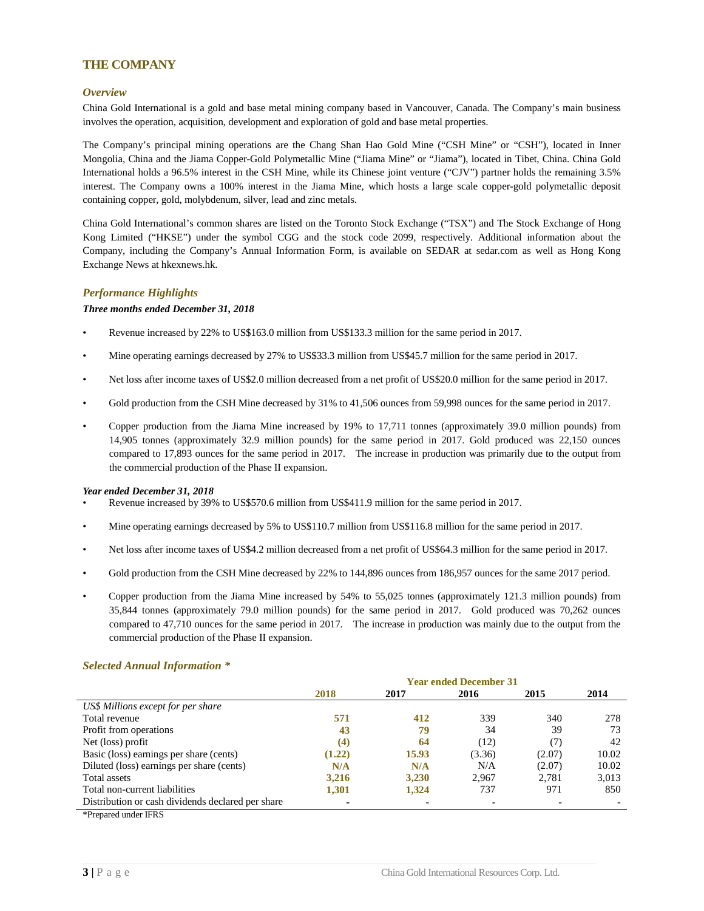# THE COMPANY

## *Overview*

China Gold International is a gold and base metal mining company based in Vancouver, Canada. The Company's main business involves the operation, acquisition, development and exploration of gold and base metal properties.

The Company's principal mining operations are the Chang Shan Hao Gold Mine ("CSH Mine" or "CSH"), located in Inner Mongolia, China and the Jiama Copper-Gold Polymetallic Mine ("Jiama Mine" or "Jiama"), located in Tibet, China. China Gold International holds a 96.5% interest in the CSH Mine, while its Chinese joint venture ("CJV") partner holds the remaining 3.5% interest. The Company owns a 100% interest in the Jiama Mine, which hosts a large scale copper-gold polymetallic deposit containing copper, gold, molybdenum, silver, lead and zinc metals.

China Gold International's common shares are listed on the Toronto Stock Exchange ("TSX") and The Stock Exchange of Hong Kong Limited ("HKSE") under the symbol CGG and the stock code 2099, respectively. Additional information about the Company, including the Company's Annual Information Form, is available on SEDAR at sedar.com as well as Hong Kong Exchange News at hkexnews.hk.

## *Performance Highlights*

***Three months ended December 31, 2018***

- Revenue increased by 22% to US$163.0 million from US$133.3 million for the same period in 2017.
- Mine operating earnings decreased by 27% to US$33.3 million from US$45.7 million for the same period in 2017.
- Net loss after income taxes of US$2.0 million decreased from a net profit of US$20.0 million for the same period in 2017.
- Gold production from the CSH Mine decreased by 31% to 41,506 ounces from 59,998 ounces for the same period in 2017.
- Copper production from the Jiama Mine increased by 19% to 17,711 tonnes (approximately 39.0 million pounds) from 14,905 tonnes (approximately 32.9 million pounds) for the same period in 2017. Gold produced was 22,150 ounces compared to 17,893 ounces for the same period in 2017. The increase in production was primarily due to the output from the commercial production of the Phase II expansion.

***Year ended December 31, 2018***

- Revenue increased by 39% to US$570.6 million from US$411.9 million for the same period in 2017.
- Mine operating earnings decreased by 5% to US$110.7 million from US$116.8 million for the same period in 2017.
- Net loss after income taxes of US$4.2 million decreased from a net profit of US$64.3 million for the same period in 2017.
- Gold production from the CSH Mine decreased by 22% to 144,896 ounces from 186,957 ounces for the same 2017 period.
- Copper production from the Jiama Mine increased by 54% to 55,025 tonnes (approximately 121.3 million pounds) from 35,844 tonnes (approximately 79.0 million pounds) for the same period in 2017. Gold produced was 70,262 ounces compared to 47,710 ounces for the same period in 2017. The increase in production was mainly due to the output from the commercial production of the Phase II expansion.

## *Selected Annual Information \**

| | Year ended December 31 | | | | |
|---|---|---|---|---|---|
| | **2018** | **2017** | **2016** | **2015** | **2014** |
| *US$ Millions except for per share* | | | | | |
| Total revenue | **571** | **412** | 339 | 340 | 278 |
| Profit from operations | **43** | **79** | 34 | 39 | 73 |
| Net (loss) profit | **(4)** | **64** | (12) | (7) | 42 |
| Basic (loss) earnings per share (cents) | **(1.22)** | **15.93** | (3.36) | (2.07) | 10.02 |
| Diluted (loss) earnings per share (cents) | **N/A** | **N/A** | N/A | (2.07) | 10.02 |
| Total assets | **3,216** | **3,230** | 2,967 | 2,781 | 3,013 |
| Total non-current liabilities | **1,301** | **1,324** | 737 | 971 | 850 |
| Distribution or cash dividends declared per share | **-** | - | - | - | - |

\*Prepared under IFRS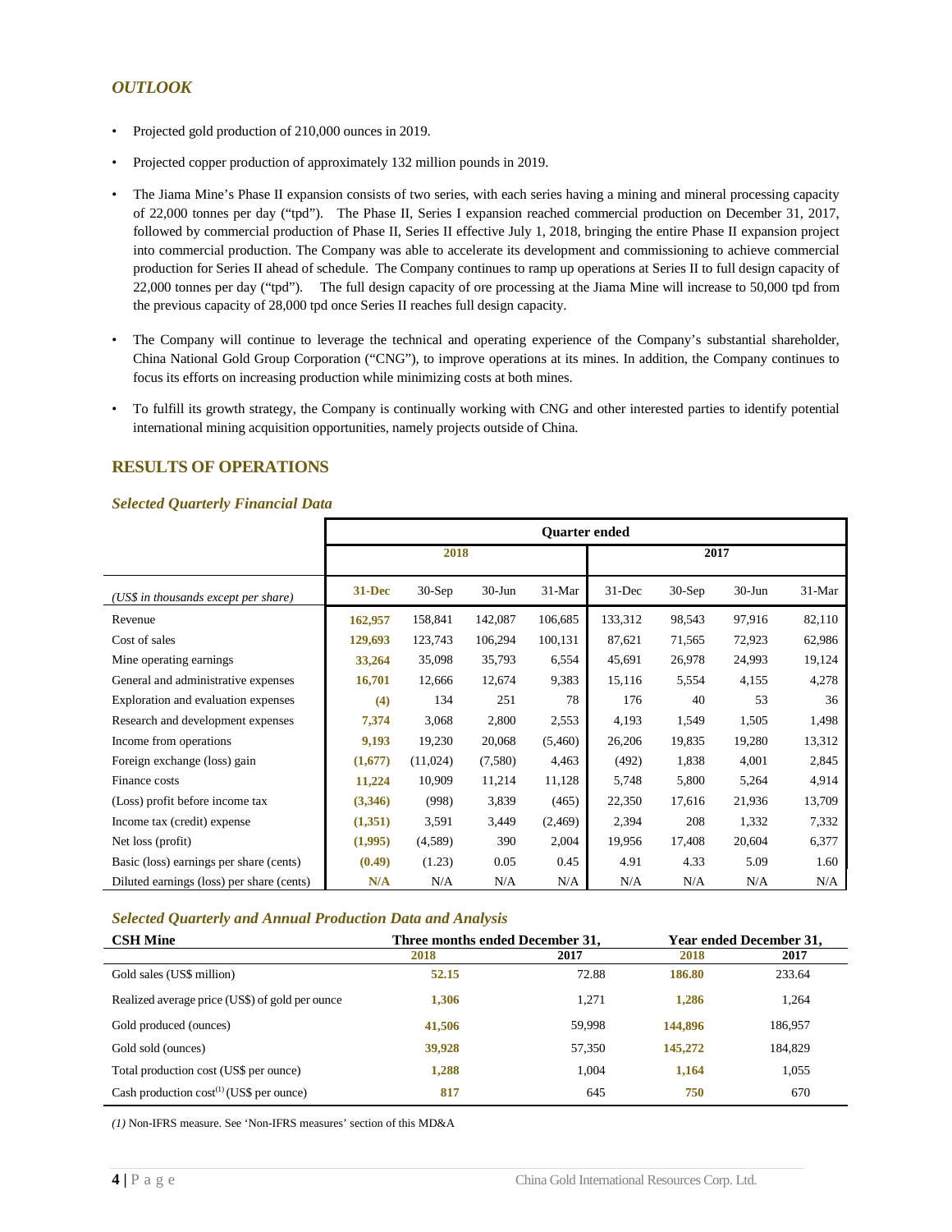## *OUTLOOK*

- Projected gold production of 210,000 ounces in 2019.
- Projected copper production of approximately 132 million pounds in 2019.
- The Jiama Mine's Phase II expansion consists of two series, with each series having a mining and mineral processing capacity of 22,000 tonnes per day ("tpd"). The Phase II, Series I expansion reached commercial production on December 31, 2017, followed by commercial production of Phase II, Series II effective July 1, 2018, bringing the entire Phase II expansion project into commercial production. The Company was able to accelerate its development and commissioning to achieve commercial production for Series II ahead of schedule. The Company continues to ramp up operations at Series II to full design capacity of 22,000 tonnes per day ("tpd"). The full design capacity of ore processing at the Jiama Mine will increase to 50,000 tpd from the previous capacity of 28,000 tpd once Series II reaches full design capacity.
- The Company will continue to leverage the technical and operating experience of the Company's substantial shareholder, China National Gold Group Corporation ("CNG"), to improve operations at its mines. In addition, the Company continues to focus its efforts on increasing production while minimizing costs at both mines.
- To fulfill its growth strategy, the Company is continually working with CNG and other interested parties to identify potential international mining acquisition opportunities, namely projects outside of China.

## RESULTS OF OPERATIONS

### *Selected Quarterly Financial Data*

| | Quarter ended | | | | | | | |
|---|---|---|---|---|---|---|---|---|
| | **2018** | | | | **2017** | | | |
| *(US$ in thousands except per share)* | **31-Dec** | 30-Sep | 30-Jun | 31-Mar | 31-Dec | 30-Sep | 30-Jun | 31-Mar |
| Revenue | **162,957** | 158,841 | 142,087 | 106,685 | 133,312 | 98,543 | 97,916 | 82,110 |
| Cost of sales | **129,693** | 123,743 | 106,294 | 100,131 | 87,621 | 71,565 | 72,923 | 62,986 |
| Mine operating earnings | **33,264** | 35,098 | 35,793 | 6,554 | 45,691 | 26,978 | 24,993 | 19,124 |
| General and administrative expenses | **16,701** | 12,666 | 12,674 | 9,383 | 15,116 | 5,554 | 4,155 | 4,278 |
| Exploration and evaluation expenses | **(4)** | 134 | 251 | 78 | 176 | 40 | 53 | 36 |
| Research and development expenses | **7,374** | 3,068 | 2,800 | 2,553 | 4,193 | 1,549 | 1,505 | 1,498 |
| Income from operations | **9,193** | 19,230 | 20,068 | (5,460) | 26,206 | 19,835 | 19,280 | 13,312 |
| Foreign exchange (loss) gain | **(1,677)** | (11,024) | (7,580) | 4,463 | (492) | 1,838 | 4,001 | 2,845 |
| Finance costs | **11,224** | 10,909 | 11,214 | 11,128 | 5,748 | 5,800 | 5,264 | 4,914 |
| (Loss) profit before income tax | **(3,346)** | (998) | 3,839 | (465) | 22,350 | 17,616 | 21,936 | 13,709 |
| Income tax (credit) expense | **(1,351)** | 3,591 | 3,449 | (2,469) | 2,394 | 208 | 1,332 | 7,332 |
| Net loss (profit) | **(1,995)** | (4,589) | 390 | 2,004 | 19,956 | 17,408 | 20,604 | 6,377 |
| Basic (loss) earnings per share (cents) | **(0.49)** | (1.23) | 0.05 | 0.45 | 4.91 | 4.33 | 5.09 | 1.60 |
| Diluted earnings (loss) per share (cents) | **N/A** | N/A | N/A | N/A | N/A | N/A | N/A | N/A |

### *Selected Quarterly and Annual Production Data and Analysis*

| **CSH Mine** | **Three months ended December 31,** | | **Year ended December 31,** | |
|---|---|---|---|---|
| | **2018** | **2017** | **2018** | **2017** |
| Gold sales (US$ million) | **52.15** | 72.88 | **186.80** | 233.64 |
| Realized average price (US$) of gold per ounce | **1,306** | 1,271 | **1,286** | 1,264 |
| Gold produced (ounces) | **41,506** | 59,998 | **144,896** | 186,957 |
| Gold sold (ounces) | **39,928** | 57,350 | **145,272** | 184,829 |
| Total production cost (US$ per ounce) | **1,288** | 1,004 | **1,164** | 1,055 |
| Cash production cost[1] (US$ per ounce) | **817** | 645 | **750** | 670 |

*(1)* Non-IFRS measure. See 'Non-IFRS measures' section of this MD&A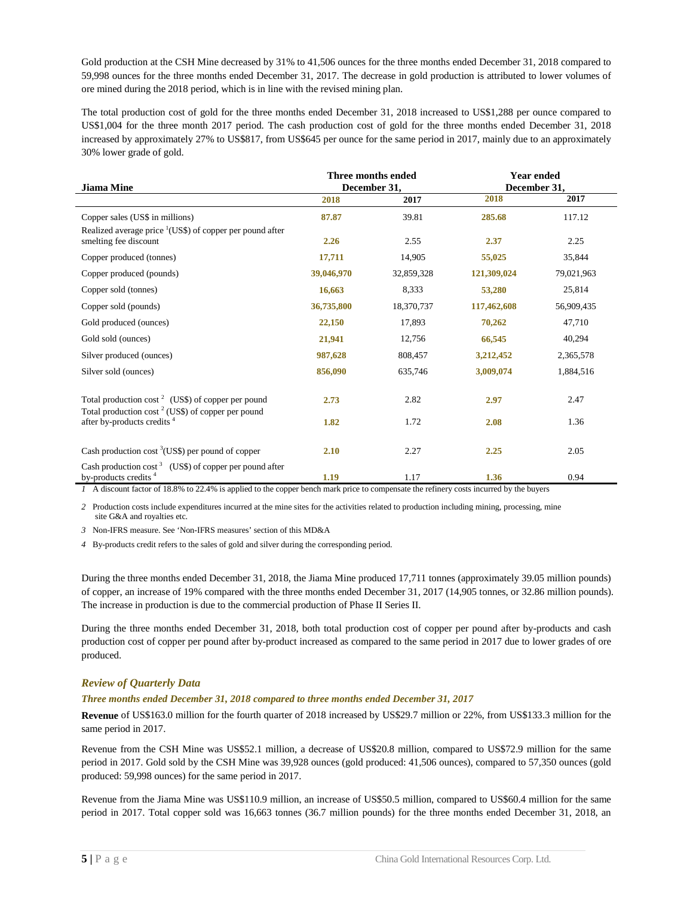Gold production at the CSH Mine decreased by 31% to 41,506 ounces for the three months ended December 31, 2018 compared to 59,998 ounces for the three months ended December 31, 2017. The decrease in gold production is attributed to lower volumes of ore mined during the 2018 period, which is in line with the revised mining plan.

The total production cost of gold for the three months ended December 31, 2018 increased to US$1,288 per ounce compared to US$1,004 for the three month 2017 period. The cash production cost of gold for the three months ended December 31, 2018 increased by approximately 27% to US$817, from US$645 per ounce for the same period in 2017, mainly due to an approximately 30% lower grade of gold.

| Jiama Mine | Three months ended December 31, | | Year ended December 31, | |
|---|---|---|---|---|
| | **2018** | **2017** | **2018** | **2017** |
| Copper sales (US$ in millions) | **87.87** | 39.81 | **285.68** | 117.12 |
| Realized average price [1](US$) of copper per pound after smelting fee discount | **2.26** | 2.55 | **2.37** | 2.25 |
| Copper produced (tonnes) | **17,711** | 14,905 | **55,025** | 35,844 |
| Copper produced (pounds) | **39,046,970** | 32,859,328 | **121,309,024** | 79,021,963 |
| Copper sold (tonnes) | **16,663** | 8,333 | **53,280** | 25,814 |
| Copper sold (pounds) | **36,735,800** | 18,370,737 | **117,462,608** | 56,909,435 |
| Gold produced (ounces) | **22,150** | 17,893 | **70,262** | 47,710 |
| Gold sold (ounces) | **21,941** | 12,756 | **66,545** | 40,294 |
| Silver produced (ounces) | **987,628** | 808,457 | **3,212,452** | 2,365,578 |
| Silver sold (ounces) | **856,090** | 635,746 | **3,009,074** | 1,884,516 |
| Total production cost [2] (US$) of copper per pound | **2.73** | 2.82 | **2.97** | 2.47 |
| Total production cost [2] (US$) of copper per pound after by-products credits [4] | **1.82** | 1.72 | **2.08** | 1.36 |
| Cash production cost [3](US$) per pound of copper | **2.10** | 2.27 | **2.25** | 2.05 |
| Cash production cost [3] (US$) of copper per pound after by-products credits [4] | **1.19** | 1.17 | **1.36** | 0.94 |

*1* A discount factor of 18.8% to 22.4% is applied to the copper bench mark price to compensate the refinery costs incurred by the buyers

*2* Production costs include expenditures incurred at the mine sites for the activities related to production including mining, processing, mine site G&A and royalties etc.

*3* Non-IFRS measure. See 'Non-IFRS measures' section of this MD&A

*4* By-products credit refers to the sales of gold and silver during the corresponding period.

During the three months ended December 31, 2018, the Jiama Mine produced 17,711 tonnes (approximately 39.05 million pounds) of copper, an increase of 19% compared with the three months ended December 31, 2017 (14,905 tonnes, or 32.86 million pounds). The increase in production is due to the commercial production of Phase II Series II.

During the three months ended December 31, 2018, both total production cost of copper per pound after by-products and cash production cost of copper per pound after by-product increased as compared to the same period in 2017 due to lower grades of ore produced.

### *Review of Quarterly Data*

#### *Three months ended December 31, 2018 compared to three months ended December 31, 2017*

**Revenue** of US$163.0 million for the fourth quarter of 2018 increased by US$29.7 million or 22%, from US$133.3 million for the same period in 2017.

Revenue from the CSH Mine was US$52.1 million, a decrease of US$20.8 million, compared to US$72.9 million for the same period in 2017. Gold sold by the CSH Mine was 39,928 ounces (gold produced: 41,506 ounces), compared to 57,350 ounces (gold produced: 59,998 ounces) for the same period in 2017.

Revenue from the Jiama Mine was US$110.9 million, an increase of US$50.5 million, compared to US$60.4 million for the same period in 2017. Total copper sold was 16,663 tonnes (36.7 million pounds) for the three months ended December 31, 2018, an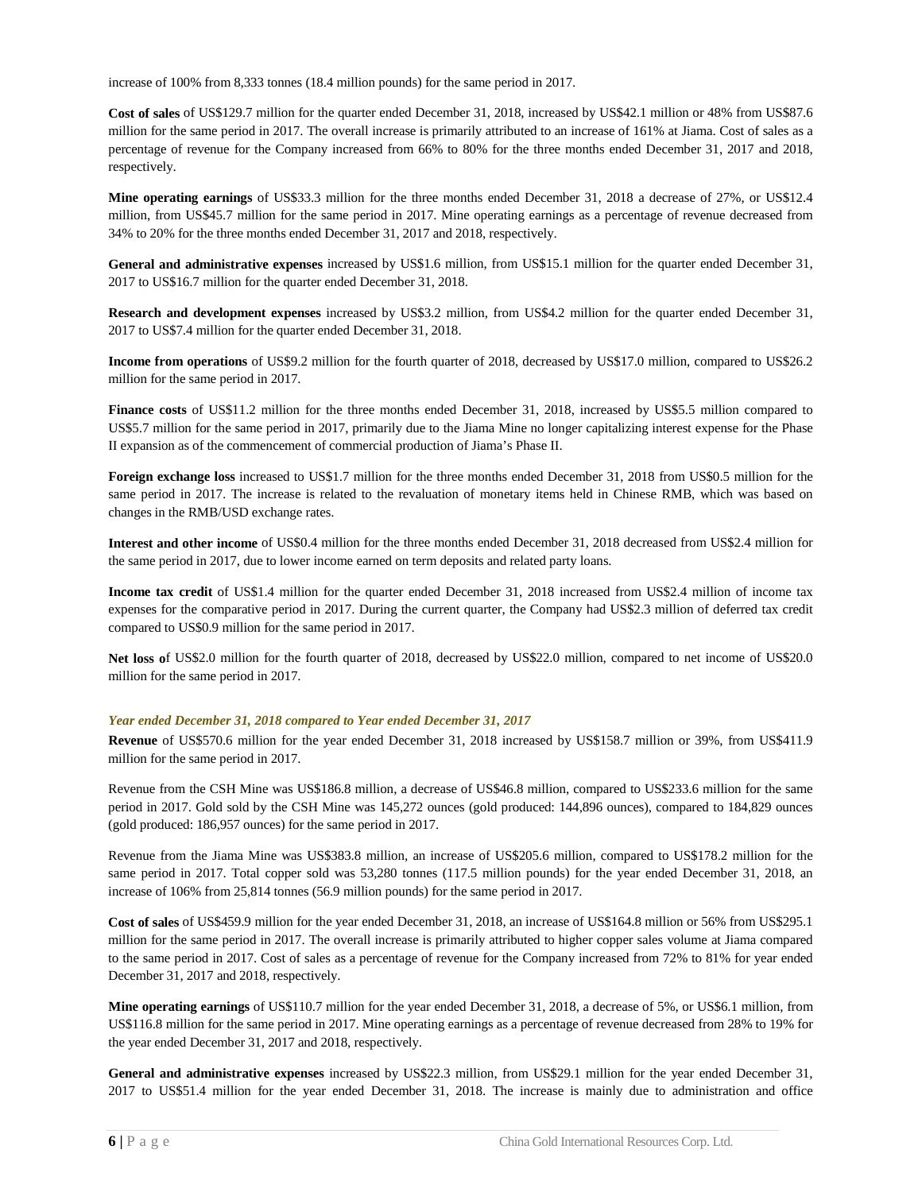increase of 100% from 8,333 tonnes (18.4 million pounds) for the same period in 2017.

**Cost of sales** of US$129.7 million for the quarter ended December 31, 2018, increased by US$42.1 million or 48% from US$87.6 million for the same period in 2017. The overall increase is primarily attributed to an increase of 161% at Jiama. Cost of sales as a percentage of revenue for the Company increased from 66% to 80% for the three months ended December 31, 2017 and 2018, respectively.

**Mine operating earnings** of US$33.3 million for the three months ended December 31, 2018 a decrease of 27%, or US$12.4 million, from US$45.7 million for the same period in 2017. Mine operating earnings as a percentage of revenue decreased from 34% to 20% for the three months ended December 31, 2017 and 2018, respectively.

**General and administrative expenses** increased by US$1.6 million, from US$15.1 million for the quarter ended December 31, 2017 to US$16.7 million for the quarter ended December 31, 2018.

**Research and development expenses** increased by US$3.2 million, from US$4.2 million for the quarter ended December 31, 2017 to US$7.4 million for the quarter ended December 31, 2018.

**Income from operations** of US$9.2 million for the fourth quarter of 2018, decreased by US$17.0 million, compared to US$26.2 million for the same period in 2017.

**Finance costs** of US$11.2 million for the three months ended December 31, 2018, increased by US$5.5 million compared to US$5.7 million for the same period in 2017, primarily due to the Jiama Mine no longer capitalizing interest expense for the Phase II expansion as of the commencement of commercial production of Jiama's Phase II.

**Foreign exchange loss** increased to US$1.7 million for the three months ended December 31, 2018 from US$0.5 million for the same period in 2017. The increase is related to the revaluation of monetary items held in Chinese RMB, which was based on changes in the RMB/USD exchange rates.

**Interest and other income** of US$0.4 million for the three months ended December 31, 2018 decreased from US$2.4 million for the same period in 2017, due to lower income earned on term deposits and related party loans.

**Income tax credit** of US$1.4 million for the quarter ended December 31, 2018 increased from US$2.4 million of income tax expenses for the comparative period in 2017. During the current quarter, the Company had US$2.3 million of deferred tax credit compared to US$0.9 million for the same period in 2017.

**Net loss o**f US$2.0 million for the fourth quarter of 2018, decreased by US$22.0 million, compared to net income of US$20.0 million for the same period in 2017.

### *Year ended December 31, 2018 compared to Year ended December 31, 2017*

**Revenue** of US$570.6 million for the year ended December 31, 2018 increased by US$158.7 million or 39%, from US$411.9 million for the same period in 2017.

Revenue from the CSH Mine was US$186.8 million, a decrease of US$46.8 million, compared to US$233.6 million for the same period in 2017. Gold sold by the CSH Mine was 145,272 ounces (gold produced: 144,896 ounces), compared to 184,829 ounces (gold produced: 186,957 ounces) for the same period in 2017.

Revenue from the Jiama Mine was US$383.8 million, an increase of US$205.6 million, compared to US$178.2 million for the same period in 2017. Total copper sold was 53,280 tonnes (117.5 million pounds) for the year ended December 31, 2018, an increase of 106% from 25,814 tonnes (56.9 million pounds) for the same period in 2017.

**Cost of sales** of US$459.9 million for the year ended December 31, 2018, an increase of US$164.8 million or 56% from US$295.1 million for the same period in 2017. The overall increase is primarily attributed to higher copper sales volume at Jiama compared to the same period in 2017. Cost of sales as a percentage of revenue for the Company increased from 72% to 81% for year ended December 31, 2017 and 2018, respectively.

**Mine operating earnings** of US$110.7 million for the year ended December 31, 2018, a decrease of 5%, or US$6.1 million, from US$116.8 million for the same period in 2017. Mine operating earnings as a percentage of revenue decreased from 28% to 19% for the year ended December 31, 2017 and 2018, respectively.

**General and administrative expenses** increased by US$22.3 million, from US$29.1 million for the year ended December 31, 2017 to US$51.4 million for the year ended December 31, 2018. The increase is mainly due to administration and office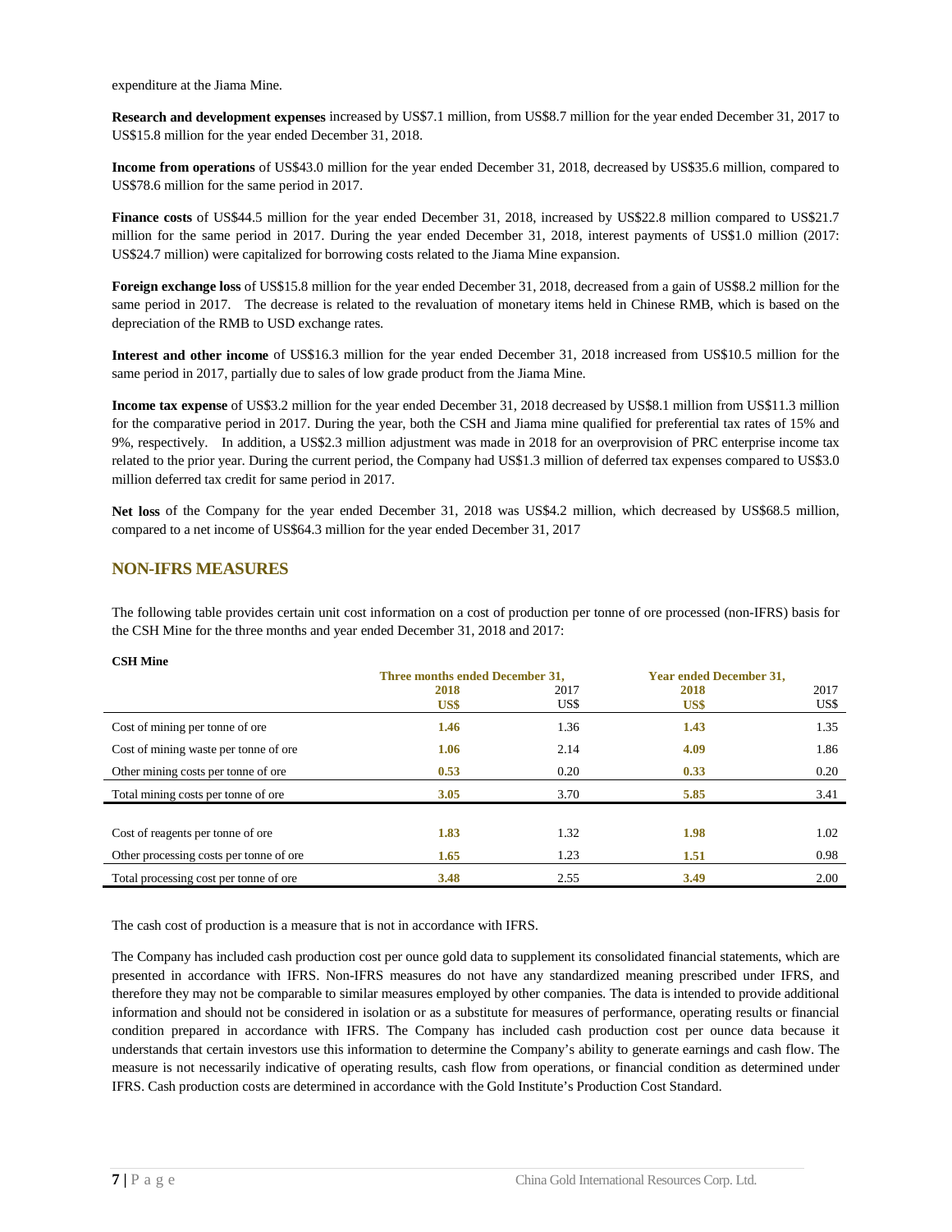expenditure at the Jiama Mine.

**Research and development expenses** increased by US$7.1 million, from US$8.7 million for the year ended December 31, 2017 to US$15.8 million for the year ended December 31, 2018.

**Income from operations** of US$43.0 million for the year ended December 31, 2018, decreased by US$35.6 million, compared to US$78.6 million for the same period in 2017.

**Finance costs** of US$44.5 million for the year ended December 31, 2018, increased by US$22.8 million compared to US$21.7 million for the same period in 2017. During the year ended December 31, 2018, interest payments of US$1.0 million (2017: US$24.7 million) were capitalized for borrowing costs related to the Jiama Mine expansion.

**Foreign exchange loss** of US$15.8 million for the year ended December 31, 2018, decreased from a gain of US$8.2 million for the same period in 2017. The decrease is related to the revaluation of monetary items held in Chinese RMB, which is based on the depreciation of the RMB to USD exchange rates.

**Interest and other income** of US$16.3 million for the year ended December 31, 2018 increased from US$10.5 million for the same period in 2017, partially due to sales of low grade product from the Jiama Mine.

**Income tax expense** of US$3.2 million for the year ended December 31, 2018 decreased by US$8.1 million from US$11.3 million for the comparative period in 2017. During the year, both the CSH and Jiama mine qualified for preferential tax rates of 15% and 9%, respectively. In addition, a US$2.3 million adjustment was made in 2018 for an overprovision of PRC enterprise income tax related to the prior year. During the current period, the Company had US$1.3 million of deferred tax expenses compared to US$3.0 million deferred tax credit for same period in 2017.

**Net loss** of the Company for the year ended December 31, 2018 was US$4.2 million, which decreased by US$68.5 million, compared to a net income of US$64.3 million for the year ended December 31, 2017

## NON-IFRS MEASURES

The following table provides certain unit cost information on a cost of production per tonne of ore processed (non-IFRS) basis for the CSH Mine for the three months and year ended December 31, 2018 and 2017:

**CSH Mine**

| | Three months ended December 31, | | Year ended December 31, | |
|---|---|---|---|---|
| | **2018** | 2017 | **2018** | 2017 |
| | **US$** | US$ | **US$** | US$ |
| Cost of mining per tonne of ore | **1.46** | 1.36 | **1.43** | 1.35 |
| Cost of mining waste per tonne of ore | **1.06** | 2.14 | **4.09** | 1.86 |
| Other mining costs per tonne of ore | **0.53** | 0.20 | **0.33** | 0.20 |
| Total mining costs per tonne of ore | **3.05** | 3.70 | **5.85** | 3.41 |
| | | | | |
| Cost of reagents per tonne of ore | **1.83** | 1.32 | **1.98** | 1.02 |
| Other processing costs per tonne of ore | **1.65** | 1.23 | **1.51** | 0.98 |
| Total processing cost per tonne of ore | **3.48** | 2.55 | **3.49** | 2.00 |

The cash cost of production is a measure that is not in accordance with IFRS.

The Company has included cash production cost per ounce gold data to supplement its consolidated financial statements, which are presented in accordance with IFRS. Non-IFRS measures do not have any standardized meaning prescribed under IFRS, and therefore they may not be comparable to similar measures employed by other companies. The data is intended to provide additional information and should not be considered in isolation or as a substitute for measures of performance, operating results or financial condition prepared in accordance with IFRS. The Company has included cash production cost per ounce data because it understands that certain investors use this information to determine the Company's ability to generate earnings and cash flow. The measure is not necessarily indicative of operating results, cash flow from operations, or financial condition as determined under IFRS. Cash production costs are determined in accordance with the Gold Institute's Production Cost Standard.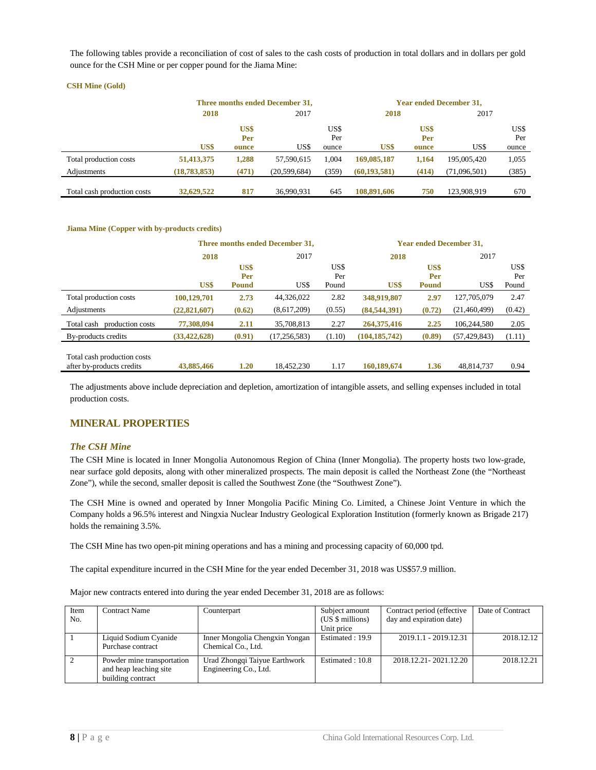The following tables provide a reconciliation of cost of sales to the cash costs of production in total dollars and in dollars per gold ounce for the CSH Mine or per copper pound for the Jiama Mine:

**CSH Mine (Gold)**

| | Three months ended December 31, | | | | Year ended December 31, | | | |
|---|---|---|---|---|---|---|---|---|
| | **2018** | | 2017 | | **2018** | | 2017 | |
| | **US$** | **US$ Per ounce** | US$ | US$ Per ounce | **US$** | **US$ Per ounce** | US$ | US$ Per ounce |
| Total production costs | **51,413,375** | **1,288** | 57,590,615 | 1,004 | **169,085,187** | **1,164** | 195,005,420 | 1,055 |
| Adjustments | **(18,783,853)** | **(471)** | (20,599,684) | (359) | **(60,193,581)** | **(414)** | (71,096,501) | (385) |
| Total cash production costs | **32,629,522** | **817** | 36,990,931 | 645 | **108,891,606** | **750** | 123,908,919 | 670 |

**Jiama Mine (Copper with by-products credits)**

| | Three months ended December 31, | | | | Year ended December 31, | | | |
|---|---|---|---|---|---|---|---|---|
| | **2018** | | 2017 | | **2018** | | 2017 | |
| | **US$** | **US$ Per Pound** | US$ | US$ Per Pound | **US$** | **US$ Per Pound** | US$ | US$ Per Pound |
| Total production costs | **100,129,701** | **2.73** | 44,326,022 | 2.82 | **348,919,807** | **2.97** | 127,705,079 | 2.47 |
| Adjustments | **(22,821,607)** | **(0.62)** | (8,617,209) | (0.55) | **(84,544,391)** | **(0.72)** | (21,460,499) | (0.42) |
| Total cash production costs | **77,308,094** | **2.11** | 35,708,813 | 2.27 | **264,375,416** | **2.25** | 106,244,580 | 2.05 |
| By-products credits | **(33,422,628)** | **(0.91)** | (17,256,583) | (1.10) | **(104,185,742)** | **(0.89)** | (57,429,843) | (1.11) |
| Total cash production costs after by-products credits | **43,885,466** | **1.20** | 18,452,230 | 1.17 | **160,189,674** | **1.36** | 48,814,737 | 0.94 |

The adjustments above include depreciation and depletion, amortization of intangible assets, and selling expenses included in total production costs.

## MINERAL PROPERTIES

### *The CSH Mine*

The CSH Mine is located in Inner Mongolia Autonomous Region of China (Inner Mongolia). The property hosts two low-grade, near surface gold deposits, along with other mineralized prospects. The main deposit is called the Northeast Zone (the "Northeast Zone"), while the second, smaller deposit is called the Southwest Zone (the "Southwest Zone").

The CSH Mine is owned and operated by Inner Mongolia Pacific Mining Co. Limited, a Chinese Joint Venture in which the Company holds a 96.5% interest and Ningxia Nuclear Industry Geological Exploration Institution (formerly known as Brigade 217) holds the remaining 3.5%.

The CSH Mine has two open-pit mining operations and has a mining and processing capacity of 60,000 tpd.

The capital expenditure incurred in the CSH Mine for the year ended December 31, 2018 was US$57.9 million.

Major new contracts entered into during the year ended December 31, 2018 are as follows:

| Item No. | Contract Name | Counterpart | Subject amount (US $ millions) Unit price | Contract period (effective day and expiration date) | Date of Contract |
|---|---|---|---|---|---|
| 1 | Liquid Sodium Cyanide Purchase contract | Inner Mongolia Chengxin Yongan Chemical Co., Ltd. | Estimated : 19.9 | 2019.1.1 - 2019.12.31 | 2018.12.12 |
| 2 | Powder mine transportation and heap leaching site building contract | Urad Zhongqi Taiyue Earthwork Engineering Co., Ltd. | Estimated : 10.8 | 2018.12.21- 2021.12.20 | 2018.12.21 |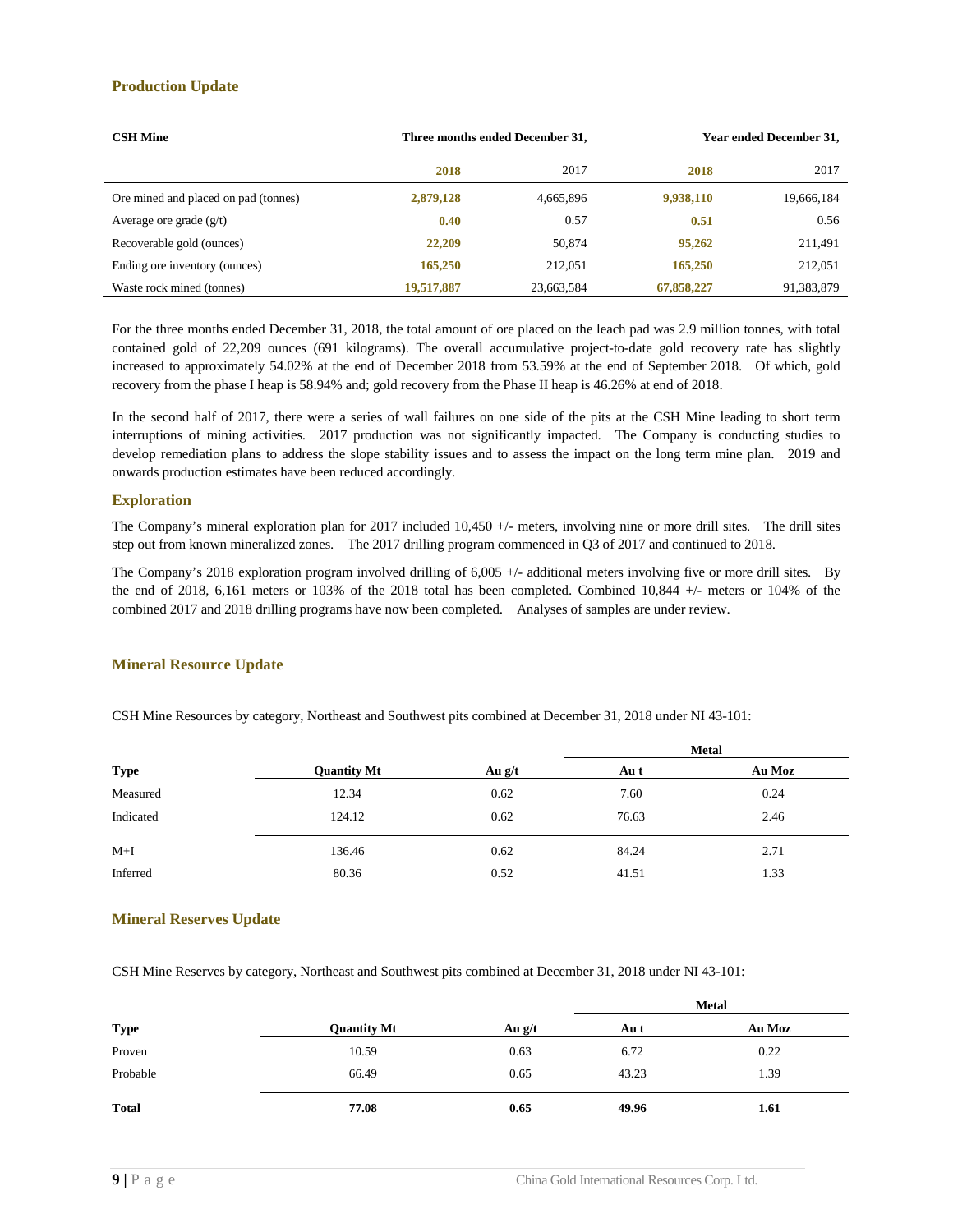## Production Update

| CSH Mine | Three months ended December 31, | | Year ended December 31, | |
|---|---|---|---|---|
| | **2018** | 2017 | **2018** | 2017 |
| Ore mined and placed on pad (tonnes) | **2,879,128** | 4,665,896 | **9,938,110** | 19,666,184 |
| Average ore grade (g/t) | **0.40** | 0.57 | **0.51** | 0.56 |
| Recoverable gold (ounces) | **22,209** | 50,874 | **95,262** | 211,491 |
| Ending ore inventory (ounces) | **165,250** | 212,051 | **165,250** | 212,051 |
| Waste rock mined (tonnes) | **19,517,887** | 23,663,584 | **67,858,227** | 91,383,879 |

For the three months ended December 31, 2018, the total amount of ore placed on the leach pad was 2.9 million tonnes, with total contained gold of 22,209 ounces (691 kilograms). The overall accumulative project-to-date gold recovery rate has slightly increased to approximately 54.02% at the end of December 2018 from 53.59% at the end of September 2018. Of which, gold recovery from the phase I heap is 58.94% and; gold recovery from the Phase II heap is 46.26% at end of 2018.

In the second half of 2017, there were a series of wall failures on one side of the pits at the CSH Mine leading to short term interruptions of mining activities. 2017 production was not significantly impacted. The Company is conducting studies to develop remediation plans to address the slope stability issues and to assess the impact on the long term mine plan. 2019 and onwards production estimates have been reduced accordingly.

## Exploration

The Company's mineral exploration plan for 2017 included 10,450 +/- meters, involving nine or more drill sites. The drill sites step out from known mineralized zones. The 2017 drilling program commenced in Q3 of 2017 and continued to 2018.

The Company's 2018 exploration program involved drilling of 6,005 +/- additional meters involving five or more drill sites. By the end of 2018, 6,161 meters or 103% of the 2018 total has been completed. Combined 10,844 +/- meters or 104% of the combined 2017 and 2018 drilling programs have now been completed. Analyses of samples are under review.

## Mineral Resource Update

CSH Mine Resources by category, Northeast and Southwest pits combined at December 31, 2018 under NI 43-101:

| | | | Metal | |
|---|---|---|---|---|
| **Type** | **Quantity Mt** | **Au g/t** | **Au t** | **Au Moz** |
| Measured | 12.34 | 0.62 | 7.60 | 0.24 |
| Indicated | 124.12 | 0.62 | 76.63 | 2.46 |
| M+I | 136.46 | 0.62 | 84.24 | 2.71 |
| Inferred | 80.36 | 0.52 | 41.51 | 1.33 |

## Mineral Reserves Update

CSH Mine Reserves by category, Northeast and Southwest pits combined at December 31, 2018 under NI 43-101:

| | | | Metal | |
|---|---|---|---|---|
| **Type** | **Quantity Mt** | **Au g/t** | **Au t** | **Au Moz** |
| Proven | 10.59 | 0.63 | 6.72 | 0.22 |
| Probable | 66.49 | 0.65 | 43.23 | 1.39 |
| **Total** | **77.08** | **0.65** | **49.96** | **1.61** |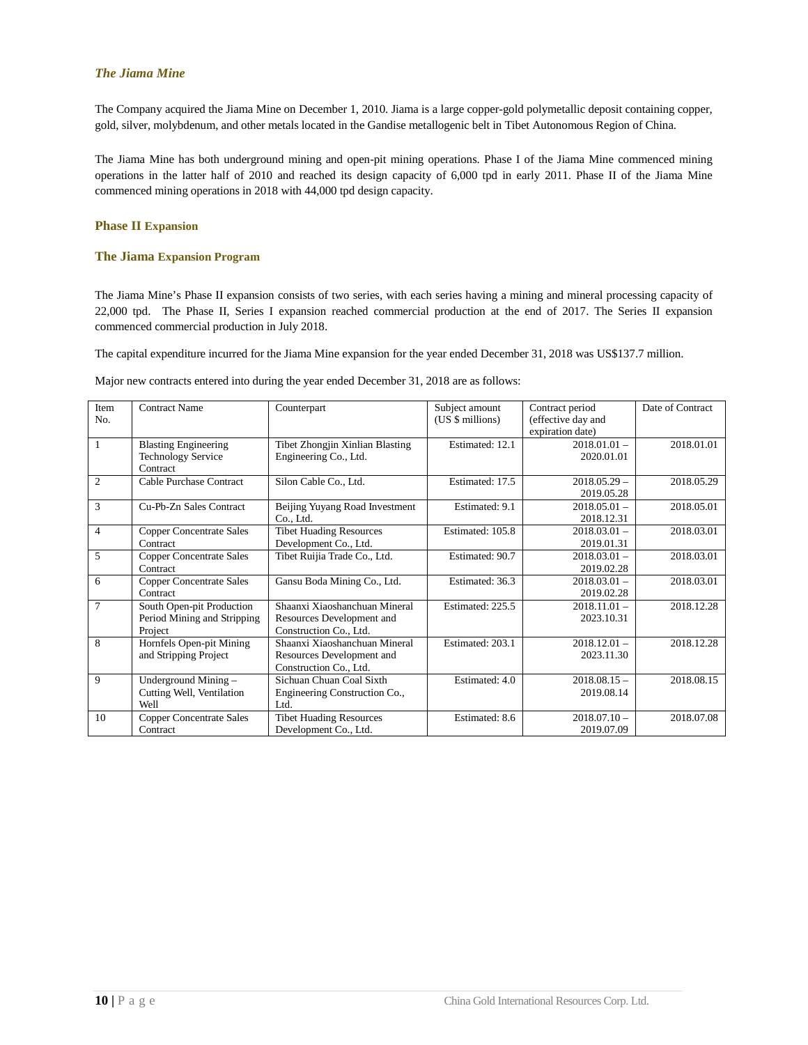### *The Jiama Mine*

The Company acquired the Jiama Mine on December 1, 2010. Jiama is a large copper-gold polymetallic deposit containing copper, gold, silver, molybdenum, and other metals located in the Gandise metallogenic belt in Tibet Autonomous Region of China.

The Jiama Mine has both underground mining and open-pit mining operations. Phase I of the Jiama Mine commenced mining operations in the latter half of 2010 and reached its design capacity of 6,000 tpd in early 2011. Phase II of the Jiama Mine commenced mining operations in 2018 with 44,000 tpd design capacity.

#### Phase II Expansion

#### The Jiama Expansion Program

The Jiama Mine's Phase II expansion consists of two series, with each series having a mining and mineral processing capacity of 22,000 tpd. The Phase II, Series I expansion reached commercial production at the end of 2017. The Series II expansion commenced commercial production in July 2018.

The capital expenditure incurred for the Jiama Mine expansion for the year ended December 31, 2018 was US$137.7 million.

Major new contracts entered into during the year ended December 31, 2018 are as follows:

| Item No. | Contract Name | Counterpart | Subject amount (US $ millions) | Contract period (effective day and expiration date) | Date of Contract |
|---|---|---|---|---|---|
| 1 | Blasting Engineering Technology Service Contract | Tibet Zhongjin Xinlian Blasting Engineering Co., Ltd. | Estimated: 12.1 | 2018.01.01 – 2020.01.01 | 2018.01.01 |
| 2 | Cable Purchase Contract | Silon Cable Co., Ltd. | Estimated: 17.5 | 2018.05.29 – 2019.05.28 | 2018.05.29 |
| 3 | Cu-Pb-Zn Sales Contract | Beijing Yuyang Road Investment Co., Ltd. | Estimated: 9.1 | 2018.05.01 – 2018.12.31 | 2018.05.01 |
| 4 | Copper Concentrate Sales Contract | Tibet Huading Resources Development Co., Ltd. | Estimated: 105.8 | 2018.03.01 – 2019.01.31 | 2018.03.01 |
| 5 | Copper Concentrate Sales Contract | Tibet Ruijia Trade Co., Ltd. | Estimated: 90.7 | 2018.03.01 – 2019.02.28 | 2018.03.01 |
| 6 | Copper Concentrate Sales Contract | Gansu Boda Mining Co., Ltd. | Estimated: 36.3 | 2018.03.01 – 2019.02.28 | 2018.03.01 |
| 7 | South Open-pit Production Period Mining and Stripping Project | Shaanxi Xiaoshanchuan Mineral Resources Development and Construction Co., Ltd. | Estimated: 225.5 | 2018.11.01 – 2023.10.31 | 2018.12.28 |
| 8 | Hornfels Open-pit Mining and Stripping Project | Shaanxi Xiaoshanchuan Mineral Resources Development and Construction Co., Ltd. | Estimated: 203.1 | 2018.12.01 – 2023.11.30 | 2018.12.28 |
| 9 | Underground Mining – Cutting Well, Ventilation Well | Sichuan Chuan Coal Sixth Engineering Construction Co., Ltd. | Estimated: 4.0 | 2018.08.15 – 2019.08.14 | 2018.08.15 |
| 10 | Copper Concentrate Sales Contract | Tibet Huading Resources Development Co., Ltd. | Estimated: 8.6 | 2018.07.10 – 2019.07.09 | 2018.07.08 |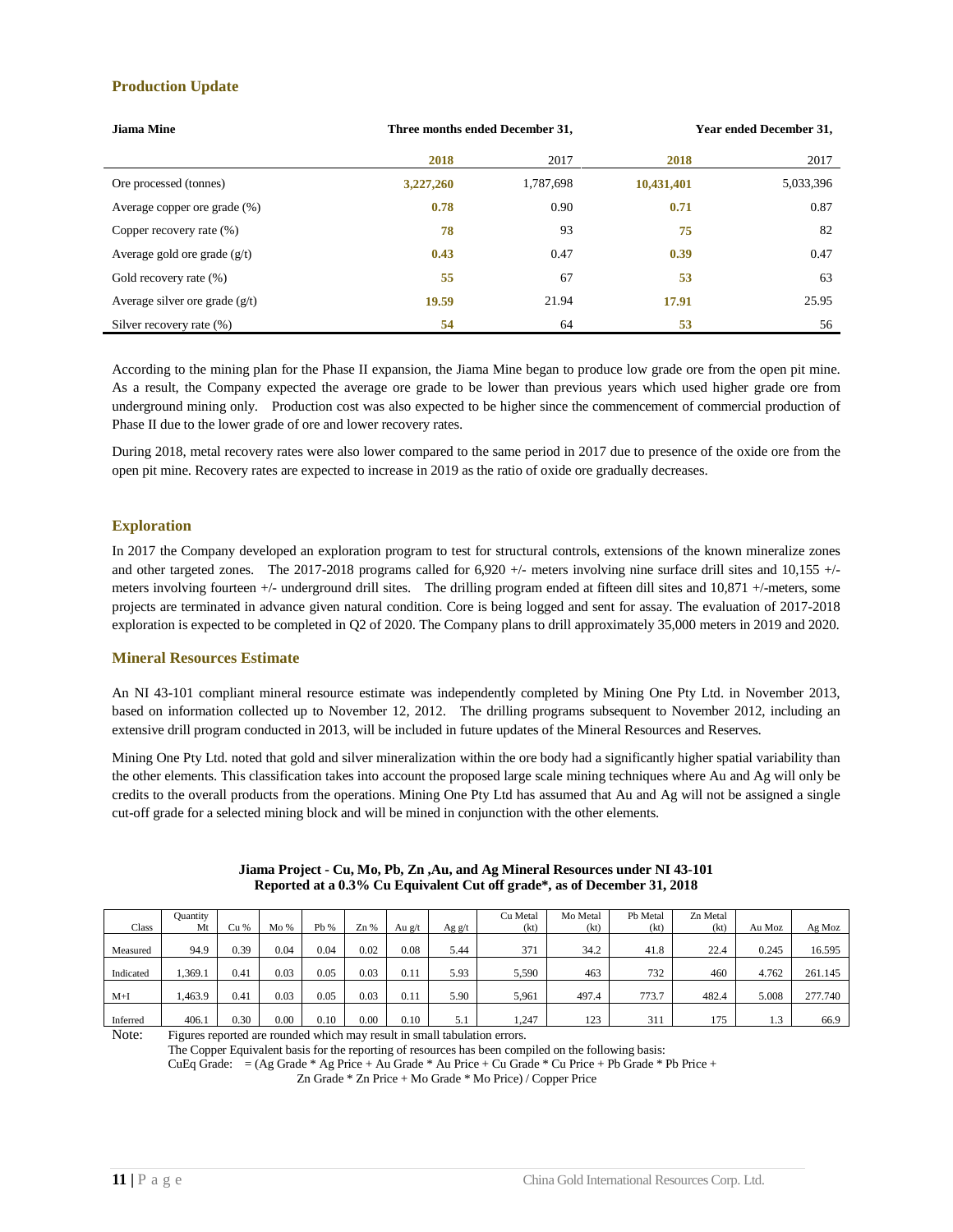## Production Update

| Jiama Mine | Three months ended December 31, | | Year ended December 31, | |
|---|---|---|---|---|
| | **2018** | 2017 | **2018** | 2017 |
| Ore processed (tonnes) | **3,227,260** | 1,787,698 | **10,431,401** | 5,033,396 |
| Average copper ore grade (%) | **0.78** | 0.90 | **0.71** | 0.87 |
| Copper recovery rate (%) | **78** | 93 | **75** | 82 |
| Average gold ore grade (g/t) | **0.43** | 0.47 | **0.39** | 0.47 |
| Gold recovery rate (%) | **55** | 67 | **53** | 63 |
| Average silver ore grade (g/t) | **19.59** | 21.94 | **17.91** | 25.95 |
| Silver recovery rate (%) | **54** | 64 | **53** | 56 |

According to the mining plan for the Phase II expansion, the Jiama Mine began to produce low grade ore from the open pit mine. As a result, the Company expected the average ore grade to be lower than previous years which used higher grade ore from underground mining only. Production cost was also expected to be higher since the commencement of commercial production of Phase II due to the lower grade of ore and lower recovery rates.

During 2018, metal recovery rates were also lower compared to the same period in 2017 due to presence of the oxide ore from the open pit mine. Recovery rates are expected to increase in 2019 as the ratio of oxide ore gradually decreases.

## Exploration

In 2017 the Company developed an exploration program to test for structural controls, extensions of the known mineralize zones and other targeted zones. The 2017-2018 programs called for 6,920 +/- meters involving nine surface drill sites and 10,155 +/- meters involving fourteen +/- underground drill sites. The drilling program ended at fifteen dill sites and 10,871 +/-meters, some projects are terminated in advance given natural condition. Core is being logged and sent for assay. The evaluation of 2017-2018 exploration is expected to be completed in Q2 of 2020. The Company plans to drill approximately 35,000 meters in 2019 and 2020.

## Mineral Resources Estimate

An NI 43-101 compliant mineral resource estimate was independently completed by Mining One Pty Ltd. in November 2013, based on information collected up to November 12, 2012. The drilling programs subsequent to November 2012, including an extensive drill program conducted in 2013, will be included in future updates of the Mineral Resources and Reserves.

Mining One Pty Ltd. noted that gold and silver mineralization within the ore body had a significantly higher spatial variability than the other elements. This classification takes into account the proposed large scale mining techniques where Au and Ag will only be credits to the overall products from the operations. Mining One Pty Ltd has assumed that Au and Ag will not be assigned a single cut-off grade for a selected mining block and will be mined in conjunction with the other elements.

**Jiama Project - Cu, Mo, Pb, Zn ,Au, and Ag Mineral Resources under NI 43-101**
**Reported at a 0.3% Cu Equivalent Cut off grade*, as of December 31, 2018**

| Class | Quantity Mt | Cu % | Mo % | Pb % | Zn % | Au g/t | Ag g/t | Cu Metal (kt) | Mo Metal (kt) | Pb Metal (kt) | Zn Metal (kt) | Au Moz | Ag Moz |
|---|---|---|---|---|---|---|---|---|---|---|---|---|---|
| Measured | 94.9 | 0.39 | 0.04 | 0.04 | 0.02 | 0.08 | 5.44 | 371 | 34.2 | 41.8 | 22.4 | 0.245 | 16.595 |
| Indicated | 1,369.1 | 0.41 | 0.03 | 0.05 | 0.03 | 0.11 | 5.93 | 5,590 | 463 | 732 | 460 | 4.762 | 261.145 |
| M+I | 1,463.9 | 0.41 | 0.03 | 0.05 | 0.03 | 0.11 | 5.90 | 5,961 | 497.4 | 773.7 | 482.4 | 5.008 | 277.740 |
| Inferred | 406.1 | 0.30 | 0.00 | 0.10 | 0.00 | 0.10 | 5.1 | 1,247 | 123 | 311 | 175 | 1.3 | 66.9 |

Note: Figures reported are rounded which may result in small tabulation errors.
The Copper Equivalent basis for the reporting of resources has been compiled on the following basis:
CuEq Grade: = (Ag Grade * Ag Price + Au Grade * Au Price + Cu Grade * Cu Price + Pb Grade * Pb Price + Zn Grade * Zn Price + Mo Grade * Mo Price) / Copper Price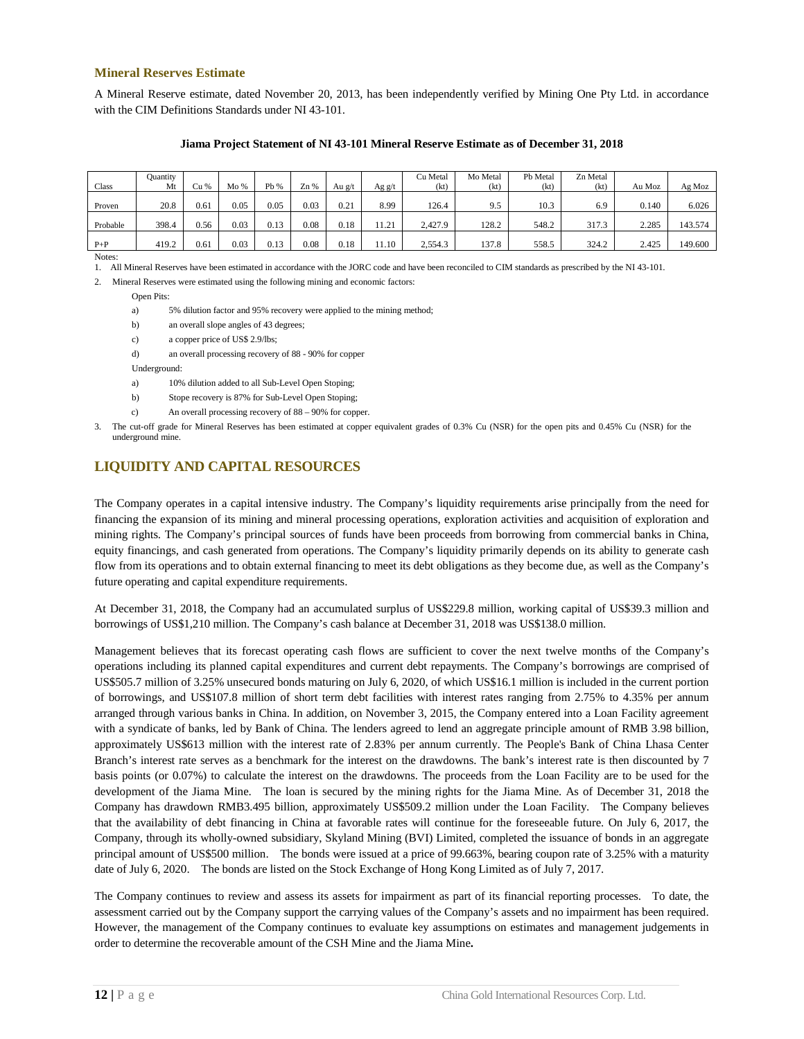### Mineral Reserves Estimate

A Mineral Reserve estimate, dated November 20, 2013, has been independently verified by Mining One Pty Ltd. in accordance with the CIM Definitions Standards under NI 43-101.

**Jiama Project Statement of NI 43-101 Mineral Reserve Estimate as of December 31, 2018**

| Class | Quantity Mt | Cu % | Mo % | Pb % | Zn % | Au g/t | Ag g/t | Cu Metal (kt) | Mo Metal (kt) | Pb Metal (kt) | Zn Metal (kt) | Au Moz | Ag Moz |
|---|---|---|---|---|---|---|---|---|---|---|---|---|---|
| Proven | 20.8 | 0.61 | 0.05 | 0.05 | 0.03 | 0.21 | 8.99 | 126.4 | 9.5 | 10.3 | 6.9 | 0.140 | 6.026 |
| Probable | 398.4 | 0.56 | 0.03 | 0.13 | 0.08 | 0.18 | 11.21 | 2,427.9 | 128.2 | 548.2 | 317.3 | 2.285 | 143.574 |
| P+P | 419.2 | 0.61 | 0.03 | 0.13 | 0.08 | 0.18 | 11.10 | 2,554.3 | 137.8 | 558.5 | 324.2 | 2.425 | 149.600 |

Notes:

1. All Mineral Reserves have been estimated in accordance with the JORC code and have been reconciled to CIM standards as prescribed by the NI 43-101.
2. Mineral Reserves were estimated using the following mining and economic factors:

   Open Pits:

   a) 5% dilution factor and 95% recovery were applied to the mining method;

   b) an overall slope angles of 43 degrees;

   c) a copper price of US$ 2.9/lbs;

   d) an overall processing recovery of 88 - 90% for copper

   Underground:

   a) 10% dilution added to all Sub-Level Open Stoping;

   b) Stope recovery is 87% for Sub-Level Open Stoping;

   c) An overall processing recovery of 88 – 90% for copper.
3. The cut-off grade for Mineral Reserves has been estimated at copper equivalent grades of 0.3% Cu (NSR) for the open pits and 0.45% Cu (NSR) for the underground mine.

## LIQUIDITY AND CAPITAL RESOURCES

The Company operates in a capital intensive industry. The Company's liquidity requirements arise principally from the need for financing the expansion of its mining and mineral processing operations, exploration activities and acquisition of exploration and mining rights. The Company's principal sources of funds have been proceeds from borrowing from commercial banks in China, equity financings, and cash generated from operations. The Company's liquidity primarily depends on its ability to generate cash flow from its operations and to obtain external financing to meet its debt obligations as they become due, as well as the Company's future operating and capital expenditure requirements.

At December 31, 2018, the Company had an accumulated surplus of US$229.8 million, working capital of US$39.3 million and borrowings of US$1,210 million. The Company's cash balance at December 31, 2018 was US$138.0 million.

Management believes that its forecast operating cash flows are sufficient to cover the next twelve months of the Company's operations including its planned capital expenditures and current debt repayments. The Company's borrowings are comprised of US$505.7 million of 3.25% unsecured bonds maturing on July 6, 2020, of which US$16.1 million is included in the current portion of borrowings, and US$107.8 million of short term debt facilities with interest rates ranging from 2.75% to 4.35% per annum arranged through various banks in China. In addition, on November 3, 2015, the Company entered into a Loan Facility agreement with a syndicate of banks, led by Bank of China. The lenders agreed to lend an aggregate principle amount of RMB 3.98 billion, approximately US$613 million with the interest rate of 2.83% per annum currently. The People's Bank of China Lhasa Center Branch's interest rate serves as a benchmark for the interest on the drawdowns. The bank's interest rate is then discounted by 7 basis points (or 0.07%) to calculate the interest on the drawdowns. The proceeds from the Loan Facility are to be used for the development of the Jiama Mine. The loan is secured by the mining rights for the Jiama Mine. As of December 31, 2018 the Company has drawdown RMB3.495 billion, approximately US$509.2 million under the Loan Facility. The Company believes that the availability of debt financing in China at favorable rates will continue for the foreseeable future. On July 6, 2017, the Company, through its wholly-owned subsidiary, Skyland Mining (BVI) Limited, completed the issuance of bonds in an aggregate principal amount of US$500 million. The bonds were issued at a price of 99.663%, bearing coupon rate of 3.25% with a maturity date of July 6, 2020. The bonds are listed on the Stock Exchange of Hong Kong Limited as of July 7, 2017.

The Company continues to review and assess its assets for impairment as part of its financial reporting processes. To date, the assessment carried out by the Company support the carrying values of the Company's assets and no impairment has been required. However, the management of the Company continues to evaluate key assumptions on estimates and management judgements in order to determine the recoverable amount of the CSH Mine and the Jiama Mine**.**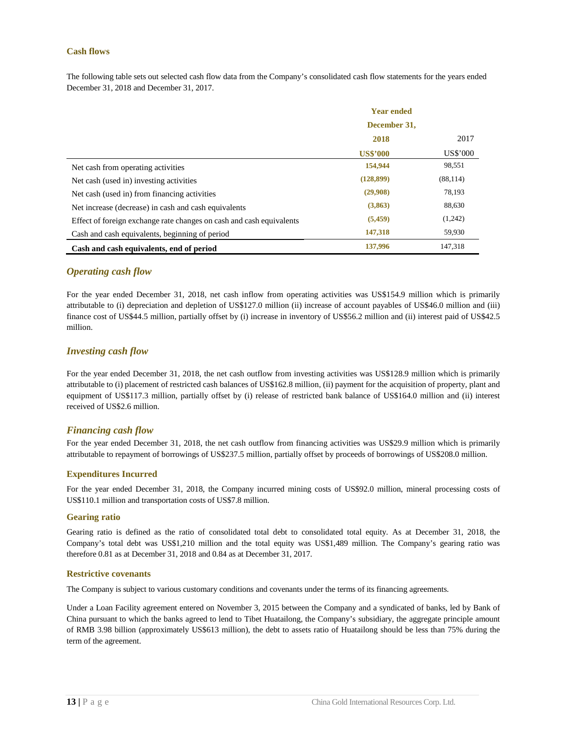### Cash flows

The following table sets out selected cash flow data from the Company's consolidated cash flow statements for the years ended December 31, 2018 and December 31, 2017.

| | Year ended December 31, | |
|---|---|---|
| | **2018** | 2017 |
| | **US$'000** | US$'000 |
| Net cash from operating activities | **154,944** | 98,551 |
| Net cash (used in) investing activities | **(128,899)** | (88,114) |
| Net cash (used in) from financing activities | **(29,908)** | 78,193 |
| Net increase (decrease) in cash and cash equivalents | **(3,863)** | 88,630 |
| Effect of foreign exchange rate changes on cash and cash equivalents | **(5,459)** | (1,242) |
| Cash and cash equivalents, beginning of period | **147,318** | 59,930 |
| **Cash and cash equivalents, end of period** | **137,996** | 147,318 |

### *Operating cash flow*

For the year ended December 31, 2018, net cash inflow from operating activities was US$154.9 million which is primarily attributable to (i) depreciation and depletion of US$127.0 million (ii) increase of account payables of US$46.0 million and (iii) finance cost of US$44.5 million, partially offset by (i) increase in inventory of US$56.2 million and (ii) interest paid of US$42.5 million.

### *Investing cash flow*

For the year ended December 31, 2018, the net cash outflow from investing activities was US$128.9 million which is primarily attributable to (i) placement of restricted cash balances of US$162.8 million, (ii) payment for the acquisition of property, plant and equipment of US$117.3 million, partially offset by (i) release of restricted bank balance of US$164.0 million and (ii) interest received of US$2.6 million.

### *Financing cash flow*

For the year ended December 31, 2018, the net cash outflow from financing activities was US$29.9 million which is primarily attributable to repayment of borrowings of US$237.5 million, partially offset by proceeds of borrowings of US$208.0 million.

### Expenditures Incurred

For the year ended December 31, 2018, the Company incurred mining costs of US$92.0 million, mineral processing costs of US$110.1 million and transportation costs of US$7.8 million.

### Gearing ratio

Gearing ratio is defined as the ratio of consolidated total debt to consolidated total equity. As at December 31, 2018, the Company's total debt was US$1,210 million and the total equity was US$1,489 million. The Company's gearing ratio was therefore 0.81 as at December 31, 2018 and 0.84 as at December 31, 2017.

### Restrictive covenants

The Company is subject to various customary conditions and covenants under the terms of its financing agreements.

Under a Loan Facility agreement entered on November 3, 2015 between the Company and a syndicated of banks, led by Bank of China pursuant to which the banks agreed to lend to Tibet Huatailong, the Company's subsidiary, the aggregate principle amount of RMB 3.98 billion (approximately US$613 million), the debt to assets ratio of Huatailong should be less than 75% during the term of the agreement.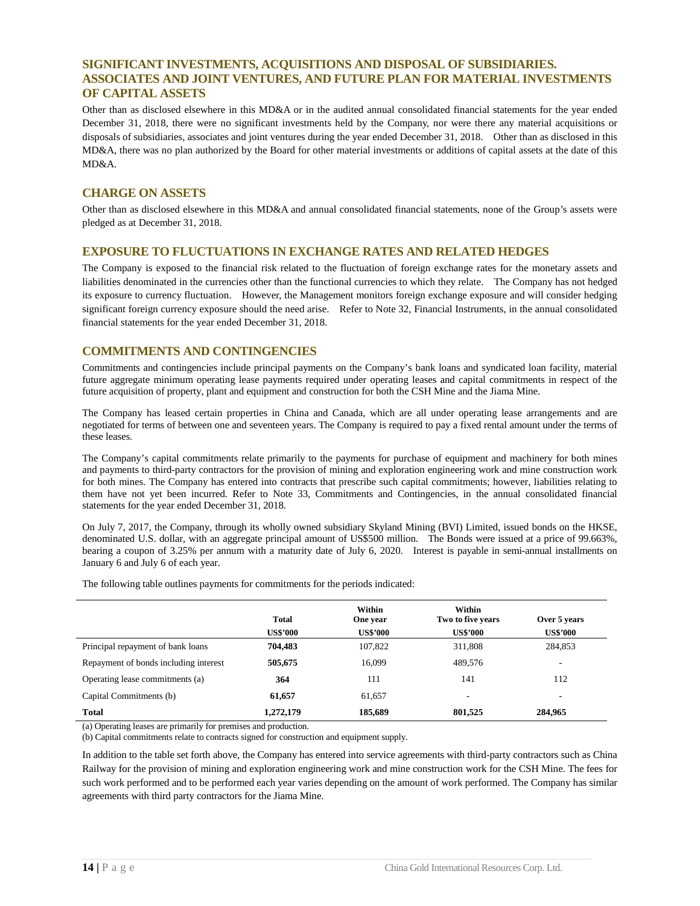## SIGNIFICANT INVESTMENTS, ACQUISITIONS AND DISPOSAL OF SUBSIDIARIES. ASSOCIATES AND JOINT VENTURES, AND FUTURE PLAN FOR MATERIAL INVESTMENTS OF CAPITAL ASSETS

Other than as disclosed elsewhere in this MD&A or in the audited annual consolidated financial statements for the year ended December 31, 2018, there were no significant investments held by the Company, nor were there any material acquisitions or disposals of subsidiaries, associates and joint ventures during the year ended December 31, 2018. Other than as disclosed in this MD&A, there was no plan authorized by the Board for other material investments or additions of capital assets at the date of this MD&A.

## CHARGE ON ASSETS

Other than as disclosed elsewhere in this MD&A and annual consolidated financial statements, none of the Group's assets were pledged as at December 31, 2018.

## EXPOSURE TO FLUCTUATIONS IN EXCHANGE RATES AND RELATED HEDGES

The Company is exposed to the financial risk related to the fluctuation of foreign exchange rates for the monetary assets and liabilities denominated in the currencies other than the functional currencies to which they relate. The Company has not hedged its exposure to currency fluctuation. However, the Management monitors foreign exchange exposure and will consider hedging significant foreign currency exposure should the need arise. Refer to Note 32, Financial Instruments, in the annual consolidated financial statements for the year ended December 31, 2018.

## COMMITMENTS AND CONTINGENCIES

Commitments and contingencies include principal payments on the Company's bank loans and syndicated loan facility, material future aggregate minimum operating lease payments required under operating leases and capital commitments in respect of the future acquisition of property, plant and equipment and construction for both the CSH Mine and the Jiama Mine.

The Company has leased certain properties in China and Canada, which are all under operating lease arrangements and are negotiated for terms of between one and seventeen years. The Company is required to pay a fixed rental amount under the terms of these leases.

The Company's capital commitments relate primarily to the payments for purchase of equipment and machinery for both mines and payments to third-party contractors for the provision of mining and exploration engineering work and mine construction work for both mines. The Company has entered into contracts that prescribe such capital commitments; however, liabilities relating to them have not yet been incurred. Refer to Note 33, Commitments and Contingencies, in the annual consolidated financial statements for the year ended December 31, 2018.

On July 7, 2017, the Company, through its wholly owned subsidiary Skyland Mining (BVI) Limited, issued bonds on the HKSE, denominated U.S. dollar, with an aggregate principal amount of US$500 million. The Bonds were issued at a price of 99.663%, bearing a coupon of 3.25% per annum with a maturity date of July 6, 2020. Interest is payable in semi-annual installments on January 6 and July 6 of each year.

The following table outlines payments for commitments for the periods indicated:

| | Total | Within One year | Within Two to five years | Over 5 years |
|---|---|---|---|---|
| | US$'000 | US$'000 | US$'000 | US$'000 |
| Principal repayment of bank loans | **704,483** | 107,822 | 311,808 | 284,853 |
| Repayment of bonds including interest | **505,675** | 16,099 | 489,576 | - |
| Operating lease commitments (a) | **364** | 111 | 141 | 112 |
| Capital Commitments (b) | **61,657** | 61,657 | - | - |
| **Total** | **1,272,179** | **185,689** | **801,525** | **284,965** |

(a) Operating leases are primarily for premises and production.
(b) Capital commitments relate to contracts signed for construction and equipment supply.

In addition to the table set forth above, the Company has entered into service agreements with third-party contractors such as China Railway for the provision of mining and exploration engineering work and mine construction work for the CSH Mine. The fees for such work performed and to be performed each year varies depending on the amount of work performed. The Company has similar agreements with third party contractors for the Jiama Mine.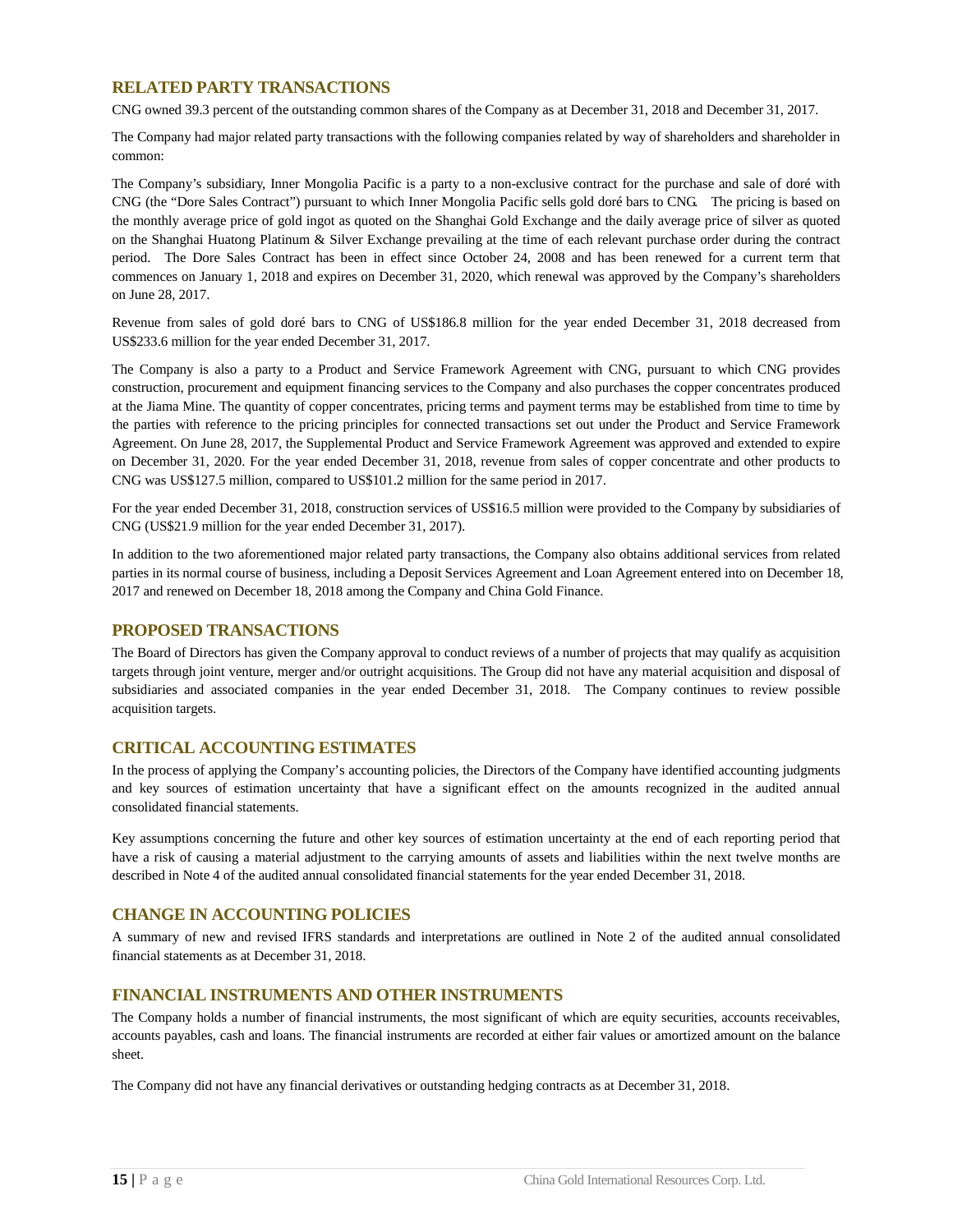## RELATED PARTY TRANSACTIONS

CNG owned 39.3 percent of the outstanding common shares of the Company as at December 31, 2018 and December 31, 2017.

The Company had major related party transactions with the following companies related by way of shareholders and shareholder in common:

The Company's subsidiary, Inner Mongolia Pacific is a party to a non-exclusive contract for the purchase and sale of doré with CNG (the "Dore Sales Contract") pursuant to which Inner Mongolia Pacific sells gold doré bars to CNG. The pricing is based on the monthly average price of gold ingot as quoted on the Shanghai Gold Exchange and the daily average price of silver as quoted on the Shanghai Huatong Platinum & Silver Exchange prevailing at the time of each relevant purchase order during the contract period. The Dore Sales Contract has been in effect since October 24, 2008 and has been renewed for a current term that commences on January 1, 2018 and expires on December 31, 2020, which renewal was approved by the Company's shareholders on June 28, 2017.

Revenue from sales of gold doré bars to CNG of US$186.8 million for the year ended December 31, 2018 decreased from US$233.6 million for the year ended December 31, 2017.

The Company is also a party to a Product and Service Framework Agreement with CNG, pursuant to which CNG provides construction, procurement and equipment financing services to the Company and also purchases the copper concentrates produced at the Jiama Mine. The quantity of copper concentrates, pricing terms and payment terms may be established from time to time by the parties with reference to the pricing principles for connected transactions set out under the Product and Service Framework Agreement. On June 28, 2017, the Supplemental Product and Service Framework Agreement was approved and extended to expire on December 31, 2020. For the year ended December 31, 2018, revenue from sales of copper concentrate and other products to CNG was US$127.5 million, compared to US$101.2 million for the same period in 2017.

For the year ended December 31, 2018, construction services of US$16.5 million were provided to the Company by subsidiaries of CNG (US$21.9 million for the year ended December 31, 2017).

In addition to the two aforementioned major related party transactions, the Company also obtains additional services from related parties in its normal course of business, including a Deposit Services Agreement and Loan Agreement entered into on December 18, 2017 and renewed on December 18, 2018 among the Company and China Gold Finance.

## PROPOSED TRANSACTIONS

The Board of Directors has given the Company approval to conduct reviews of a number of projects that may qualify as acquisition targets through joint venture, merger and/or outright acquisitions. The Group did not have any material acquisition and disposal of subsidiaries and associated companies in the year ended December 31, 2018. The Company continues to review possible acquisition targets.

## CRITICAL ACCOUNTING ESTIMATES

In the process of applying the Company's accounting policies, the Directors of the Company have identified accounting judgments and key sources of estimation uncertainty that have a significant effect on the amounts recognized in the audited annual consolidated financial statements.

Key assumptions concerning the future and other key sources of estimation uncertainty at the end of each reporting period that have a risk of causing a material adjustment to the carrying amounts of assets and liabilities within the next twelve months are described in Note 4 of the audited annual consolidated financial statements for the year ended December 31, 2018.

## CHANGE IN ACCOUNTING POLICIES

A summary of new and revised IFRS standards and interpretations are outlined in Note 2 of the audited annual consolidated financial statements as at December 31, 2018.

## FINANCIAL INSTRUMENTS AND OTHER INSTRUMENTS

The Company holds a number of financial instruments, the most significant of which are equity securities, accounts receivables, accounts payables, cash and loans. The financial instruments are recorded at either fair values or amortized amount on the balance sheet.

The Company did not have any financial derivatives or outstanding hedging contracts as at December 31, 2018.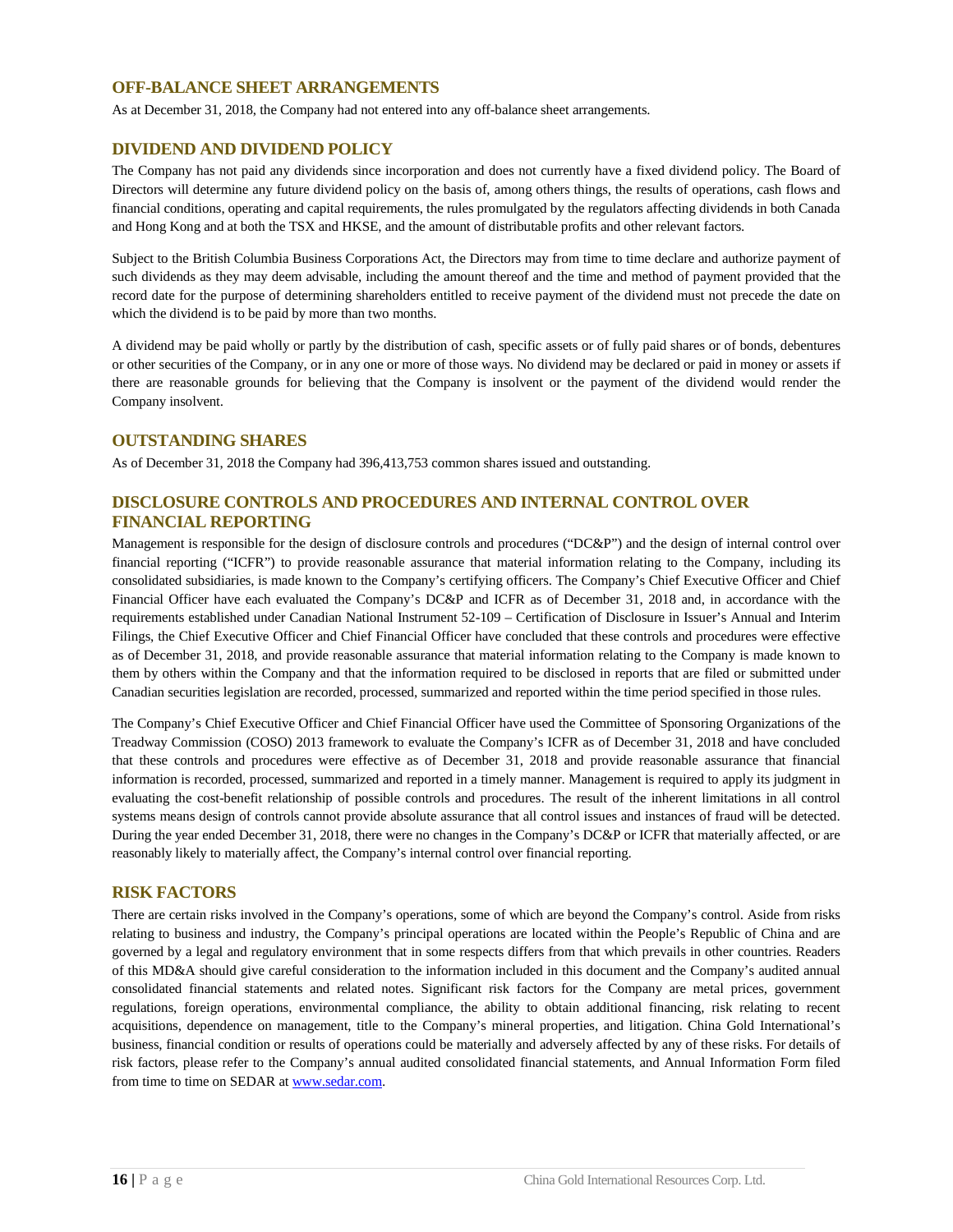## OFF-BALANCE SHEET ARRANGEMENTS

As at December 31, 2018, the Company had not entered into any off-balance sheet arrangements.

## DIVIDEND AND DIVIDEND POLICY

The Company has not paid any dividends since incorporation and does not currently have a fixed dividend policy. The Board of Directors will determine any future dividend policy on the basis of, among others things, the results of operations, cash flows and financial conditions, operating and capital requirements, the rules promulgated by the regulators affecting dividends in both Canada and Hong Kong and at both the TSX and HKSE, and the amount of distributable profits and other relevant factors.

Subject to the British Columbia Business Corporations Act, the Directors may from time to time declare and authorize payment of such dividends as they may deem advisable, including the amount thereof and the time and method of payment provided that the record date for the purpose of determining shareholders entitled to receive payment of the dividend must not precede the date on which the dividend is to be paid by more than two months.

A dividend may be paid wholly or partly by the distribution of cash, specific assets or of fully paid shares or of bonds, debentures or other securities of the Company, or in any one or more of those ways. No dividend may be declared or paid in money or assets if there are reasonable grounds for believing that the Company is insolvent or the payment of the dividend would render the Company insolvent.

## OUTSTANDING SHARES

As of December 31, 2018 the Company had 396,413,753 common shares issued and outstanding.

## DISCLOSURE CONTROLS AND PROCEDURES AND INTERNAL CONTROL OVER FINANCIAL REPORTING

Management is responsible for the design of disclosure controls and procedures ("DC&P") and the design of internal control over financial reporting ("ICFR") to provide reasonable assurance that material information relating to the Company, including its consolidated subsidiaries, is made known to the Company's certifying officers. The Company's Chief Executive Officer and Chief Financial Officer have each evaluated the Company's DC&P and ICFR as of December 31, 2018 and, in accordance with the requirements established under Canadian National Instrument 52-109 – Certification of Disclosure in Issuer's Annual and Interim Filings, the Chief Executive Officer and Chief Financial Officer have concluded that these controls and procedures were effective as of December 31, 2018, and provide reasonable assurance that material information relating to the Company is made known to them by others within the Company and that the information required to be disclosed in reports that are filed or submitted under Canadian securities legislation are recorded, processed, summarized and reported within the time period specified in those rules.

The Company's Chief Executive Officer and Chief Financial Officer have used the Committee of Sponsoring Organizations of the Treadway Commission (COSO) 2013 framework to evaluate the Company's ICFR as of December 31, 2018 and have concluded that these controls and procedures were effective as of December 31, 2018 and provide reasonable assurance that financial information is recorded, processed, summarized and reported in a timely manner. Management is required to apply its judgment in evaluating the cost-benefit relationship of possible controls and procedures. The result of the inherent limitations in all control systems means design of controls cannot provide absolute assurance that all control issues and instances of fraud will be detected. During the year ended December 31, 2018, there were no changes in the Company's DC&P or ICFR that materially affected, or are reasonably likely to materially affect, the Company's internal control over financial reporting.

## RISK FACTORS

There are certain risks involved in the Company's operations, some of which are beyond the Company's control. Aside from risks relating to business and industry, the Company's principal operations are located within the People's Republic of China and are governed by a legal and regulatory environment that in some respects differs from that which prevails in other countries. Readers of this MD&A should give careful consideration to the information included in this document and the Company's audited annual consolidated financial statements and related notes. Significant risk factors for the Company are metal prices, government regulations, foreign operations, environmental compliance, the ability to obtain additional financing, risk relating to recent acquisitions, dependence on management, title to the Company's mineral properties, and litigation. China Gold International's business, financial condition or results of operations could be materially and adversely affected by any of these risks. For details of risk factors, please refer to the Company's annual audited consolidated financial statements, and Annual Information Form filed from time to time on SEDAR at www.sedar.com.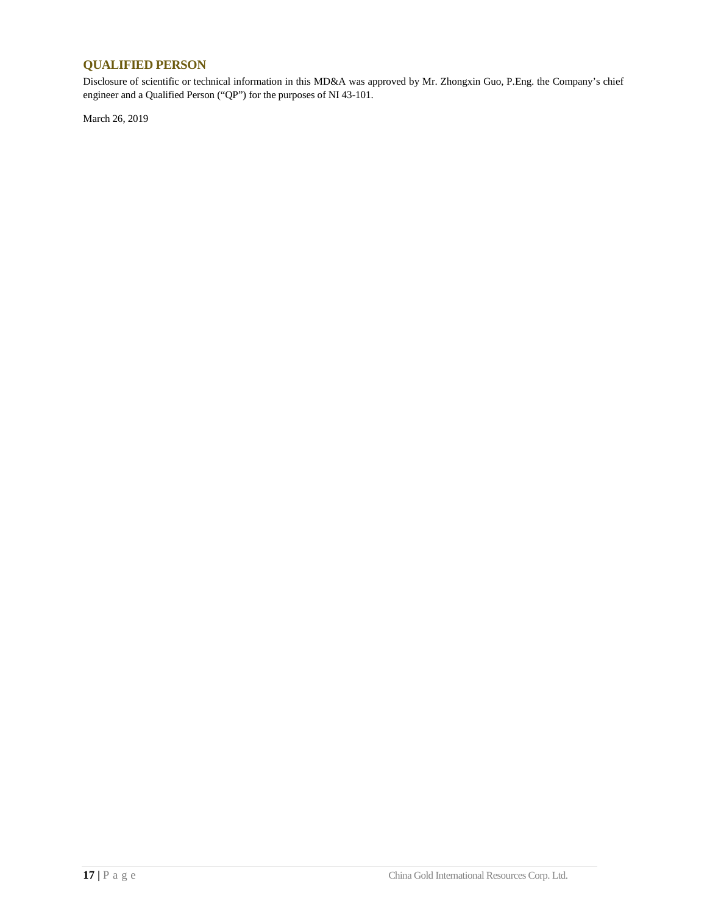## QUALIFIED PERSON

Disclosure of scientific or technical information in this MD&A was approved by Mr. Zhongxin Guo, P.Eng. the Company's chief engineer and a Qualified Person ("QP") for the purposes of NI 43-101.

March 26, 2019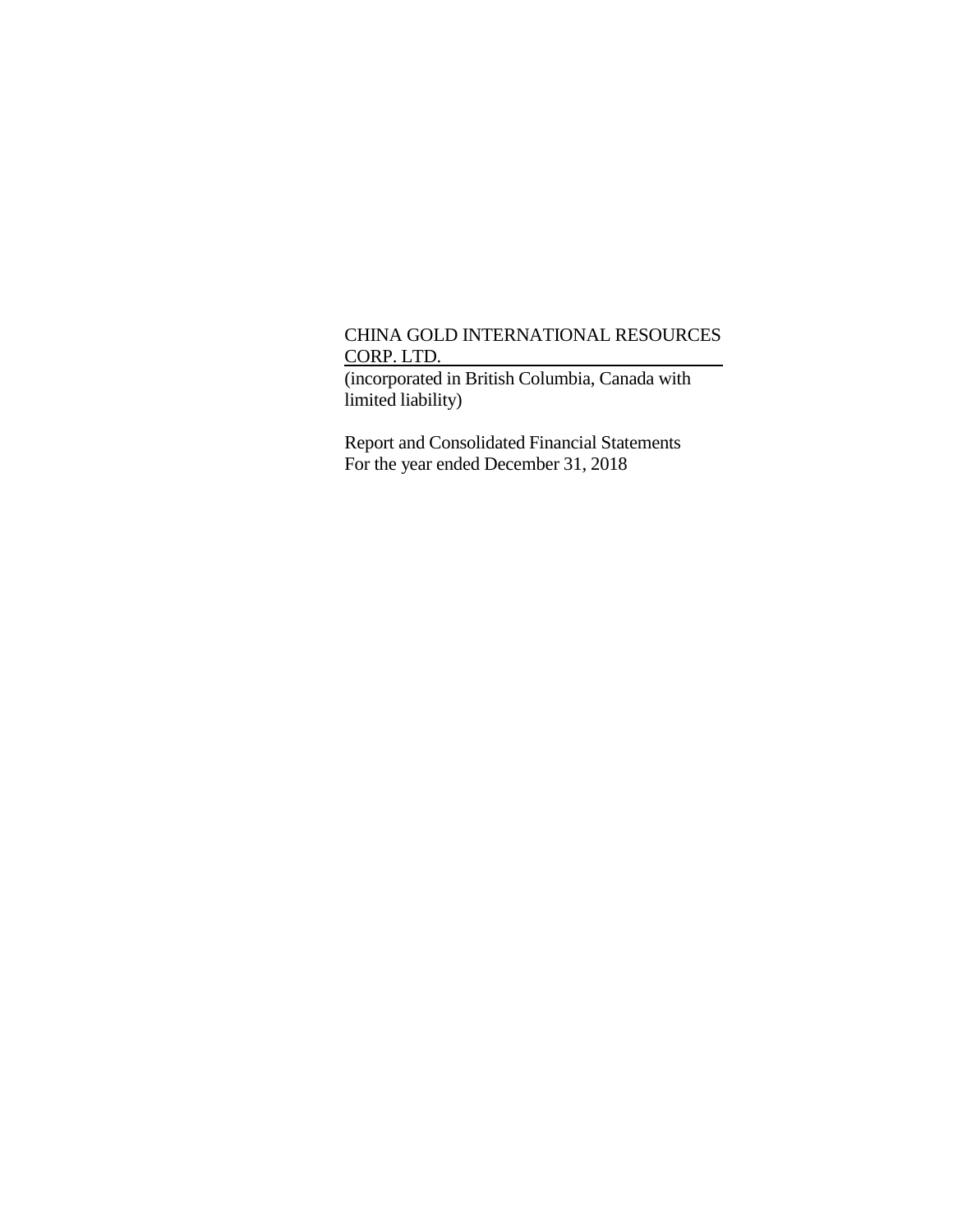CHINA GOLD INTERNATIONAL RESOURCES CORP. LTD.

(incorporated in British Columbia, Canada with limited liability)

Report and Consolidated Financial Statements
For the year ended December 31, 2018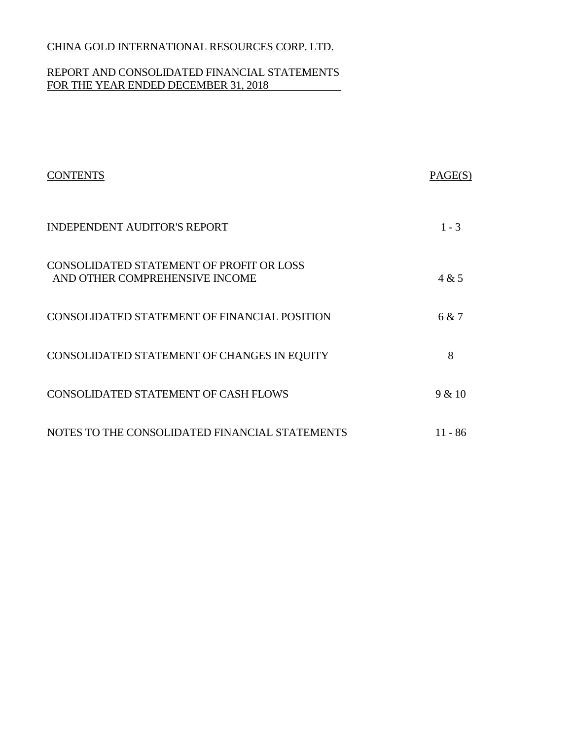CHINA GOLD INTERNATIONAL RESOURCES CORP. LTD.

REPORT AND CONSOLIDATED FINANCIAL STATEMENTS
FOR THE YEAR ENDED DECEMBER 31, 2018

| CONTENTS | PAGE(S) |
| --- | --- |
| INDEPENDENT AUDITOR'S REPORT | 1 - 3 |
| CONSOLIDATED STATEMENT OF PROFIT OR LOSS AND OTHER COMPREHENSIVE INCOME | 4 & 5 |
| CONSOLIDATED STATEMENT OF FINANCIAL POSITION | 6 & 7 |
| CONSOLIDATED STATEMENT OF CHANGES IN EQUITY | 8 |
| CONSOLIDATED STATEMENT OF CASH FLOWS | 9 & 10 |
| NOTES TO THE CONSOLIDATED FINANCIAL STATEMENTS | 11 - 86 |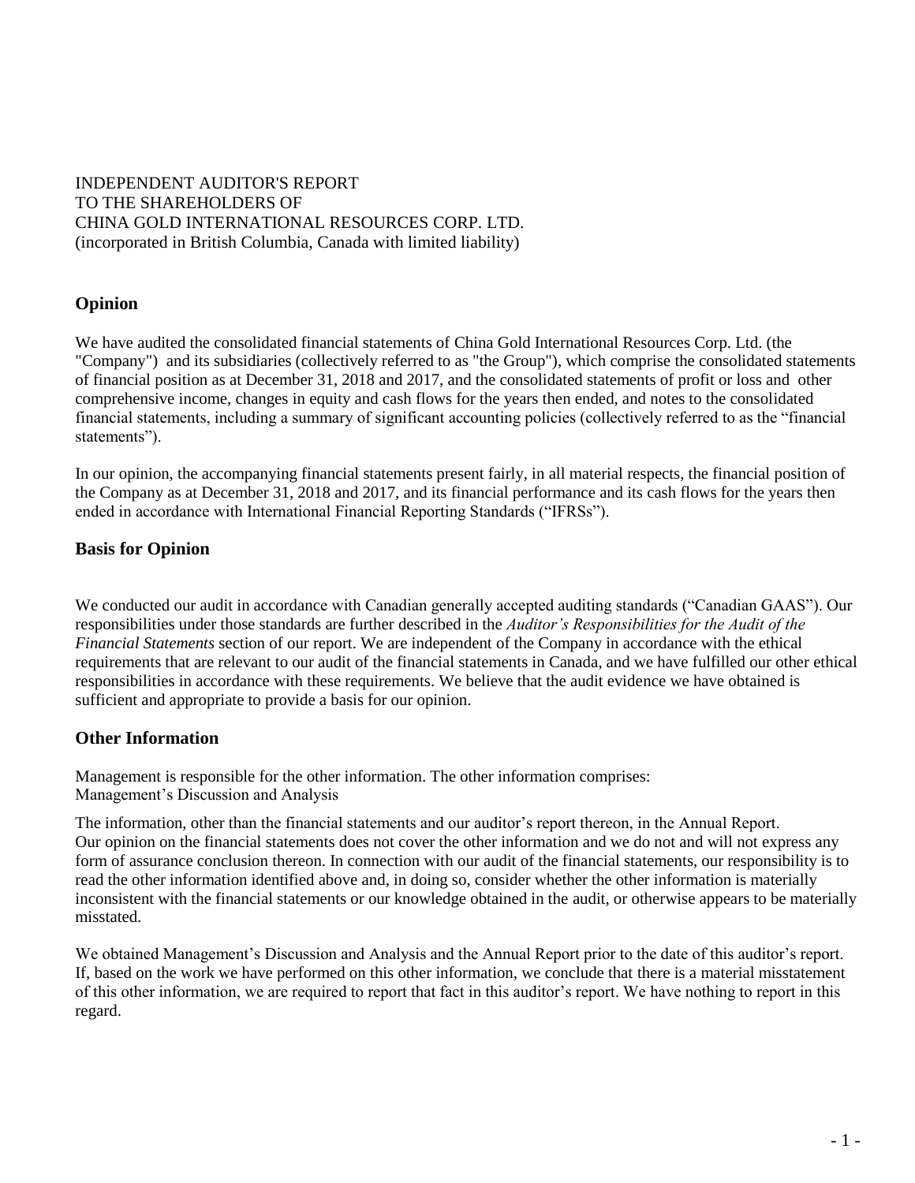INDEPENDENT AUDITOR'S REPORT
TO THE SHAREHOLDERS OF
CHINA GOLD INTERNATIONAL RESOURCES CORP. LTD.
(incorporated in British Columbia, Canada with limited liability)

## Opinion

We have audited the consolidated financial statements of China Gold International Resources Corp. Ltd. (the "Company") and its subsidiaries (collectively referred to as "the Group"), which comprise the consolidated statements of financial position as at December 31, 2018 and 2017, and the consolidated statements of profit or loss and other comprehensive income, changes in equity and cash flows for the years then ended, and notes to the consolidated financial statements, including a summary of significant accounting policies (collectively referred to as the "financial statements").

In our opinion, the accompanying financial statements present fairly, in all material respects, the financial position of the Company as at December 31, 2018 and 2017, and its financial performance and its cash flows for the years then ended in accordance with International Financial Reporting Standards ("IFRSs").

## Basis for Opinion

We conducted our audit in accordance with Canadian generally accepted auditing standards ("Canadian GAAS"). Our responsibilities under those standards are further described in the *Auditor's Responsibilities for the Audit of the Financial Statements* section of our report. We are independent of the Company in accordance with the ethical requirements that are relevant to our audit of the financial statements in Canada, and we have fulfilled our other ethical responsibilities in accordance with these requirements. We believe that the audit evidence we have obtained is sufficient and appropriate to provide a basis for our opinion.

## Other Information

Management is responsible for the other information. The other information comprises:
Management's Discussion and Analysis

The information, other than the financial statements and our auditor's report thereon, in the Annual Report.
Our opinion on the financial statements does not cover the other information and we do not and will not express any form of assurance conclusion thereon. In connection with our audit of the financial statements, our responsibility is to read the other information identified above and, in doing so, consider whether the other information is materially inconsistent with the financial statements or our knowledge obtained in the audit, or otherwise appears to be materially misstated.

We obtained Management's Discussion and Analysis and the Annual Report prior to the date of this auditor's report. If, based on the work we have performed on this other information, we conclude that there is a material misstatement of this other information, we are required to report that fact in this auditor's report. We have nothing to report in this regard.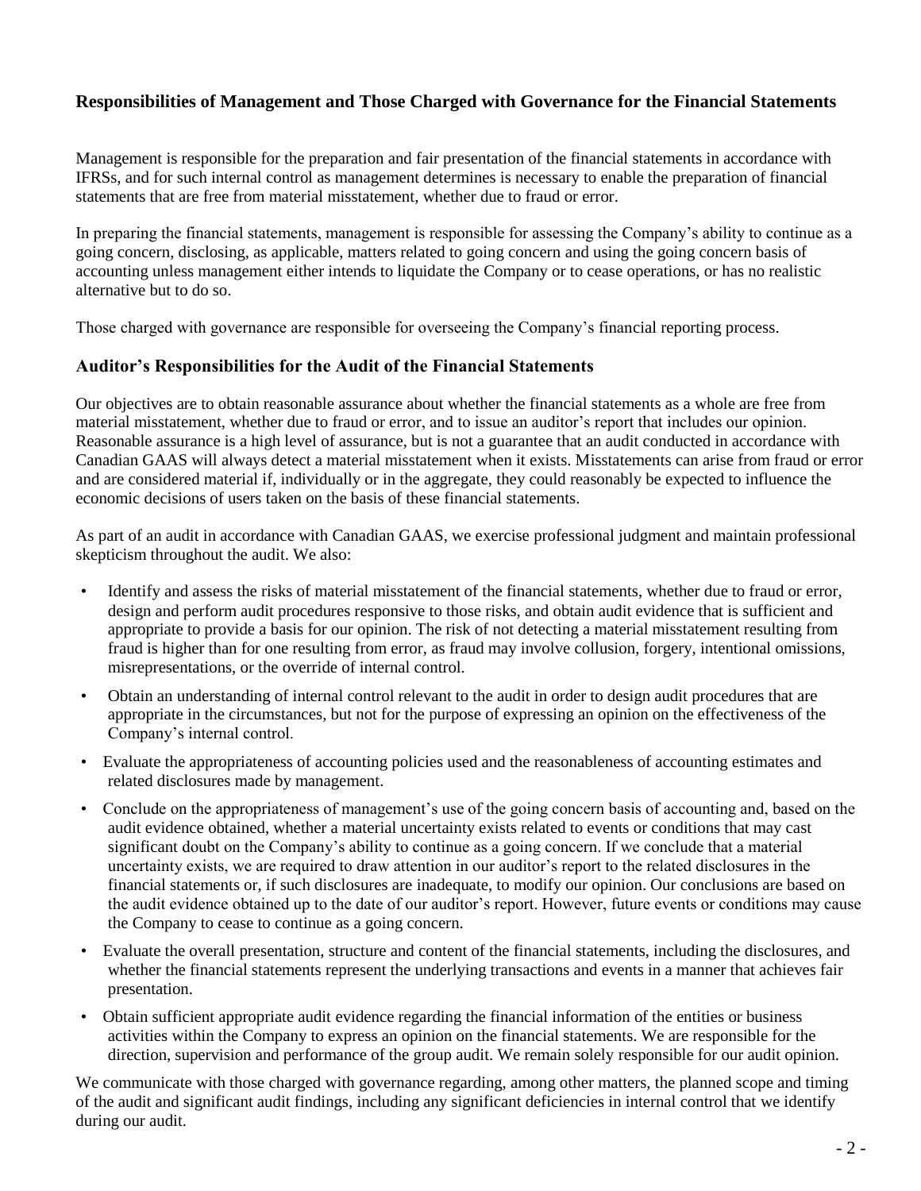## Responsibilities of Management and Those Charged with Governance for the Financial Statements

Management is responsible for the preparation and fair presentation of the financial statements in accordance with IFRSs, and for such internal control as management determines is necessary to enable the preparation of financial statements that are free from material misstatement, whether due to fraud or error.

In preparing the financial statements, management is responsible for assessing the Company's ability to continue as a going concern, disclosing, as applicable, matters related to going concern and using the going concern basis of accounting unless management either intends to liquidate the Company or to cease operations, or has no realistic alternative but to do so.

Those charged with governance are responsible for overseeing the Company's financial reporting process.

## Auditor's Responsibilities for the Audit of the Financial Statements

Our objectives are to obtain reasonable assurance about whether the financial statements as a whole are free from material misstatement, whether due to fraud or error, and to issue an auditor's report that includes our opinion. Reasonable assurance is a high level of assurance, but is not a guarantee that an audit conducted in accordance with Canadian GAAS will always detect a material misstatement when it exists. Misstatements can arise from fraud or error and are considered material if, individually or in the aggregate, they could reasonably be expected to influence the economic decisions of users taken on the basis of these financial statements.

As part of an audit in accordance with Canadian GAAS, we exercise professional judgment and maintain professional skepticism throughout the audit. We also:

- Identify and assess the risks of material misstatement of the financial statements, whether due to fraud or error, design and perform audit procedures responsive to those risks, and obtain audit evidence that is sufficient and appropriate to provide a basis for our opinion. The risk of not detecting a material misstatement resulting from fraud is higher than for one resulting from error, as fraud may involve collusion, forgery, intentional omissions, misrepresentations, or the override of internal control.
- Obtain an understanding of internal control relevant to the audit in order to design audit procedures that are appropriate in the circumstances, but not for the purpose of expressing an opinion on the effectiveness of the Company's internal control.
- Evaluate the appropriateness of accounting policies used and the reasonableness of accounting estimates and related disclosures made by management.
- Conclude on the appropriateness of management's use of the going concern basis of accounting and, based on the audit evidence obtained, whether a material uncertainty exists related to events or conditions that may cast significant doubt on the Company's ability to continue as a going concern. If we conclude that a material uncertainty exists, we are required to draw attention in our auditor's report to the related disclosures in the financial statements or, if such disclosures are inadequate, to modify our opinion. Our conclusions are based on the audit evidence obtained up to the date of our auditor's report. However, future events or conditions may cause the Company to cease to continue as a going concern.
- Evaluate the overall presentation, structure and content of the financial statements, including the disclosures, and whether the financial statements represent the underlying transactions and events in a manner that achieves fair presentation.
- Obtain sufficient appropriate audit evidence regarding the financial information of the entities or business activities within the Company to express an opinion on the financial statements. We are responsible for the direction, supervision and performance of the group audit. We remain solely responsible for our audit opinion.

We communicate with those charged with governance regarding, among other matters, the planned scope and timing of the audit and significant audit findings, including any significant deficiencies in internal control that we identify during our audit.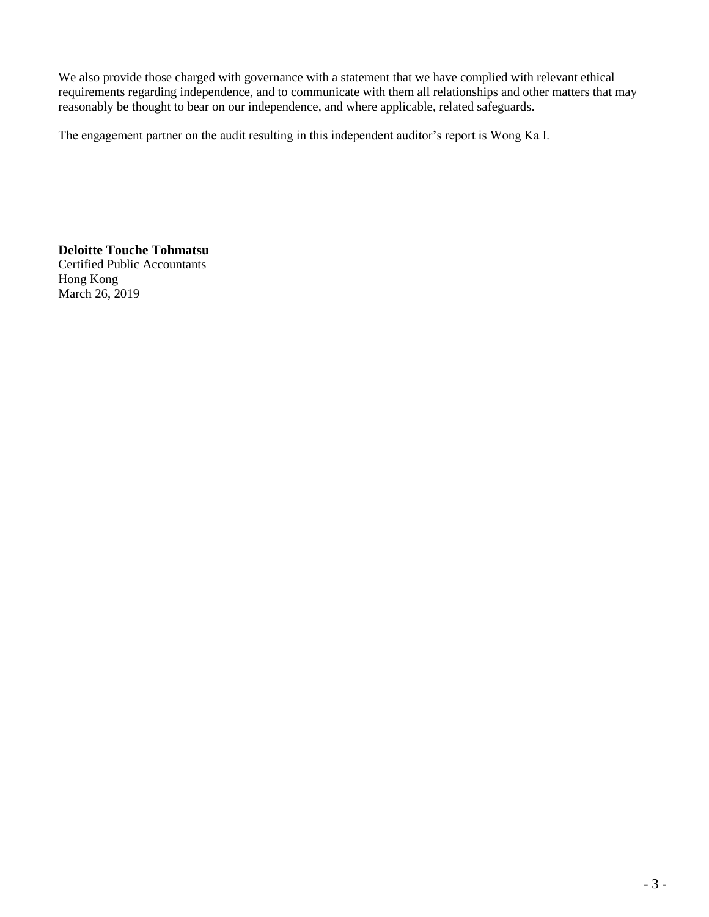We also provide those charged with governance with a statement that we have complied with relevant ethical requirements regarding independence, and to communicate with them all relationships and other matters that may reasonably be thought to bear on our independence, and where applicable, related safeguards.

The engagement partner on the audit resulting in this independent auditor's report is Wong Ka I.

**Deloitte Touche Tohmatsu**  
Certified Public Accountants  
Hong Kong  
March 26, 2019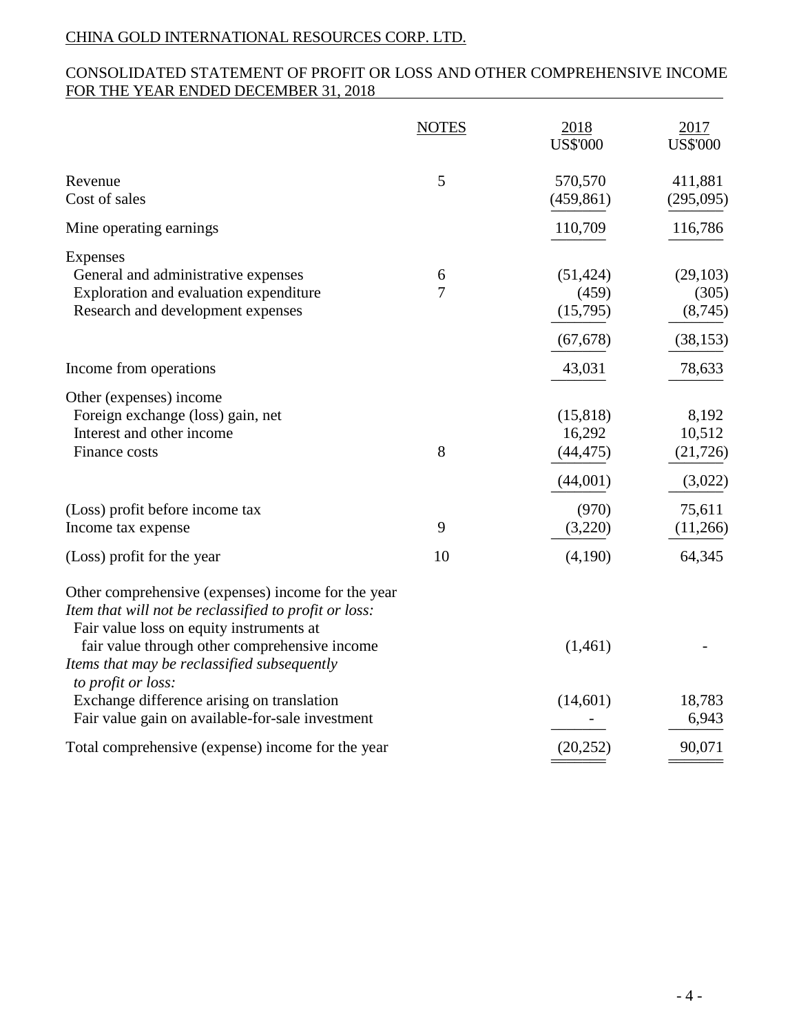CHINA GOLD INTERNATIONAL RESOURCES CORP. LTD.

CONSOLIDATED STATEMENT OF PROFIT OR LOSS AND OTHER COMPREHENSIVE INCOME
FOR THE YEAR ENDED DECEMBER 31, 2018

| | NOTES | 2018 US$'000 | 2017 US$'000 |
|---|---|---|---|
| Revenue | 5 | 570,570 | 411,881 |
| Cost of sales | | (459,861) | (295,095) |
| Mine operating earnings | | 110,709 | 116,786 |
| Expenses | | | |
| General and administrative expenses | 6 | (51,424) | (29,103) |
| Exploration and evaluation expenditure | 7 | (459) | (305) |
| Research and development expenses | | (15,795) | (8,745) |
| | | (67,678) | (38,153) |
| Income from operations | | 43,031 | 78,633 |
| Other (expenses) income | | | |
| Foreign exchange (loss) gain, net | | (15,818) | 8,192 |
| Interest and other income | | 16,292 | 10,512 |
| Finance costs | 8 | (44,475) | (21,726) |
| | | (44,001) | (3,022) |
| (Loss) profit before income tax | | (970) | 75,611 |
| Income tax expense | 9 | (3,220) | (11,266) |
| (Loss) profit for the year | 10 | (4,190) | 64,345 |
| Other comprehensive (expenses) income for the year | | | |
| *Item that will not be reclassified to profit or loss:* | | | |
| Fair value loss on equity instruments at fair value through other comprehensive income | | (1,461) | - |
| *Items that may be reclassified subsequently to profit or loss:* | | | |
| Exchange difference arising on translation | | (14,601) | 18,783 |
| Fair value gain on available-for-sale investment | | - | 6,943 |
| Total comprehensive (expense) income for the year | | (20,252) | 90,071 |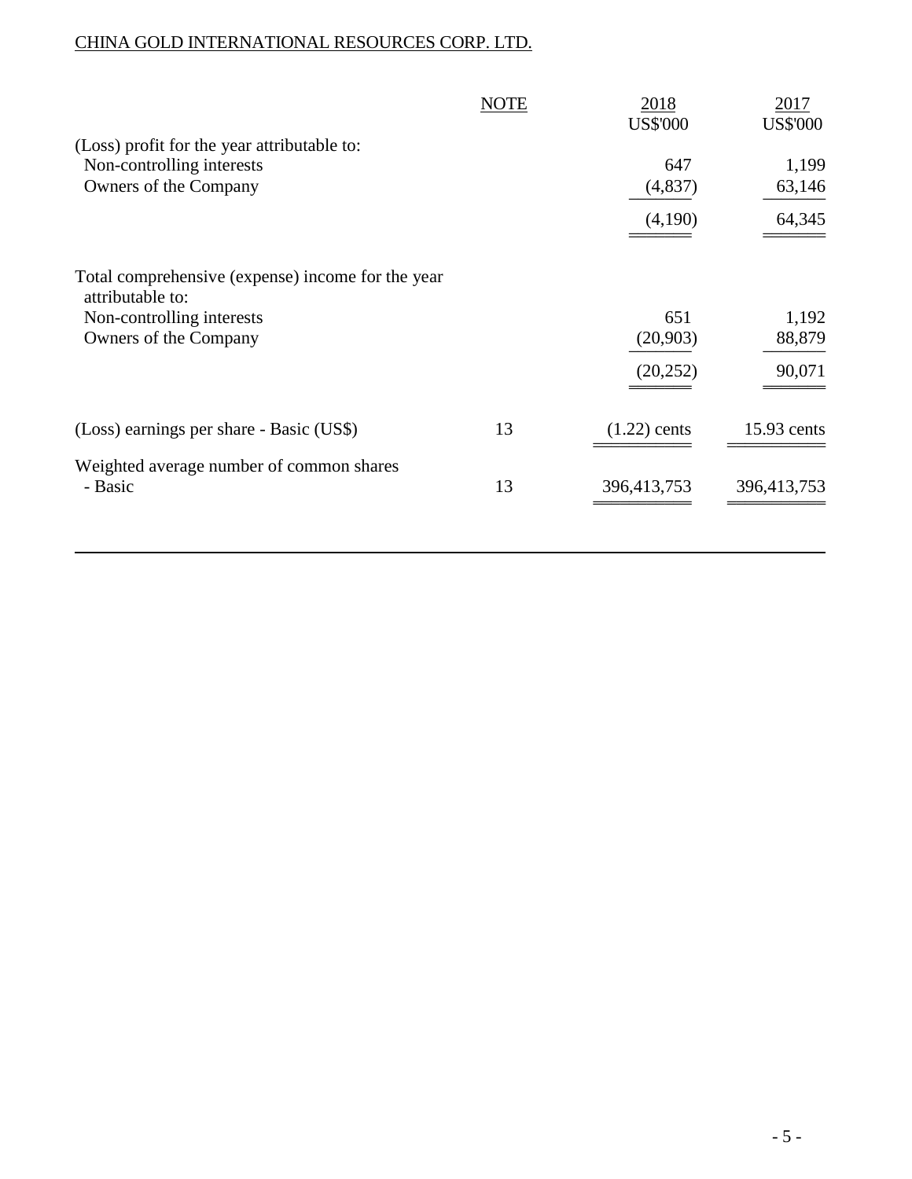CHINA GOLD INTERNATIONAL RESOURCES CORP. LTD.

| | NOTE | 2018<br>US$'000 | 2017<br>US$'000 |
|---|---|---|---|
| (Loss) profit for the year attributable to: | | | |
| Non-controlling interests | | 647 | 1,199 |
| Owners of the Company | | (4,837) | 63,146 |
| | | (4,190) | 64,345 |
| Total comprehensive (expense) income for the year attributable to: | | | |
| Non-controlling interests | | 651 | 1,192 |
| Owners of the Company | | (20,903) | 88,879 |
| | | (20,252) | 90,071 |
| (Loss) earnings per share - Basic (US$) | 13 | (1.22) cents | 15.93 cents |
| Weighted average number of common shares - Basic | 13 | 396,413,753 | 396,413,753 |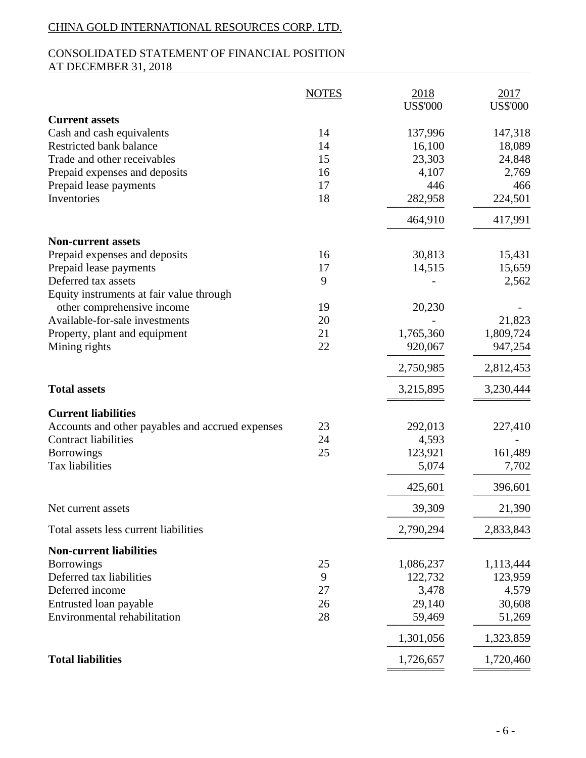CHINA GOLD INTERNATIONAL RESOURCES CORP. LTD.

CONSOLIDATED STATEMENT OF FINANCIAL POSITION
AT DECEMBER 31, 2018

| | NOTES | 2018 US$'000 | 2017 US$'000 |
|---|---|---|---|
| **Current assets** | | | |
| Cash and cash equivalents | 14 | 137,996 | 147,318 |
| Restricted bank balance | 14 | 16,100 | 18,089 |
| Trade and other receivables | 15 | 23,303 | 24,848 |
| Prepaid expenses and deposits | 16 | 4,107 | 2,769 |
| Prepaid lease payments | 17 | 446 | 466 |
| Inventories | 18 | 282,958 | 224,501 |
| | | 464,910 | 417,991 |
| **Non-current assets** | | | |
| Prepaid expenses and deposits | 16 | 30,813 | 15,431 |
| Prepaid lease payments | 17 | 14,515 | 15,659 |
| Deferred tax assets | 9 | - | 2,562 |
| Equity instruments at fair value through other comprehensive income | 19 | 20,230 | - |
| Available-for-sale investments | 20 | - | 21,823 |
| Property, plant and equipment | 21 | 1,765,360 | 1,809,724 |
| Mining rights | 22 | 920,067 | 947,254 |
| | | 2,750,985 | 2,812,453 |
| **Total assets** | | 3,215,895 | 3,230,444 |
| **Current liabilities** | | | |
| Accounts and other payables and accrued expenses | 23 | 292,013 | 227,410 |
| Contract liabilities | 24 | 4,593 | - |
| Borrowings | 25 | 123,921 | 161,489 |
| Tax liabilities | | 5,074 | 7,702 |
| | | 425,601 | 396,601 |
| Net current assets | | 39,309 | 21,390 |
| Total assets less current liabilities | | 2,790,294 | 2,833,843 |
| **Non-current liabilities** | | | |
| Borrowings | 25 | 1,086,237 | 1,113,444 |
| Deferred tax liabilities | 9 | 122,732 | 123,959 |
| Deferred income | 27 | 3,478 | 4,579 |
| Entrusted loan payable | 26 | 29,140 | 30,608 |
| Environmental rehabilitation | 28 | 59,469 | 51,269 |
| | | 1,301,056 | 1,323,859 |
| **Total liabilities** | | 1,726,657 | 1,720,460 |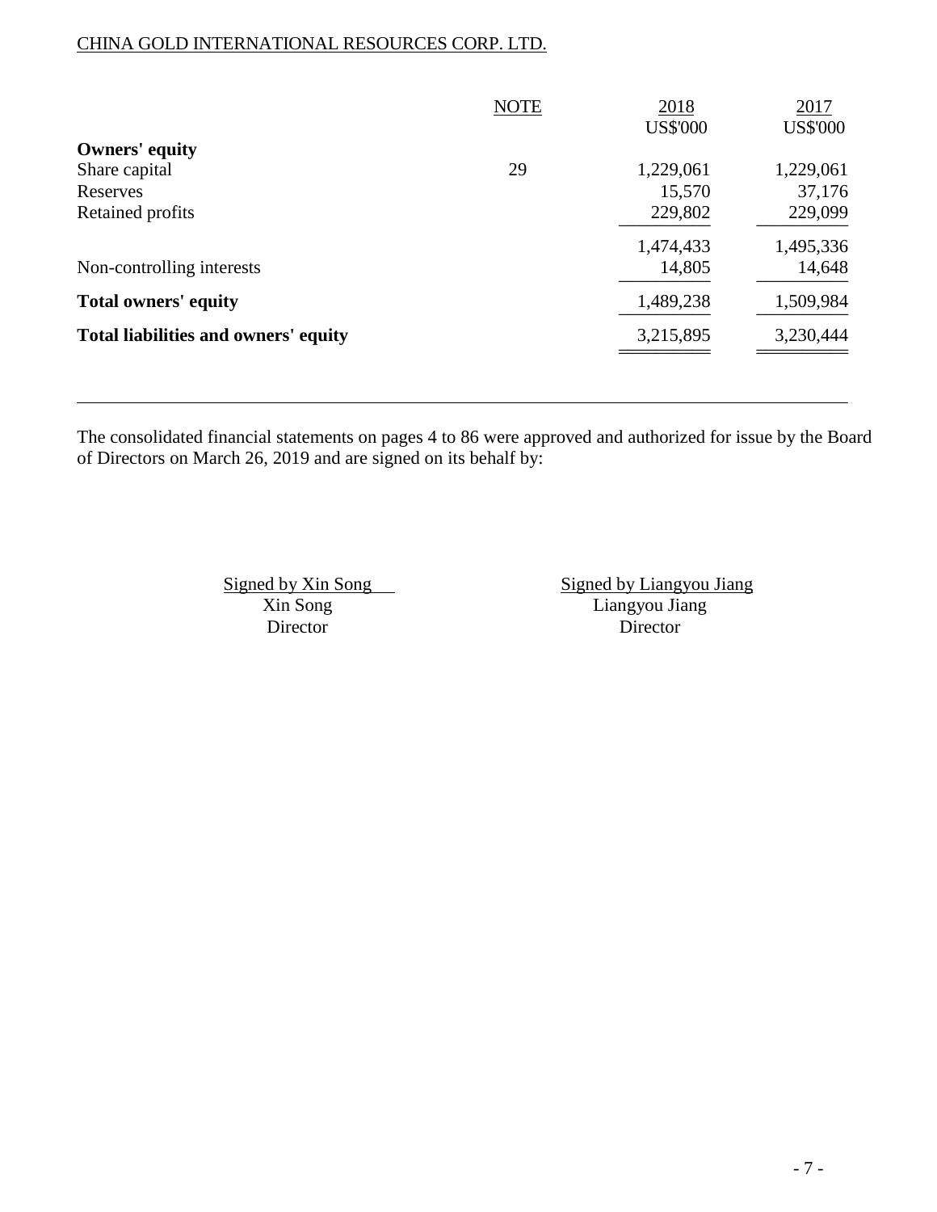CHINA GOLD INTERNATIONAL RESOURCES CORP. LTD.

| | NOTE | 2018<br>US$'000 | 2017<br>US$'000 |
|---|---|---|---|
| **Owners' equity** | | | |
| Share capital | 29 | 1,229,061 | 1,229,061 |
| Reserves | | 15,570 | 37,176 |
| Retained profits | | 229,802 | 229,099 |
| | | 1,474,433 | 1,495,336 |
| Non-controlling interests | | 14,805 | 14,648 |
| **Total owners' equity** | | 1,489,238 | 1,509,984 |
| **Total liabilities and owners' equity** | | 3,215,895 | 3,230,444 |

The consolidated financial statements on pages 4 to 86 were approved and authorized for issue by the Board of Directors on March 26, 2019 and are signed on its behalf by:

| Signed by Xin Song | Signed by Liangyou Jiang |
|---|---|
| Xin Song | Liangyou Jiang |
| Director | Director |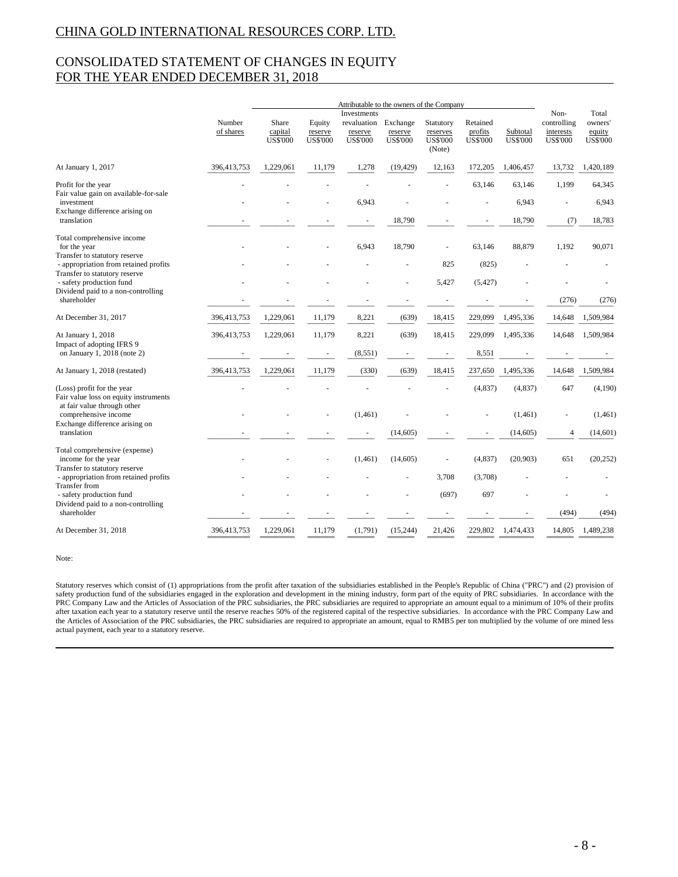# CHINA GOLD INTERNATIONAL RESOURCES CORP. LTD.

## CONSOLIDATED STATEMENT OF CHANGES IN EQUITY
## FOR THE YEAR ENDED DECEMBER 31, 2018

| | Number of shares | Attributable to the owners of the Company | | | | | | | Non-controlling interests | Total owners' equity |
|---|---|---|---|---|---|---|---|---|---|---|
| | | Share capital | Equity reserve | Investments revaluation reserve | Exchange reserve | Statutory reserves (Note) | Retained profits | Subtotal | | |
| | | US$'000 | US$'000 | US$'000 | US$'000 | US$'000 | US$'000 | US$'000 | US$'000 | US$'000 |
| At January 1, 2017 | 396,413,753 | 1,229,061 | 11,179 | 1,278 | (19,429) | 12,163 | 172,205 | 1,406,457 | 13,732 | 1,420,189 |
| Profit for the year | - | - | - | - | - | - | 63,146 | 63,146 | 1,199 | 64,345 |
| Fair value gain on available-for-sale investment | - | - | - | 6,943 | - | - | - | 6,943 | - | 6,943 |
| Exchange difference arising on translation | - | - | - | - | 18,790 | - | - | 18,790 | (7) | 18,783 |
| Total comprehensive income for the year | - | - | - | 6,943 | 18,790 | - | 63,146 | 88,879 | 1,192 | 90,071 |
| Transfer to statutory reserve - appropriation from retained profits | - | - | - | - | - | 825 | (825) | - | - | - |
| Transfer to statutory reserve - safety production fund | - | - | - | - | - | 5,427 | (5,427) | - | - | - |
| Dividend paid to a non-controlling shareholder | - | - | - | - | - | - | - | - | (276) | (276) |
| At December 31, 2017 | 396,413,753 | 1,229,061 | 11,179 | 8,221 | (639) | 18,415 | 229,099 | 1,495,336 | 14,648 | 1,509,984 |
| At January 1, 2018 | 396,413,753 | 1,229,061 | 11,179 | 8,221 | (639) | 18,415 | 229,099 | 1,495,336 | 14,648 | 1,509,984 |
| Impact of adopting IFRS 9 on January 1, 2018 (note 2) | - | - | - | (8,551) | - | - | 8,551 | - | - | - |
| At January 1, 2018 (restated) | 396,413,753 | 1,229,061 | 11,179 | (330) | (639) | 18,415 | 237,650 | 1,495,336 | 14,648 | 1,509,984 |
| (Loss) profit for the year | - | - | - | - | - | - | (4,837) | (4,837) | 647 | (4,190) |
| Fair value loss on equity instruments at fair value through other comprehensive income | - | - | - | (1,461) | - | - | - | (1,461) | - | (1,461) |
| Exchange difference arising on translation | - | - | - | - | (14,605) | - | - | (14,605) | 4 | (14,601) |
| Total comprehensive (expense) income for the year | - | - | - | (1,461) | (14,605) | - | (4,837) | (20,903) | 651 | (20,252) |
| Transfer to statutory reserve - appropriation from retained profits | - | - | - | - | - | 3,708 | (3,708) | - | - | - |
| Transfer from - safety production fund | - | - | - | - | - | (697) | 697 | - | - | - |
| Dividend paid to a non-controlling shareholder | - | - | - | - | - | - | - | - | (494) | (494) |
| At December 31, 2018 | 396,413,753 | 1,229,061 | 11,179 | (1,791) | (15,244) | 21,426 | 229,802 | 1,474,433 | 14,805 | 1,489,238 |

Note:

Statutory reserves which consist of (1) appropriations from the profit after taxation of the subsidiaries established in the People's Republic of China ("PRC") and (2) provision of safety production fund of the subsidiaries engaged in the exploration and development in the mining industry, form part of the equity of PRC subsidiaries. In accordance with the PRC Company Law and the Articles of Association of the PRC subsidiaries, the PRC subsidiaries are required to appropriate an amount equal to a minimum of 10% of their profits after taxation each year to a statutory reserve until the reserve reaches 50% of the registered capital of the respective subsidiaries. In accordance with the PRC Company Law and the Articles of Association of the PRC subsidiaries, the PRC subsidiaries are required to appropriate an amount, equal to RMB5 per ton multiplied by the volume of ore mined less actual payment, each year to a statutory reserve.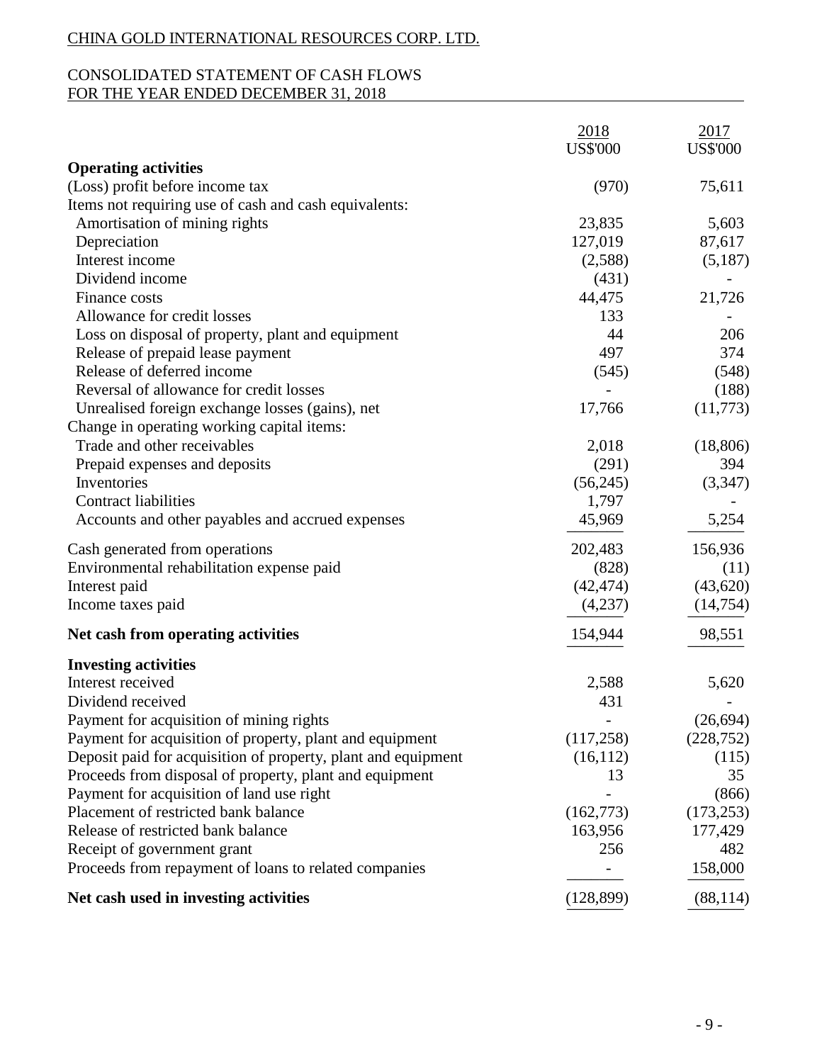CHINA GOLD INTERNATIONAL RESOURCES CORP. LTD.

CONSOLIDATED STATEMENT OF CASH FLOWS
FOR THE YEAR ENDED DECEMBER 31, 2018

| | 2018 US$'000 | 2017 US$'000 |
|---|---|---|
| **Operating activities** | | |
| (Loss) profit before income tax | (970) | 75,611 |
| Items not requiring use of cash and cash equivalents: | | |
| Amortisation of mining rights | 23,835 | 5,603 |
| Depreciation | 127,019 | 87,617 |
| Interest income | (2,588) | (5,187) |
| Dividend income | (431) | - |
| Finance costs | 44,475 | 21,726 |
| Allowance for credit losses | 133 | - |
| Loss on disposal of property, plant and equipment | 44 | 206 |
| Release of prepaid lease payment | 497 | 374 |
| Release of deferred income | (545) | (548) |
| Reversal of allowance for credit losses | - | (188) |
| Unrealised foreign exchange losses (gains), net | 17,766 | (11,773) |
| Change in operating working capital items: | | |
| Trade and other receivables | 2,018 | (18,806) |
| Prepaid expenses and deposits | (291) | 394 |
| Inventories | (56,245) | (3,347) |
| Contract liabilities | 1,797 | - |
| Accounts and other payables and accrued expenses | 45,969 | 5,254 |
| Cash generated from operations | 202,483 | 156,936 |
| Environmental rehabilitation expense paid | (828) | (11) |
| Interest paid | (42,474) | (43,620) |
| Income taxes paid | (4,237) | (14,754) |
| **Net cash from operating activities** | 154,944 | 98,551 |
| **Investing activities** | | |
| Interest received | 2,588 | 5,620 |
| Dividend received | 431 | - |
| Payment for acquisition of mining rights | - | (26,694) |
| Payment for acquisition of property, plant and equipment | (117,258) | (228,752) |
| Deposit paid for acquisition of property, plant and equipment | (16,112) | (115) |
| Proceeds from disposal of property, plant and equipment | 13 | 35 |
| Payment for acquisition of land use right | - | (866) |
| Placement of restricted bank balance | (162,773) | (173,253) |
| Release of restricted bank balance | 163,956 | 177,429 |
| Receipt of government grant | 256 | 482 |
| Proceeds from repayment of loans to related companies | - | 158,000 |
| **Net cash used in investing activities** | (128,899) | (88,114) |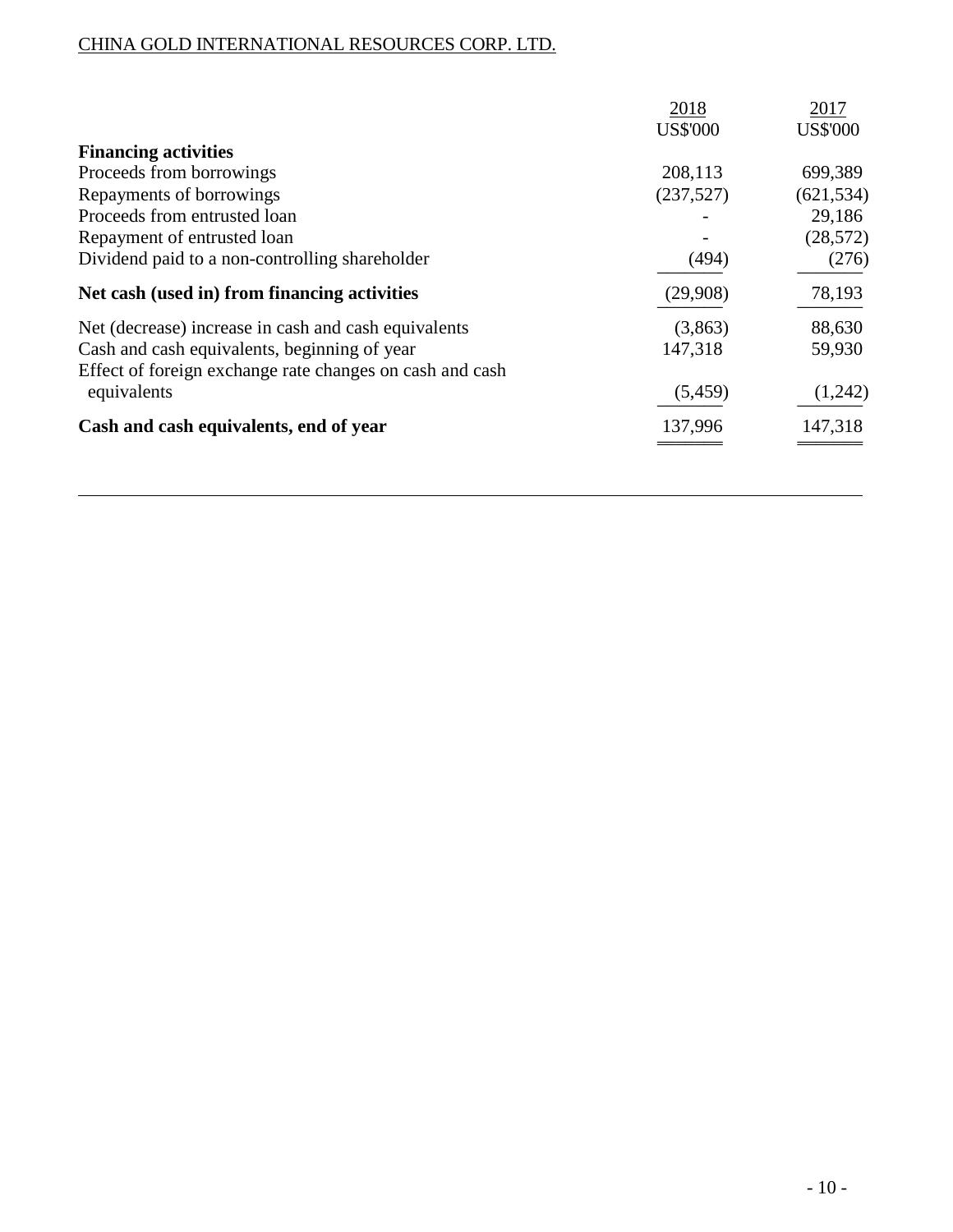CHINA GOLD INTERNATIONAL RESOURCES CORP. LTD.

| | 2018 US$'000 | 2017 US$'000 |
|---|---|---|
| **Financing activities** | | |
| Proceeds from borrowings | 208,113 | 699,389 |
| Repayments of borrowings | (237,527) | (621,534) |
| Proceeds from entrusted loan | - | 29,186 |
| Repayment of entrusted loan | - | (28,572) |
| Dividend paid to a non-controlling shareholder | (494) | (276) |
| **Net cash (used in) from financing activities** | (29,908) | 78,193 |
| Net (decrease) increase in cash and cash equivalents | (3,863) | 88,630 |
| Cash and cash equivalents, beginning of year | 147,318 | 59,930 |
| Effect of foreign exchange rate changes on cash and cash equivalents | (5,459) | (1,242) |
| **Cash and cash equivalents, end of year** | 137,996 | 147,318 |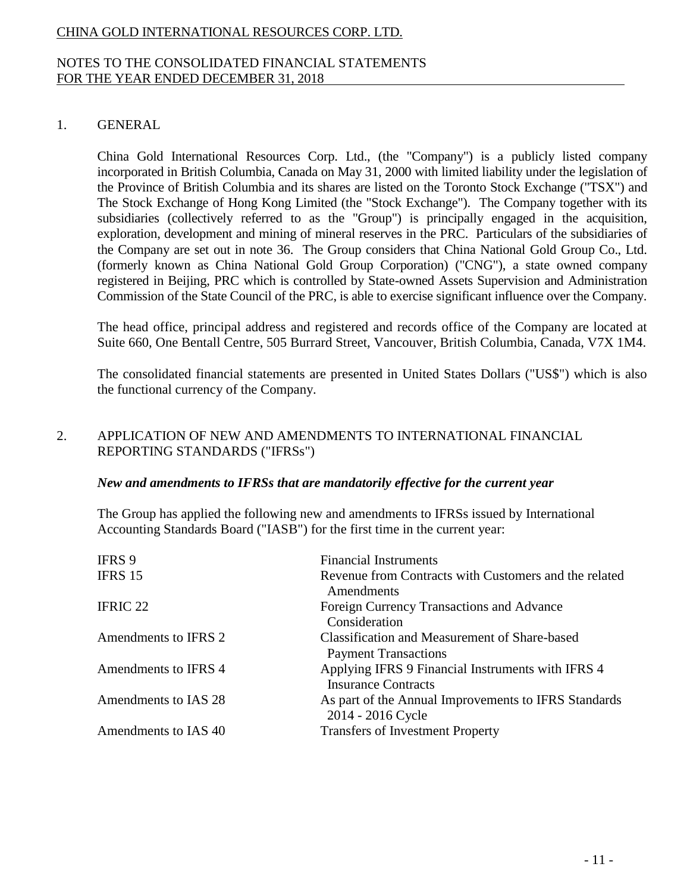## 1. GENERAL

China Gold International Resources Corp. Ltd., (the "Company") is a publicly listed company incorporated in British Columbia, Canada on May 31, 2000 with limited liability under the legislation of the Province of British Columbia and its shares are listed on the Toronto Stock Exchange ("TSX") and The Stock Exchange of Hong Kong Limited (the "Stock Exchange"). The Company together with its subsidiaries (collectively referred to as the "Group") is principally engaged in the acquisition, exploration, development and mining of mineral reserves in the PRC. Particulars of the subsidiaries of the Company are set out in note 36. The Group considers that China National Gold Group Co., Ltd. (formerly known as China National Gold Group Corporation) ("CNG"), a state owned company registered in Beijing, PRC which is controlled by State-owned Assets Supervision and Administration Commission of the State Council of the PRC, is able to exercise significant influence over the Company.

The head office, principal address and registered and records office of the Company are located at Suite 660, One Bentall Centre, 505 Burrard Street, Vancouver, British Columbia, Canada, V7X 1M4.

The consolidated financial statements are presented in United States Dollars ("US$") which is also the functional currency of the Company.

## 2. APPLICATION OF NEW AND AMENDMENTS TO INTERNATIONAL FINANCIAL REPORTING STANDARDS ("IFRSs")

***New and amendments to IFRSs that are mandatorily effective for the current year***

The Group has applied the following new and amendments to IFRSs issued by International Accounting Standards Board ("IASB") for the first time in the current year:

| | |
|---|---|
| IFRS 9 | Financial Instruments |
| IFRS 15 | Revenue from Contracts with Customers and the related Amendments |
| IFRIC 22 | Foreign Currency Transactions and Advance Consideration |
| Amendments to IFRS 2 | Classification and Measurement of Share-based Payment Transactions |
| Amendments to IFRS 4 | Applying IFRS 9 Financial Instruments with IFRS 4 Insurance Contracts |
| Amendments to IAS 28 | As part of the Annual Improvements to IFRS Standards 2014 - 2016 Cycle |
| Amendments to IAS 40 | Transfers of Investment Property |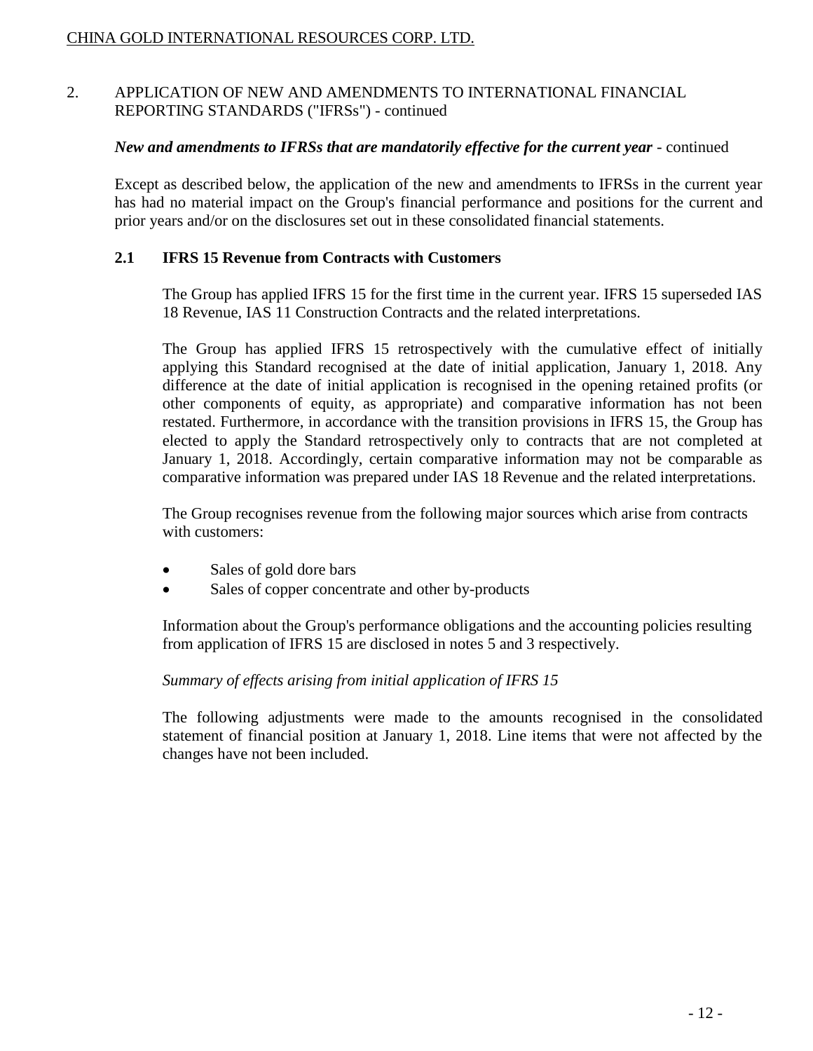## 2. APPLICATION OF NEW AND AMENDMENTS TO INTERNATIONAL FINANCIAL REPORTING STANDARDS ("IFRSs") - continued

***New and amendments to IFRSs that are mandatorily effective for the current year*** - continued

Except as described below, the application of the new and amendments to IFRSs in the current year has had no material impact on the Group's financial performance and positions for the current and prior years and/or on the disclosures set out in these consolidated financial statements.

### 2.1 IFRS 15 Revenue from Contracts with Customers

The Group has applied IFRS 15 for the first time in the current year. IFRS 15 superseded IAS 18 Revenue, IAS 11 Construction Contracts and the related interpretations.

The Group has applied IFRS 15 retrospectively with the cumulative effect of initially applying this Standard recognised at the date of initial application, January 1, 2018. Any difference at the date of initial application is recognised in the opening retained profits (or other components of equity, as appropriate) and comparative information has not been restated. Furthermore, in accordance with the transition provisions in IFRS 15, the Group has elected to apply the Standard retrospectively only to contracts that are not completed at January 1, 2018. Accordingly, certain comparative information may not be comparable as comparative information was prepared under IAS 18 Revenue and the related interpretations.

The Group recognises revenue from the following major sources which arise from contracts with customers:

- Sales of gold dore bars
- Sales of copper concentrate and other by-products

Information about the Group's performance obligations and the accounting policies resulting from application of IFRS 15 are disclosed in notes 5 and 3 respectively.

*Summary of effects arising from initial application of IFRS 15*

The following adjustments were made to the amounts recognised in the consolidated statement of financial position at January 1, 2018. Line items that were not affected by the changes have not been included.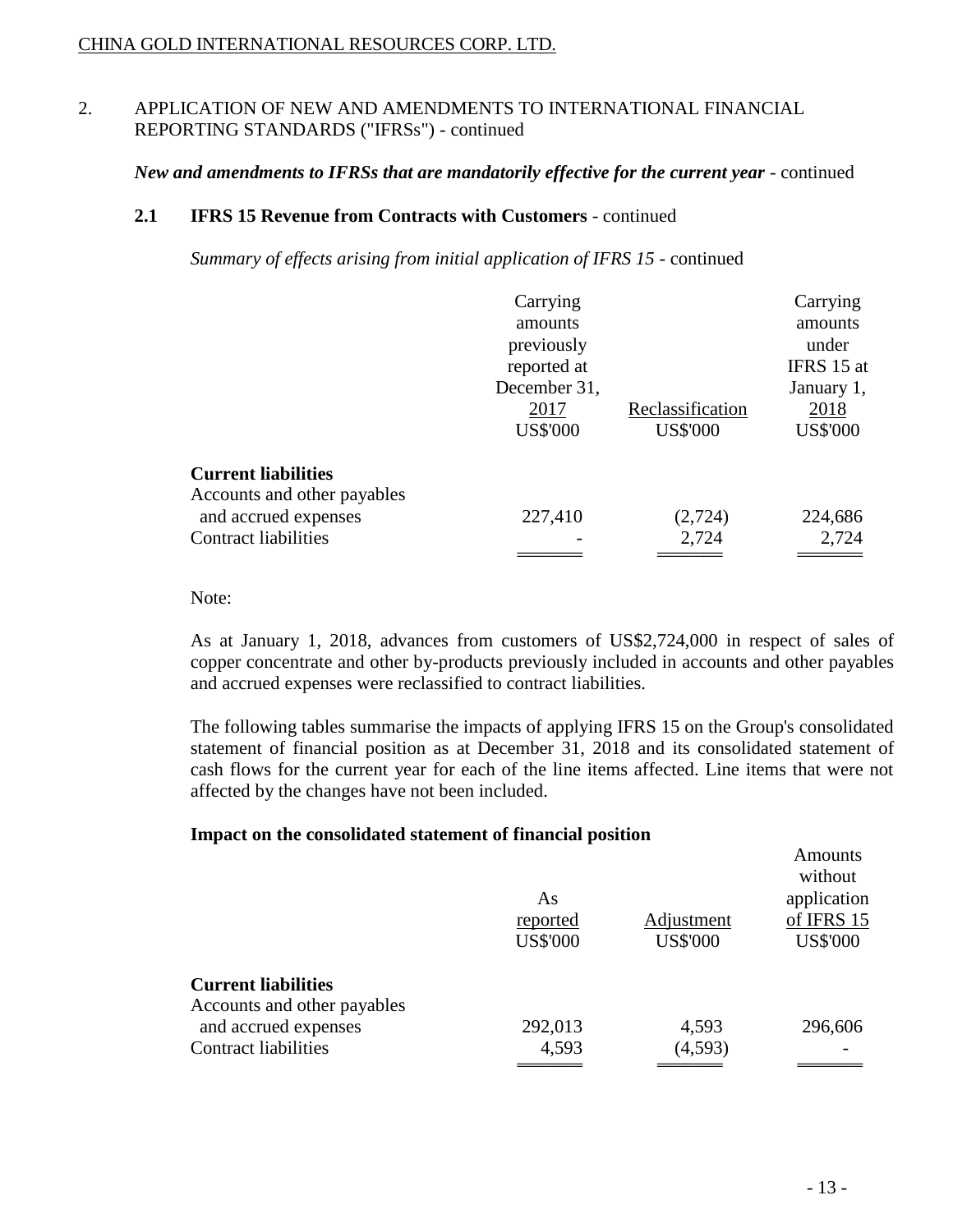## 2. APPLICATION OF NEW AND AMENDMENTS TO INTERNATIONAL FINANCIAL REPORTING STANDARDS ("IFRSs") - continued

***New and amendments to IFRSs that are mandatorily effective for the current year*** - continued

### 2.1 IFRS 15 Revenue from Contracts with Customers - continued

*Summary of effects arising from initial application of IFRS 15* - continued

| | Carrying amounts previously reported at December 31, 2017 US$'000 | Reclassification US$'000 | Carrying amounts under IFRS 15 at January 1, 2018 US$'000 |
|---|---|---|---|
| **Current liabilities** | | | |
| Accounts and other payables and accrued expenses | 227,410 | (2,724) | 224,686 |
| Contract liabilities | - | 2,724 | 2,724 |

Note:

As at January 1, 2018, advances from customers of US$2,724,000 in respect of sales of copper concentrate and other by-products previously included in accounts and other payables and accrued expenses were reclassified to contract liabilities.

The following tables summarise the impacts of applying IFRS 15 on the Group's consolidated statement of financial position as at December 31, 2018 and its consolidated statement of cash flows for the current year for each of the line items affected. Line items that were not affected by the changes have not been included.

**Impact on the consolidated statement of financial position**

| | As reported US$'000 | Adjustment US$'000 | Amounts without application of IFRS 15 US$'000 |
|---|---|---|---|
| **Current liabilities** | | | |
| Accounts and other payables and accrued expenses | 292,013 | 4,593 | 296,606 |
| Contract liabilities | 4,593 | (4,593) | - |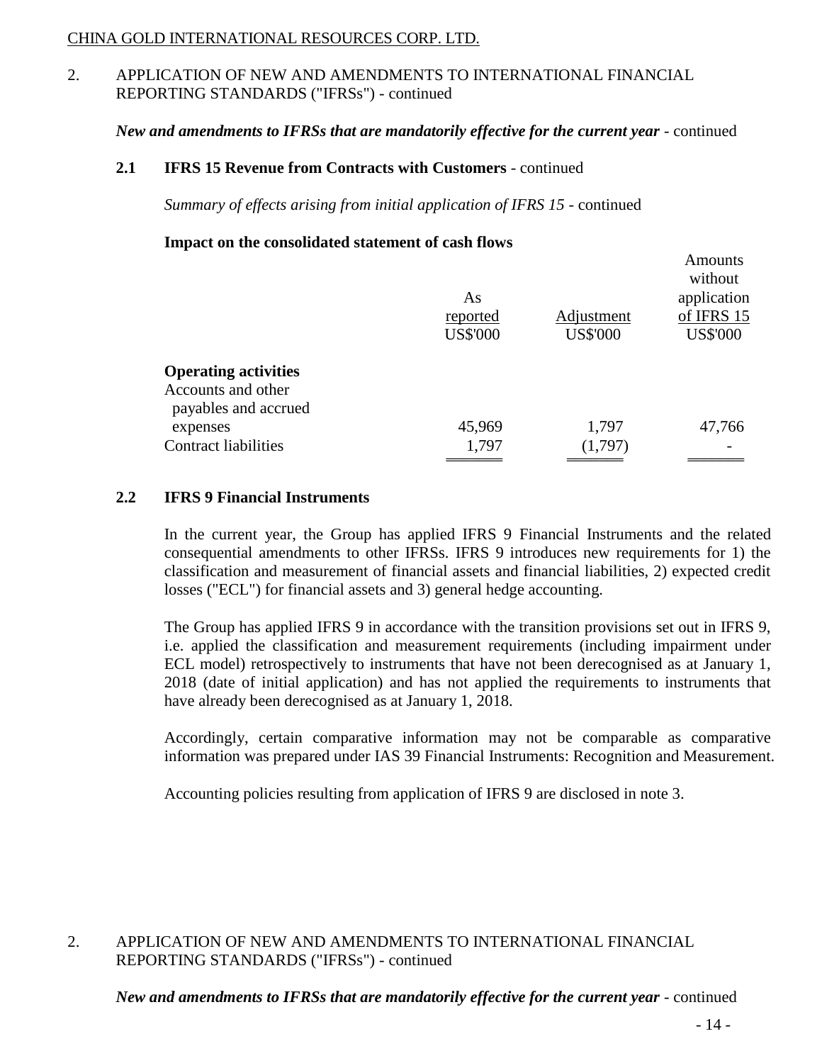## 2. APPLICATION OF NEW AND AMENDMENTS TO INTERNATIONAL FINANCIAL REPORTING STANDARDS ("IFRSs") - continued

***New and amendments to IFRSs that are mandatorily effective for the current year*** - continued

### 2.1 IFRS 15 Revenue from Contracts with Customers - continued

*Summary of effects arising from initial application of IFRS 15* - continued

**Impact on the consolidated statement of cash flows**

| | As reported US$'000 | Adjustment US$'000 | Amounts without application of IFRS 15 US$'000 |
|---|---|---|---|
| **Operating activities** | | | |
| Accounts and other payables and accrued expenses | 45,969 | 1,797 | 47,766 |
| Contract liabilities | 1,797 | (1,797) | - |

### 2.2 IFRS 9 Financial Instruments

In the current year, the Group has applied IFRS 9 Financial Instruments and the related consequential amendments to other IFRSs. IFRS 9 introduces new requirements for 1) the classification and measurement of financial assets and financial liabilities, 2) expected credit losses ("ECL") for financial assets and 3) general hedge accounting.

The Group has applied IFRS 9 in accordance with the transition provisions set out in IFRS 9, i.e. applied the classification and measurement requirements (including impairment under ECL model) retrospectively to instruments that have not been derecognised as at January 1, 2018 (date of initial application) and has not applied the requirements to instruments that have already been derecognised as at January 1, 2018.

Accordingly, certain comparative information may not be comparable as comparative information was prepared under IAS 39 Financial Instruments: Recognition and Measurement.

Accounting policies resulting from application of IFRS 9 are disclosed in note 3.

## 2. APPLICATION OF NEW AND AMENDMENTS TO INTERNATIONAL FINANCIAL REPORTING STANDARDS ("IFRSs") - continued

***New and amendments to IFRSs that are mandatorily effective for the current year*** - continued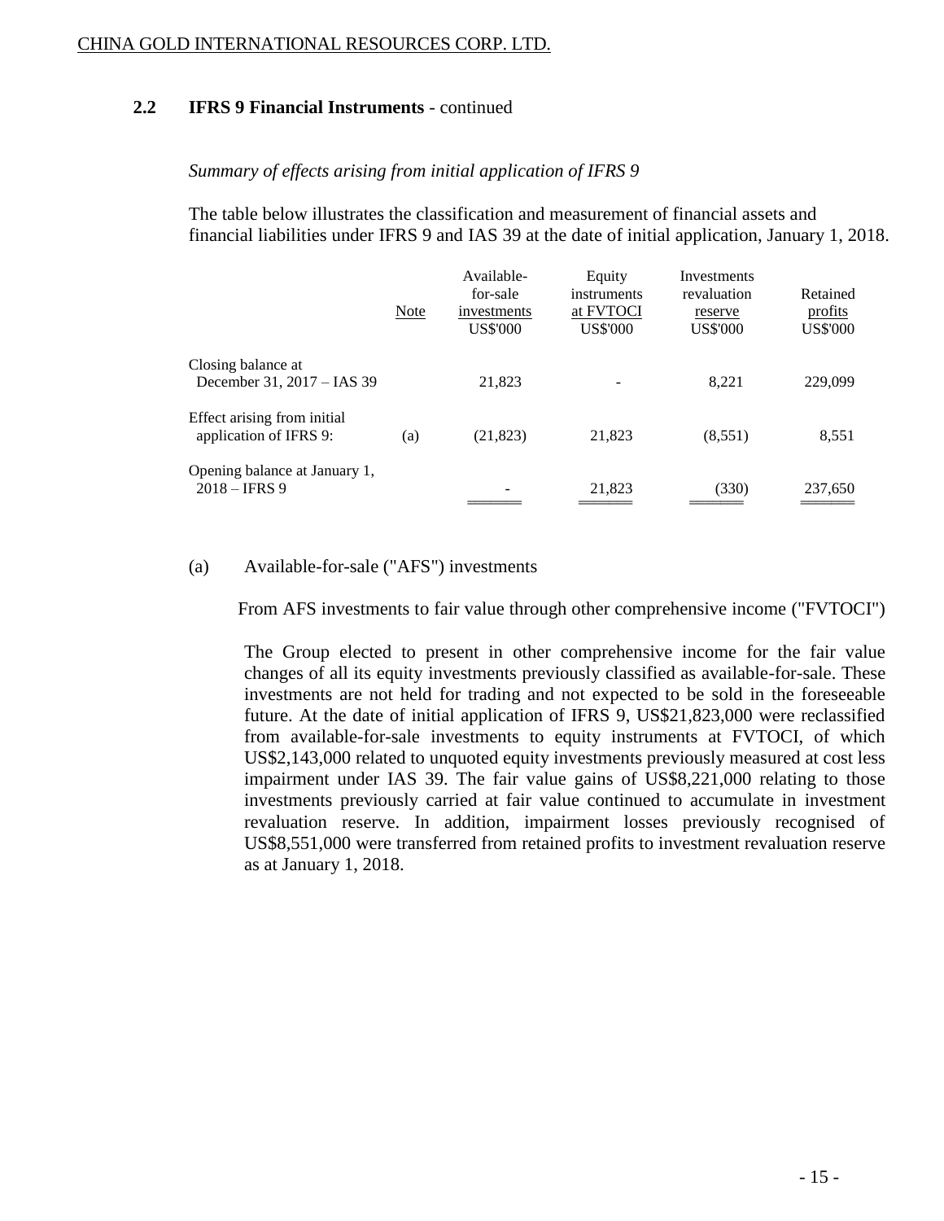## 2.2 IFRS 9 Financial Instruments - continued

*Summary of effects arising from initial application of IFRS 9*

The table below illustrates the classification and measurement of financial assets and financial liabilities under IFRS 9 and IAS 39 at the date of initial application, January 1, 2018.

| | Note | Available-for-sale investments US$'000 | Equity instruments at FVTOCI US$'000 | Investments revaluation reserve US$'000 | Retained profits US$'000 |
|---|---|---|---|---|---|
| Closing balance at December 31, 2017 – IAS 39 | | 21,823 | - | 8,221 | 229,099 |
| Effect arising from initial application of IFRS 9: | (a) | (21,823) | 21,823 | (8,551) | 8,551 |
| Opening balance at January 1, 2018 – IFRS 9 | | - | 21,823 | (330) | 237,650 |

(a) Available-for-sale ("AFS") investments

From AFS investments to fair value through other comprehensive income ("FVTOCI")

The Group elected to present in other comprehensive income for the fair value changes of all its equity investments previously classified as available-for-sale. These investments are not held for trading and not expected to be sold in the foreseeable future. At the date of initial application of IFRS 9, US$21,823,000 were reclassified from available-for-sale investments to equity instruments at FVTOCI, of which US$2,143,000 related to unquoted equity investments previously measured at cost less impairment under IAS 39. The fair value gains of US$8,221,000 relating to those investments previously carried at fair value continued to accumulate in investment revaluation reserve. In addition, impairment losses previously recognised of US$8,551,000 were transferred from retained profits to investment revaluation reserve as at January 1, 2018.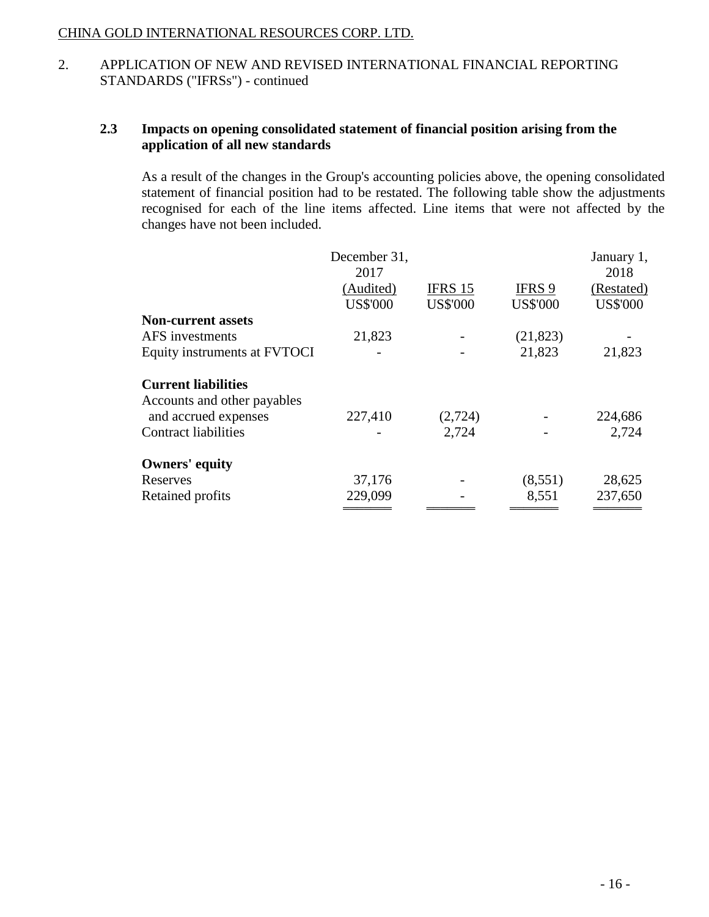## 2. APPLICATION OF NEW AND REVISED INTERNATIONAL FINANCIAL REPORTING STANDARDS ("IFRSs") - continued

### 2.3 Impacts on opening consolidated statement of financial position arising from the application of all new standards

As a result of the changes in the Group's accounting policies above, the opening consolidated statement of financial position had to be restated. The following table show the adjustments recognised for each of the line items affected. Line items that were not affected by the changes have not been included.

| | December 31, 2017 (Audited) US$'000 | IFRS 15 US$'000 | IFRS 9 US$'000 | January 1, 2018 (Restated) US$'000 |
|---|---|---|---|---|
| **Non-current assets** | | | | |
| AFS investments | 21,823 | - | (21,823) | - |
| Equity instruments at FVTOCI | - | - | 21,823 | 21,823 |
| **Current liabilities** | | | | |
| Accounts and other payables and accrued expenses | 227,410 | (2,724) | - | 224,686 |
| Contract liabilities | - | 2,724 | - | 2,724 |
| **Owners' equity** | | | | |
| Reserves | 37,176 | - | (8,551) | 28,625 |
| Retained profits | 229,099 | - | 8,551 | 237,650 |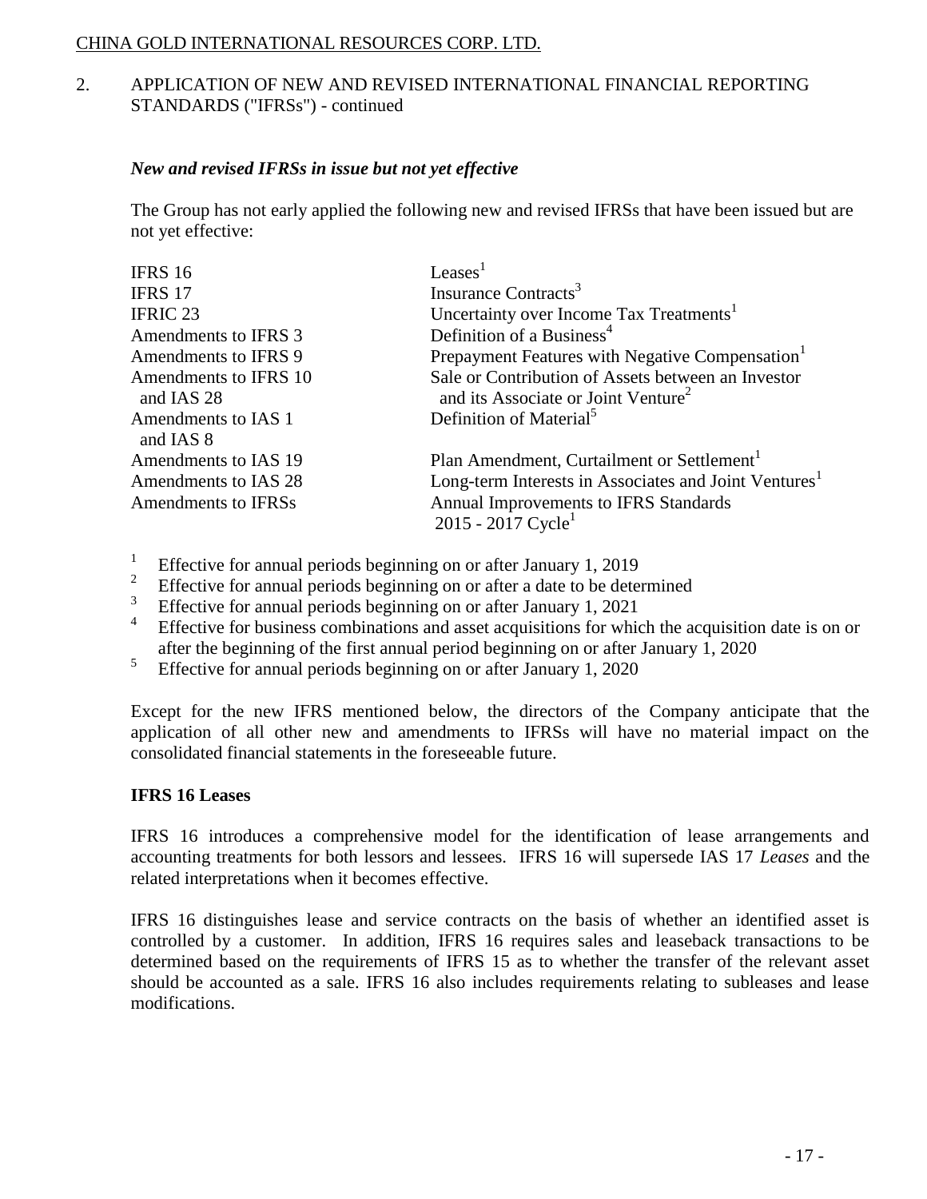## 2. APPLICATION OF NEW AND REVISED INTERNATIONAL FINANCIAL REPORTING STANDARDS ("IFRSs") - continued

### *New and revised IFRSs in issue but not yet effective*

The Group has not early applied the following new and revised IFRSs that have been issued but are not yet effective:

| | |
|---|---|
| IFRS 16 | Leases[1] |
| IFRS 17 | Insurance Contracts[3] |
| IFRIC 23 | Uncertainty over Income Tax Treatments[1] |
| Amendments to IFRS 3 | Definition of a Business[4] |
| Amendments to IFRS 9 | Prepayment Features with Negative Compensation[1] |
| Amendments to IFRS 10 and IAS 28 | Sale or Contribution of Assets between an Investor and its Associate or Joint Venture[2] |
| Amendments to IAS 1 and IAS 8 | Definition of Material[5] |
| Amendments to IAS 19 | Plan Amendment, Curtailment or Settlement[1] |
| Amendments to IAS 28 | Long-term Interests in Associates and Joint Ventures[1] |
| Amendments to IFRSs | Annual Improvements to IFRS Standards 2015 - 2017 Cycle[1] |

[1] Effective for annual periods beginning on or after January 1, 2019
[2] Effective for annual periods beginning on or after a date to be determined
[3] Effective for annual periods beginning on or after January 1, 2021
[4] Effective for business combinations and asset acquisitions for which the acquisition date is on or after the beginning of the first annual period beginning on or after January 1, 2020
[5] Effective for annual periods beginning on or after January 1, 2020

Except for the new IFRS mentioned below, the directors of the Company anticipate that the application of all other new and amendments to IFRSs will have no material impact on the consolidated financial statements in the foreseeable future.

**IFRS 16 Leases**

IFRS 16 introduces a comprehensive model for the identification of lease arrangements and accounting treatments for both lessors and lessees. IFRS 16 will supersede IAS 17 *Leases* and the related interpretations when it becomes effective.

IFRS 16 distinguishes lease and service contracts on the basis of whether an identified asset is controlled by a customer. In addition, IFRS 16 requires sales and leaseback transactions to be determined based on the requirements of IFRS 15 as to whether the transfer of the relevant asset should be accounted as a sale. IFRS 16 also includes requirements relating to subleases and lease modifications.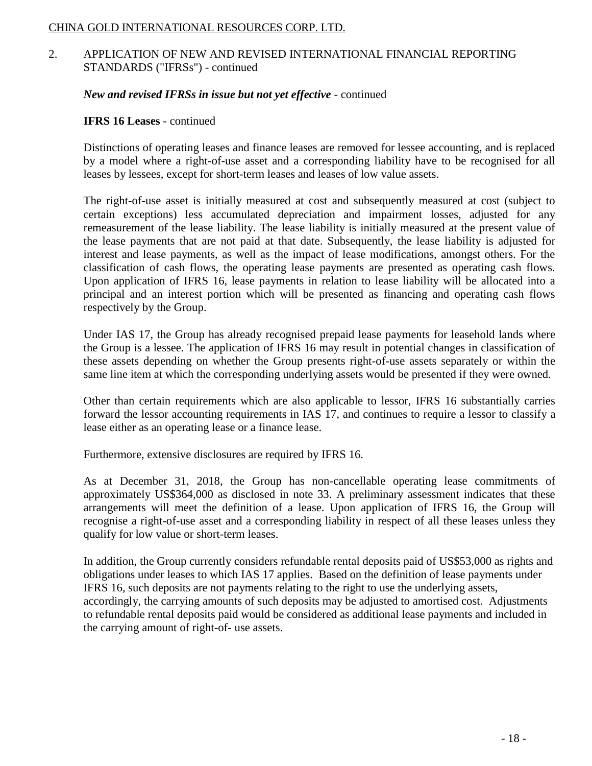## 2. APPLICATION OF NEW AND REVISED INTERNATIONAL FINANCIAL REPORTING STANDARDS ("IFRSs") - continued

***New and revised IFRSs in issue but not yet effective*** - continued

**IFRS 16 Leases** - continued

Distinctions of operating leases and finance leases are removed for lessee accounting, and is replaced by a model where a right-of-use asset and a corresponding liability have to be recognised for all leases by lessees, except for short-term leases and leases of low value assets.

The right-of-use asset is initially measured at cost and subsequently measured at cost (subject to certain exceptions) less accumulated depreciation and impairment losses, adjusted for any remeasurement of the lease liability. The lease liability is initially measured at the present value of the lease payments that are not paid at that date. Subsequently, the lease liability is adjusted for interest and lease payments, as well as the impact of lease modifications, amongst others. For the classification of cash flows, the operating lease payments are presented as operating cash flows. Upon application of IFRS 16, lease payments in relation to lease liability will be allocated into a principal and an interest portion which will be presented as financing and operating cash flows respectively by the Group.

Under IAS 17, the Group has already recognised prepaid lease payments for leasehold lands where the Group is a lessee. The application of IFRS 16 may result in potential changes in classification of these assets depending on whether the Group presents right-of-use assets separately or within the same line item at which the corresponding underlying assets would be presented if they were owned.

Other than certain requirements which are also applicable to lessor, IFRS 16 substantially carries forward the lessor accounting requirements in IAS 17, and continues to require a lessor to classify a lease either as an operating lease or a finance lease.

Furthermore, extensive disclosures are required by IFRS 16.

As at December 31, 2018, the Group has non-cancellable operating lease commitments of approximately US$364,000 as disclosed in note 33. A preliminary assessment indicates that these arrangements will meet the definition of a lease. Upon application of IFRS 16, the Group will recognise a right-of-use asset and a corresponding liability in respect of all these leases unless they qualify for low value or short-term leases.

In addition, the Group currently considers refundable rental deposits paid of US$53,000 as rights and obligations under leases to which IAS 17 applies. Based on the definition of lease payments under IFRS 16, such deposits are not payments relating to the right to use the underlying assets, accordingly, the carrying amounts of such deposits may be adjusted to amortised cost. Adjustments to refundable rental deposits paid would be considered as additional lease payments and included in the carrying amount of right-of- use assets.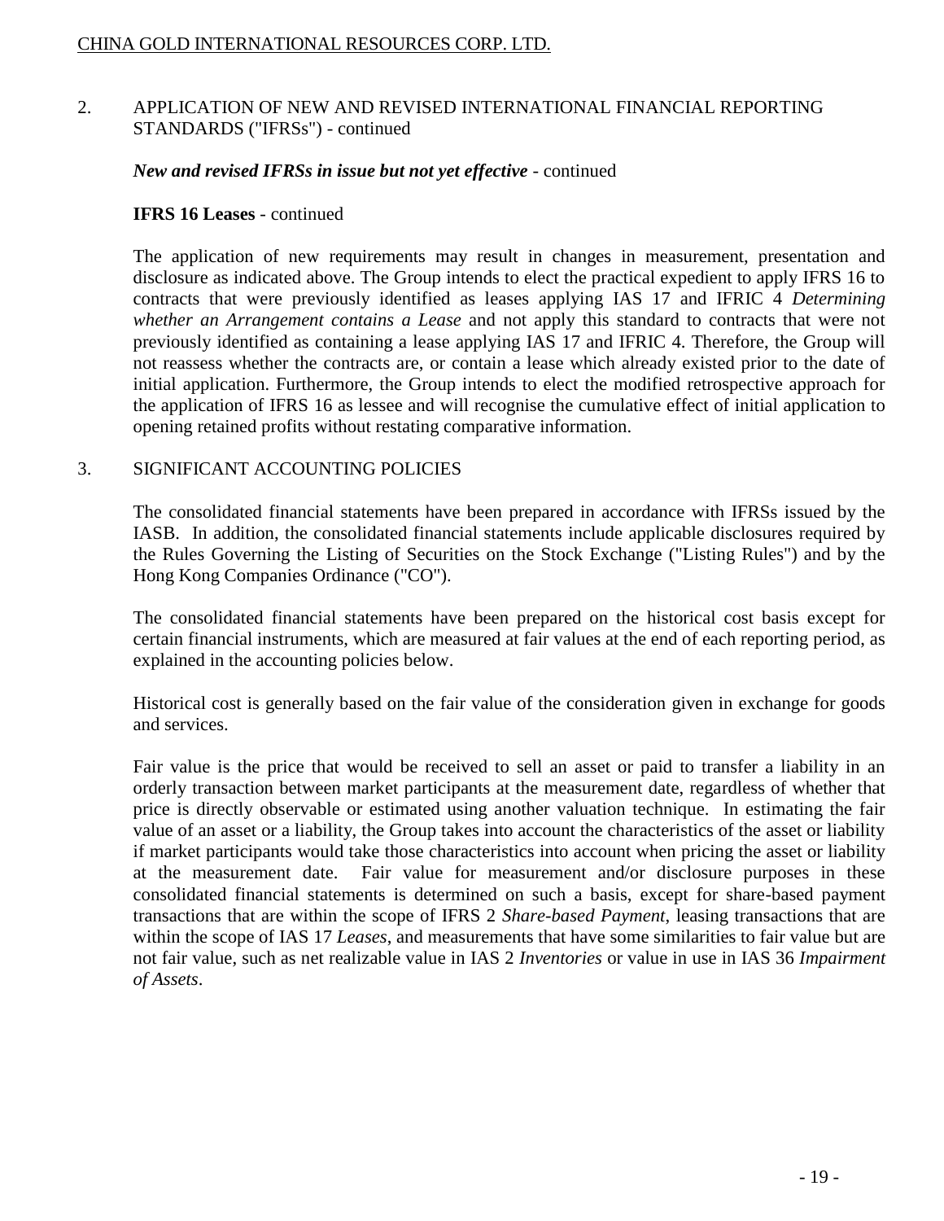## 2. APPLICATION OF NEW AND REVISED INTERNATIONAL FINANCIAL REPORTING STANDARDS ("IFRSs") - continued

***New and revised IFRSs in issue but not yet effective*** - continued

**IFRS 16 Leases** - continued

The application of new requirements may result in changes in measurement, presentation and disclosure as indicated above. The Group intends to elect the practical expedient to apply IFRS 16 to contracts that were previously identified as leases applying IAS 17 and IFRIC 4 *Determining whether an Arrangement contains a Lease* and not apply this standard to contracts that were not previously identified as containing a lease applying IAS 17 and IFRIC 4. Therefore, the Group will not reassess whether the contracts are, or contain a lease which already existed prior to the date of initial application. Furthermore, the Group intends to elect the modified retrospective approach for the application of IFRS 16 as lessee and will recognise the cumulative effect of initial application to opening retained profits without restating comparative information.

## 3. SIGNIFICANT ACCOUNTING POLICIES

The consolidated financial statements have been prepared in accordance with IFRSs issued by the IASB. In addition, the consolidated financial statements include applicable disclosures required by the Rules Governing the Listing of Securities on the Stock Exchange ("Listing Rules") and by the Hong Kong Companies Ordinance ("CO").

The consolidated financial statements have been prepared on the historical cost basis except for certain financial instruments, which are measured at fair values at the end of each reporting period, as explained in the accounting policies below.

Historical cost is generally based on the fair value of the consideration given in exchange for goods and services.

Fair value is the price that would be received to sell an asset or paid to transfer a liability in an orderly transaction between market participants at the measurement date, regardless of whether that price is directly observable or estimated using another valuation technique. In estimating the fair value of an asset or a liability, the Group takes into account the characteristics of the asset or liability if market participants would take those characteristics into account when pricing the asset or liability at the measurement date. Fair value for measurement and/or disclosure purposes in these consolidated financial statements is determined on such a basis, except for share-based payment transactions that are within the scope of IFRS 2 *Share-based Payment*, leasing transactions that are within the scope of IAS 17 *Leases*, and measurements that have some similarities to fair value but are not fair value, such as net realizable value in IAS 2 *Inventories* or value in use in IAS 36 *Impairment of Assets*.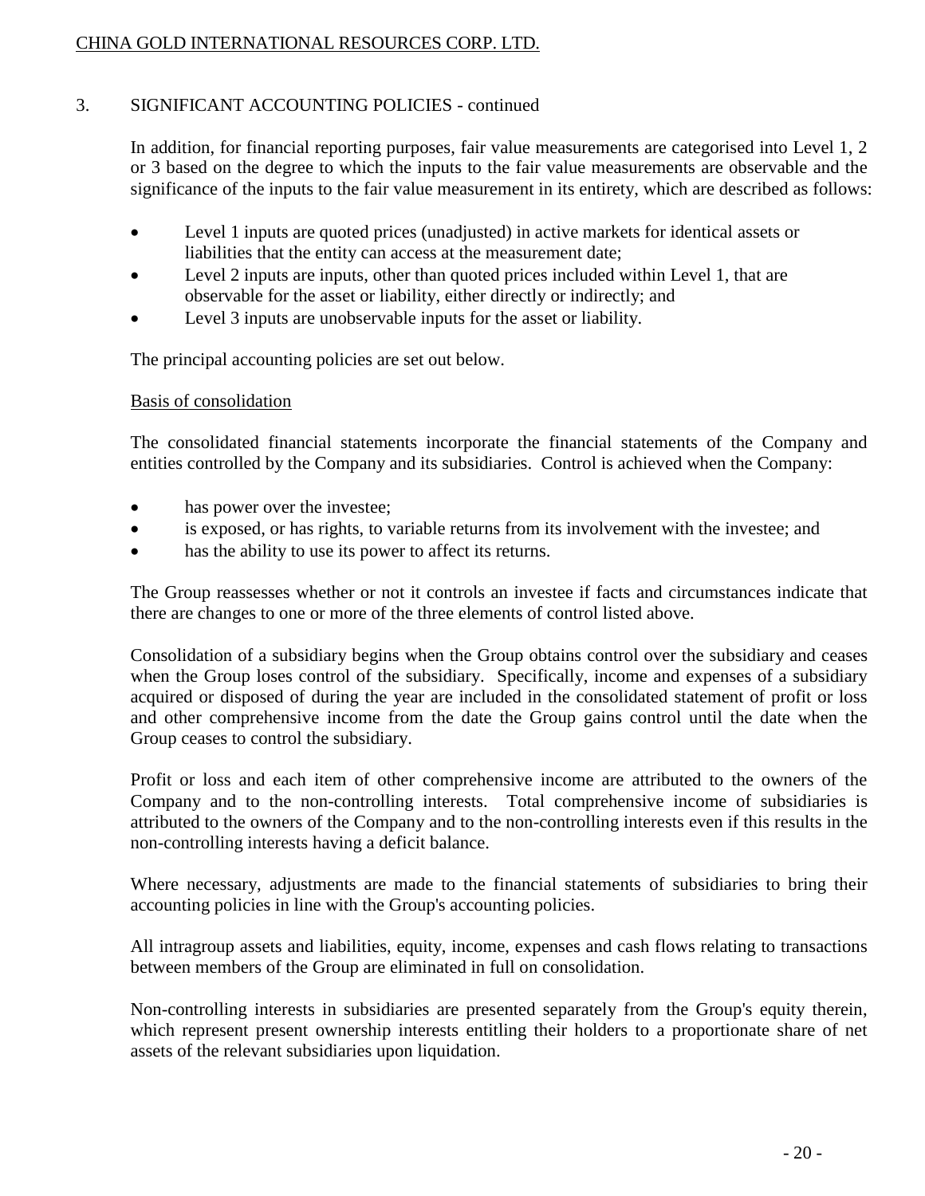## 3. SIGNIFICANT ACCOUNTING POLICIES - continued

In addition, for financial reporting purposes, fair value measurements are categorised into Level 1, 2 or 3 based on the degree to which the inputs to the fair value measurements are observable and the significance of the inputs to the fair value measurement in its entirety, which are described as follows:

- Level 1 inputs are quoted prices (unadjusted) in active markets for identical assets or liabilities that the entity can access at the measurement date;
- Level 2 inputs are inputs, other than quoted prices included within Level 1, that are observable for the asset or liability, either directly or indirectly; and
- Level 3 inputs are unobservable inputs for the asset or liability.

The principal accounting policies are set out below.

### Basis of consolidation

The consolidated financial statements incorporate the financial statements of the Company and entities controlled by the Company and its subsidiaries. Control is achieved when the Company:

- has power over the investee;
- is exposed, or has rights, to variable returns from its involvement with the investee; and
- has the ability to use its power to affect its returns.

The Group reassesses whether or not it controls an investee if facts and circumstances indicate that there are changes to one or more of the three elements of control listed above.

Consolidation of a subsidiary begins when the Group obtains control over the subsidiary and ceases when the Group loses control of the subsidiary. Specifically, income and expenses of a subsidiary acquired or disposed of during the year are included in the consolidated statement of profit or loss and other comprehensive income from the date the Group gains control until the date when the Group ceases to control the subsidiary.

Profit or loss and each item of other comprehensive income are attributed to the owners of the Company and to the non-controlling interests. Total comprehensive income of subsidiaries is attributed to the owners of the Company and to the non-controlling interests even if this results in the non-controlling interests having a deficit balance.

Where necessary, adjustments are made to the financial statements of subsidiaries to bring their accounting policies in line with the Group's accounting policies.

All intragroup assets and liabilities, equity, income, expenses and cash flows relating to transactions between members of the Group are eliminated in full on consolidation.

Non-controlling interests in subsidiaries are presented separately from the Group's equity therein, which represent present ownership interests entitling their holders to a proportionate share of net assets of the relevant subsidiaries upon liquidation.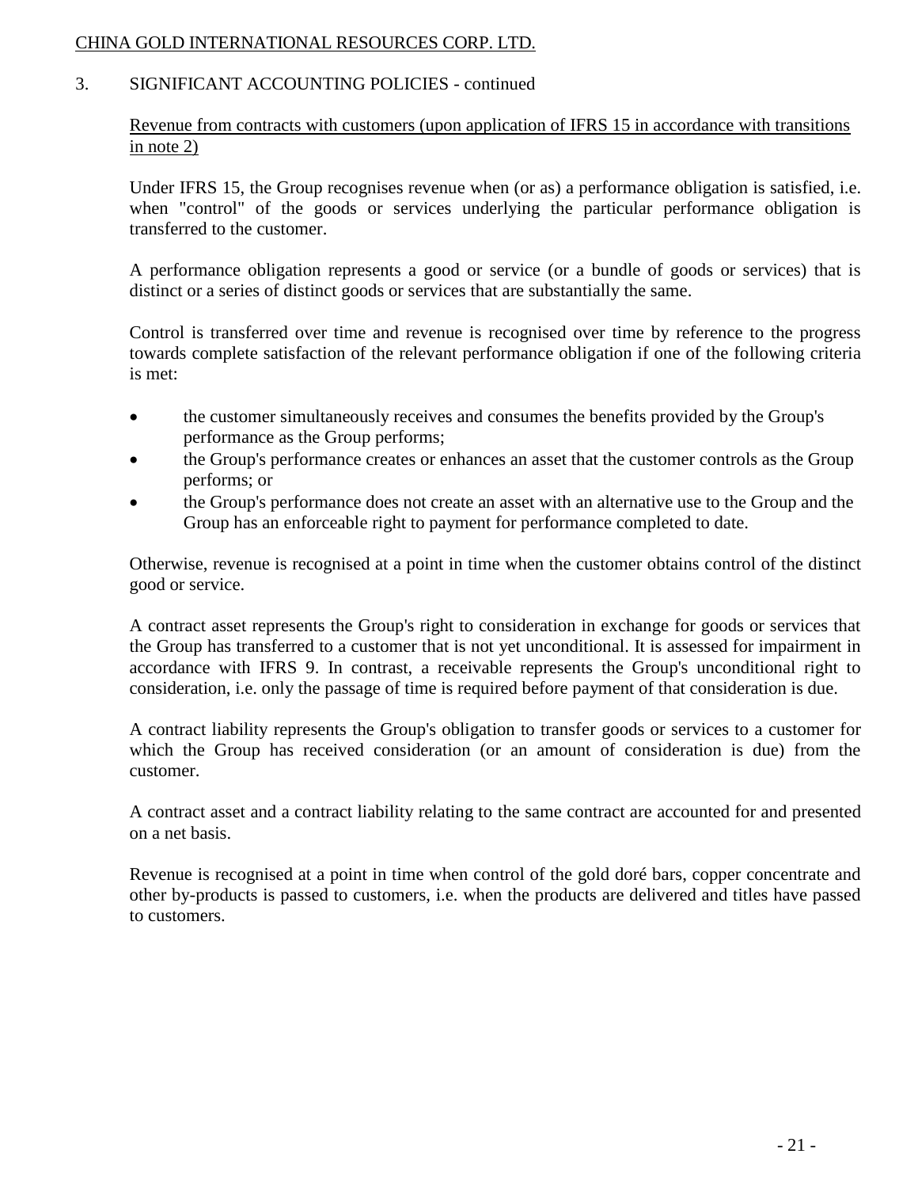## 3. SIGNIFICANT ACCOUNTING POLICIES - continued

### Revenue from contracts with customers (upon application of IFRS 15 in accordance with transitions in note 2)

Under IFRS 15, the Group recognises revenue when (or as) a performance obligation is satisfied, i.e. when "control" of the goods or services underlying the particular performance obligation is transferred to the customer.

A performance obligation represents a good or service (or a bundle of goods or services) that is distinct or a series of distinct goods or services that are substantially the same.

Control is transferred over time and revenue is recognised over time by reference to the progress towards complete satisfaction of the relevant performance obligation if one of the following criteria is met:

- the customer simultaneously receives and consumes the benefits provided by the Group's performance as the Group performs;
- the Group's performance creates or enhances an asset that the customer controls as the Group performs; or
- the Group's performance does not create an asset with an alternative use to the Group and the Group has an enforceable right to payment for performance completed to date.

Otherwise, revenue is recognised at a point in time when the customer obtains control of the distinct good or service.

A contract asset represents the Group's right to consideration in exchange for goods or services that the Group has transferred to a customer that is not yet unconditional. It is assessed for impairment in accordance with IFRS 9. In contrast, a receivable represents the Group's unconditional right to consideration, i.e. only the passage of time is required before payment of that consideration is due.

A contract liability represents the Group's obligation to transfer goods or services to a customer for which the Group has received consideration (or an amount of consideration is due) from the customer.

A contract asset and a contract liability relating to the same contract are accounted for and presented on a net basis.

Revenue is recognised at a point in time when control of the gold doré bars, copper concentrate and other by-products is passed to customers, i.e. when the products are delivered and titles have passed to customers.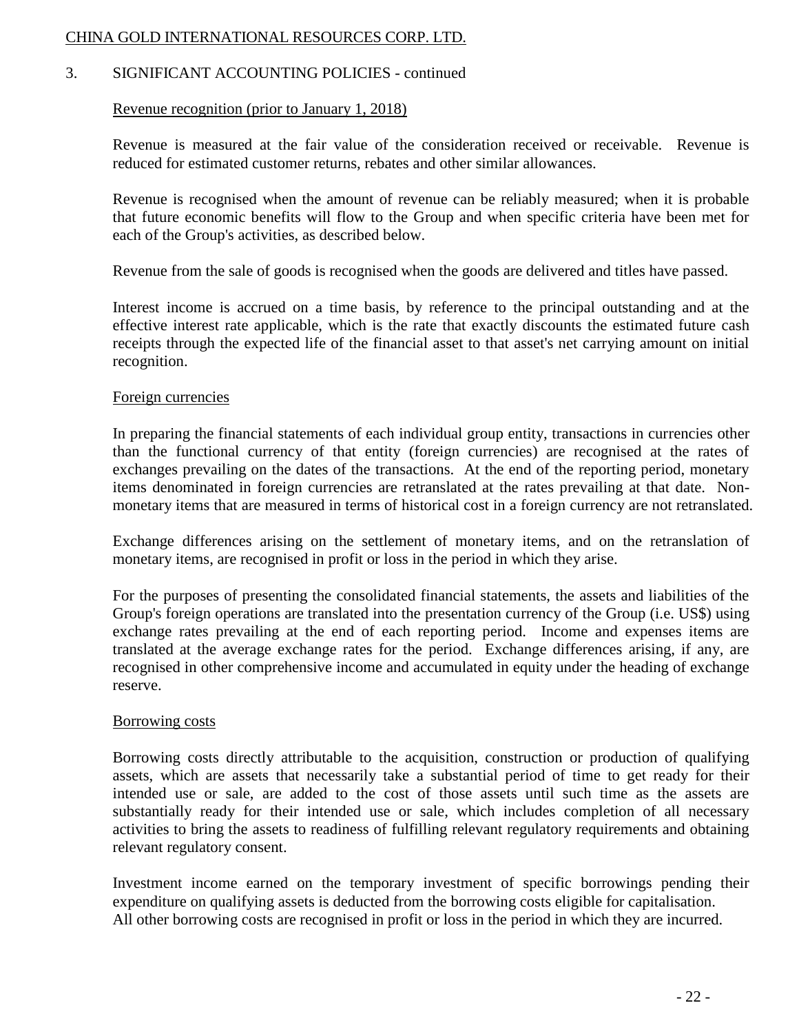## 3. SIGNIFICANT ACCOUNTING POLICIES - continued

### Revenue recognition (prior to January 1, 2018)

Revenue is measured at the fair value of the consideration received or receivable. Revenue is reduced for estimated customer returns, rebates and other similar allowances.

Revenue is recognised when the amount of revenue can be reliably measured; when it is probable that future economic benefits will flow to the Group and when specific criteria have been met for each of the Group's activities, as described below.

Revenue from the sale of goods is recognised when the goods are delivered and titles have passed.

Interest income is accrued on a time basis, by reference to the principal outstanding and at the effective interest rate applicable, which is the rate that exactly discounts the estimated future cash receipts through the expected life of the financial asset to that asset's net carrying amount on initial recognition.

### Foreign currencies

In preparing the financial statements of each individual group entity, transactions in currencies other than the functional currency of that entity (foreign currencies) are recognised at the rates of exchanges prevailing on the dates of the transactions. At the end of the reporting period, monetary items denominated in foreign currencies are retranslated at the rates prevailing at that date. Non-monetary items that are measured in terms of historical cost in a foreign currency are not retranslated.

Exchange differences arising on the settlement of monetary items, and on the retranslation of monetary items, are recognised in profit or loss in the period in which they arise.

For the purposes of presenting the consolidated financial statements, the assets and liabilities of the Group's foreign operations are translated into the presentation currency of the Group (i.e. US$) using exchange rates prevailing at the end of each reporting period. Income and expenses items are translated at the average exchange rates for the period. Exchange differences arising, if any, are recognised in other comprehensive income and accumulated in equity under the heading of exchange reserve.

### Borrowing costs

Borrowing costs directly attributable to the acquisition, construction or production of qualifying assets, which are assets that necessarily take a substantial period of time to get ready for their intended use or sale, are added to the cost of those assets until such time as the assets are substantially ready for their intended use or sale, which includes completion of all necessary activities to bring the assets to readiness of fulfilling relevant regulatory requirements and obtaining relevant regulatory consent.

Investment income earned on the temporary investment of specific borrowings pending their expenditure on qualifying assets is deducted from the borrowing costs eligible for capitalisation. All other borrowing costs are recognised in profit or loss in the period in which they are incurred.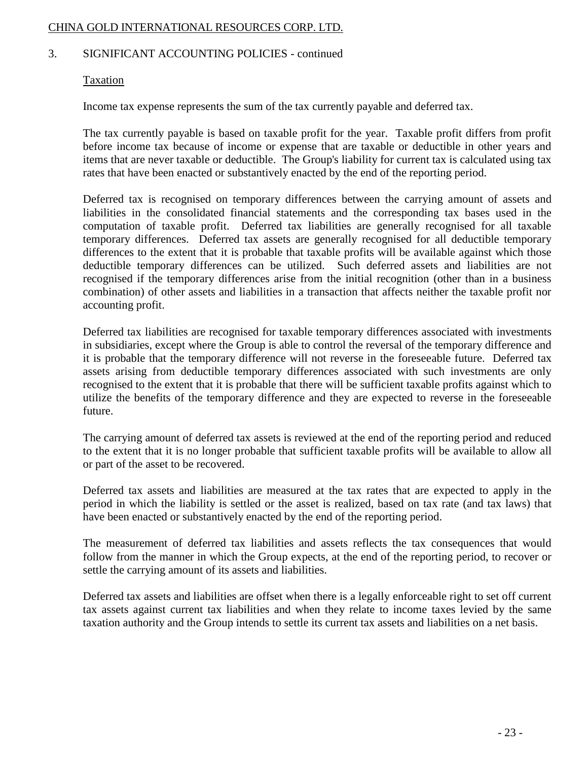## 3. SIGNIFICANT ACCOUNTING POLICIES - continued

### Taxation

Income tax expense represents the sum of the tax currently payable and deferred tax.

The tax currently payable is based on taxable profit for the year. Taxable profit differs from profit before income tax because of income or expense that are taxable or deductible in other years and items that are never taxable or deductible. The Group's liability for current tax is calculated using tax rates that have been enacted or substantively enacted by the end of the reporting period.

Deferred tax is recognised on temporary differences between the carrying amount of assets and liabilities in the consolidated financial statements and the corresponding tax bases used in the computation of taxable profit. Deferred tax liabilities are generally recognised for all taxable temporary differences. Deferred tax assets are generally recognised for all deductible temporary differences to the extent that it is probable that taxable profits will be available against which those deductible temporary differences can be utilized. Such deferred assets and liabilities are not recognised if the temporary differences arise from the initial recognition (other than in a business combination) of other assets and liabilities in a transaction that affects neither the taxable profit nor accounting profit.

Deferred tax liabilities are recognised for taxable temporary differences associated with investments in subsidiaries, except where the Group is able to control the reversal of the temporary difference and it is probable that the temporary difference will not reverse in the foreseeable future. Deferred tax assets arising from deductible temporary differences associated with such investments are only recognised to the extent that it is probable that there will be sufficient taxable profits against which to utilize the benefits of the temporary difference and they are expected to reverse in the foreseeable future.

The carrying amount of deferred tax assets is reviewed at the end of the reporting period and reduced to the extent that it is no longer probable that sufficient taxable profits will be available to allow all or part of the asset to be recovered.

Deferred tax assets and liabilities are measured at the tax rates that are expected to apply in the period in which the liability is settled or the asset is realized, based on tax rate (and tax laws) that have been enacted or substantively enacted by the end of the reporting period.

The measurement of deferred tax liabilities and assets reflects the tax consequences that would follow from the manner in which the Group expects, at the end of the reporting period, to recover or settle the carrying amount of its assets and liabilities.

Deferred tax assets and liabilities are offset when there is a legally enforceable right to set off current tax assets against current tax liabilities and when they relate to income taxes levied by the same taxation authority and the Group intends to settle its current tax assets and liabilities on a net basis.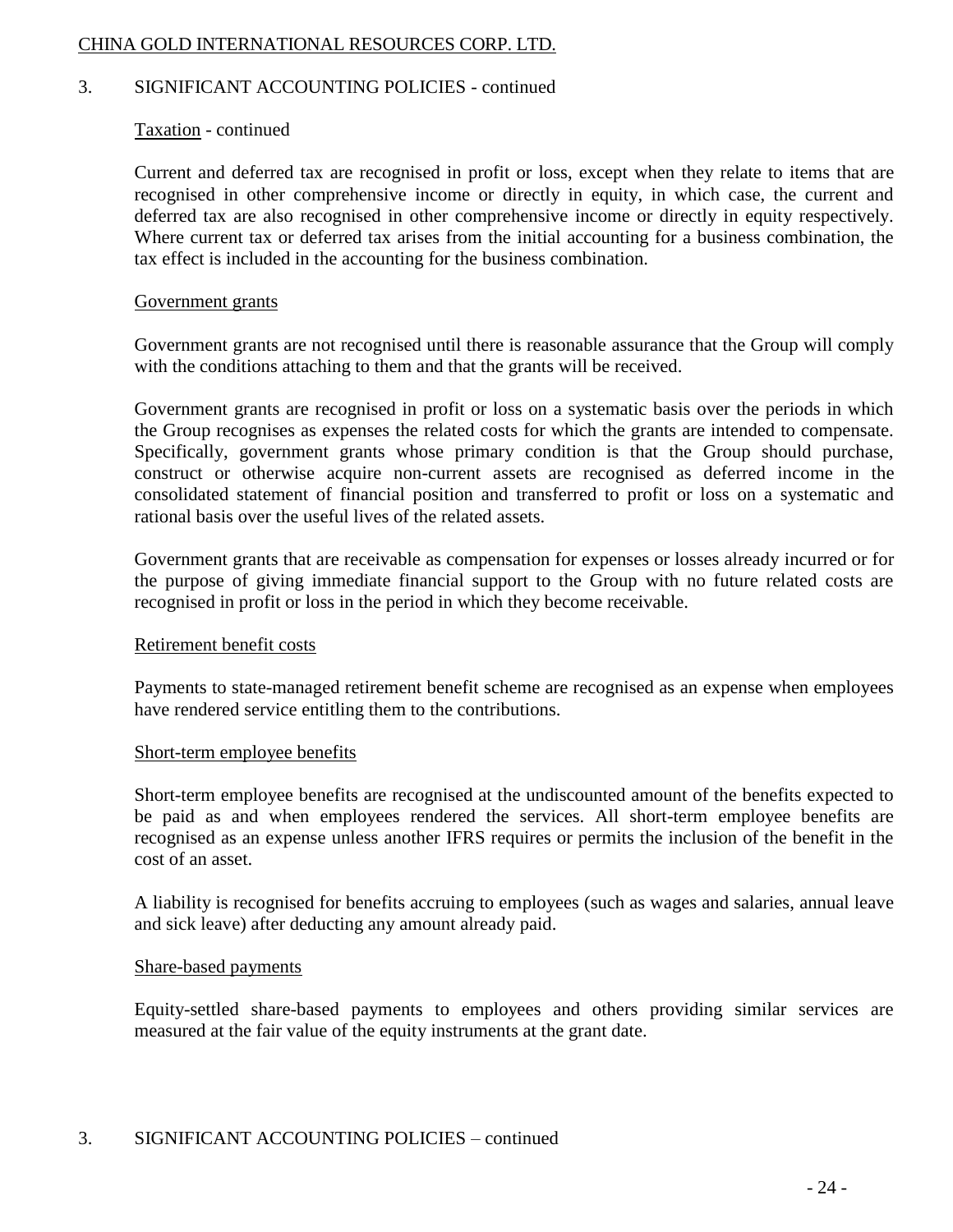## 3. SIGNIFICANT ACCOUNTING POLICIES - continued

### Taxation - continued

Current and deferred tax are recognised in profit or loss, except when they relate to items that are recognised in other comprehensive income or directly in equity, in which case, the current and deferred tax are also recognised in other comprehensive income or directly in equity respectively. Where current tax or deferred tax arises from the initial accounting for a business combination, the tax effect is included in the accounting for the business combination.

### Government grants

Government grants are not recognised until there is reasonable assurance that the Group will comply with the conditions attaching to them and that the grants will be received.

Government grants are recognised in profit or loss on a systematic basis over the periods in which the Group recognises as expenses the related costs for which the grants are intended to compensate. Specifically, government grants whose primary condition is that the Group should purchase, construct or otherwise acquire non-current assets are recognised as deferred income in the consolidated statement of financial position and transferred to profit or loss on a systematic and rational basis over the useful lives of the related assets.

Government grants that are receivable as compensation for expenses or losses already incurred or for the purpose of giving immediate financial support to the Group with no future related costs are recognised in profit or loss in the period in which they become receivable.

### Retirement benefit costs

Payments to state-managed retirement benefit scheme are recognised as an expense when employees have rendered service entitling them to the contributions.

### Short-term employee benefits

Short-term employee benefits are recognised at the undiscounted amount of the benefits expected to be paid as and when employees rendered the services. All short-term employee benefits are recognised as an expense unless another IFRS requires or permits the inclusion of the benefit in the cost of an asset.

A liability is recognised for benefits accruing to employees (such as wages and salaries, annual leave and sick leave) after deducting any amount already paid.

### Share-based payments

Equity-settled share-based payments to employees and others providing similar services are measured at the fair value of the equity instruments at the grant date.

## 3. SIGNIFICANT ACCOUNTING POLICIES – continued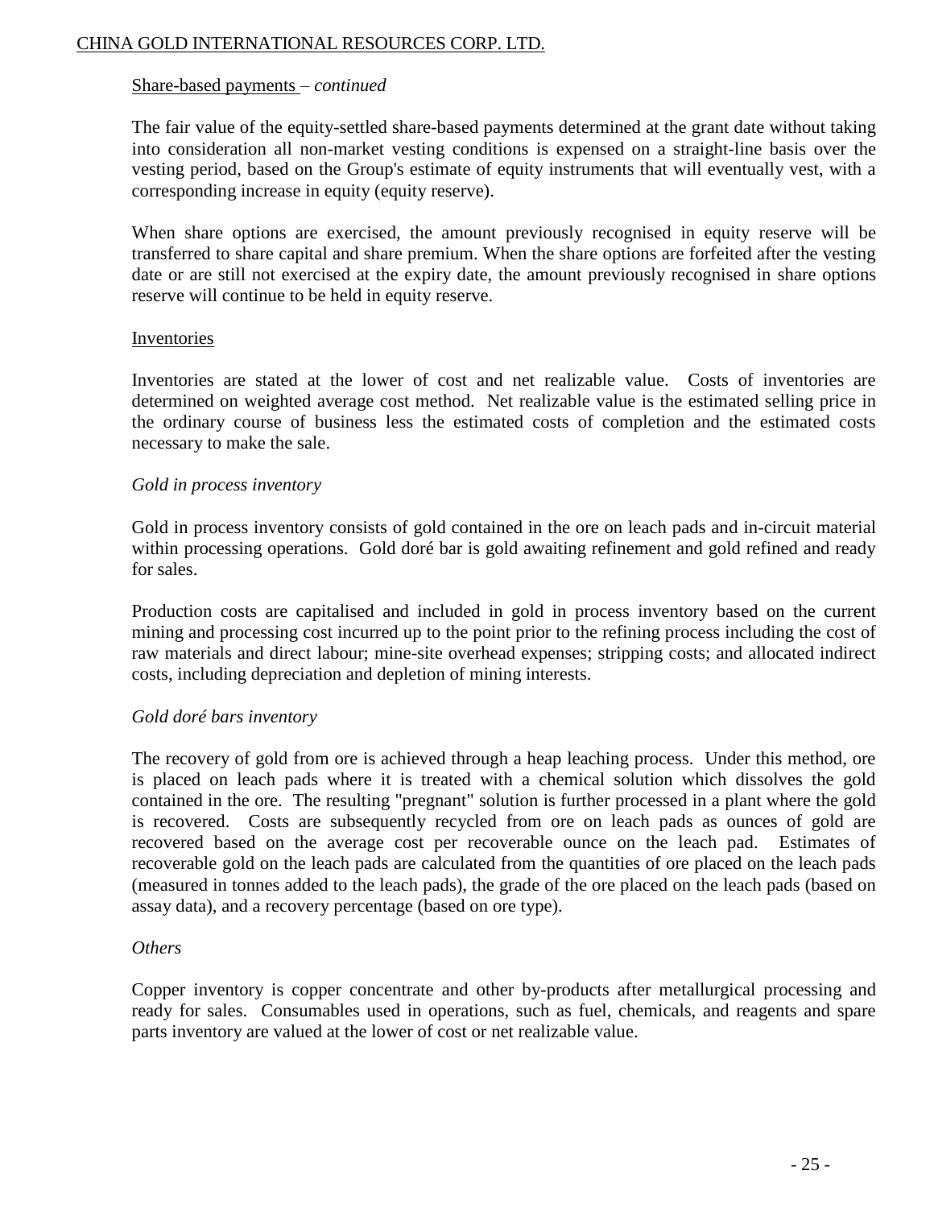Share-based payments – *continued*

The fair value of the equity-settled share-based payments determined at the grant date without taking into consideration all non-market vesting conditions is expensed on a straight-line basis over the vesting period, based on the Group's estimate of equity instruments that will eventually vest, with a corresponding increase in equity (equity reserve).

When share options are exercised, the amount previously recognised in equity reserve will be transferred to share capital and share premium. When the share options are forfeited after the vesting date or are still not exercised at the expiry date, the amount previously recognised in share options reserve will continue to be held in equity reserve.

Inventories

Inventories are stated at the lower of cost and net realizable value. Costs of inventories are determined on weighted average cost method. Net realizable value is the estimated selling price in the ordinary course of business less the estimated costs of completion and the estimated costs necessary to make the sale.

*Gold in process inventory*

Gold in process inventory consists of gold contained in the ore on leach pads and in-circuit material within processing operations. Gold doré bar is gold awaiting refinement and gold refined and ready for sales.

Production costs are capitalised and included in gold in process inventory based on the current mining and processing cost incurred up to the point prior to the refining process including the cost of raw materials and direct labour; mine-site overhead expenses; stripping costs; and allocated indirect costs, including depreciation and depletion of mining interests.

*Gold doré bars inventory*

The recovery of gold from ore is achieved through a heap leaching process. Under this method, ore is placed on leach pads where it is treated with a chemical solution which dissolves the gold contained in the ore. The resulting "pregnant" solution is further processed in a plant where the gold is recovered. Costs are subsequently recycled from ore on leach pads as ounces of gold are recovered based on the average cost per recoverable ounce on the leach pad. Estimates of recoverable gold on the leach pads are calculated from the quantities of ore placed on the leach pads (measured in tonnes added to the leach pads), the grade of the ore placed on the leach pads (based on assay data), and a recovery percentage (based on ore type).

*Others*

Copper inventory is copper concentrate and other by-products after metallurgical processing and ready for sales. Consumables used in operations, such as fuel, chemicals, and reagents and spare parts inventory are valued at the lower of cost or net realizable value.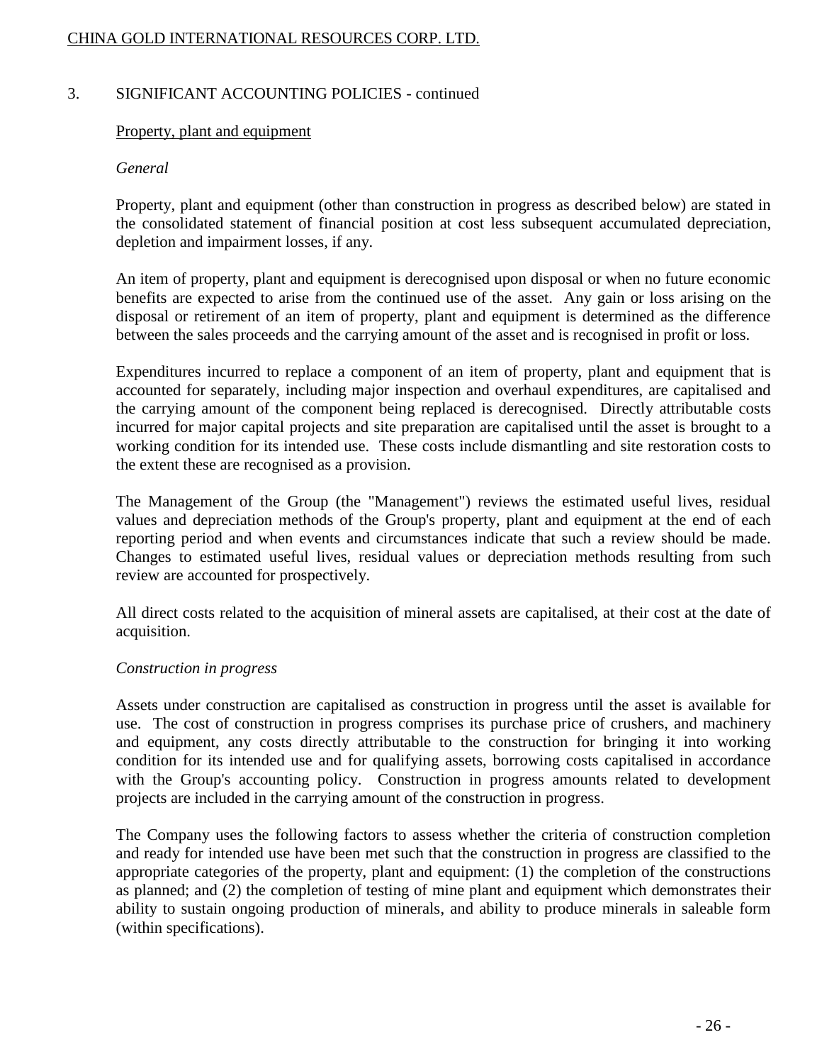## 3. SIGNIFICANT ACCOUNTING POLICIES - continued

### Property, plant and equipment

*General*

Property, plant and equipment (other than construction in progress as described below) are stated in the consolidated statement of financial position at cost less subsequent accumulated depreciation, depletion and impairment losses, if any.

An item of property, plant and equipment is derecognised upon disposal or when no future economic benefits are expected to arise from the continued use of the asset. Any gain or loss arising on the disposal or retirement of an item of property, plant and equipment is determined as the difference between the sales proceeds and the carrying amount of the asset and is recognised in profit or loss.

Expenditures incurred to replace a component of an item of property, plant and equipment that is accounted for separately, including major inspection and overhaul expenditures, are capitalised and the carrying amount of the component being replaced is derecognised. Directly attributable costs incurred for major capital projects and site preparation are capitalised until the asset is brought to a working condition for its intended use. These costs include dismantling and site restoration costs to the extent these are recognised as a provision.

The Management of the Group (the "Management") reviews the estimated useful lives, residual values and depreciation methods of the Group's property, plant and equipment at the end of each reporting period and when events and circumstances indicate that such a review should be made. Changes to estimated useful lives, residual values or depreciation methods resulting from such review are accounted for prospectively.

All direct costs related to the acquisition of mineral assets are capitalised, at their cost at the date of acquisition.

*Construction in progress*

Assets under construction are capitalised as construction in progress until the asset is available for use. The cost of construction in progress comprises its purchase price of crushers, and machinery and equipment, any costs directly attributable to the construction for bringing it into working condition for its intended use and for qualifying assets, borrowing costs capitalised in accordance with the Group's accounting policy. Construction in progress amounts related to development projects are included in the carrying amount of the construction in progress.

The Company uses the following factors to assess whether the criteria of construction completion and ready for intended use have been met such that the construction in progress are classified to the appropriate categories of the property, plant and equipment: (1) the completion of the constructions as planned; and (2) the completion of testing of mine plant and equipment which demonstrates their ability to sustain ongoing production of minerals, and ability to produce minerals in saleable form (within specifications).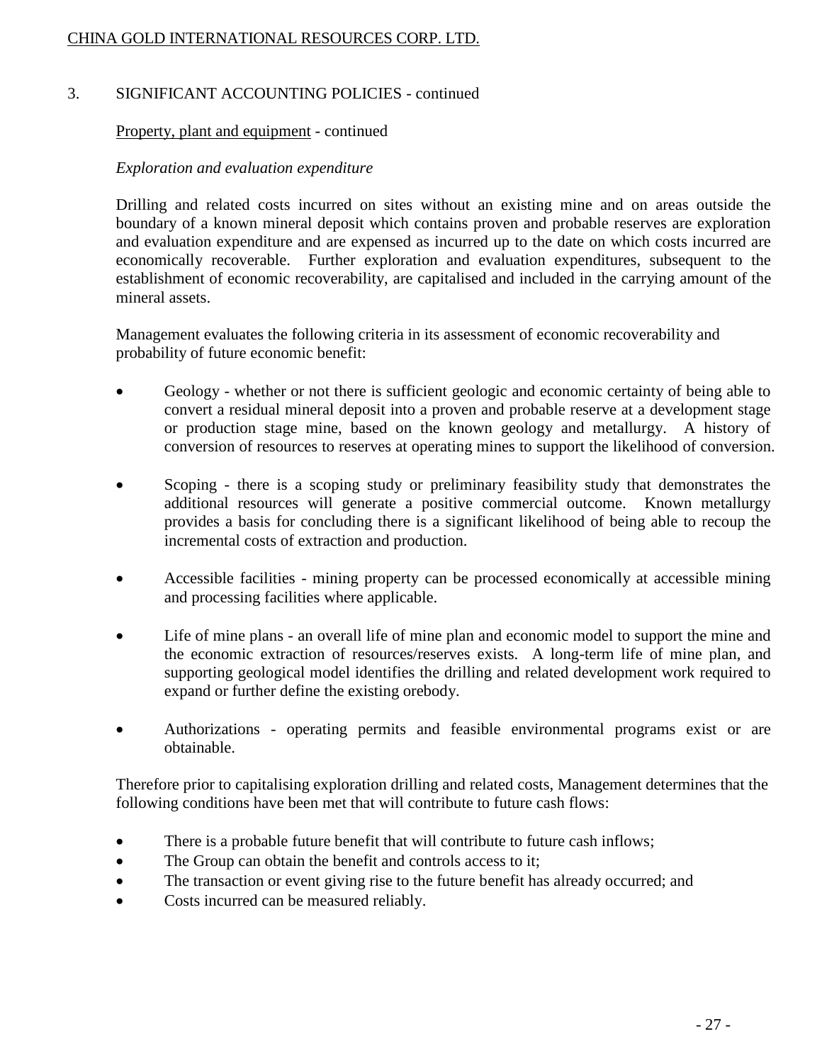## 3. SIGNIFICANT ACCOUNTING POLICIES - continued

Property, plant and equipment - continued

*Exploration and evaluation expenditure*

Drilling and related costs incurred on sites without an existing mine and on areas outside the boundary of a known mineral deposit which contains proven and probable reserves are exploration and evaluation expenditure and are expensed as incurred up to the date on which costs incurred are economically recoverable. Further exploration and evaluation expenditures, subsequent to the establishment of economic recoverability, are capitalised and included in the carrying amount of the mineral assets.

Management evaluates the following criteria in its assessment of economic recoverability and probability of future economic benefit:

- Geology - whether or not there is sufficient geologic and economic certainty of being able to convert a residual mineral deposit into a proven and probable reserve at a development stage or production stage mine, based on the known geology and metallurgy. A history of conversion of resources to reserves at operating mines to support the likelihood of conversion.

- Scoping - there is a scoping study or preliminary feasibility study that demonstrates the additional resources will generate a positive commercial outcome. Known metallurgy provides a basis for concluding there is a significant likelihood of being able to recoup the incremental costs of extraction and production.

- Accessible facilities - mining property can be processed economically at accessible mining and processing facilities where applicable.

- Life of mine plans - an overall life of mine plan and economic model to support the mine and the economic extraction of resources/reserves exists. A long-term life of mine plan, and supporting geological model identifies the drilling and related development work required to expand or further define the existing orebody.

- Authorizations - operating permits and feasible environmental programs exist or are obtainable.

Therefore prior to capitalising exploration drilling and related costs, Management determines that the following conditions have been met that will contribute to future cash flows:

- There is a probable future benefit that will contribute to future cash inflows;
- The Group can obtain the benefit and controls access to it;
- The transaction or event giving rise to the future benefit has already occurred; and
- Costs incurred can be measured reliably.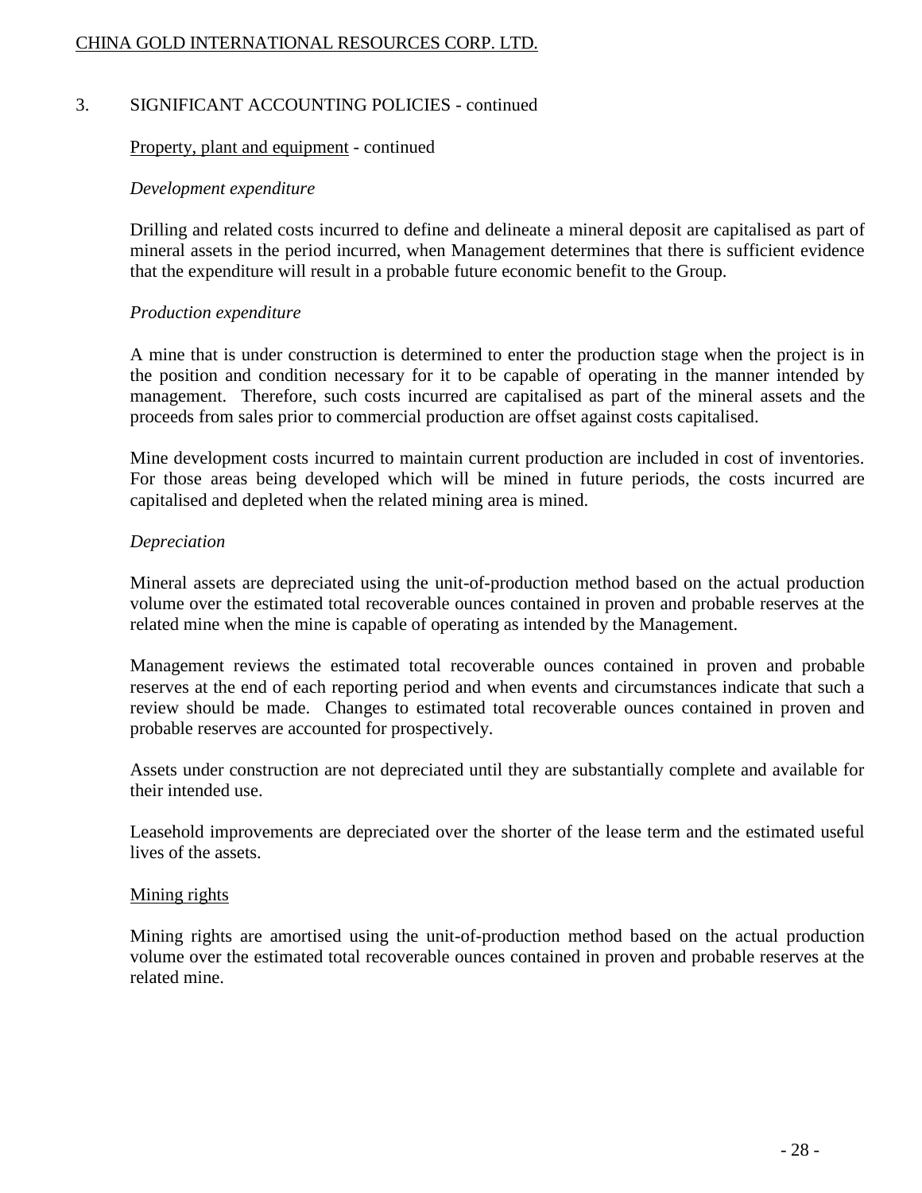## 3. SIGNIFICANT ACCOUNTING POLICIES - continued

### Property, plant and equipment - continued

*Development expenditure*

Drilling and related costs incurred to define and delineate a mineral deposit are capitalised as part of mineral assets in the period incurred, when Management determines that there is sufficient evidence that the expenditure will result in a probable future economic benefit to the Group.

*Production expenditure*

A mine that is under construction is determined to enter the production stage when the project is in the position and condition necessary for it to be capable of operating in the manner intended by management. Therefore, such costs incurred are capitalised as part of the mineral assets and the proceeds from sales prior to commercial production are offset against costs capitalised.

Mine development costs incurred to maintain current production are included in cost of inventories. For those areas being developed which will be mined in future periods, the costs incurred are capitalised and depleted when the related mining area is mined.

*Depreciation*

Mineral assets are depreciated using the unit-of-production method based on the actual production volume over the estimated total recoverable ounces contained in proven and probable reserves at the related mine when the mine is capable of operating as intended by the Management.

Management reviews the estimated total recoverable ounces contained in proven and probable reserves at the end of each reporting period and when events and circumstances indicate that such a review should be made. Changes to estimated total recoverable ounces contained in proven and probable reserves are accounted for prospectively.

Assets under construction are not depreciated until they are substantially complete and available for their intended use.

Leasehold improvements are depreciated over the shorter of the lease term and the estimated useful lives of the assets.

### Mining rights

Mining rights are amortised using the unit-of-production method based on the actual production volume over the estimated total recoverable ounces contained in proven and probable reserves at the related mine.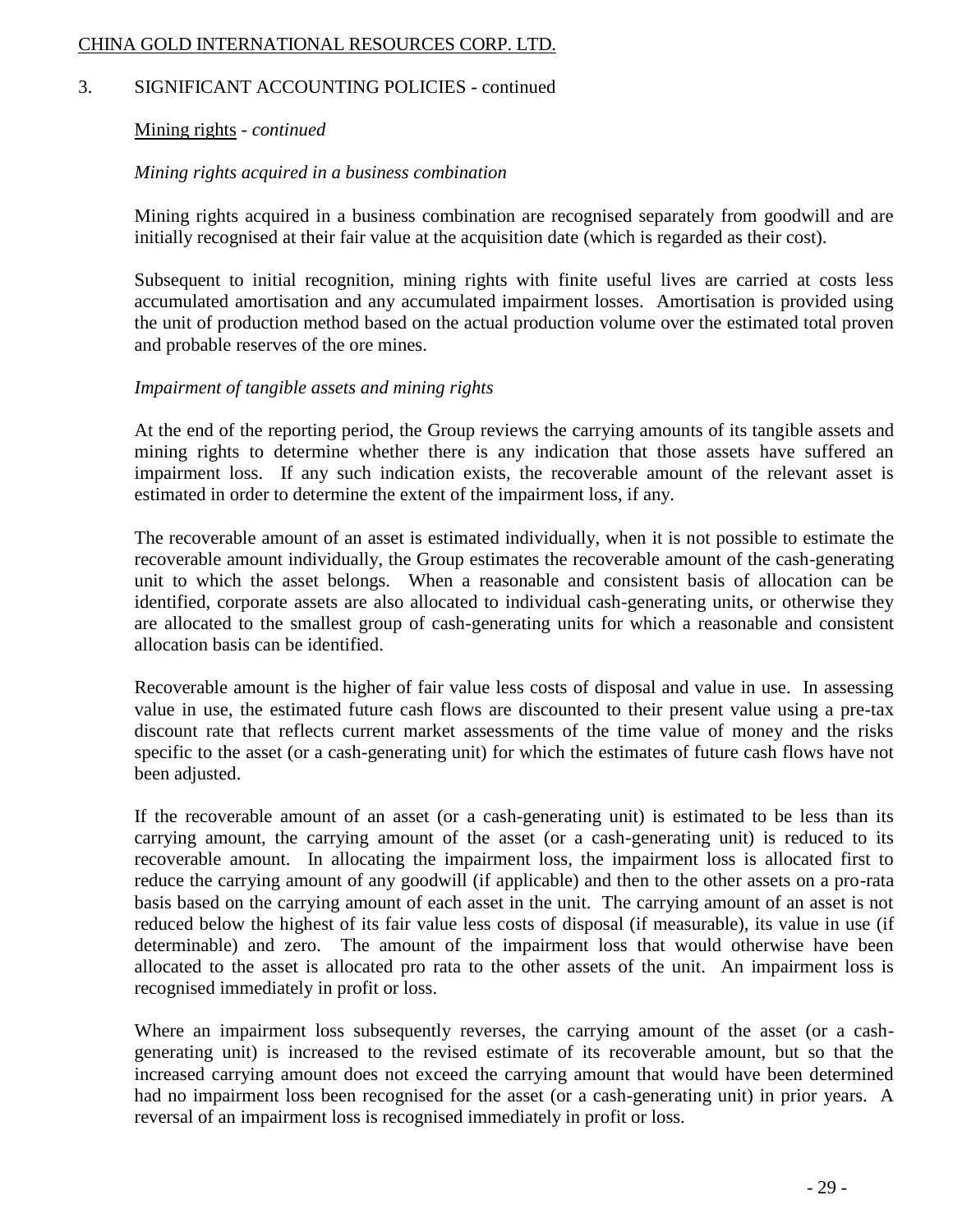## 3. SIGNIFICANT ACCOUNTING POLICIES - continued

### Mining rights - *continued*

*Mining rights acquired in a business combination*

Mining rights acquired in a business combination are recognised separately from goodwill and are initially recognised at their fair value at the acquisition date (which is regarded as their cost).

Subsequent to initial recognition, mining rights with finite useful lives are carried at costs less accumulated amortisation and any accumulated impairment losses. Amortisation is provided using the unit of production method based on the actual production volume over the estimated total proven and probable reserves of the ore mines.

*Impairment of tangible assets and mining rights*

At the end of the reporting period, the Group reviews the carrying amounts of its tangible assets and mining rights to determine whether there is any indication that those assets have suffered an impairment loss. If any such indication exists, the recoverable amount of the relevant asset is estimated in order to determine the extent of the impairment loss, if any.

The recoverable amount of an asset is estimated individually, when it is not possible to estimate the recoverable amount individually, the Group estimates the recoverable amount of the cash-generating unit to which the asset belongs. When a reasonable and consistent basis of allocation can be identified, corporate assets are also allocated to individual cash-generating units, or otherwise they are allocated to the smallest group of cash-generating units for which a reasonable and consistent allocation basis can be identified.

Recoverable amount is the higher of fair value less costs of disposal and value in use. In assessing value in use, the estimated future cash flows are discounted to their present value using a pre-tax discount rate that reflects current market assessments of the time value of money and the risks specific to the asset (or a cash-generating unit) for which the estimates of future cash flows have not been adjusted.

If the recoverable amount of an asset (or a cash-generating unit) is estimated to be less than its carrying amount, the carrying amount of the asset (or a cash-generating unit) is reduced to its recoverable amount. In allocating the impairment loss, the impairment loss is allocated first to reduce the carrying amount of any goodwill (if applicable) and then to the other assets on a pro-rata basis based on the carrying amount of each asset in the unit. The carrying amount of an asset is not reduced below the highest of its fair value less costs of disposal (if measurable), its value in use (if determinable) and zero. The amount of the impairment loss that would otherwise have been allocated to the asset is allocated pro rata to the other assets of the unit. An impairment loss is recognised immediately in profit or loss.

Where an impairment loss subsequently reverses, the carrying amount of the asset (or a cash-generating unit) is increased to the revised estimate of its recoverable amount, but so that the increased carrying amount does not exceed the carrying amount that would have been determined had no impairment loss been recognised for the asset (or a cash-generating unit) in prior years. A reversal of an impairment loss is recognised immediately in profit or loss.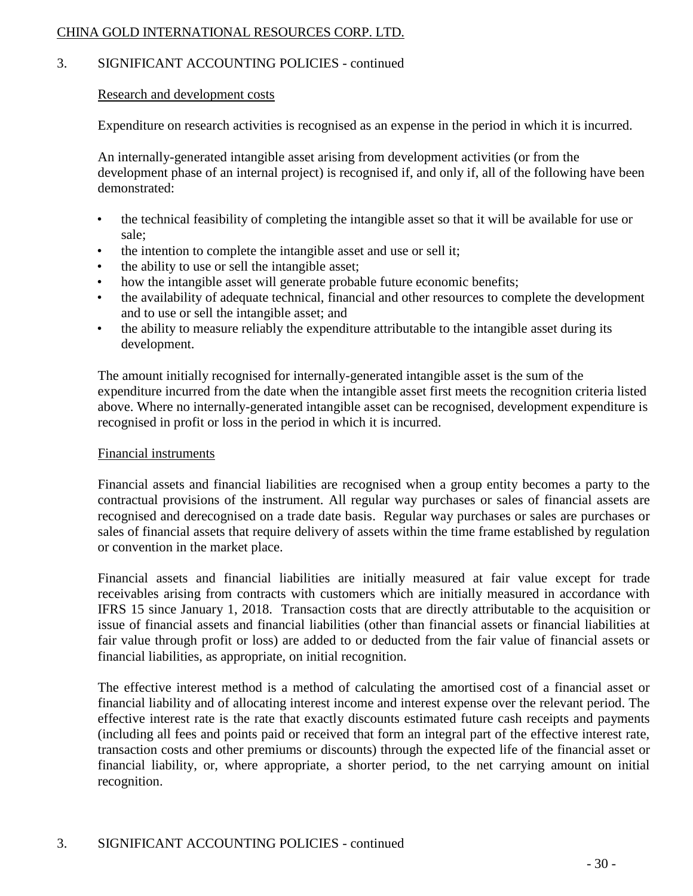## 3. SIGNIFICANT ACCOUNTING POLICIES - continued

### Research and development costs

Expenditure on research activities is recognised as an expense in the period in which it is incurred.

An internally-generated intangible asset arising from development activities (or from the development phase of an internal project) is recognised if, and only if, all of the following have been demonstrated:

- the technical feasibility of completing the intangible asset so that it will be available for use or sale;
- the intention to complete the intangible asset and use or sell it;
- the ability to use or sell the intangible asset;
- how the intangible asset will generate probable future economic benefits;
- the availability of adequate technical, financial and other resources to complete the development and to use or sell the intangible asset; and
- the ability to measure reliably the expenditure attributable to the intangible asset during its development.

The amount initially recognised for internally-generated intangible asset is the sum of the expenditure incurred from the date when the intangible asset first meets the recognition criteria listed above. Where no internally-generated intangible asset can be recognised, development expenditure is recognised in profit or loss in the period in which it is incurred.

### Financial instruments

Financial assets and financial liabilities are recognised when a group entity becomes a party to the contractual provisions of the instrument. All regular way purchases or sales of financial assets are recognised and derecognised on a trade date basis. Regular way purchases or sales are purchases or sales of financial assets that require delivery of assets within the time frame established by regulation or convention in the market place.

Financial assets and financial liabilities are initially measured at fair value except for trade receivables arising from contracts with customers which are initially measured in accordance with IFRS 15 since January 1, 2018. Transaction costs that are directly attributable to the acquisition or issue of financial assets and financial liabilities (other than financial assets or financial liabilities at fair value through profit or loss) are added to or deducted from the fair value of financial assets or financial liabilities, as appropriate, on initial recognition.

The effective interest method is a method of calculating the amortised cost of a financial asset or financial liability and of allocating interest income and interest expense over the relevant period. The effective interest rate is the rate that exactly discounts estimated future cash receipts and payments (including all fees and points paid or received that form an integral part of the effective interest rate, transaction costs and other premiums or discounts) through the expected life of the financial asset or financial liability, or, where appropriate, a shorter period, to the net carrying amount on initial recognition.

## 3. SIGNIFICANT ACCOUNTING POLICIES - continued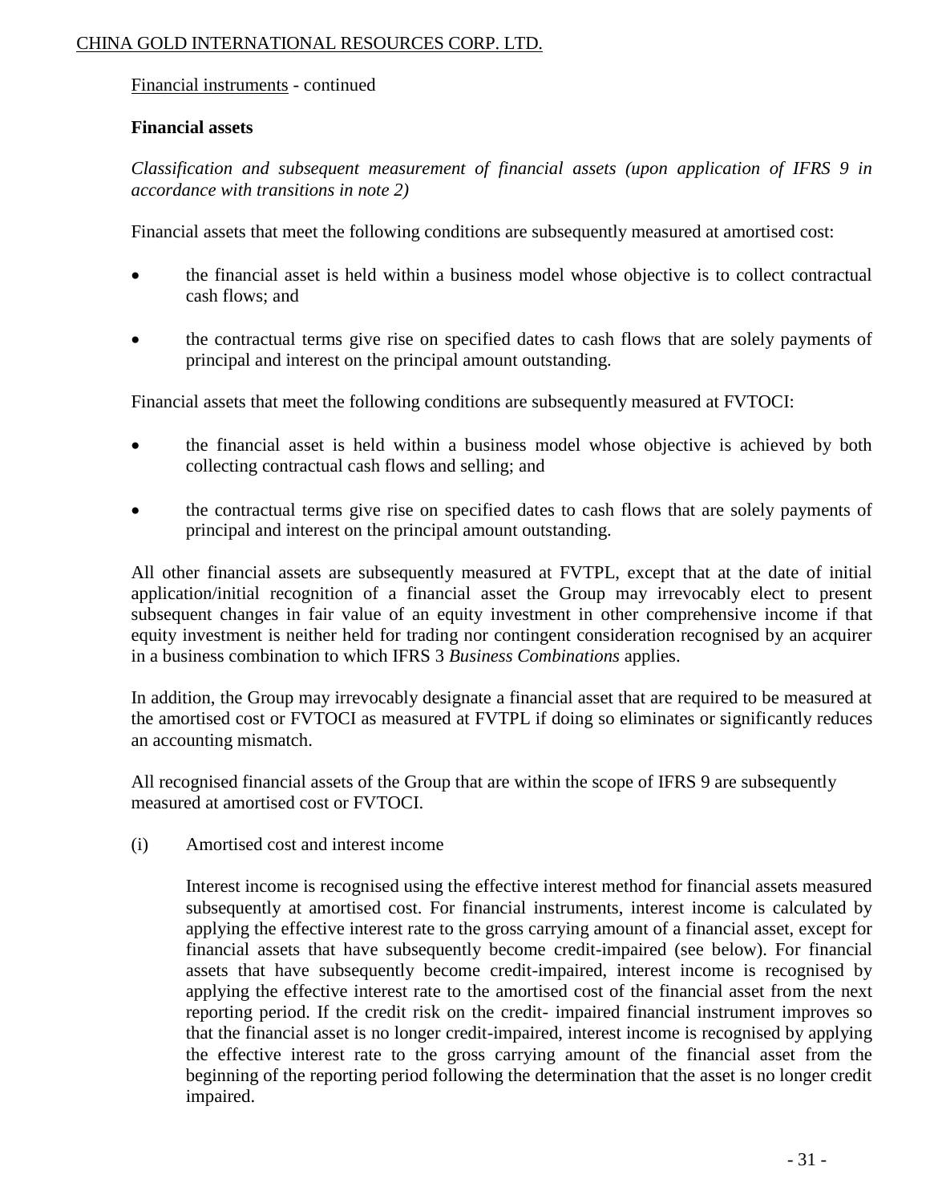Financial instruments - continued

**Financial assets**

*Classification and subsequent measurement of financial assets (upon application of IFRS 9 in accordance with transitions in note 2)*

Financial assets that meet the following conditions are subsequently measured at amortised cost:

- the financial asset is held within a business model whose objective is to collect contractual cash flows; and
- the contractual terms give rise on specified dates to cash flows that are solely payments of principal and interest on the principal amount outstanding.

Financial assets that meet the following conditions are subsequently measured at FVTOCI:

- the financial asset is held within a business model whose objective is achieved by both collecting contractual cash flows and selling; and
- the contractual terms give rise on specified dates to cash flows that are solely payments of principal and interest on the principal amount outstanding.

All other financial assets are subsequently measured at FVTPL, except that at the date of initial application/initial recognition of a financial asset the Group may irrevocably elect to present subsequent changes in fair value of an equity investment in other comprehensive income if that equity investment is neither held for trading nor contingent consideration recognised by an acquirer in a business combination to which IFRS 3 *Business Combinations* applies.

In addition, the Group may irrevocably designate a financial asset that are required to be measured at the amortised cost or FVTOCI as measured at FVTPL if doing so eliminates or significantly reduces an accounting mismatch.

All recognised financial assets of the Group that are within the scope of IFRS 9 are subsequently measured at amortised cost or FVTOCI.

(i) Amortised cost and interest income

Interest income is recognised using the effective interest method for financial assets measured subsequently at amortised cost. For financial instruments, interest income is calculated by applying the effective interest rate to the gross carrying amount of a financial asset, except for financial assets that have subsequently become credit-impaired (see below). For financial assets that have subsequently become credit-impaired, interest income is recognised by applying the effective interest rate to the amortised cost of the financial asset from the next reporting period. If the credit risk on the credit- impaired financial instrument improves so that the financial asset is no longer credit-impaired, interest income is recognised by applying the effective interest rate to the gross carrying amount of the financial asset from the beginning of the reporting period following the determination that the asset is no longer credit impaired.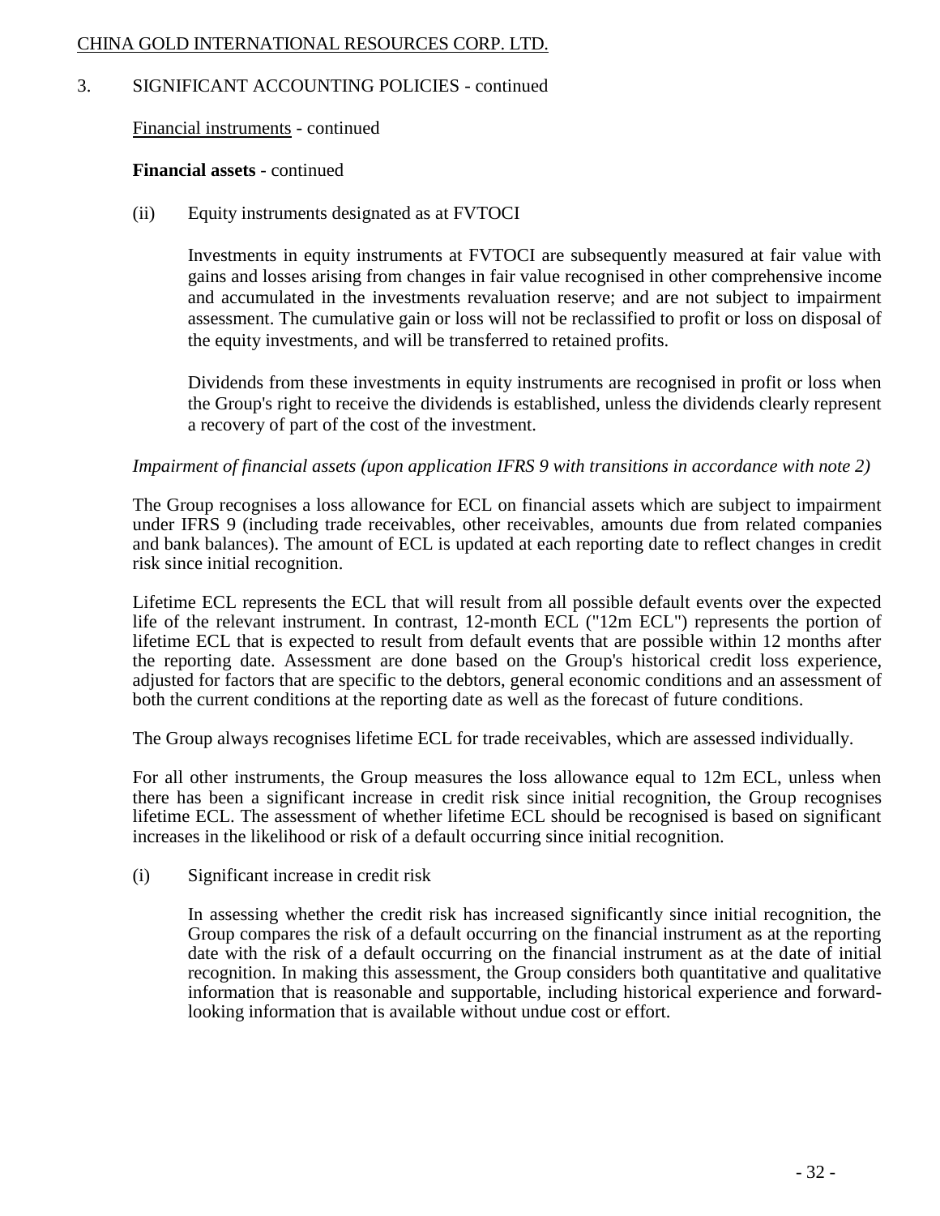## 3. SIGNIFICANT ACCOUNTING POLICIES - continued

Financial instruments - continued

**Financial assets** - continued

(ii) Equity instruments designated as at FVTOCI

Investments in equity instruments at FVTOCI are subsequently measured at fair value with gains and losses arising from changes in fair value recognised in other comprehensive income and accumulated in the investments revaluation reserve; and are not subject to impairment assessment. The cumulative gain or loss will not be reclassified to profit or loss on disposal of the equity investments, and will be transferred to retained profits.

Dividends from these investments in equity instruments are recognised in profit or loss when the Group's right to receive the dividends is established, unless the dividends clearly represent a recovery of part of the cost of the investment.

*Impairment of financial assets (upon application IFRS 9 with transitions in accordance with note 2)*

The Group recognises a loss allowance for ECL on financial assets which are subject to impairment under IFRS 9 (including trade receivables, other receivables, amounts due from related companies and bank balances). The amount of ECL is updated at each reporting date to reflect changes in credit risk since initial recognition.

Lifetime ECL represents the ECL that will result from all possible default events over the expected life of the relevant instrument. In contrast, 12-month ECL ("12m ECL") represents the portion of lifetime ECL that is expected to result from default events that are possible within 12 months after the reporting date. Assessment are done based on the Group's historical credit loss experience, adjusted for factors that are specific to the debtors, general economic conditions and an assessment of both the current conditions at the reporting date as well as the forecast of future conditions.

The Group always recognises lifetime ECL for trade receivables, which are assessed individually.

For all other instruments, the Group measures the loss allowance equal to 12m ECL, unless when there has been a significant increase in credit risk since initial recognition, the Group recognises lifetime ECL. The assessment of whether lifetime ECL should be recognised is based on significant increases in the likelihood or risk of a default occurring since initial recognition.

(i) Significant increase in credit risk

In assessing whether the credit risk has increased significantly since initial recognition, the Group compares the risk of a default occurring on the financial instrument as at the reporting date with the risk of a default occurring on the financial instrument as at the date of initial recognition. In making this assessment, the Group considers both quantitative and qualitative information that is reasonable and supportable, including historical experience and forward-looking information that is available without undue cost or effort.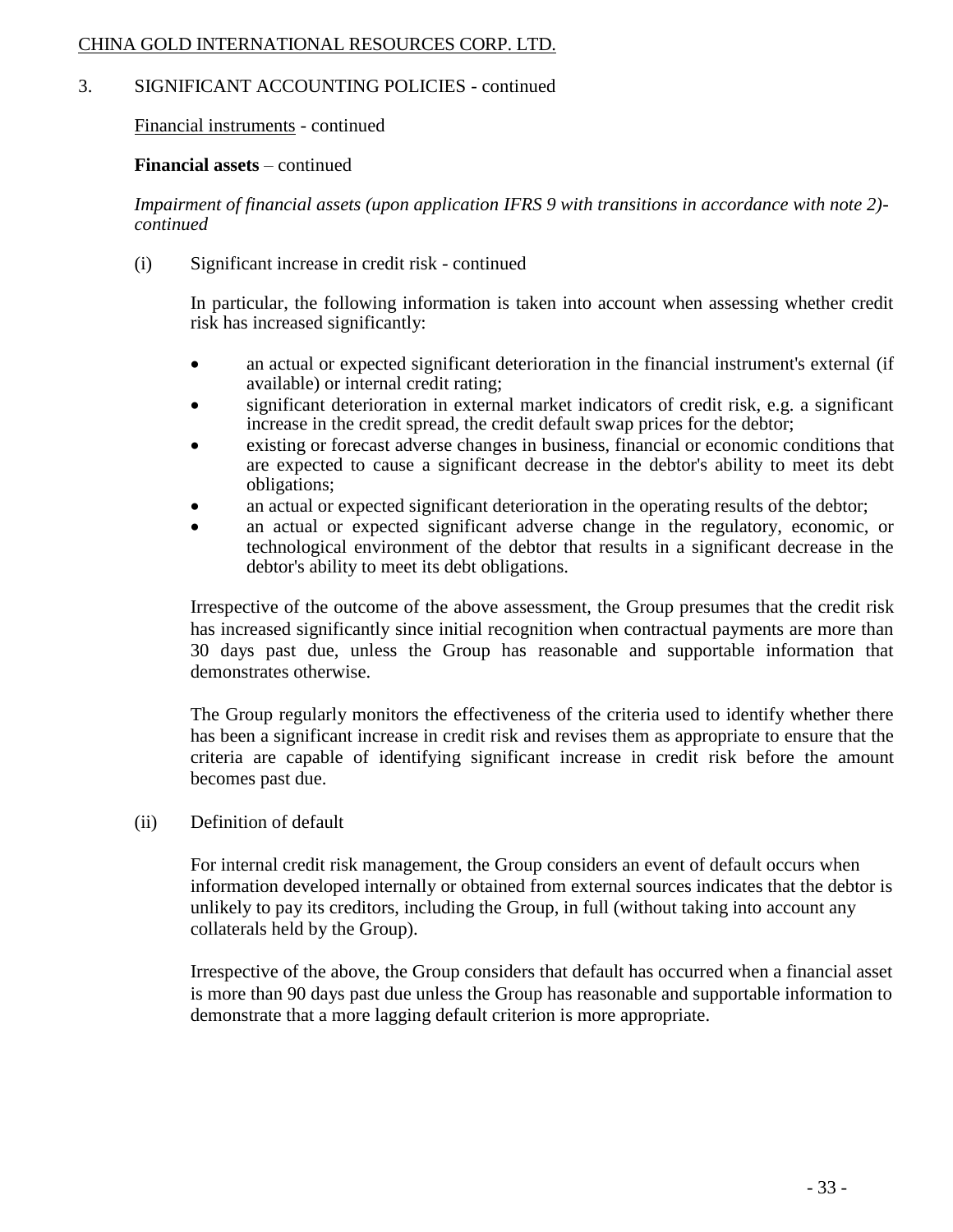## 3. SIGNIFICANT ACCOUNTING POLICIES - continued

Financial instruments - continued

**Financial assets** – continued

*Impairment of financial assets (upon application IFRS 9 with transitions in accordance with note 2)- continued*

(i) Significant increase in credit risk - continued

In particular, the following information is taken into account when assessing whether credit risk has increased significantly:

- an actual or expected significant deterioration in the financial instrument's external (if available) or internal credit rating;
- significant deterioration in external market indicators of credit risk, e.g. a significant increase in the credit spread, the credit default swap prices for the debtor;
- existing or forecast adverse changes in business, financial or economic conditions that are expected to cause a significant decrease in the debtor's ability to meet its debt obligations;
- an actual or expected significant deterioration in the operating results of the debtor;
- an actual or expected significant adverse change in the regulatory, economic, or technological environment of the debtor that results in a significant decrease in the debtor's ability to meet its debt obligations.

Irrespective of the outcome of the above assessment, the Group presumes that the credit risk has increased significantly since initial recognition when contractual payments are more than 30 days past due, unless the Group has reasonable and supportable information that demonstrates otherwise.

The Group regularly monitors the effectiveness of the criteria used to identify whether there has been a significant increase in credit risk and revises them as appropriate to ensure that the criteria are capable of identifying significant increase in credit risk before the amount becomes past due.

(ii) Definition of default

For internal credit risk management, the Group considers an event of default occurs when information developed internally or obtained from external sources indicates that the debtor is unlikely to pay its creditors, including the Group, in full (without taking into account any collaterals held by the Group).

Irrespective of the above, the Group considers that default has occurred when a financial asset is more than 90 days past due unless the Group has reasonable and supportable information to demonstrate that a more lagging default criterion is more appropriate.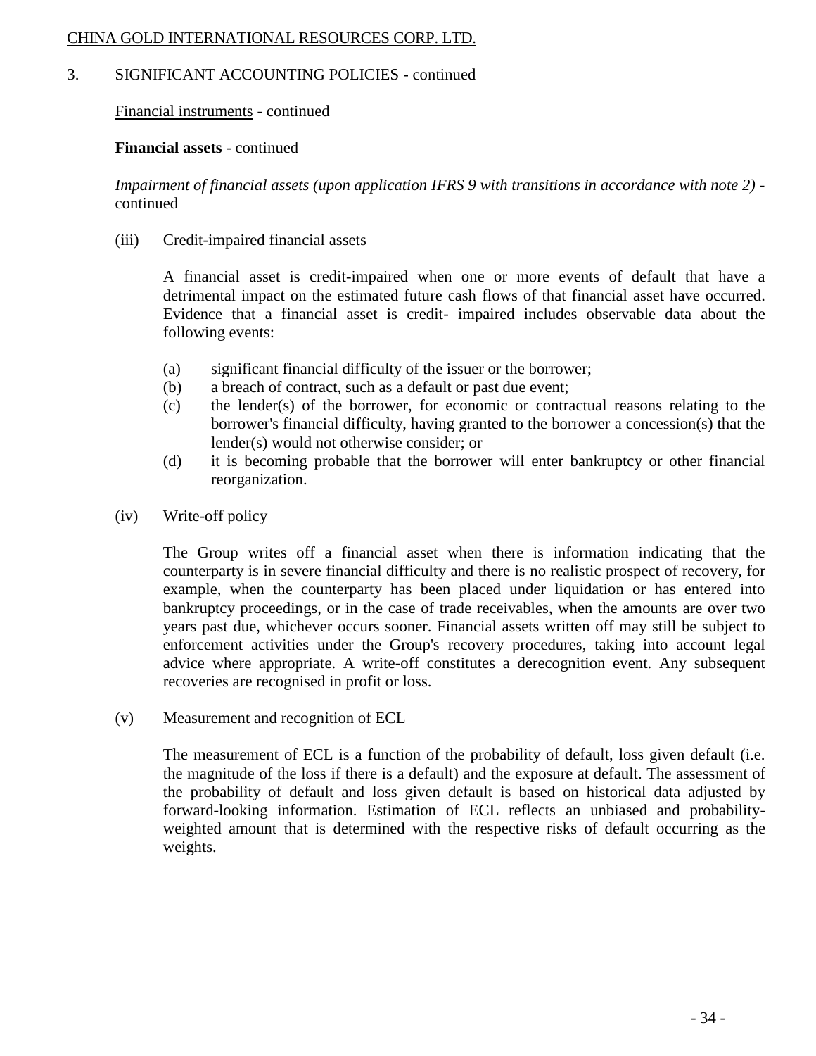## 3. SIGNIFICANT ACCOUNTING POLICIES - continued

Financial instruments - continued

**Financial assets** - continued

*Impairment of financial assets (upon application IFRS 9 with transitions in accordance with note 2)* - continued

(iii) Credit-impaired financial assets

A financial asset is credit-impaired when one or more events of default that have a detrimental impact on the estimated future cash flows of that financial asset have occurred. Evidence that a financial asset is credit- impaired includes observable data about the following events:

(a) significant financial difficulty of the issuer or the borrower;
(b) a breach of contract, such as a default or past due event;
(c) the lender(s) of the borrower, for economic or contractual reasons relating to the borrower's financial difficulty, having granted to the borrower a concession(s) that the lender(s) would not otherwise consider; or
(d) it is becoming probable that the borrower will enter bankruptcy or other financial reorganization.

(iv) Write-off policy

The Group writes off a financial asset when there is information indicating that the counterparty is in severe financial difficulty and there is no realistic prospect of recovery, for example, when the counterparty has been placed under liquidation or has entered into bankruptcy proceedings, or in the case of trade receivables, when the amounts are over two years past due, whichever occurs sooner. Financial assets written off may still be subject to enforcement activities under the Group's recovery procedures, taking into account legal advice where appropriate. A write-off constitutes a derecognition event. Any subsequent recoveries are recognised in profit or loss.

(v) Measurement and recognition of ECL

The measurement of ECL is a function of the probability of default, loss given default (i.e. the magnitude of the loss if there is a default) and the exposure at default. The assessment of the probability of default and loss given default is based on historical data adjusted by forward-looking information. Estimation of ECL reflects an unbiased and probability-weighted amount that is determined with the respective risks of default occurring as the weights.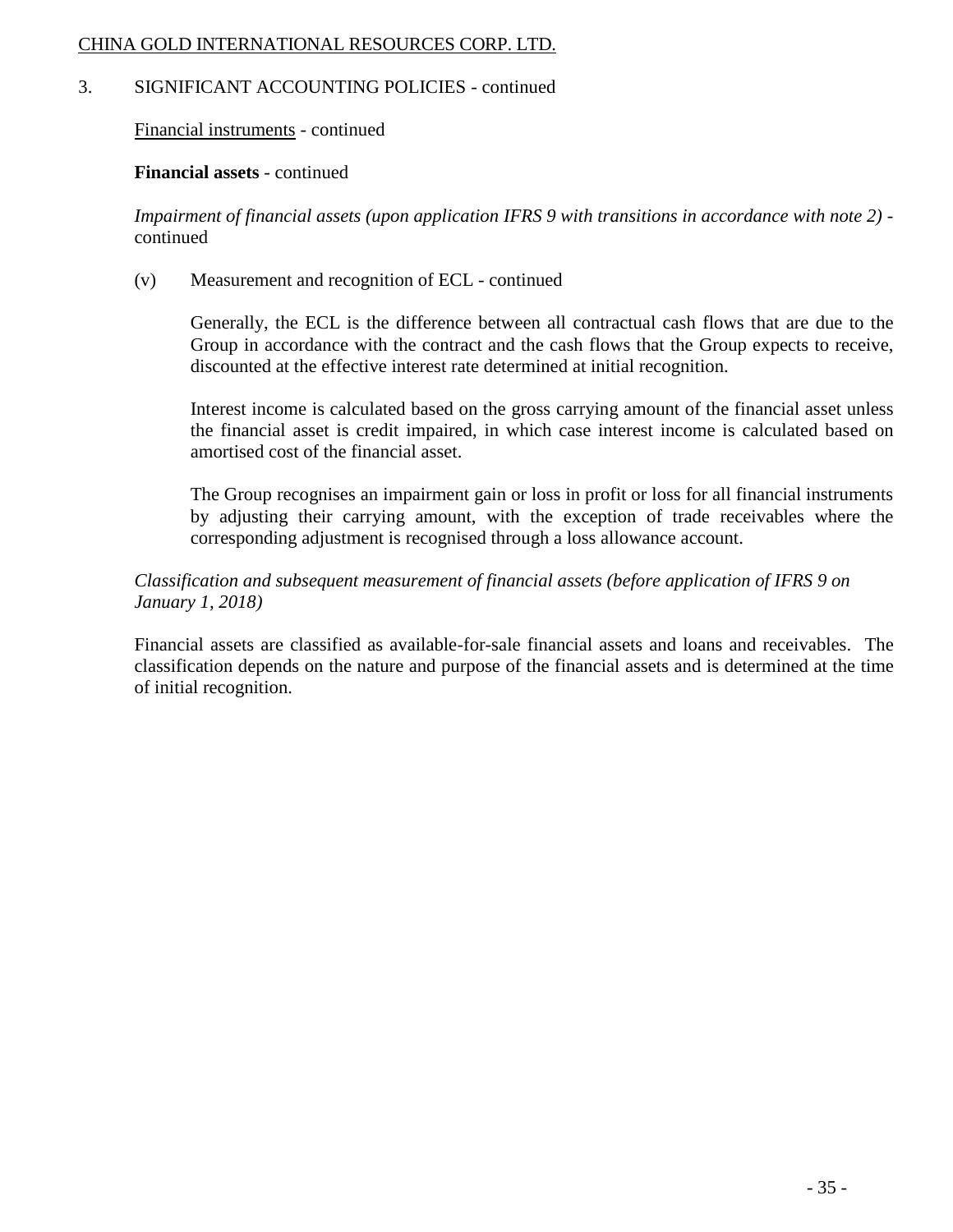3. SIGNIFICANT ACCOUNTING POLICIES - continued

Financial instruments - continued

**Financial assets** - continued

*Impairment of financial assets (upon application IFRS 9 with transitions in accordance with note 2)* - continued

(v) Measurement and recognition of ECL - continued

Generally, the ECL is the difference between all contractual cash flows that are due to the Group in accordance with the contract and the cash flows that the Group expects to receive, discounted at the effective interest rate determined at initial recognition.

Interest income is calculated based on the gross carrying amount of the financial asset unless the financial asset is credit impaired, in which case interest income is calculated based on amortised cost of the financial asset.

The Group recognises an impairment gain or loss in profit or loss for all financial instruments by adjusting their carrying amount, with the exception of trade receivables where the corresponding adjustment is recognised through a loss allowance account.

*Classification and subsequent measurement of financial assets (before application of IFRS 9 on January 1, 2018)*

Financial assets are classified as available-for-sale financial assets and loans and receivables. The classification depends on the nature and purpose of the financial assets and is determined at the time of initial recognition.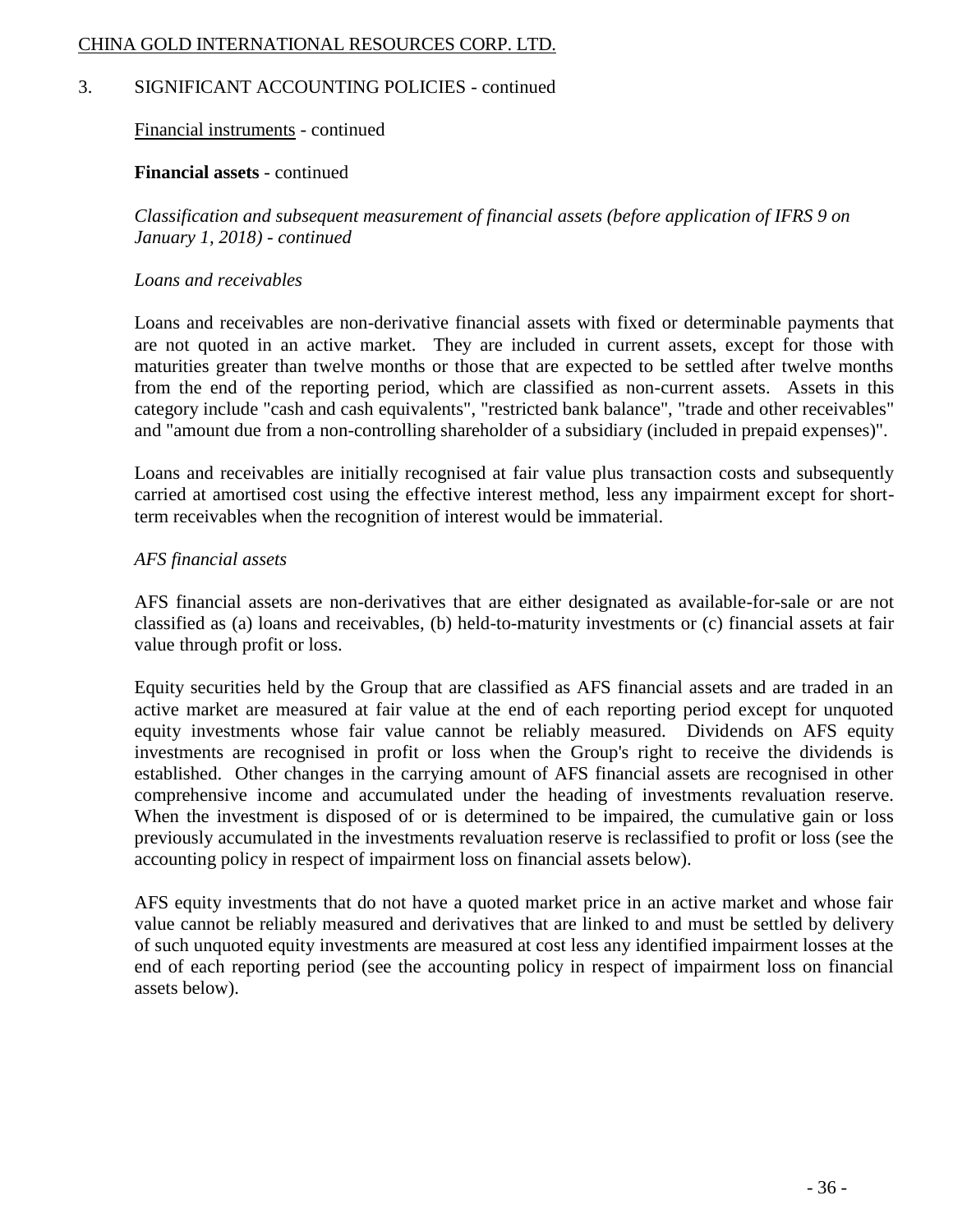## 3. SIGNIFICANT ACCOUNTING POLICIES - continued

Financial instruments - continued

**Financial assets** - continued

*Classification and subsequent measurement of financial assets (before application of IFRS 9 on January 1, 2018) - continued*

*Loans and receivables*

Loans and receivables are non-derivative financial assets with fixed or determinable payments that are not quoted in an active market. They are included in current assets, except for those with maturities greater than twelve months or those that are expected to be settled after twelve months from the end of the reporting period, which are classified as non-current assets. Assets in this category include "cash and cash equivalents", "restricted bank balance", "trade and other receivables" and "amount due from a non-controlling shareholder of a subsidiary (included in prepaid expenses)".

Loans and receivables are initially recognised at fair value plus transaction costs and subsequently carried at amortised cost using the effective interest method, less any impairment except for short-term receivables when the recognition of interest would be immaterial.

*AFS financial assets*

AFS financial assets are non-derivatives that are either designated as available-for-sale or are not classified as (a) loans and receivables, (b) held-to-maturity investments or (c) financial assets at fair value through profit or loss.

Equity securities held by the Group that are classified as AFS financial assets and are traded in an active market are measured at fair value at the end of each reporting period except for unquoted equity investments whose fair value cannot be reliably measured. Dividends on AFS equity investments are recognised in profit or loss when the Group's right to receive the dividends is established. Other changes in the carrying amount of AFS financial assets are recognised in other comprehensive income and accumulated under the heading of investments revaluation reserve. When the investment is disposed of or is determined to be impaired, the cumulative gain or loss previously accumulated in the investments revaluation reserve is reclassified to profit or loss (see the accounting policy in respect of impairment loss on financial assets below).

AFS equity investments that do not have a quoted market price in an active market and whose fair value cannot be reliably measured and derivatives that are linked to and must be settled by delivery of such unquoted equity investments are measured at cost less any identified impairment losses at the end of each reporting period (see the accounting policy in respect of impairment loss on financial assets below).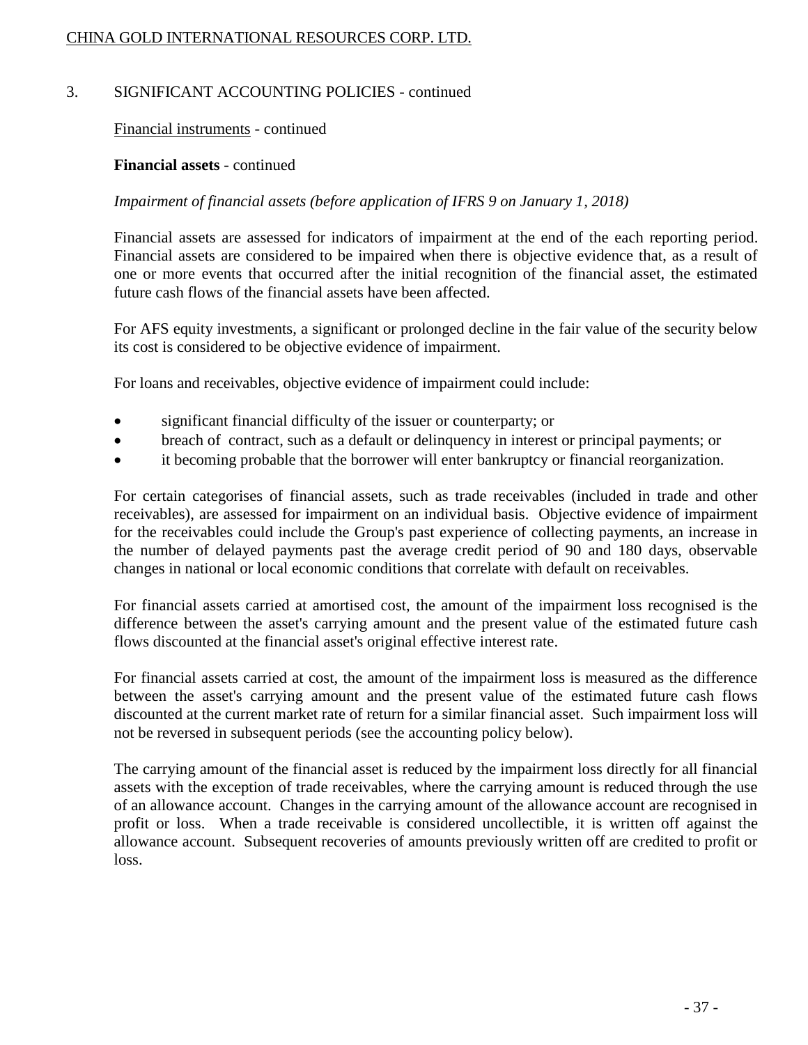## 3. SIGNIFICANT ACCOUNTING POLICIES - continued

Financial instruments - continued

**Financial assets** - continued

*Impairment of financial assets (before application of IFRS 9 on January 1, 2018)*

Financial assets are assessed for indicators of impairment at the end of the each reporting period. Financial assets are considered to be impaired when there is objective evidence that, as a result of one or more events that occurred after the initial recognition of the financial asset, the estimated future cash flows of the financial assets have been affected.

For AFS equity investments, a significant or prolonged decline in the fair value of the security below its cost is considered to be objective evidence of impairment.

For loans and receivables, objective evidence of impairment could include:

- significant financial difficulty of the issuer or counterparty; or
- breach of contract, such as a default or delinquency in interest or principal payments; or
- it becoming probable that the borrower will enter bankruptcy or financial reorganization.

For certain categorises of financial assets, such as trade receivables (included in trade and other receivables), are assessed for impairment on an individual basis. Objective evidence of impairment for the receivables could include the Group's past experience of collecting payments, an increase in the number of delayed payments past the average credit period of 90 and 180 days, observable changes in national or local economic conditions that correlate with default on receivables.

For financial assets carried at amortised cost, the amount of the impairment loss recognised is the difference between the asset's carrying amount and the present value of the estimated future cash flows discounted at the financial asset's original effective interest rate.

For financial assets carried at cost, the amount of the impairment loss is measured as the difference between the asset's carrying amount and the present value of the estimated future cash flows discounted at the current market rate of return for a similar financial asset. Such impairment loss will not be reversed in subsequent periods (see the accounting policy below).

The carrying amount of the financial asset is reduced by the impairment loss directly for all financial assets with the exception of trade receivables, where the carrying amount is reduced through the use of an allowance account. Changes in the carrying amount of the allowance account are recognised in profit or loss. When a trade receivable is considered uncollectible, it is written off against the allowance account. Subsequent recoveries of amounts previously written off are credited to profit or loss.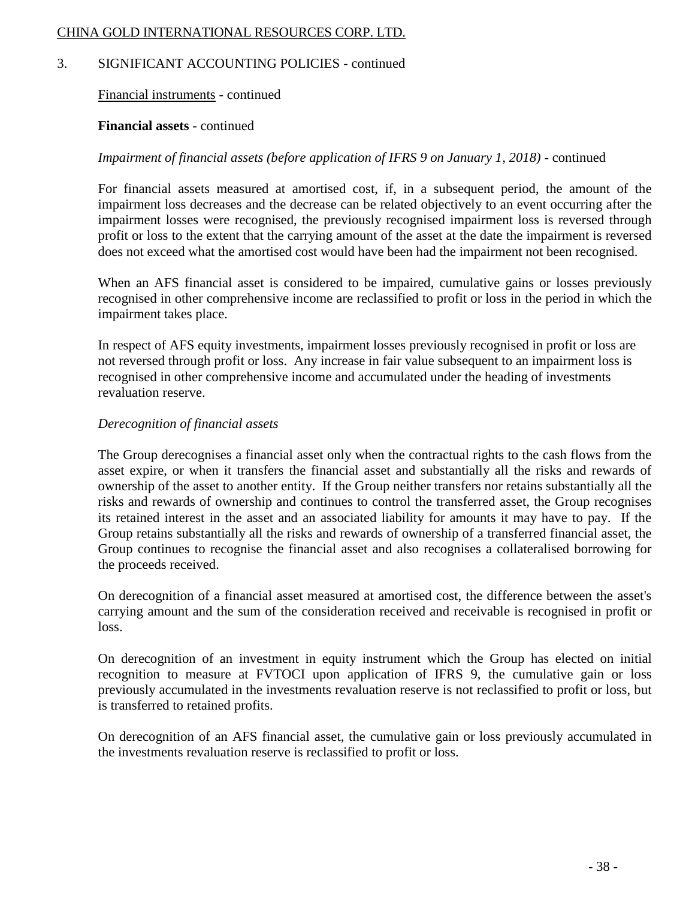## 3. SIGNIFICANT ACCOUNTING POLICIES - continued

Financial instruments - continued

**Financial assets** - continued

*Impairment of financial assets (before application of IFRS 9 on January 1, 2018)* - continued

For financial assets measured at amortised cost, if, in a subsequent period, the amount of the impairment loss decreases and the decrease can be related objectively to an event occurring after the impairment losses were recognised, the previously recognised impairment loss is reversed through profit or loss to the extent that the carrying amount of the asset at the date the impairment is reversed does not exceed what the amortised cost would have been had the impairment not been recognised.

When an AFS financial asset is considered to be impaired, cumulative gains or losses previously recognised in other comprehensive income are reclassified to profit or loss in the period in which the impairment takes place.

In respect of AFS equity investments, impairment losses previously recognised in profit or loss are not reversed through profit or loss. Any increase in fair value subsequent to an impairment loss is recognised in other comprehensive income and accumulated under the heading of investments revaluation reserve.

*Derecognition of financial assets*

The Group derecognises a financial asset only when the contractual rights to the cash flows from the asset expire, or when it transfers the financial asset and substantially all the risks and rewards of ownership of the asset to another entity. If the Group neither transfers nor retains substantially all the risks and rewards of ownership and continues to control the transferred asset, the Group recognises its retained interest in the asset and an associated liability for amounts it may have to pay. If the Group retains substantially all the risks and rewards of ownership of a transferred financial asset, the Group continues to recognise the financial asset and also recognises a collateralised borrowing for the proceeds received.

On derecognition of a financial asset measured at amortised cost, the difference between the asset's carrying amount and the sum of the consideration received and receivable is recognised in profit or loss.

On derecognition of an investment in equity instrument which the Group has elected on initial recognition to measure at FVTOCI upon application of IFRS 9, the cumulative gain or loss previously accumulated in the investments revaluation reserve is not reclassified to profit or loss, but is transferred to retained profits.

On derecognition of an AFS financial asset, the cumulative gain or loss previously accumulated in the investments revaluation reserve is reclassified to profit or loss.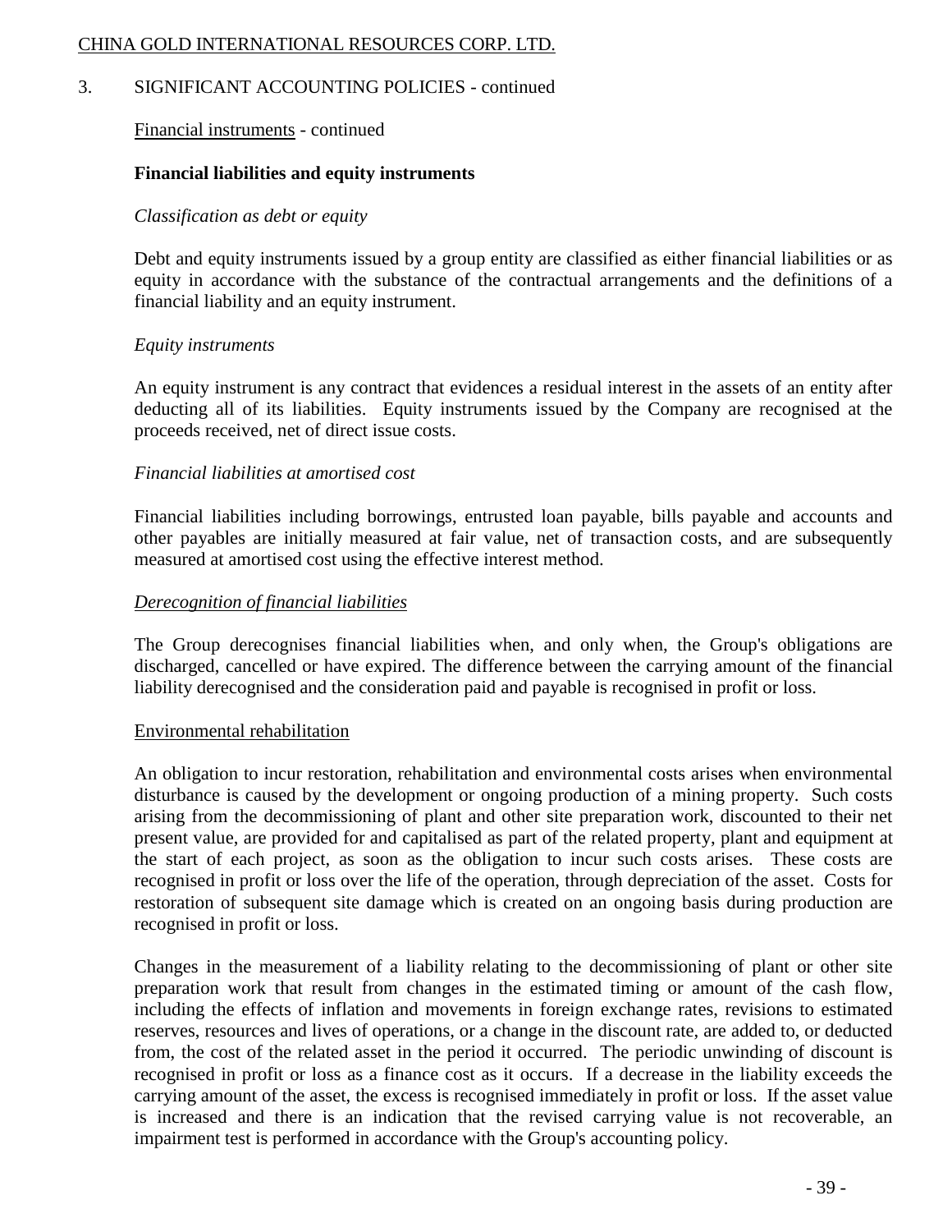## 3. SIGNIFICANT ACCOUNTING POLICIES - continued

Financial instruments - continued

**Financial liabilities and equity instruments**

*Classification as debt or equity*

Debt and equity instruments issued by a group entity are classified as either financial liabilities or as equity in accordance with the substance of the contractual arrangements and the definitions of a financial liability and an equity instrument.

*Equity instruments*

An equity instrument is any contract that evidences a residual interest in the assets of an entity after deducting all of its liabilities. Equity instruments issued by the Company are recognised at the proceeds received, net of direct issue costs.

*Financial liabilities at amortised cost*

Financial liabilities including borrowings, entrusted loan payable, bills payable and accounts and other payables are initially measured at fair value, net of transaction costs, and are subsequently measured at amortised cost using the effective interest method.

*Derecognition of financial liabilities*

The Group derecognises financial liabilities when, and only when, the Group's obligations are discharged, cancelled or have expired. The difference between the carrying amount of the financial liability derecognised and the consideration paid and payable is recognised in profit or loss.

Environmental rehabilitation

An obligation to incur restoration, rehabilitation and environmental costs arises when environmental disturbance is caused by the development or ongoing production of a mining property. Such costs arising from the decommissioning of plant and other site preparation work, discounted to their net present value, are provided for and capitalised as part of the related property, plant and equipment at the start of each project, as soon as the obligation to incur such costs arises. These costs are recognised in profit or loss over the life of the operation, through depreciation of the asset. Costs for restoration of subsequent site damage which is created on an ongoing basis during production are recognised in profit or loss.

Changes in the measurement of a liability relating to the decommissioning of plant or other site preparation work that result from changes in the estimated timing or amount of the cash flow, including the effects of inflation and movements in foreign exchange rates, revisions to estimated reserves, resources and lives of operations, or a change in the discount rate, are added to, or deducted from, the cost of the related asset in the period it occurred. The periodic unwinding of discount is recognised in profit or loss as a finance cost as it occurs. If a decrease in the liability exceeds the carrying amount of the asset, the excess is recognised immediately in profit or loss. If the asset value is increased and there is an indication that the revised carrying value is not recoverable, an impairment test is performed in accordance with the Group's accounting policy.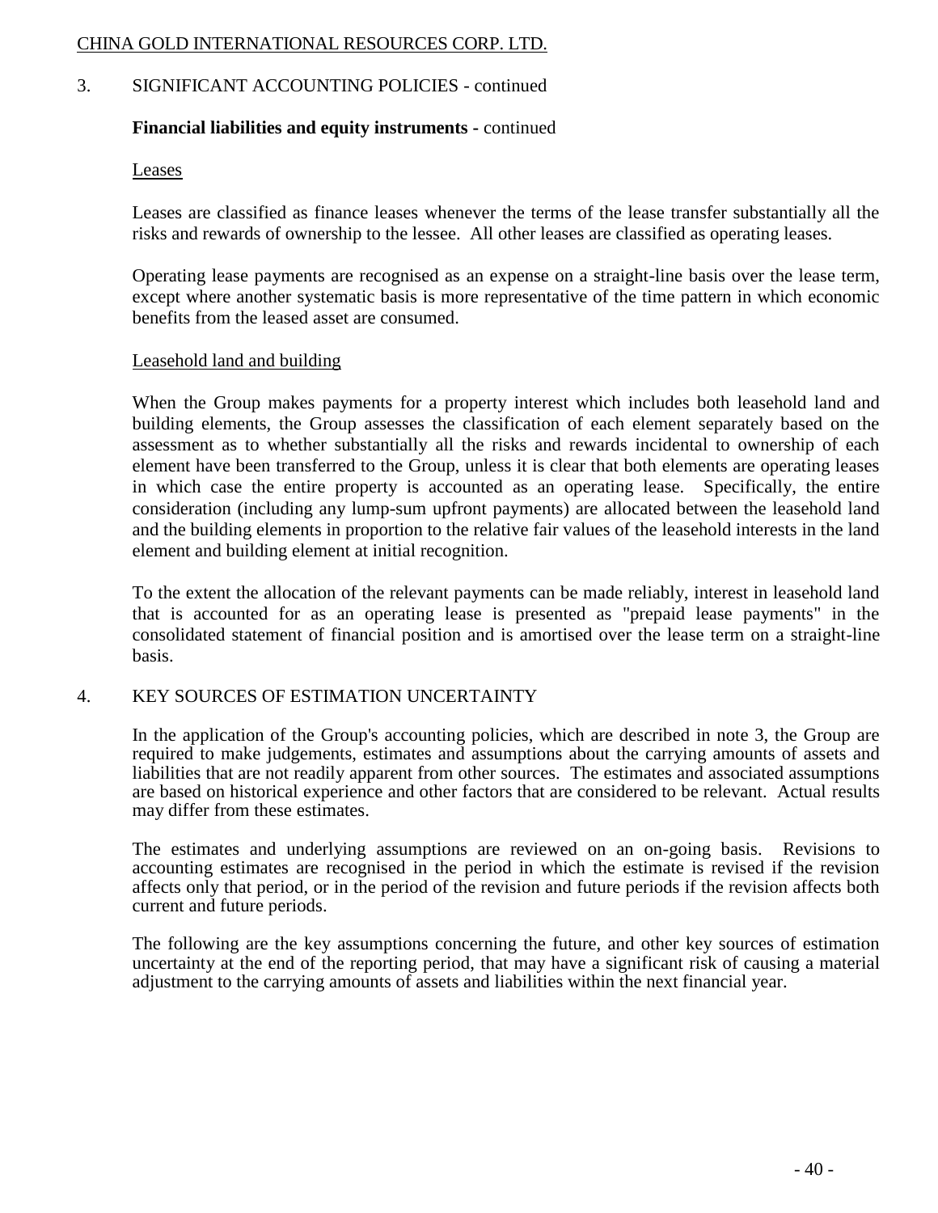## 3. SIGNIFICANT ACCOUNTING POLICIES - continued

**Financial liabilities and equity instruments -** continued

Leases

Leases are classified as finance leases whenever the terms of the lease transfer substantially all the risks and rewards of ownership to the lessee. All other leases are classified as operating leases.

Operating lease payments are recognised as an expense on a straight-line basis over the lease term, except where another systematic basis is more representative of the time pattern in which economic benefits from the leased asset are consumed.

Leasehold land and building

When the Group makes payments for a property interest which includes both leasehold land and building elements, the Group assesses the classification of each element separately based on the assessment as to whether substantially all the risks and rewards incidental to ownership of each element have been transferred to the Group, unless it is clear that both elements are operating leases in which case the entire property is accounted as an operating lease. Specifically, the entire consideration (including any lump-sum upfront payments) are allocated between the leasehold land and the building elements in proportion to the relative fair values of the leasehold interests in the land element and building element at initial recognition.

To the extent the allocation of the relevant payments can be made reliably, interest in leasehold land that is accounted for as an operating lease is presented as "prepaid lease payments" in the consolidated statement of financial position and is amortised over the lease term on a straight-line basis.

## 4. KEY SOURCES OF ESTIMATION UNCERTAINTY

In the application of the Group's accounting policies, which are described in note 3, the Group are required to make judgements, estimates and assumptions about the carrying amounts of assets and liabilities that are not readily apparent from other sources. The estimates and associated assumptions are based on historical experience and other factors that are considered to be relevant. Actual results may differ from these estimates.

The estimates and underlying assumptions are reviewed on an on-going basis. Revisions to accounting estimates are recognised in the period in which the estimate is revised if the revision affects only that period, or in the period of the revision and future periods if the revision affects both current and future periods.

The following are the key assumptions concerning the future, and other key sources of estimation uncertainty at the end of the reporting period, that may have a significant risk of causing a material adjustment to the carrying amounts of assets and liabilities within the next financial year.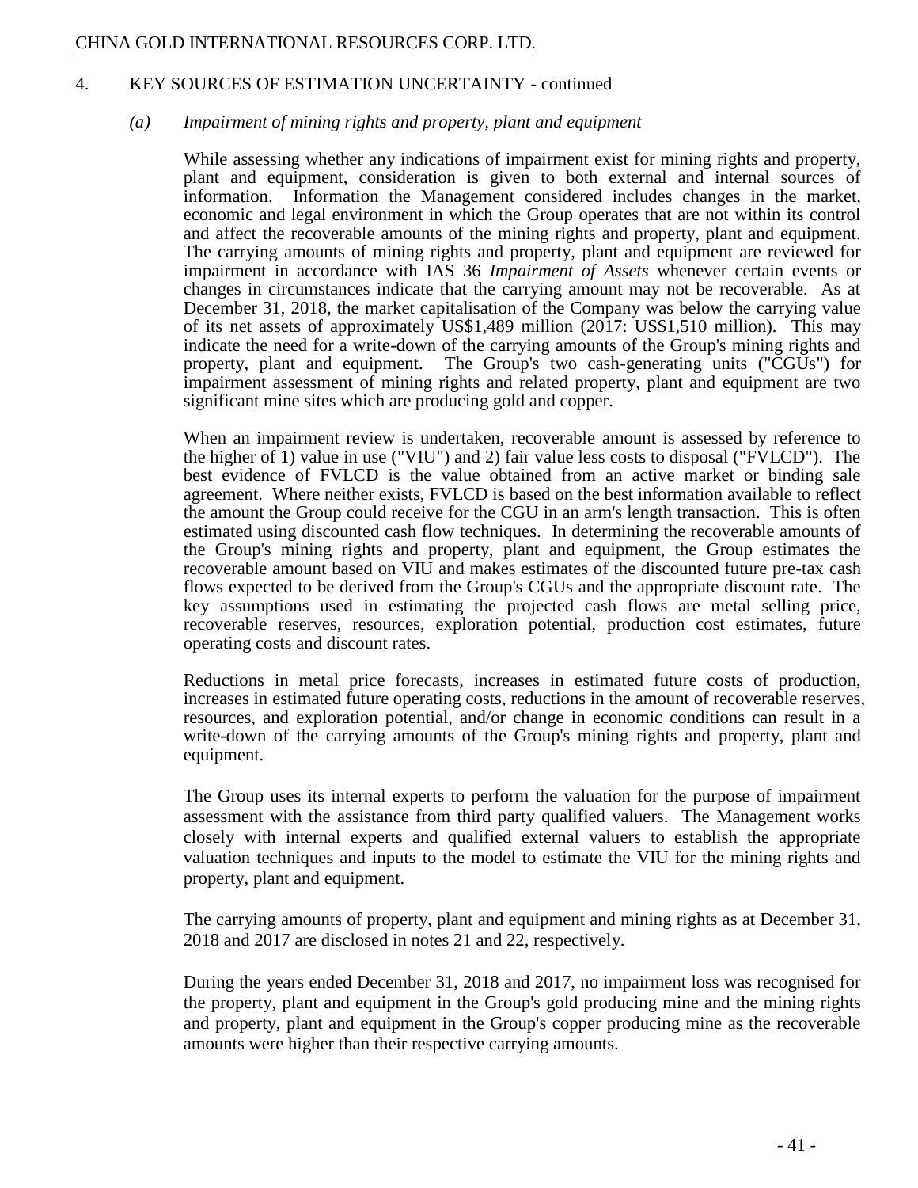## 4. KEY SOURCES OF ESTIMATION UNCERTAINTY - continued

### *(a) Impairment of mining rights and property, plant and equipment*

While assessing whether any indications of impairment exist for mining rights and property, plant and equipment, consideration is given to both external and internal sources of information. Information the Management considered includes changes in the market, economic and legal environment in which the Group operates that are not within its control and affect the recoverable amounts of the mining rights and property, plant and equipment. The carrying amounts of mining rights and property, plant and equipment are reviewed for impairment in accordance with IAS 36 *Impairment of Assets* whenever certain events or changes in circumstances indicate that the carrying amount may not be recoverable. As at December 31, 2018, the market capitalisation of the Company was below the carrying value of its net assets of approximately US$1,489 million (2017: US$1,510 million). This may indicate the need for a write-down of the carrying amounts of the Group's mining rights and property, plant and equipment. The Group's two cash-generating units ("CGUs") for impairment assessment of mining rights and related property, plant and equipment are two significant mine sites which are producing gold and copper.

When an impairment review is undertaken, recoverable amount is assessed by reference to the higher of 1) value in use ("VIU") and 2) fair value less costs to disposal ("FVLCD"). The best evidence of FVLCD is the value obtained from an active market or binding sale agreement. Where neither exists, FVLCD is based on the best information available to reflect the amount the Group could receive for the CGU in an arm's length transaction. This is often estimated using discounted cash flow techniques. In determining the recoverable amounts of the Group's mining rights and property, plant and equipment, the Group estimates the recoverable amount based on VIU and makes estimates of the discounted future pre-tax cash flows expected to be derived from the Group's CGUs and the appropriate discount rate. The key assumptions used in estimating the projected cash flows are metal selling price, recoverable reserves, resources, exploration potential, production cost estimates, future operating costs and discount rates.

Reductions in metal price forecasts, increases in estimated future costs of production, increases in estimated future operating costs, reductions in the amount of recoverable reserves, resources, and exploration potential, and/or change in economic conditions can result in a write-down of the carrying amounts of the Group's mining rights and property, plant and equipment.

The Group uses its internal experts to perform the valuation for the purpose of impairment assessment with the assistance from third party qualified valuers. The Management works closely with internal experts and qualified external valuers to establish the appropriate valuation techniques and inputs to the model to estimate the VIU for the mining rights and property, plant and equipment.

The carrying amounts of property, plant and equipment and mining rights as at December 31, 2018 and 2017 are disclosed in notes 21 and 22, respectively.

During the years ended December 31, 2018 and 2017, no impairment loss was recognised for the property, plant and equipment in the Group's gold producing mine and the mining rights and property, plant and equipment in the Group's copper producing mine as the recoverable amounts were higher than their respective carrying amounts.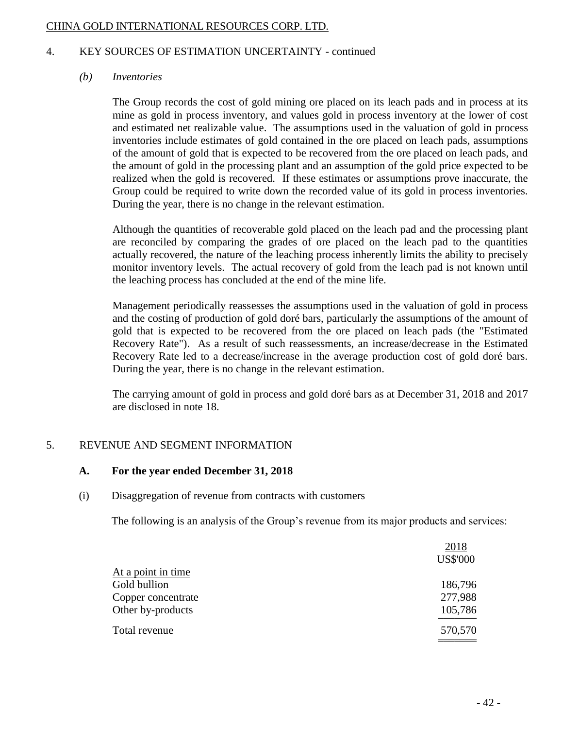## 4. KEY SOURCES OF ESTIMATION UNCERTAINTY - continued

### *(b) Inventories*

The Group records the cost of gold mining ore placed on its leach pads and in process at its mine as gold in process inventory, and values gold in process inventory at the lower of cost and estimated net realizable value. The assumptions used in the valuation of gold in process inventories include estimates of gold contained in the ore placed on leach pads, assumptions of the amount of gold that is expected to be recovered from the ore placed on leach pads, and the amount of gold in the processing plant and an assumption of the gold price expected to be realized when the gold is recovered. If these estimates or assumptions prove inaccurate, the Group could be required to write down the recorded value of its gold in process inventories. During the year, there is no change in the relevant estimation.

Although the quantities of recoverable gold placed on the leach pad and the processing plant are reconciled by comparing the grades of ore placed on the leach pad to the quantities actually recovered, the nature of the leaching process inherently limits the ability to precisely monitor inventory levels. The actual recovery of gold from the leach pad is not known until the leaching process has concluded at the end of the mine life.

Management periodically reassesses the assumptions used in the valuation of gold in process and the costing of production of gold doré bars, particularly the assumptions of the amount of gold that is expected to be recovered from the ore placed on leach pads (the "Estimated Recovery Rate"). As a result of such reassessments, an increase/decrease in the Estimated Recovery Rate led to a decrease/increase in the average production cost of gold doré bars. During the year, there is no change in the relevant estimation.

The carrying amount of gold in process and gold doré bars as at December 31, 2018 and 2017 are disclosed in note 18.

## 5. REVENUE AND SEGMENT INFORMATION

### A. For the year ended December 31, 2018

(i) Disaggregation of revenue from contracts with customers

The following is an analysis of the Group's revenue from its major products and services:

| | 2018 |
|---|---|
| | US$'000 |
| At a point in time | |
| Gold bullion | 186,796 |
| Copper concentrate | 277,988 |
| Other by-products | 105,786 |
| Total revenue | 570,570 |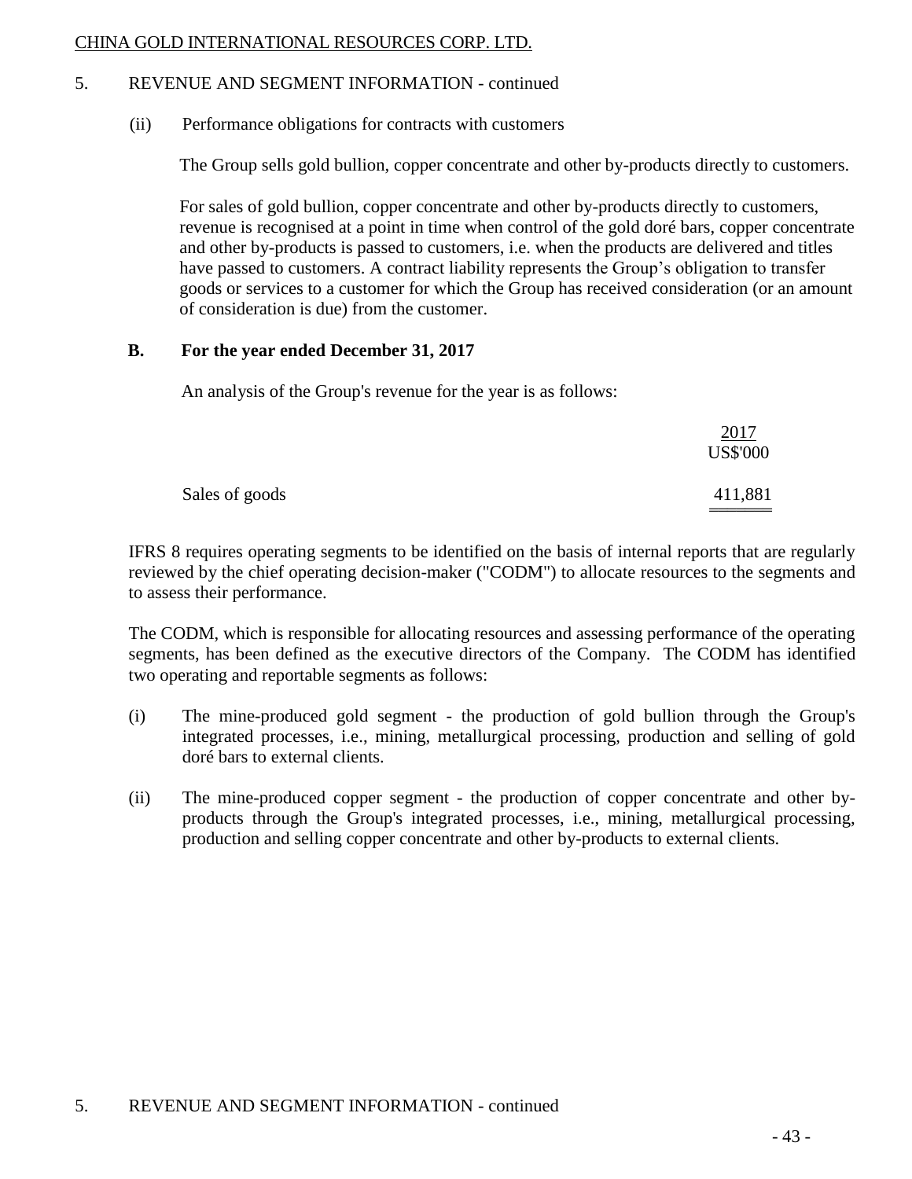## 5. REVENUE AND SEGMENT INFORMATION - continued

(ii) Performance obligations for contracts with customers

The Group sells gold bullion, copper concentrate and other by-products directly to customers.

For sales of gold bullion, copper concentrate and other by-products directly to customers, revenue is recognised at a point in time when control of the gold doré bars, copper concentrate and other by-products is passed to customers, i.e. when the products are delivered and titles have passed to customers. A contract liability represents the Group's obligation to transfer goods or services to a customer for which the Group has received consideration (or an amount of consideration is due) from the customer.

### B. For the year ended December 31, 2017

An analysis of the Group's revenue for the year is as follows:

| | 2017 US$'000 |
|---|---|
| Sales of goods | 411,881 |

IFRS 8 requires operating segments to be identified on the basis of internal reports that are regularly reviewed by the chief operating decision-maker ("CODM") to allocate resources to the segments and to assess their performance.

The CODM, which is responsible for allocating resources and assessing performance of the operating segments, has been defined as the executive directors of the Company. The CODM has identified two operating and reportable segments as follows:

(i) The mine-produced gold segment - the production of gold bullion through the Group's integrated processes, i.e., mining, metallurgical processing, production and selling of gold doré bars to external clients.

(ii) The mine-produced copper segment - the production of copper concentrate and other by-products through the Group's integrated processes, i.e., mining, metallurgical processing, production and selling copper concentrate and other by-products to external clients.

## 5. REVENUE AND SEGMENT INFORMATION - continued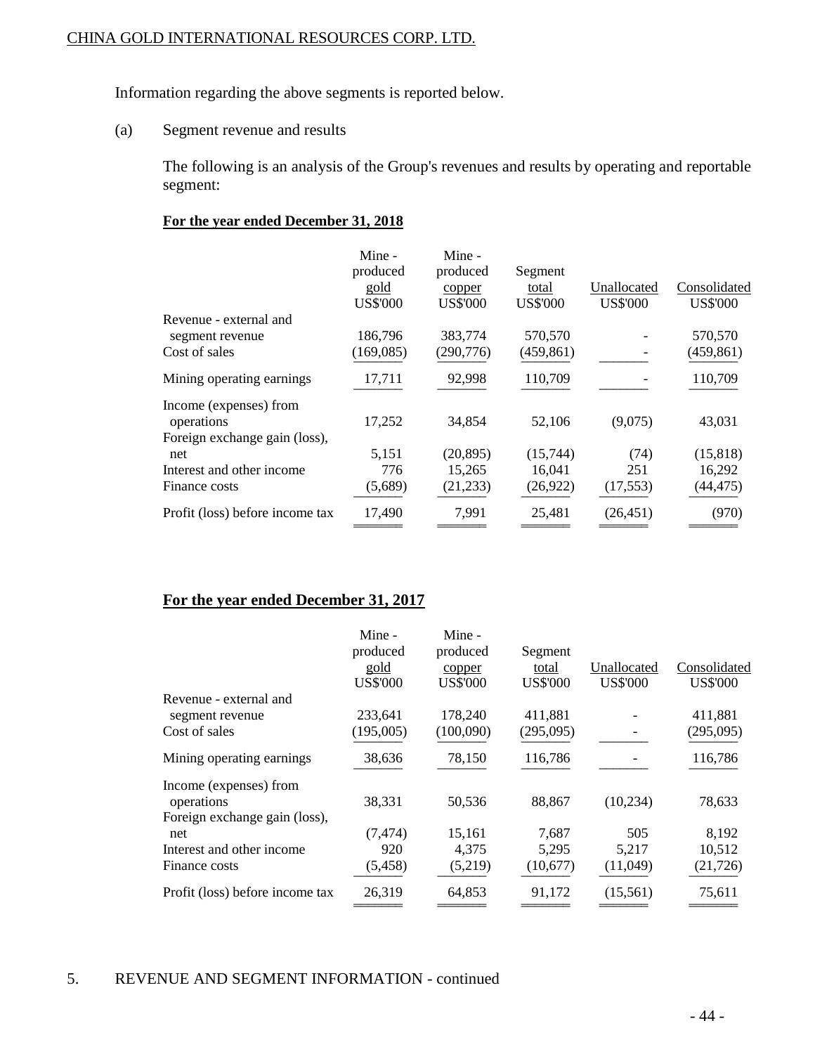Information regarding the above segments is reported below.

(a) Segment revenue and results

The following is an analysis of the Group's revenues and results by operating and reportable segment:

**For the year ended December 31, 2018**

| | Mine - produced gold US$'000 | Mine - produced copper US$'000 | Segment total US$'000 | Unallocated US$'000 | Consolidated US$'000 |
|---|---|---|---|---|---|
| Revenue - external and segment revenue | 186,796 | 383,774 | 570,570 | - | 570,570 |
| Cost of sales | (169,085) | (290,776) | (459,861) | - | (459,861) |
| Mining operating earnings | 17,711 | 92,998 | 110,709 | - | 110,709 |
| Income (expenses) from operations | 17,252 | 34,854 | 52,106 | (9,075) | 43,031 |
| Foreign exchange gain (loss), net | 5,151 | (20,895) | (15,744) | (74) | (15,818) |
| Interest and other income | 776 | 15,265 | 16,041 | 251 | 16,292 |
| Finance costs | (5,689) | (21,233) | (26,922) | (17,553) | (44,475) |
| Profit (loss) before income tax | 17,490 | 7,991 | 25,481 | (26,451) | (970) |

**For the year ended December 31, 2017**

| | Mine - produced gold US$'000 | Mine - produced copper US$'000 | Segment total US$'000 | Unallocated US$'000 | Consolidated US$'000 |
|---|---|---|---|---|---|
| Revenue - external and segment revenue | 233,641 | 178,240 | 411,881 | - | 411,881 |
| Cost of sales | (195,005) | (100,090) | (295,095) | - | (295,095) |
| Mining operating earnings | 38,636 | 78,150 | 116,786 | - | 116,786 |
| Income (expenses) from operations | 38,331 | 50,536 | 88,867 | (10,234) | 78,633 |
| Foreign exchange gain (loss), net | (7,474) | 15,161 | 7,687 | 505 | 8,192 |
| Interest and other income | 920 | 4,375 | 5,295 | 5,217 | 10,512 |
| Finance costs | (5,458) | (5,219) | (10,677) | (11,049) | (21,726) |
| Profit (loss) before income tax | 26,319 | 64,853 | 91,172 | (15,561) | 75,611 |

5. REVENUE AND SEGMENT INFORMATION - continued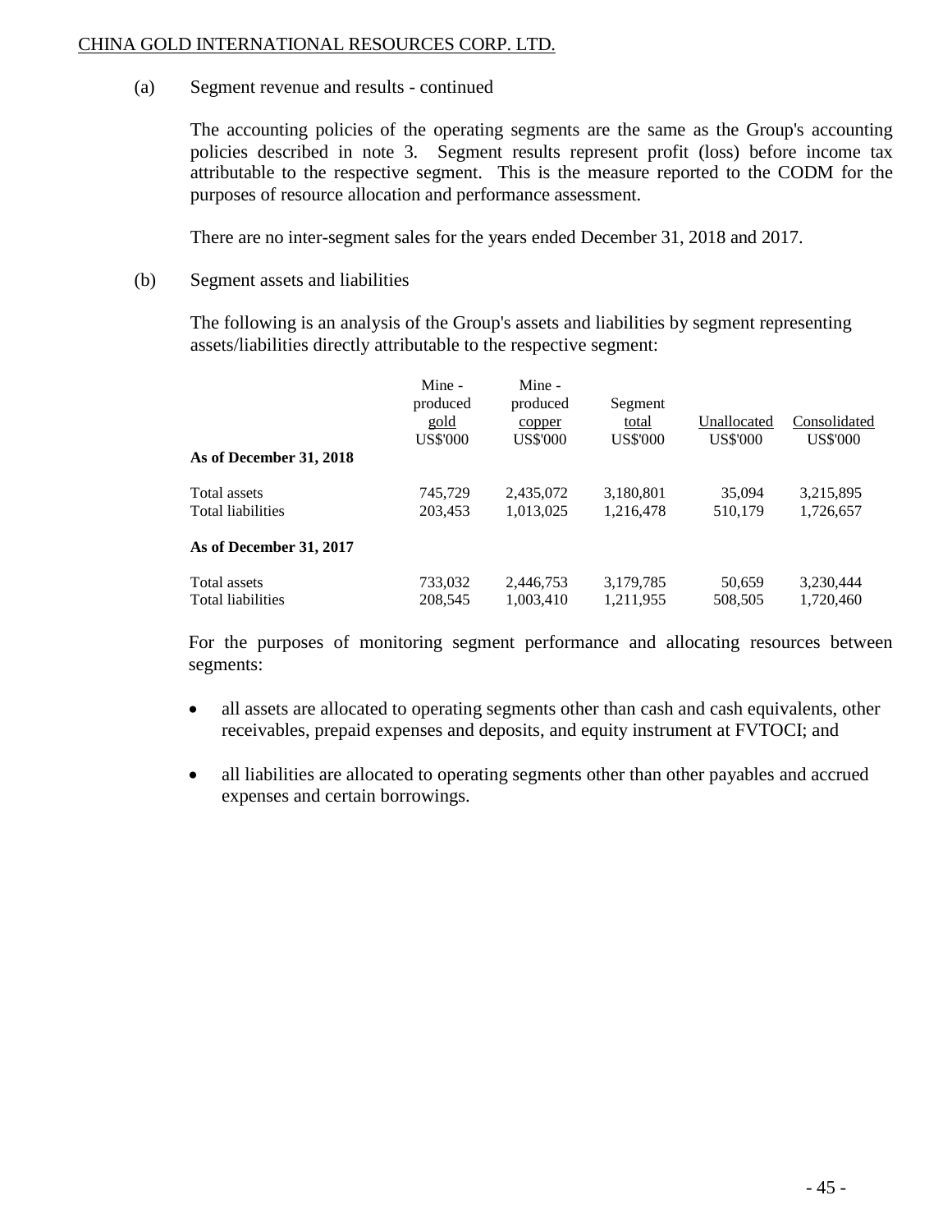(a) Segment revenue and results - continued

The accounting policies of the operating segments are the same as the Group's accounting policies described in note 3. Segment results represent profit (loss) before income tax attributable to the respective segment. This is the measure reported to the CODM for the purposes of resource allocation and performance assessment.

There are no inter-segment sales for the years ended December 31, 2018 and 2017.

(b) Segment assets and liabilities

The following is an analysis of the Group's assets and liabilities by segment representing assets/liabilities directly attributable to the respective segment:

| | Mine - produced gold US$'000 | Mine - produced copper US$'000 | Segment total US$'000 | Unallocated US$'000 | Consolidated US$'000 |
|---|---|---|---|---|---|
| **As of December 31, 2018** | | | | | |
| Total assets | 745,729 | 2,435,072 | 3,180,801 | 35,094 | 3,215,895 |
| Total liabilities | 203,453 | 1,013,025 | 1,216,478 | 510,179 | 1,726,657 |
| **As of December 31, 2017** | | | | | |
| Total assets | 733,032 | 2,446,753 | 3,179,785 | 50,659 | 3,230,444 |
| Total liabilities | 208,545 | 1,003,410 | 1,211,955 | 508,505 | 1,720,460 |

For the purposes of monitoring segment performance and allocating resources between segments:

- all assets are allocated to operating segments other than cash and cash equivalents, other receivables, prepaid expenses and deposits, and equity instrument at FVTOCI; and
- all liabilities are allocated to operating segments other than other payables and accrued expenses and certain borrowings.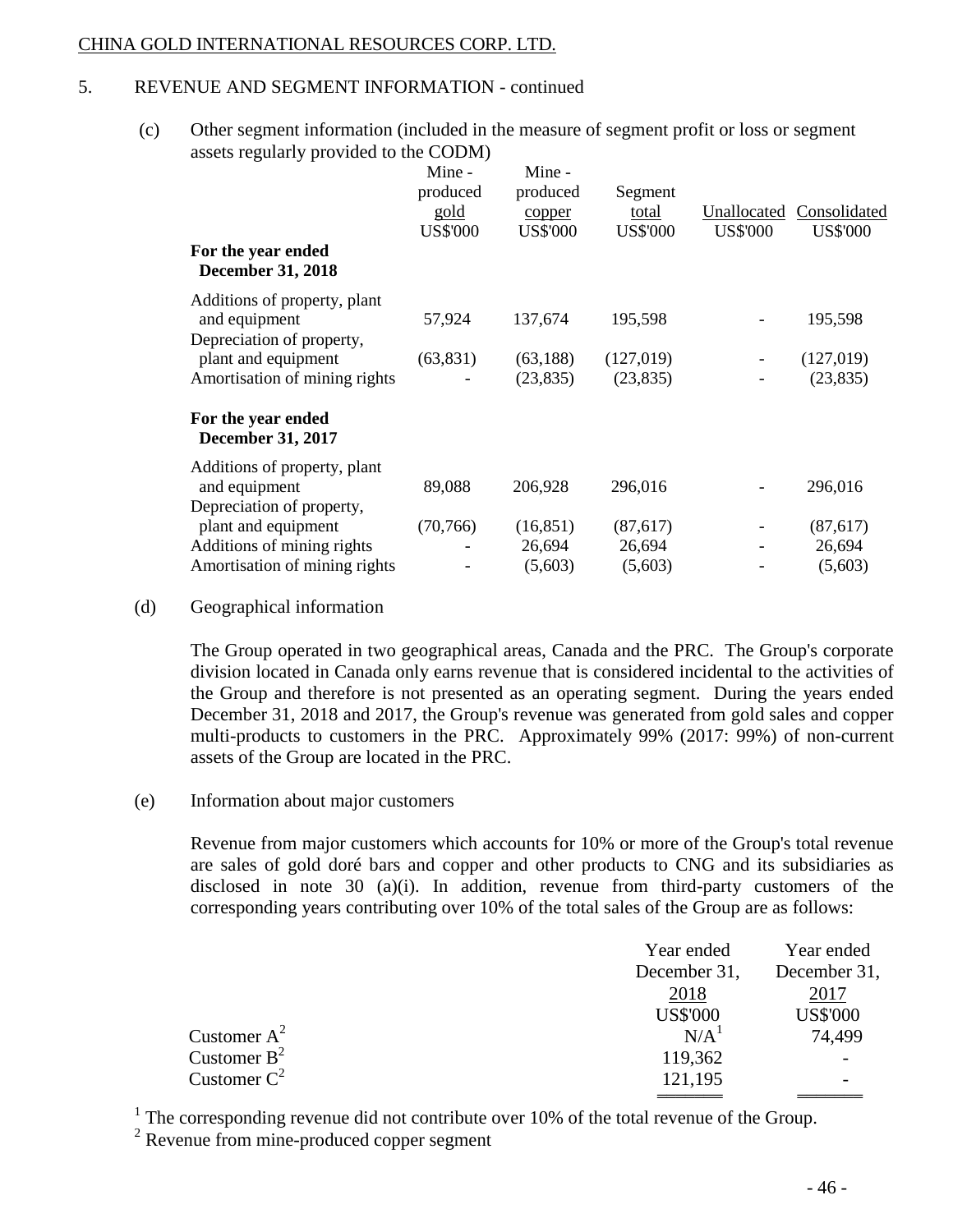## 5. REVENUE AND SEGMENT INFORMATION - continued

(c) Other segment information (included in the measure of segment profit or loss or segment assets regularly provided to the CODM)

| | Mine - produced gold US$'000 | Mine - produced copper US$'000 | Segment total US$'000 | Unallocated US$'000 | Consolidated US$'000 |
|---|---|---|---|---|---|
| **For the year ended December 31, 2018** | | | | | |
| Additions of property, plant and equipment | 57,924 | 137,674 | 195,598 | - | 195,598 |
| Depreciation of property, plant and equipment | (63,831) | (63,188) | (127,019) | - | (127,019) |
| Amortisation of mining rights | - | (23,835) | (23,835) | - | (23,835) |
| **For the year ended December 31, 2017** | | | | | |
| Additions of property, plant and equipment | 89,088 | 206,928 | 296,016 | - | 296,016 |
| Depreciation of property, plant and equipment | (70,766) | (16,851) | (87,617) | - | (87,617) |
| Additions of mining rights | - | 26,694 | 26,694 | - | 26,694 |
| Amortisation of mining rights | - | (5,603) | (5,603) | - | (5,603) |

(d) Geographical information

The Group operated in two geographical areas, Canada and the PRC. The Group's corporate division located in Canada only earns revenue that is considered incidental to the activities of the Group and therefore is not presented as an operating segment. During the years ended December 31, 2018 and 2017, the Group's revenue was generated from gold sales and copper multi-products to customers in the PRC. Approximately 99% (2017: 99%) of non-current assets of the Group are located in the PRC.

(e) Information about major customers

Revenue from major customers which accounts for 10% or more of the Group's total revenue are sales of gold doré bars and copper and other products to CNG and its subsidiaries as disclosed in note 30 (a)(i). In addition, revenue from third-party customers of the corresponding years contributing over 10% of the total sales of the Group are as follows:

| | Year ended December 31, 2018 US$'000 | Year ended December 31, 2017 US$'000 |
|---|---|---|
| Customer A[2] | N/A[1] | 74,499 |
| Customer B[2] | 119,362 | - |
| Customer C[2] | 121,195 | - |

[1] The corresponding revenue did not contribute over 10% of the total revenue of the Group.

[2] Revenue from mine-produced copper segment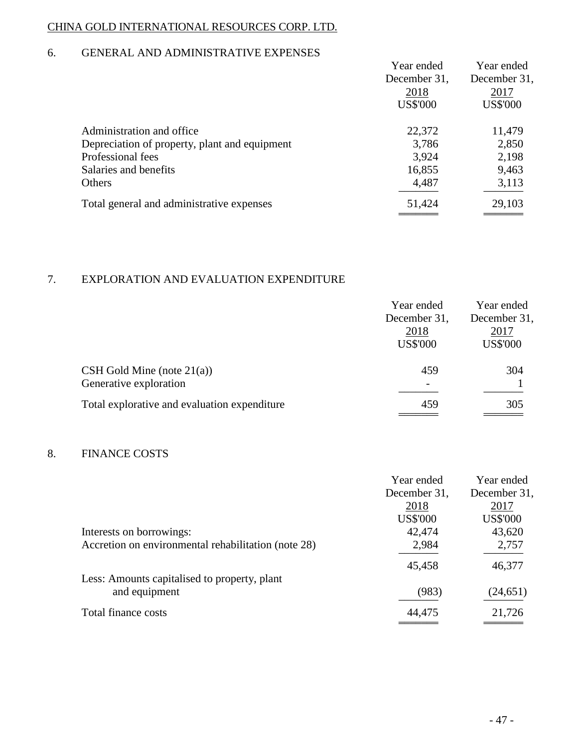## 6. GENERAL AND ADMINISTRATIVE EXPENSES

| | Year ended December 31, 2018 US$'000 | Year ended December 31, 2017 US$'000 |
|---|---|---|
| Administration and office | 22,372 | 11,479 |
| Depreciation of property, plant and equipment | 3,786 | 2,850 |
| Professional fees | 3,924 | 2,198 |
| Salaries and benefits | 16,855 | 9,463 |
| Others | 4,487 | 3,113 |
| Total general and administrative expenses | 51,424 | 29,103 |

## 7. EXPLORATION AND EVALUATION EXPENDITURE

| | Year ended December 31, 2018 US$'000 | Year ended December 31, 2017 US$'000 |
|---|---|---|
| CSH Gold Mine (note 21(a)) | 459 | 304 |
| Generative exploration | - | 1 |
| Total explorative and evaluation expenditure | 459 | 305 |

## 8. FINANCE COSTS

| | Year ended December 31, 2018 US$'000 | Year ended December 31, 2017 US$'000 |
|---|---|---|
| Interests on borrowings: | 42,474 | 43,620 |
| Accretion on environmental rehabilitation (note 28) | 2,984 | 2,757 |
| | 45,458 | 46,377 |
| Less: Amounts capitalised to property, plant and equipment | (983) | (24,651) |
| Total finance costs | 44,475 | 21,726 |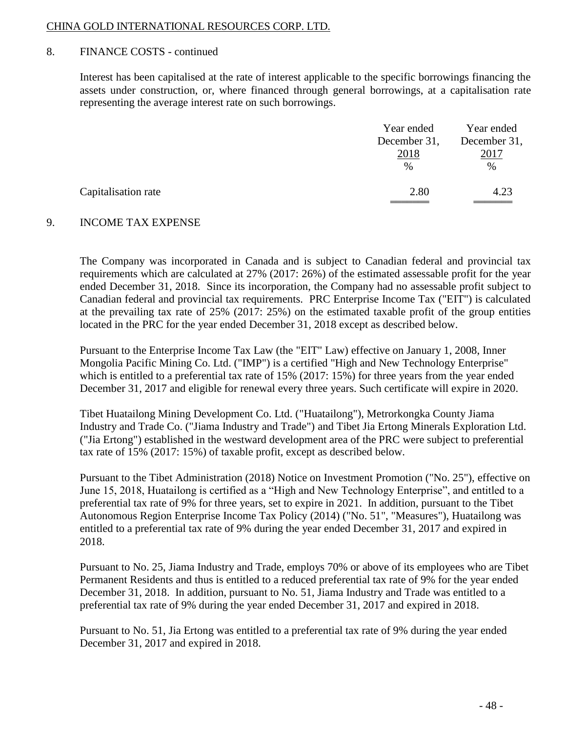## 8. FINANCE COSTS - continued

Interest has been capitalised at the rate of interest applicable to the specific borrowings financing the assets under construction, or, where financed through general borrowings, at a capitalisation rate representing the average interest rate on such borrowings.

| | Year ended December 31, 2018 | Year ended December 31, 2017 |
|---|---|---|
| | % | % |
| Capitalisation rate | 2.80 | 4.23 |

## 9. INCOME TAX EXPENSE

The Company was incorporated in Canada and is subject to Canadian federal and provincial tax requirements which are calculated at 27% (2017: 26%) of the estimated assessable profit for the year ended December 31, 2018. Since its incorporation, the Company had no assessable profit subject to Canadian federal and provincial tax requirements. PRC Enterprise Income Tax ("EIT") is calculated at the prevailing tax rate of 25% (2017: 25%) on the estimated taxable profit of the group entities located in the PRC for the year ended December 31, 2018 except as described below.

Pursuant to the Enterprise Income Tax Law (the "EIT" Law) effective on January 1, 2008, Inner Mongolia Pacific Mining Co. Ltd. ("IMP") is a certified "High and New Technology Enterprise" which is entitled to a preferential tax rate of 15% (2017: 15%) for three years from the year ended December 31, 2017 and eligible for renewal every three years. Such certificate will expire in 2020.

Tibet Huatailong Mining Development Co. Ltd. ("Huatailong"), Metrorkongka County Jiama Industry and Trade Co. ("Jiama Industry and Trade") and Tibet Jia Ertong Minerals Exploration Ltd. ("Jia Ertong") established in the westward development area of the PRC were subject to preferential tax rate of 15% (2017: 15%) of taxable profit, except as described below.

Pursuant to the Tibet Administration (2018) Notice on Investment Promotion ("No. 25"), effective on June 15, 2018, Huatailong is certified as a "High and New Technology Enterprise", and entitled to a preferential tax rate of 9% for three years, set to expire in 2021. In addition, pursuant to the Tibet Autonomous Region Enterprise Income Tax Policy (2014) ("No. 51", "Measures"), Huatailong was entitled to a preferential tax rate of 9% during the year ended December 31, 2017 and expired in 2018.

Pursuant to No. 25, Jiama Industry and Trade, employs 70% or above of its employees who are Tibet Permanent Residents and thus is entitled to a reduced preferential tax rate of 9% for the year ended December 31, 2018. In addition, pursuant to No. 51, Jiama Industry and Trade was entitled to a preferential tax rate of 9% during the year ended December 31, 2017 and expired in 2018.

Pursuant to No. 51, Jia Ertong was entitled to a preferential tax rate of 9% during the year ended December 31, 2017 and expired in 2018.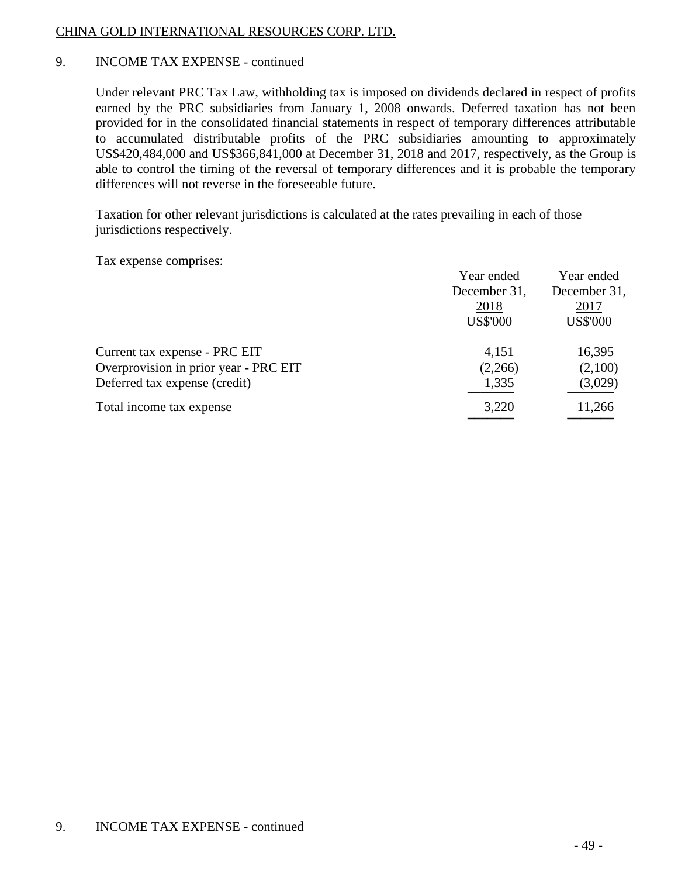## 9. INCOME TAX EXPENSE - continued

Under relevant PRC Tax Law, withholding tax is imposed on dividends declared in respect of profits earned by the PRC subsidiaries from January 1, 2008 onwards. Deferred taxation has not been provided for in the consolidated financial statements in respect of temporary differences attributable to accumulated distributable profits of the PRC subsidiaries amounting to approximately US$420,484,000 and US$366,841,000 at December 31, 2018 and 2017, respectively, as the Group is able to control the timing of the reversal of temporary differences and it is probable the temporary differences will not reverse in the foreseeable future.

Taxation for other relevant jurisdictions is calculated at the rates prevailing in each of those jurisdictions respectively.

Tax expense comprises:

| | Year ended December 31, 2018 US$'000 | Year ended December 31, 2017 US$'000 |
|---|---|---|
| Current tax expense - PRC EIT | 4,151 | 16,395 |
| Overprovision in prior year - PRC EIT | (2,266) | (2,100) |
| Deferred tax expense (credit) | 1,335 | (3,029) |
| Total income tax expense | 3,220 | 11,266 |

## 9. INCOME TAX EXPENSE - continued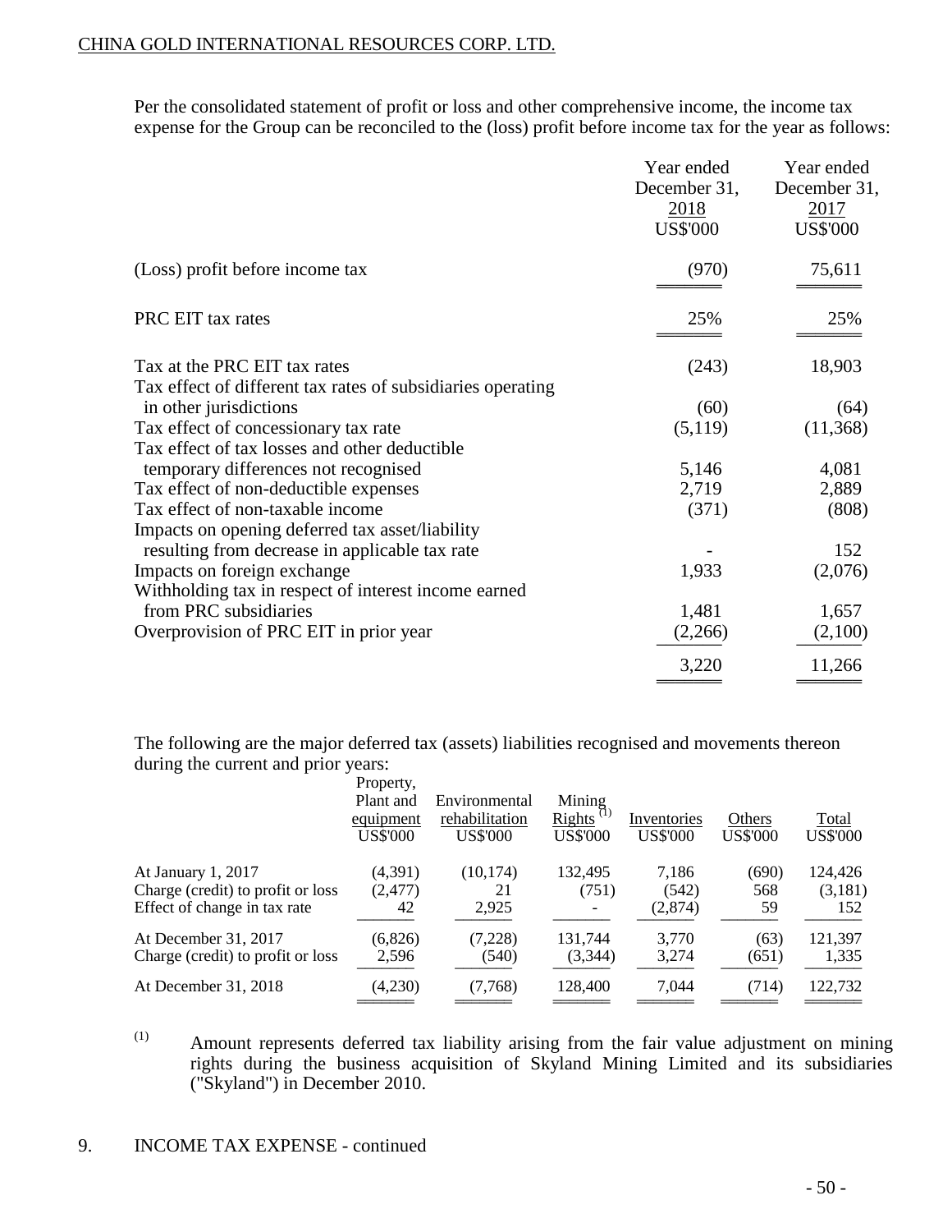Per the consolidated statement of profit or loss and other comprehensive income, the income tax expense for the Group can be reconciled to the (loss) profit before income tax for the year as follows:

| | Year ended December 31, 2018 US$'000 | Year ended December 31, 2017 US$'000 |
|---|---|---|
| (Loss) profit before income tax | (970) | 75,611 |
| PRC EIT tax rates | 25% | 25% |
| Tax at the PRC EIT tax rates | (243) | 18,903 |
| Tax effect of different tax rates of subsidiaries operating in other jurisdictions | (60) | (64) |
| Tax effect of concessionary tax rate | (5,119) | (11,368) |
| Tax effect of tax losses and other deductible temporary differences not recognised | 5,146 | 4,081 |
| Tax effect of non-deductible expenses | 2,719 | 2,889 |
| Tax effect of non-taxable income | (371) | (808) |
| Impacts on opening deferred tax asset/liability resulting from decrease in applicable tax rate | - | 152 |
| Impacts on foreign exchange | 1,933 | (2,076) |
| Withholding tax in respect of interest income earned from PRC subsidiaries | 1,481 | 1,657 |
| Overprovision of PRC EIT in prior year | (2,266) | (2,100) |
| | 3,220 | 11,266 |

The following are the major deferred tax (assets) liabilities recognised and movements thereon during the current and prior years:

| | Property, Plant and equipment US$'000 | Environmental rehabilitation US$'000 | Mining Rights (1) US$'000 | Inventories US$'000 | Others US$'000 | Total US$'000 |
|---|---|---|---|---|---|---|
| At January 1, 2017 | (4,391) | (10,174) | 132,495 | 7,186 | (690) | 124,426 |
| Charge (credit) to profit or loss | (2,477) | 21 | (751) | (542) | 568 | (3,181) |
| Effect of change in tax rate | 42 | 2,925 | - | (2,874) | 59 | 152 |
| At December 31, 2017 | (6,826) | (7,228) | 131,744 | 3,770 | (63) | 121,397 |
| Charge (credit) to profit or loss | 2,596 | (540) | (3,344) | 3,274 | (651) | 1,335 |
| At December 31, 2018 | (4,230) | (7,768) | 128,400 | 7,044 | (714) | 122,732 |

(1) Amount represents deferred tax liability arising from the fair value adjustment on mining rights during the business acquisition of Skyland Mining Limited and its subsidiaries ("Skyland") in December 2010.

9. INCOME TAX EXPENSE - continued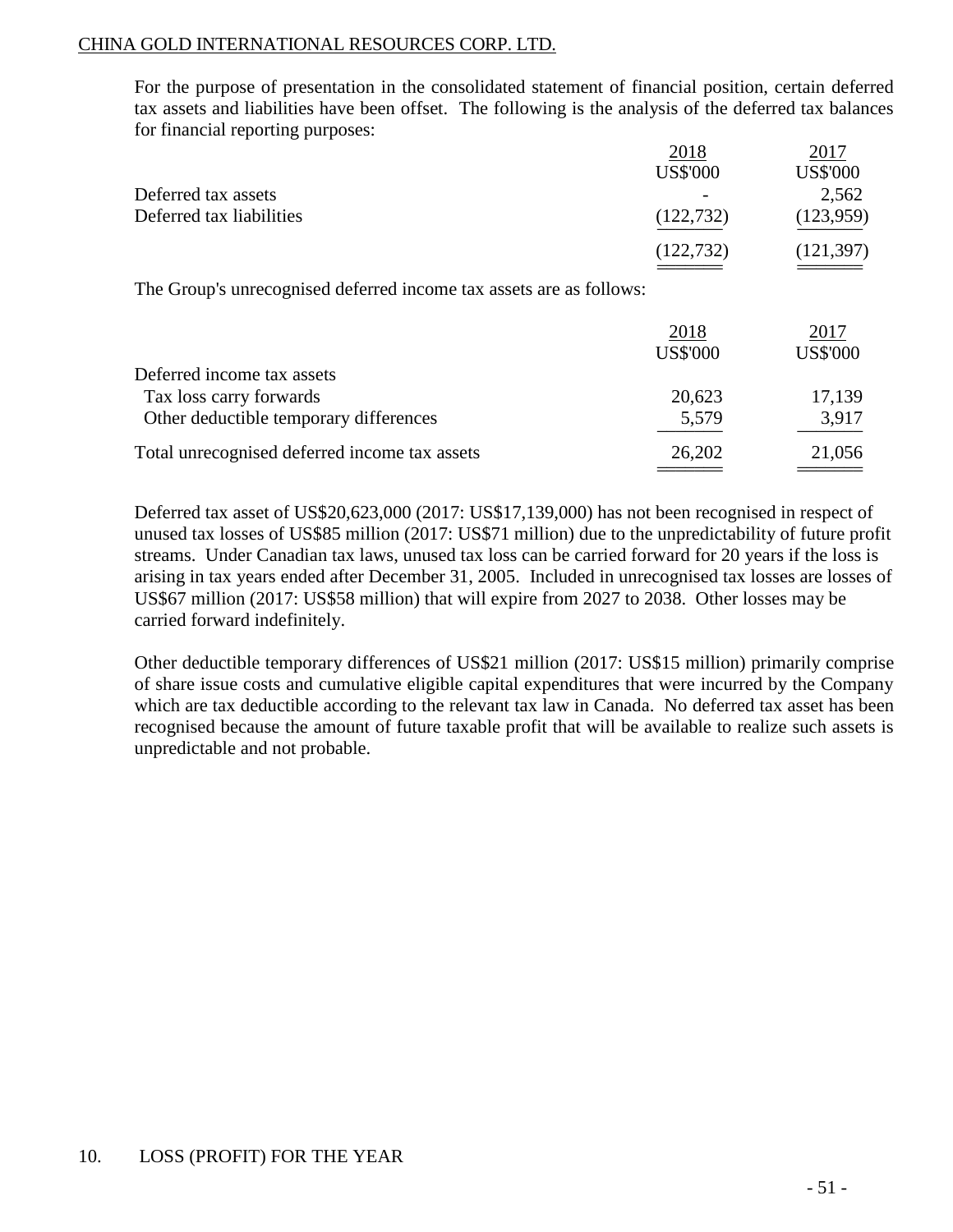For the purpose of presentation in the consolidated statement of financial position, certain deferred tax assets and liabilities have been offset. The following is the analysis of the deferred tax balances for financial reporting purposes:

| | 2018 | 2017 |
|---|---|---|
| | US$'000 | US$'000 |
| Deferred tax assets | - | 2,562 |
| Deferred tax liabilities | (122,732) | (123,959) |
| | (122,732) | (121,397) |

The Group's unrecognised deferred income tax assets are as follows:

| | 2018 | 2017 |
|---|---|---|
| | US$'000 | US$'000 |
| Deferred income tax assets | | |
| Tax loss carry forwards | 20,623 | 17,139 |
| Other deductible temporary differences | 5,579 | 3,917 |
| Total unrecognised deferred income tax assets | 26,202 | 21,056 |

Deferred tax asset of US$20,623,000 (2017: US$17,139,000) has not been recognised in respect of unused tax losses of US$85 million (2017: US$71 million) due to the unpredictability of future profit streams. Under Canadian tax laws, unused tax loss can be carried forward for 20 years if the loss is arising in tax years ended after December 31, 2005. Included in unrecognised tax losses are losses of US$67 million (2017: US$58 million) that will expire from 2027 to 2038. Other losses may be carried forward indefinitely.

Other deductible temporary differences of US$21 million (2017: US$15 million) primarily comprise of share issue costs and cumulative eligible capital expenditures that were incurred by the Company which are tax deductible according to the relevant tax law in Canada. No deferred tax asset has been recognised because the amount of future taxable profit that will be available to realize such assets is unpredictable and not probable.

## 10. LOSS (PROFIT) FOR THE YEAR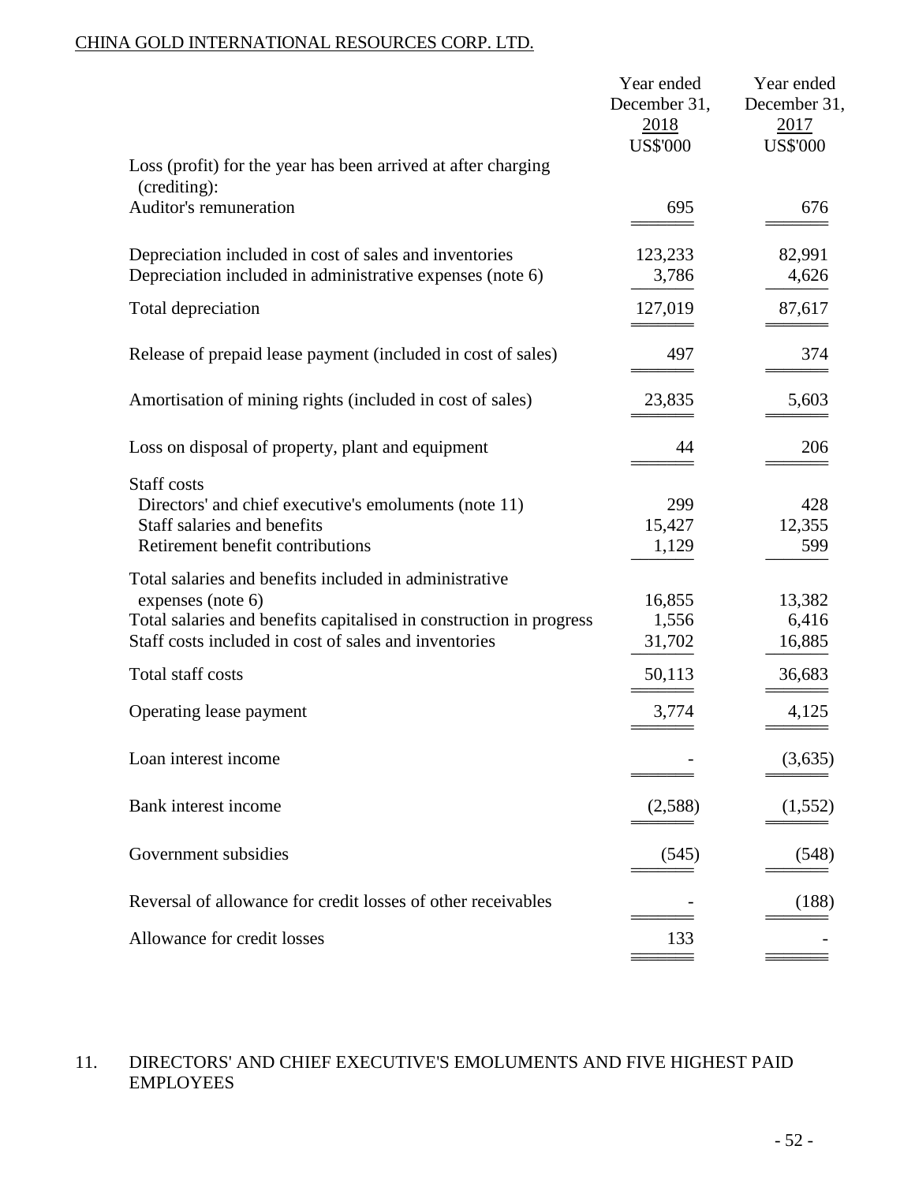CHINA GOLD INTERNATIONAL RESOURCES CORP. LTD.

| | Year ended December 31, 2018 US$'000 | Year ended December 31, 2017 US$'000 |
|---|---|---|
| Loss (profit) for the year has been arrived at after charging (crediting): | | |
| Auditor's remuneration | 695 | 676 |
| Depreciation included in cost of sales and inventories | 123,233 | 82,991 |
| Depreciation included in administrative expenses (note 6) | 3,786 | 4,626 |
| Total depreciation | 127,019 | 87,617 |
| Release of prepaid lease payment (included in cost of sales) | 497 | 374 |
| Amortisation of mining rights (included in cost of sales) | 23,835 | 5,603 |
| Loss on disposal of property, plant and equipment | 44 | 206 |
| Staff costs | | |
| Directors' and chief executive's emoluments (note 11) | 299 | 428 |
| Staff salaries and benefits | 15,427 | 12,355 |
| Retirement benefit contributions | 1,129 | 599 |
| Total salaries and benefits included in administrative expenses (note 6) | 16,855 | 13,382 |
| Total salaries and benefits capitalised in construction in progress | 1,556 | 6,416 |
| Staff costs included in cost of sales and inventories | 31,702 | 16,885 |
| Total staff costs | 50,113 | 36,683 |
| Operating lease payment | 3,774 | 4,125 |
| Loan interest income | - | (3,635) |
| Bank interest income | (2,588) | (1,552) |
| Government subsidies | (545) | (548) |
| Reversal of allowance for credit losses of other receivables | - | (188) |
| Allowance for credit losses | 133 | - |

## 11. DIRECTORS' AND CHIEF EXECUTIVE'S EMOLUMENTS AND FIVE HIGHEST PAID EMPLOYEES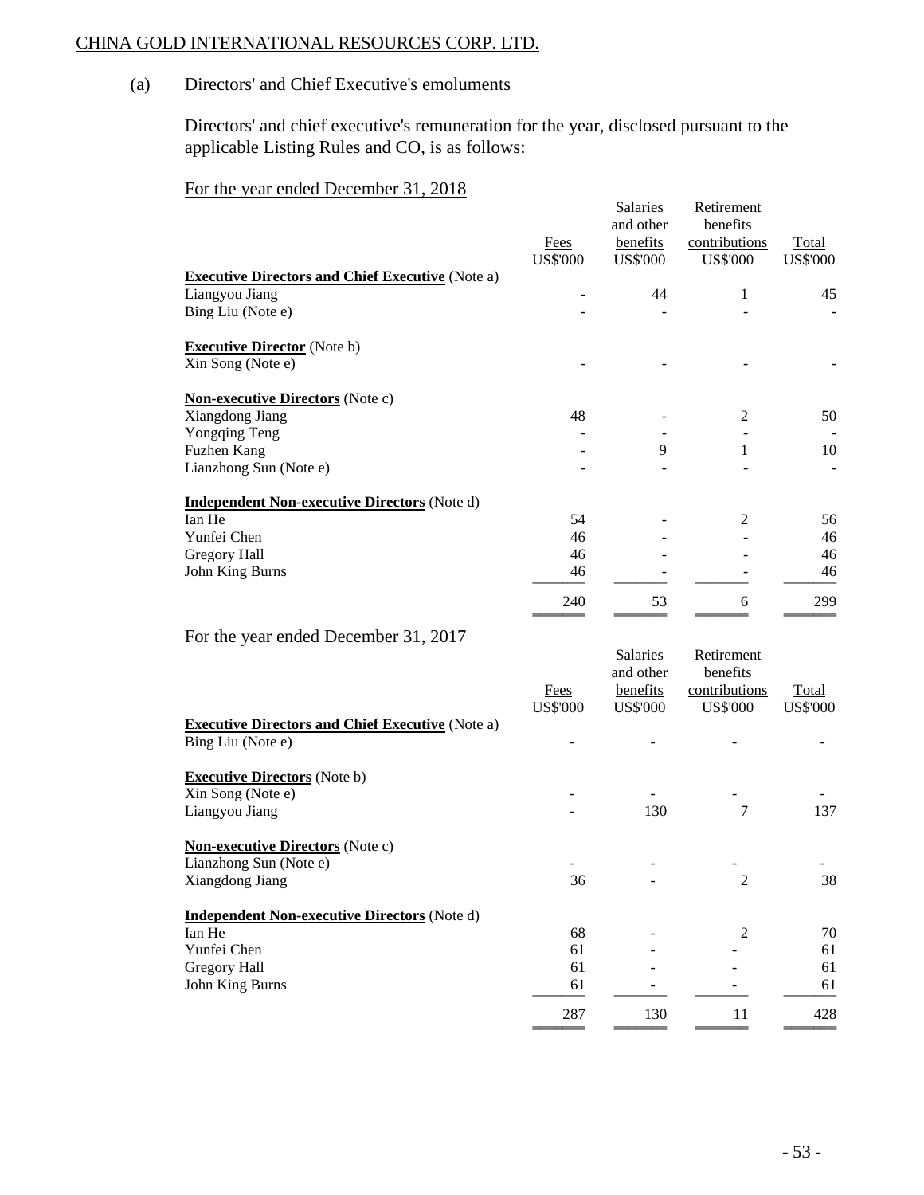CHINA GOLD INTERNATIONAL RESOURCES CORP. LTD.

(a) Directors' and Chief Executive's emoluments

Directors' and chief executive's remuneration for the year, disclosed pursuant to the applicable Listing Rules and CO, is as follows:

For the year ended December 31, 2018

| | Fees US$'000 | Salaries and other benefits US$'000 | Retirement benefits contributions US$'000 | Total US$'000 |
|---|---|---|---|---|
| **Executive Directors and Chief Executive** (Note a) | | | | |
| Liangyou Jiang | - | 44 | 1 | 45 |
| Bing Liu (Note e) | - | - | - | - |
| **Executive Director** (Note b) | | | | |
| Xin Song (Note e) | - | - | - | - |
| **Non-executive Directors** (Note c) | | | | |
| Xiangdong Jiang | 48 | - | 2 | 50 |
| Yongqing Teng | - | - | - | - |
| Fuzhen Kang | - | 9 | 1 | 10 |
| Lianzhong Sun (Note e) | - | - | - | - |
| **Independent Non-executive Directors** (Note d) | | | | |
| Ian He | 54 | - | 2 | 56 |
| Yunfei Chen | 46 | - | - | 46 |
| Gregory Hall | 46 | - | - | 46 |
| John King Burns | 46 | - | - | 46 |
| | 240 | 53 | 6 | 299 |

For the year ended December 31, 2017

| | Fees US$'000 | Salaries and other benefits US$'000 | Retirement benefits contributions US$'000 | Total US$'000 |
|---|---|---|---|---|
| **Executive Directors and Chief Executive** (Note a) | | | | |
| Bing Liu (Note e) | - | - | - | - |
| **Executive Directors** (Note b) | | | | |
| Xin Song (Note e) | - | - | - | - |
| Liangyou Jiang | - | 130 | 7 | 137 |
| **Non-executive Directors** (Note c) | | | | |
| Lianzhong Sun (Note e) | - | - | - | - |
| Xiangdong Jiang | 36 | - | 2 | 38 |
| **Independent Non-executive Directors** (Note d) | | | | |
| Ian He | 68 | - | 2 | 70 |
| Yunfei Chen | 61 | - | - | 61 |
| Gregory Hall | 61 | - | - | 61 |
| John King Burns | 61 | - | - | 61 |
| | 287 | 130 | 11 | 428 |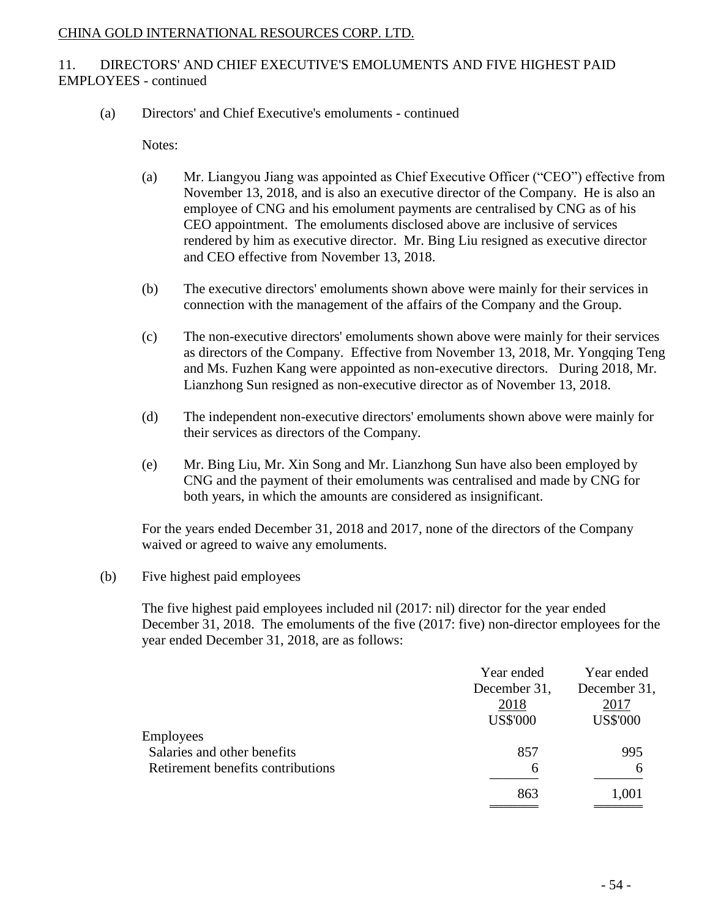## 11. DIRECTORS' AND CHIEF EXECUTIVE'S EMOLUMENTS AND FIVE HIGHEST PAID EMPLOYEES - continued

(a) Directors' and Chief Executive's emoluments - continued

Notes:

(a) Mr. Liangyou Jiang was appointed as Chief Executive Officer ("CEO") effective from November 13, 2018, and is also an executive director of the Company. He is also an employee of CNG and his emolument payments are centralised by CNG as of his CEO appointment. The emoluments disclosed above are inclusive of services rendered by him as executive director. Mr. Bing Liu resigned as executive director and CEO effective from November 13, 2018.

(b) The executive directors' emoluments shown above were mainly for their services in connection with the management of the affairs of the Company and the Group.

(c) The non-executive directors' emoluments shown above were mainly for their services as directors of the Company. Effective from November 13, 2018, Mr. Yongqing Teng and Ms. Fuzhen Kang were appointed as non-executive directors. During 2018, Mr. Lianzhong Sun resigned as non-executive director as of November 13, 2018.

(d) The independent non-executive directors' emoluments shown above were mainly for their services as directors of the Company.

(e) Mr. Bing Liu, Mr. Xin Song and Mr. Lianzhong Sun have also been employed by CNG and the payment of their emoluments was centralised and made by CNG for both years, in which the amounts are considered as insignificant.

For the years ended December 31, 2018 and 2017, none of the directors of the Company waived or agreed to waive any emoluments.

(b) Five highest paid employees

The five highest paid employees included nil (2017: nil) director for the year ended December 31, 2018. The emoluments of the five (2017: five) non-director employees for the year ended December 31, 2018, are as follows:

| | Year ended December 31, 2018 US$'000 | Year ended December 31, 2017 US$'000 |
|---|---|---|
| Employees | | |
| Salaries and other benefits | 857 | 995 |
| Retirement benefits contributions | 6 | 6 |
| | 863 | 1,001 |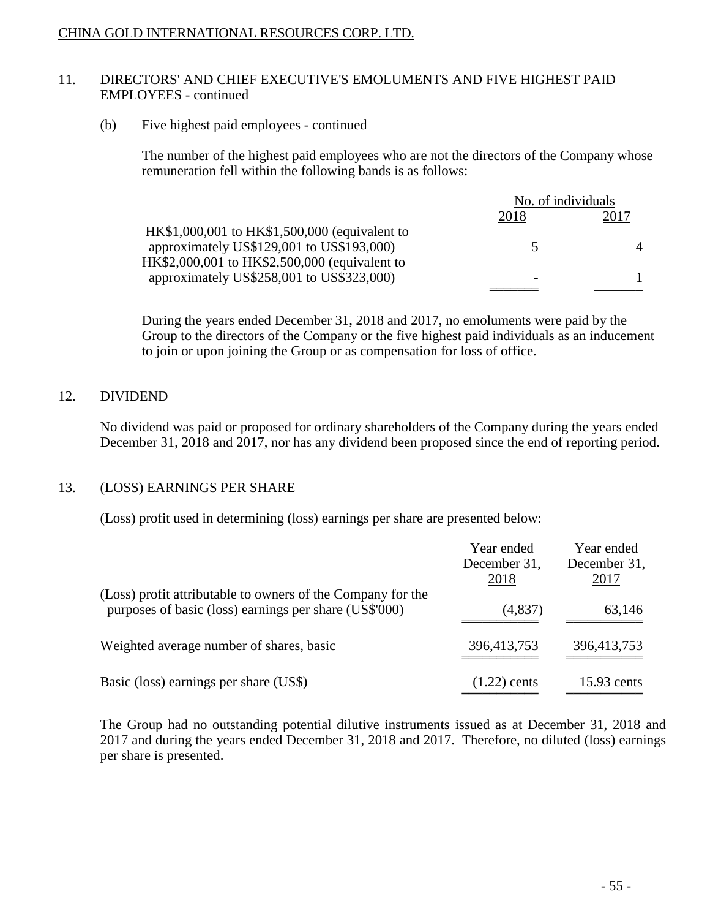## 11. DIRECTORS' AND CHIEF EXECUTIVE'S EMOLUMENTS AND FIVE HIGHEST PAID EMPLOYEES - continued

### (b) Five highest paid employees - continued

The number of the highest paid employees who are not the directors of the Company whose remuneration fell within the following bands is as follows:

| | No. of individuals | |
|---|---|---|
| | 2018 | 2017 |
| HK$1,000,001 to HK$1,500,000 (equivalent to approximately US$129,001 to US$193,000) | 5 | 4 |
| HK$2,000,001 to HK$2,500,000 (equivalent to approximately US$258,001 to US$323,000) | - | 1 |

During the years ended December 31, 2018 and 2017, no emoluments were paid by the Group to the directors of the Company or the five highest paid individuals as an inducement to join or upon joining the Group or as compensation for loss of office.

## 12. DIVIDEND

No dividend was paid or proposed for ordinary shareholders of the Company during the years ended December 31, 2018 and 2017, nor has any dividend been proposed since the end of reporting period.

## 13. (LOSS) EARNINGS PER SHARE

(Loss) profit used in determining (loss) earnings per share are presented below:

| | Year ended December 31, 2018 | Year ended December 31, 2017 |
|---|---|---|
| (Loss) profit attributable to owners of the Company for the purposes of basic (loss) earnings per share (US$'000) | (4,837) | 63,146 |
| Weighted average number of shares, basic | 396,413,753 | 396,413,753 |
| Basic (loss) earnings per share (US$) | (1.22) cents | 15.93 cents |

The Group had no outstanding potential dilutive instruments issued as at December 31, 2018 and 2017 and during the years ended December 31, 2018 and 2017. Therefore, no diluted (loss) earnings per share is presented.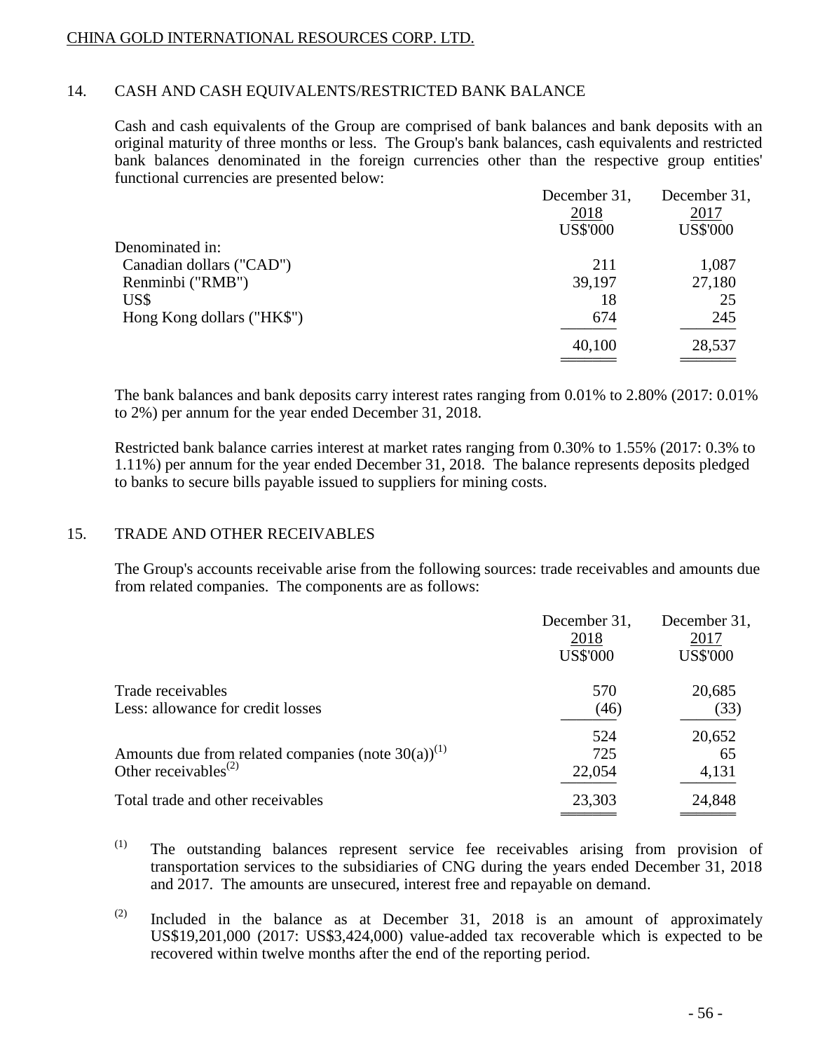## 14. CASH AND CASH EQUIVALENTS/RESTRICTED BANK BALANCE

Cash and cash equivalents of the Group are comprised of bank balances and bank deposits with an original maturity of three months or less. The Group's bank balances, cash equivalents and restricted bank balances denominated in the foreign currencies other than the respective group entities' functional currencies are presented below:

| | December 31, 2018 US$'000 | December 31, 2017 US$'000 |
|---|---|---|
| Denominated in: | | |
| Canadian dollars ("CAD") | 211 | 1,087 |
| Renminbi ("RMB") | 39,197 | 27,180 |
| US$ | 18 | 25 |
| Hong Kong dollars ("HK$") | 674 | 245 |
| | 40,100 | 28,537 |

The bank balances and bank deposits carry interest rates ranging from 0.01% to 2.80% (2017: 0.01% to 2%) per annum for the year ended December 31, 2018.

Restricted bank balance carries interest at market rates ranging from 0.30% to 1.55% (2017: 0.3% to 1.11%) per annum for the year ended December 31, 2018. The balance represents deposits pledged to banks to secure bills payable issued to suppliers for mining costs.

## 15. TRADE AND OTHER RECEIVABLES

The Group's accounts receivable arise from the following sources: trade receivables and amounts due from related companies. The components are as follows:

| | December 31, 2018 US$'000 | December 31, 2017 US$'000 |
|---|---|---|
| Trade receivables | 570 | 20,685 |
| Less: allowance for credit losses | (46) | (33) |
| | 524 | 20,652 |
| Amounts due from related companies (note 30(a))[(1)] | 725 | 65 |
| Other receivables[(2)] | 22,054 | 4,131 |
| Total trade and other receivables | 23,303 | 24,848 |

[(1)] The outstanding balances represent service fee receivables arising from provision of transportation services to the subsidiaries of CNG during the years ended December 31, 2018 and 2017. The amounts are unsecured, interest free and repayable on demand.

[(2)] Included in the balance as at December 31, 2018 is an amount of approximately US$19,201,000 (2017: US$3,424,000) value-added tax recoverable which is expected to be recovered within twelve months after the end of the reporting period.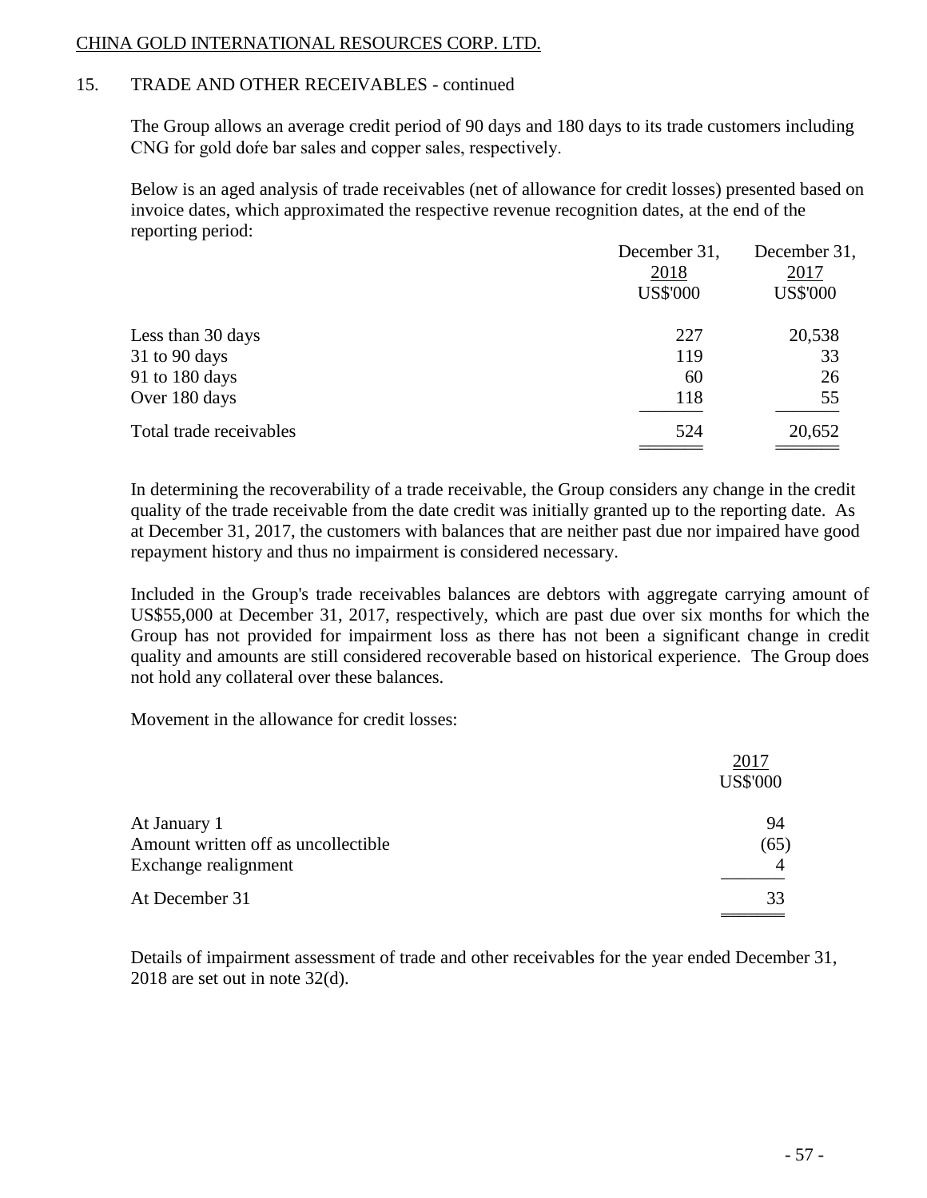## 15. TRADE AND OTHER RECEIVABLES - continued

The Group allows an average credit period of 90 days and 180 days to its trade customers including CNG for gold doŕe bar sales and copper sales, respectively.

Below is an aged analysis of trade receivables (net of allowance for credit losses) presented based on invoice dates, which approximated the respective revenue recognition dates, at the end of the reporting period:

| | December 31, 2018 US$'000 | December 31, 2017 US$'000 |
|---|---|---|
| Less than 30 days | 227 | 20,538 |
| 31 to 90 days | 119 | 33 |
| 91 to 180 days | 60 | 26 |
| Over 180 days | 118 | 55 |
| Total trade receivables | 524 | 20,652 |

In determining the recoverability of a trade receivable, the Group considers any change in the credit quality of the trade receivable from the date credit was initially granted up to the reporting date. As at December 31, 2017, the customers with balances that are neither past due nor impaired have good repayment history and thus no impairment is considered necessary.

Included in the Group's trade receivables balances are debtors with aggregate carrying amount of US$55,000 at December 31, 2017, respectively, which are past due over six months for which the Group has not provided for impairment loss as there has not been a significant change in credit quality and amounts are still considered recoverable based on historical experience. The Group does not hold any collateral over these balances.

Movement in the allowance for credit losses:

| | 2017 US$'000 |
|---|---|
| At January 1 | 94 |
| Amount written off as uncollectible | (65) |
| Exchange realignment | 4 |
| At December 31 | 33 |

Details of impairment assessment of trade and other receivables for the year ended December 31, 2018 are set out in note 32(d).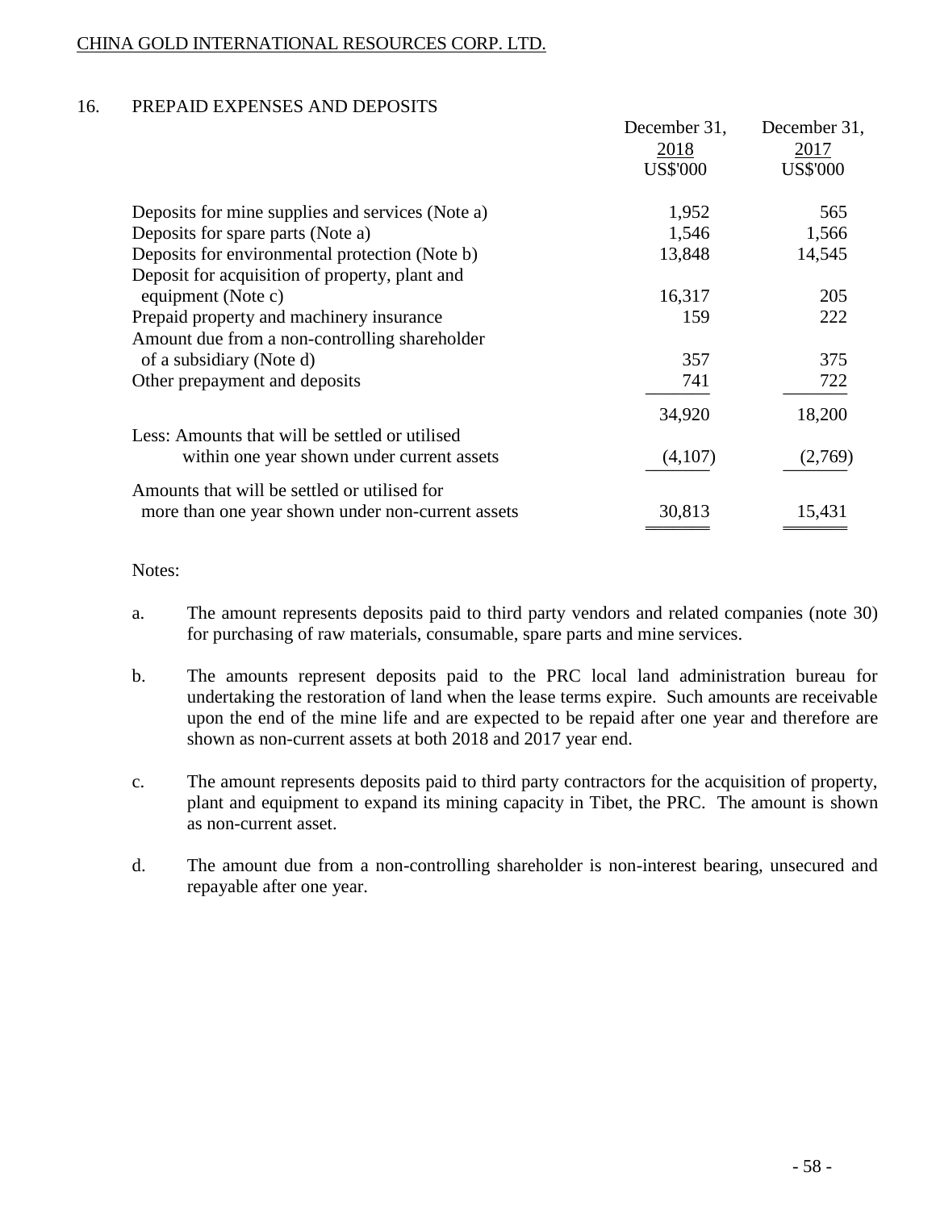## 16. PREPAID EXPENSES AND DEPOSITS

| | December 31, 2018 US$'000 | December 31, 2017 US$'000 |
|---|---|---|
| Deposits for mine supplies and services (Note a) | 1,952 | 565 |
| Deposits for spare parts (Note a) | 1,546 | 1,566 |
| Deposits for environmental protection (Note b) | 13,848 | 14,545 |
| Deposit for acquisition of property, plant and equipment (Note c) | 16,317 | 205 |
| Prepaid property and machinery insurance | 159 | 222 |
| Amount due from a non-controlling shareholder of a subsidiary (Note d) | 357 | 375 |
| Other prepayment and deposits | 741 | 722 |
| | 34,920 | 18,200 |
| Less: Amounts that will be settled or utilised within one year shown under current assets | (4,107) | (2,769) |
| Amounts that will be settled or utilised for more than one year shown under non-current assets | 30,813 | 15,431 |

Notes:

a. The amount represents deposits paid to third party vendors and related companies (note 30) for purchasing of raw materials, consumable, spare parts and mine services.

b. The amounts represent deposits paid to the PRC local land administration bureau for undertaking the restoration of land when the lease terms expire. Such amounts are receivable upon the end of the mine life and are expected to be repaid after one year and therefore are shown as non-current assets at both 2018 and 2017 year end.

c. The amount represents deposits paid to third party contractors for the acquisition of property, plant and equipment to expand its mining capacity in Tibet, the PRC. The amount is shown as non-current asset.

d. The amount due from a non-controlling shareholder is non-interest bearing, unsecured and repayable after one year.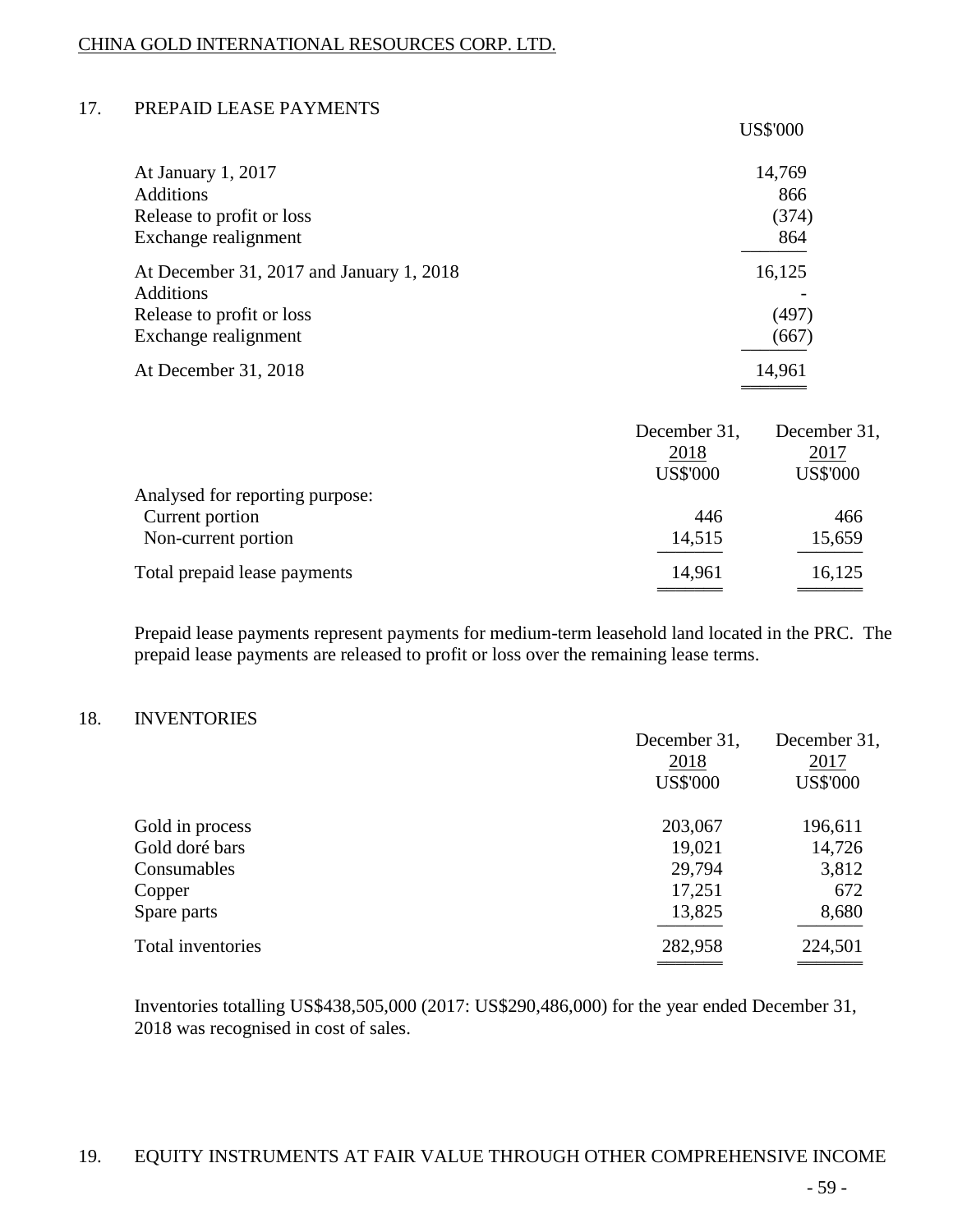## 17. PREPAID LEASE PAYMENTS

| | US$'000 |
|---|---|
| At January 1, 2017 | 14,769 |
| Additions | 866 |
| Release to profit or loss | (374) |
| Exchange realignment | 864 |
| At December 31, 2017 and January 1, 2018 | 16,125 |
| Additions | - |
| Release to profit or loss | (497) |
| Exchange realignment | (667) |
| At December 31, 2018 | 14,961 |

| | December 31, 2018 US$'000 | December 31, 2017 US$'000 |
|---|---|---|
| Analysed for reporting purpose: | | |
| Current portion | 446 | 466 |
| Non-current portion | 14,515 | 15,659 |
| Total prepaid lease payments | 14,961 | 16,125 |

Prepaid lease payments represent payments for medium-term leasehold land located in the PRC. The prepaid lease payments are released to profit or loss over the remaining lease terms.

## 18. INVENTORIES

| | December 31, 2018 US$'000 | December 31, 2017 US$'000 |
|---|---|---|
| Gold in process | 203,067 | 196,611 |
| Gold doré bars | 19,021 | 14,726 |
| Consumables | 29,794 | 3,812 |
| Copper | 17,251 | 672 |
| Spare parts | 13,825 | 8,680 |
| Total inventories | 282,958 | 224,501 |

Inventories totalling US$438,505,000 (2017: US$290,486,000) for the year ended December 31, 2018 was recognised in cost of sales.

## 19. EQUITY INSTRUMENTS AT FAIR VALUE THROUGH OTHER COMPREHENSIVE INCOME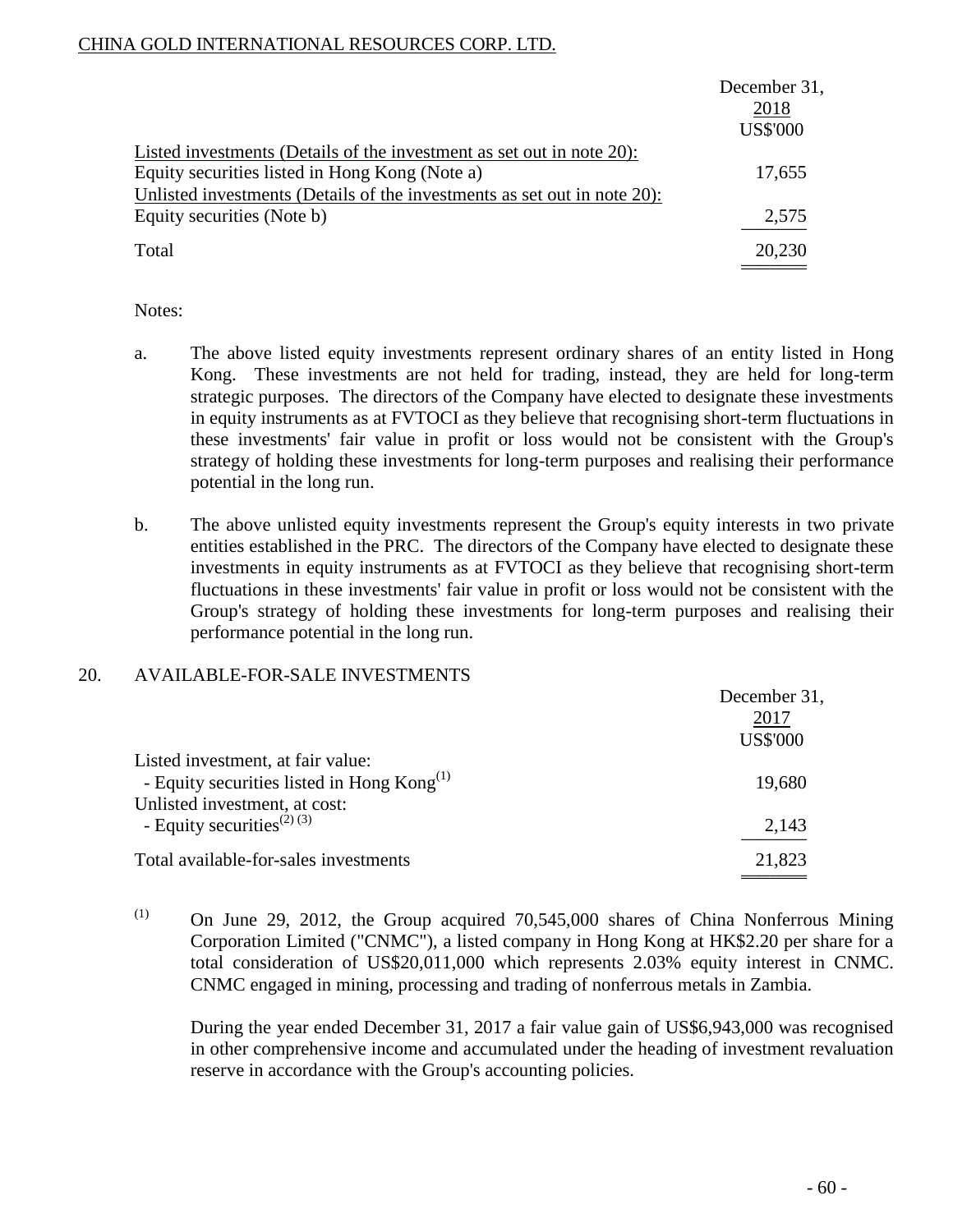| | December 31, 2018 US$'000 |
|---|---|
| Listed investments (Details of the investment as set out in note 20): | |
| Equity securities listed in Hong Kong (Note a) | 17,655 |
| Unlisted investments (Details of the investments as set out in note 20): | |
| Equity securities (Note b) | 2,575 |
| Total | 20,230 |

Notes:

a. The above listed equity investments represent ordinary shares of an entity listed in Hong Kong. These investments are not held for trading, instead, they are held for long-term strategic purposes. The directors of the Company have elected to designate these investments in equity instruments as at FVTOCI as they believe that recognising short-term fluctuations in these investments' fair value in profit or loss would not be consistent with the Group's strategy of holding these investments for long-term purposes and realising their performance potential in the long run.

b. The above unlisted equity investments represent the Group's equity interests in two private entities established in the PRC. The directors of the Company have elected to designate these investments in equity instruments as at FVTOCI as they believe that recognising short-term fluctuations in these investments' fair value in profit or loss would not be consistent with the Group's strategy of holding these investments for long-term purposes and realising their performance potential in the long run.

## 20. AVAILABLE-FOR-SALE INVESTMENTS

| | December 31, 2017 US$'000 |
|---|---|
| Listed investment, at fair value: | |
| - Equity securities listed in Hong Kong[(1)] | 19,680 |
| Unlisted investment, at cost: | |
| - Equity securities[(2) (3)] | 2,143 |
| Total available-for-sales investments | 21,823 |

(1) On June 29, 2012, the Group acquired 70,545,000 shares of China Nonferrous Mining Corporation Limited ("CNMC"), a listed company in Hong Kong at HK$2.20 per share for a total consideration of US$20,011,000 which represents 2.03% equity interest in CNMC. CNMC engaged in mining, processing and trading of nonferrous metals in Zambia.

During the year ended December 31, 2017 a fair value gain of US$6,943,000 was recognised in other comprehensive income and accumulated under the heading of investment revaluation reserve in accordance with the Group's accounting policies.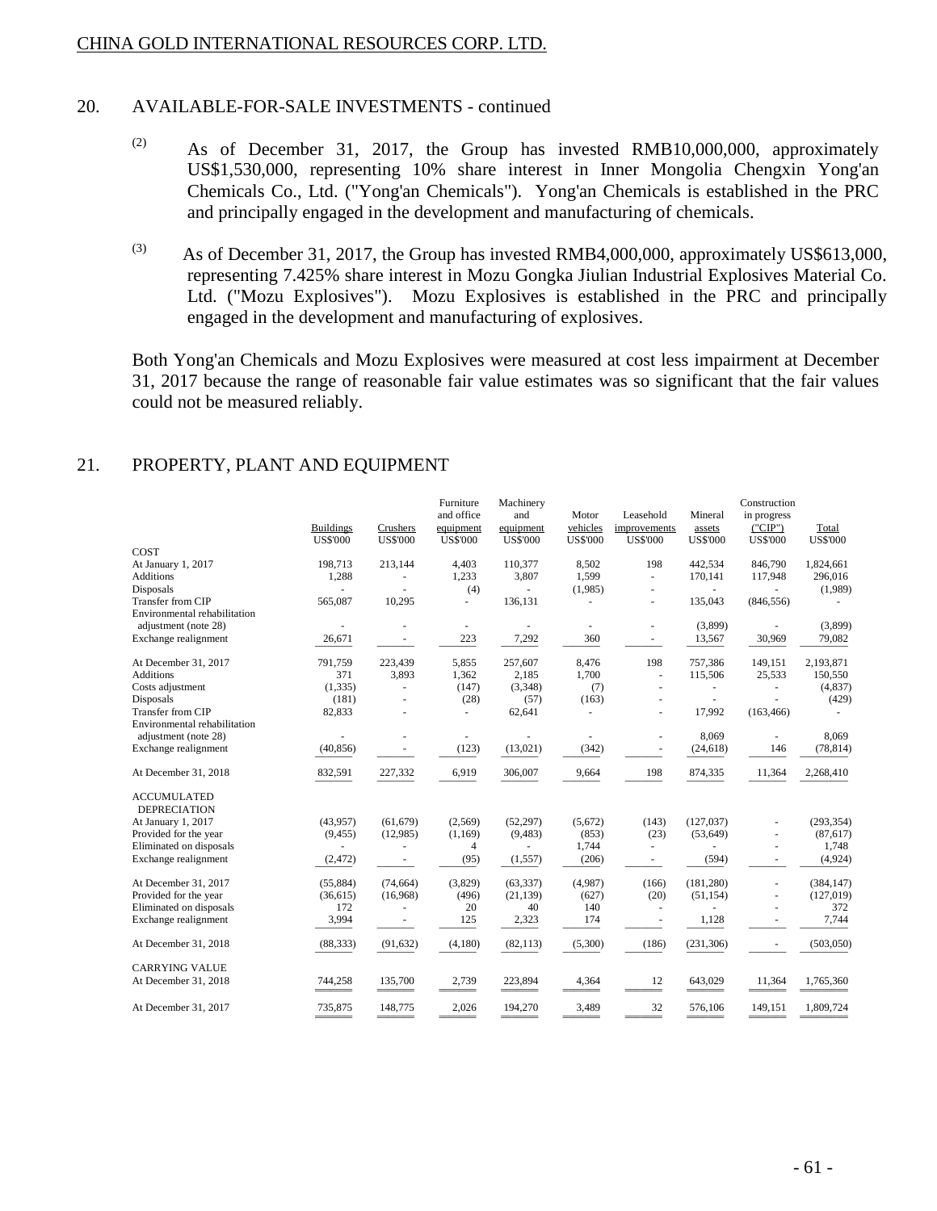## 20. AVAILABLE-FOR-SALE INVESTMENTS - continued

(2) As of December 31, 2017, the Group has invested RMB10,000,000, approximately US$1,530,000, representing 10% share interest in Inner Mongolia Chengxin Yong'an Chemicals Co., Ltd. ("Yong'an Chemicals"). Yong'an Chemicals is established in the PRC and principally engaged in the development and manufacturing of chemicals.

(3) As of December 31, 2017, the Group has invested RMB4,000,000, approximately US$613,000, representing 7.425% share interest in Mozu Gongka Jiulian Industrial Explosives Material Co. Ltd. ("Mozu Explosives"). Mozu Explosives is established in the PRC and principally engaged in the development and manufacturing of explosives.

Both Yong'an Chemicals and Mozu Explosives were measured at cost less impairment at December 31, 2017 because the range of reasonable fair value estimates was so significant that the fair values could not be measured reliably.

## 21. PROPERTY, PLANT AND EQUIPMENT

| | Buildings | Crushers | Furniture and office equipment | Machinery and equipment | Motor vehicles | Leasehold improvements | Mineral assets | Construction in progress ("CIP") | Total |
|---|---|---|---|---|---|---|---|---|---|
| | US$'000 | US$'000 | US$'000 | US$'000 | US$'000 | US$'000 | US$'000 | US$'000 | US$'000 |
| COST | | | | | | | | | |
| At January 1, 2017 | 198,713 | 213,144 | 4,403 | 110,377 | 8,502 | 198 | 442,534 | 846,790 | 1,824,661 |
| Additions | 1,288 | - | 1,233 | 3,807 | 1,599 | - | 170,141 | 117,948 | 296,016 |
| Disposals | - | - | (4) | - | (1,985) | - | - | - | (1,989) |
| Transfer from CIP | 565,087 | 10,295 | - | 136,131 | - | - | 135,043 | (846,556) | - |
| Environmental rehabilitation adjustment (note 28) | - | - | - | - | - | - | (3,899) | - | (3,899) |
| Exchange realignment | 26,671 | - | 223 | 7,292 | 360 | - | 13,567 | 30,969 | 79,082 |
| At December 31, 2017 | 791,759 | 223,439 | 5,855 | 257,607 | 8,476 | 198 | 757,386 | 149,151 | 2,193,871 |
| Additions | 371 | 3,893 | 1,362 | 2,185 | 1,700 | - | 115,506 | 25,533 | 150,550 |
| Costs adjustment | (1,335) | - | (147) | (3,348) | (7) | - | - | - | (4,837) |
| Disposals | (181) | - | (28) | (57) | (163) | - | - | - | (429) |
| Transfer from CIP | 82,833 | - | - | 62,641 | - | - | 17,992 | (163,466) | - |
| Environmental rehabilitation adjustment (note 28) | - | - | - | - | - | - | 8,069 | - | 8,069 |
| Exchange realignment | (40,856) | - | (123) | (13,021) | (342) | - | (24,618) | 146 | (78,814) |
| At December 31, 2018 | 832,591 | 227,332 | 6,919 | 306,007 | 9,664 | 198 | 874,335 | 11,364 | 2,268,410 |
| ACCUMULATED DEPRECIATION | | | | | | | | | |
| At January 1, 2017 | (43,957) | (61,679) | (2,569) | (52,297) | (5,672) | (143) | (127,037) | - | (293,354) |
| Provided for the year | (9,455) | (12,985) | (1,169) | (9,483) | (853) | (23) | (53,649) | - | (87,617) |
| Eliminated on disposals | - | - | 4 | - | 1,744 | - | - | - | 1,748 |
| Exchange realignment | (2,472) | - | (95) | (1,557) | (206) | - | (594) | - | (4,924) |
| At December 31, 2017 | (55,884) | (74,664) | (3,829) | (63,337) | (4,987) | (166) | (181,280) | - | (384,147) |
| Provided for the year | (36,615) | (16,968) | (496) | (21,139) | (627) | (20) | (51,154) | - | (127,019) |
| Eliminated on disposals | 172 | - | 20 | 40 | 140 | - | - | - | 372 |
| Exchange realignment | 3,994 | - | 125 | 2,323 | 174 | - | 1,128 | - | 7,744 |
| At December 31, 2018 | (88,333) | (91,632) | (4,180) | (82,113) | (5,300) | (186) | (231,306) | - | (503,050) |
| CARRYING VALUE | | | | | | | | | |
| At December 31, 2018 | 744,258 | 135,700 | 2,739 | 223,894 | 4,364 | 12 | 643,029 | 11,364 | 1,765,360 |
| At December 31, 2017 | 735,875 | 148,775 | 2,026 | 194,270 | 3,489 | 32 | 576,106 | 149,151 | 1,809,724 |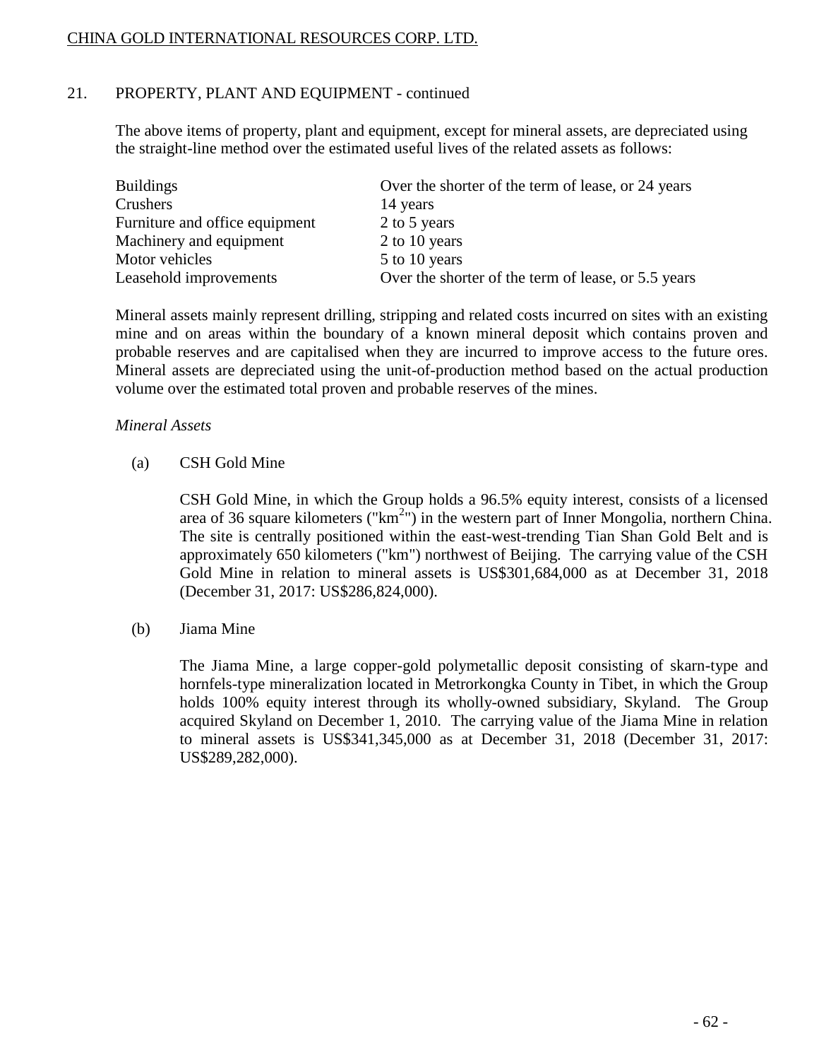## 21. PROPERTY, PLANT AND EQUIPMENT - continued

The above items of property, plant and equipment, except for mineral assets, are depreciated using the straight-line method over the estimated useful lives of the related assets as follows:

| | |
|---|---|
| Buildings | Over the shorter of the term of lease, or 24 years |
| Crushers | 14 years |
| Furniture and office equipment | 2 to 5 years |
| Machinery and equipment | 2 to 10 years |
| Motor vehicles | 5 to 10 years |
| Leasehold improvements | Over the shorter of the term of lease, or 5.5 years |

Mineral assets mainly represent drilling, stripping and related costs incurred on sites with an existing mine and on areas within the boundary of a known mineral deposit which contains proven and probable reserves and are capitalised when they are incurred to improve access to the future ores. Mineral assets are depreciated using the unit-of-production method based on the actual production volume over the estimated total proven and probable reserves of the mines.

*Mineral Assets*

(a) CSH Gold Mine

CSH Gold Mine, in which the Group holds a 96.5% equity interest, consists of a licensed area of 36 square kilometers ("$km^2$") in the western part of Inner Mongolia, northern China. The site is centrally positioned within the east-west-trending Tian Shan Gold Belt and is approximately 650 kilometers ("km") northwest of Beijing. The carrying value of the CSH Gold Mine in relation to mineral assets is US$301,684,000 as at December 31, 2018 (December 31, 2017: US$286,824,000).

(b) Jiama Mine

The Jiama Mine, a large copper-gold polymetallic deposit consisting of skarn-type and hornfels-type mineralization located in Metrorkongka County in Tibet, in which the Group holds 100% equity interest through its wholly-owned subsidiary, Skyland. The Group acquired Skyland on December 1, 2010. The carrying value of the Jiama Mine in relation to mineral assets is US$341,345,000 as at December 31, 2018 (December 31, 2017: US$289,282,000).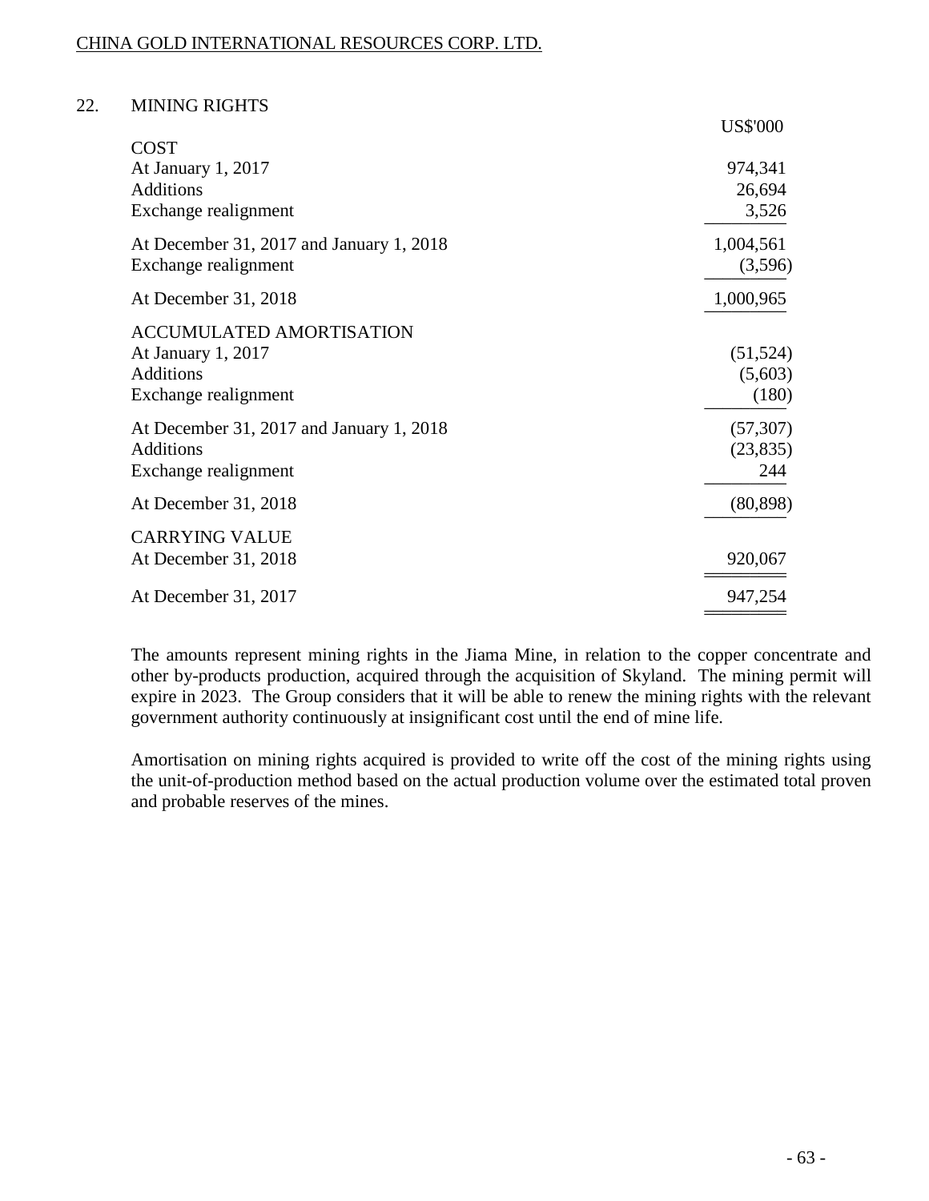## 22. MINING RIGHTS

| | US$'000 |
|---|---|
| **COST** | |
| At January 1, 2017 | 974,341 |
| Additions | 26,694 |
| Exchange realignment | 3,526 |
| At December 31, 2017 and January 1, 2018 | 1,004,561 |
| Exchange realignment | (3,596) |
| At December 31, 2018 | 1,000,965 |
| **ACCUMULATED AMORTISATION** | |
| At January 1, 2017 | (51,524) |
| Additions | (5,603) |
| Exchange realignment | (180) |
| At December 31, 2017 and January 1, 2018 | (57,307) |
| Additions | (23,835) |
| Exchange realignment | 244 |
| At December 31, 2018 | (80,898) |
| **CARRYING VALUE** | |
| At December 31, 2018 | 920,067 |
| At December 31, 2017 | 947,254 |

The amounts represent mining rights in the Jiama Mine, in relation to the copper concentrate and other by-products production, acquired through the acquisition of Skyland. The mining permit will expire in 2023. The Group considers that it will be able to renew the mining rights with the relevant government authority continuously at insignificant cost until the end of mine life.

Amortisation on mining rights acquired is provided to write off the cost of the mining rights using the unit-of-production method based on the actual production volume over the estimated total proven and probable reserves of the mines.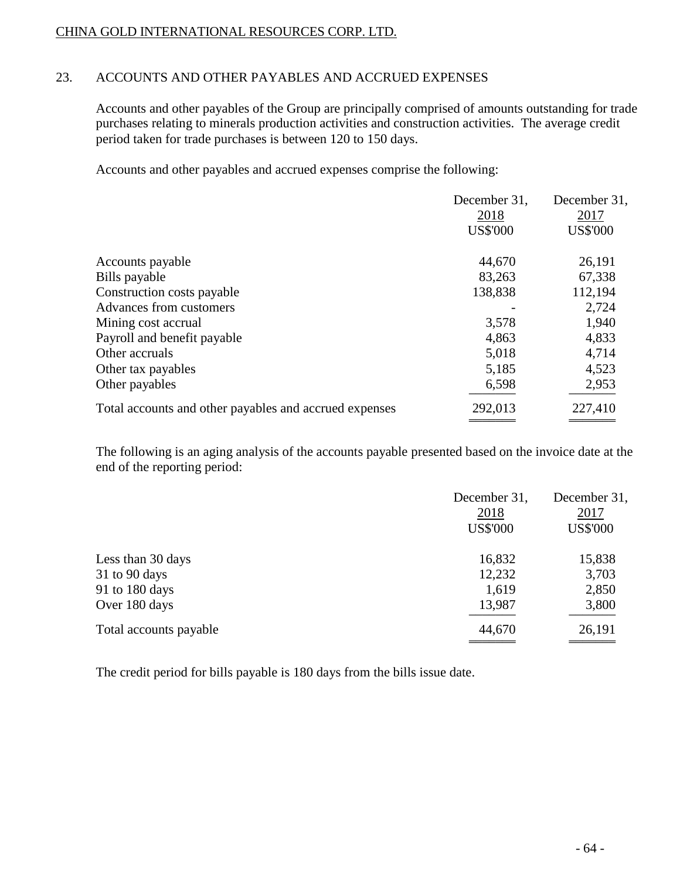## 23. ACCOUNTS AND OTHER PAYABLES AND ACCRUED EXPENSES

Accounts and other payables of the Group are principally comprised of amounts outstanding for trade purchases relating to minerals production activities and construction activities. The average credit period taken for trade purchases is between 120 to 150 days.

Accounts and other payables and accrued expenses comprise the following:

| | December 31, 2018 US$'000 | December 31, 2017 US$'000 |
|---|---|---|
| Accounts payable | 44,670 | 26,191 |
| Bills payable | 83,263 | 67,338 |
| Construction costs payable | 138,838 | 112,194 |
| Advances from customers | - | 2,724 |
| Mining cost accrual | 3,578 | 1,940 |
| Payroll and benefit payable | 4,863 | 4,833 |
| Other accruals | 5,018 | 4,714 |
| Other tax payables | 5,185 | 4,523 |
| Other payables | 6,598 | 2,953 |
| Total accounts and other payables and accrued expenses | 292,013 | 227,410 |

The following is an aging analysis of the accounts payable presented based on the invoice date at the end of the reporting period:

| | December 31, 2018 US$'000 | December 31, 2017 US$'000 |
|---|---|---|
| Less than 30 days | 16,832 | 15,838 |
| 31 to 90 days | 12,232 | 3,703 |
| 91 to 180 days | 1,619 | 2,850 |
| Over 180 days | 13,987 | 3,800 |
| Total accounts payable | 44,670 | 26,191 |

The credit period for bills payable is 180 days from the bills issue date.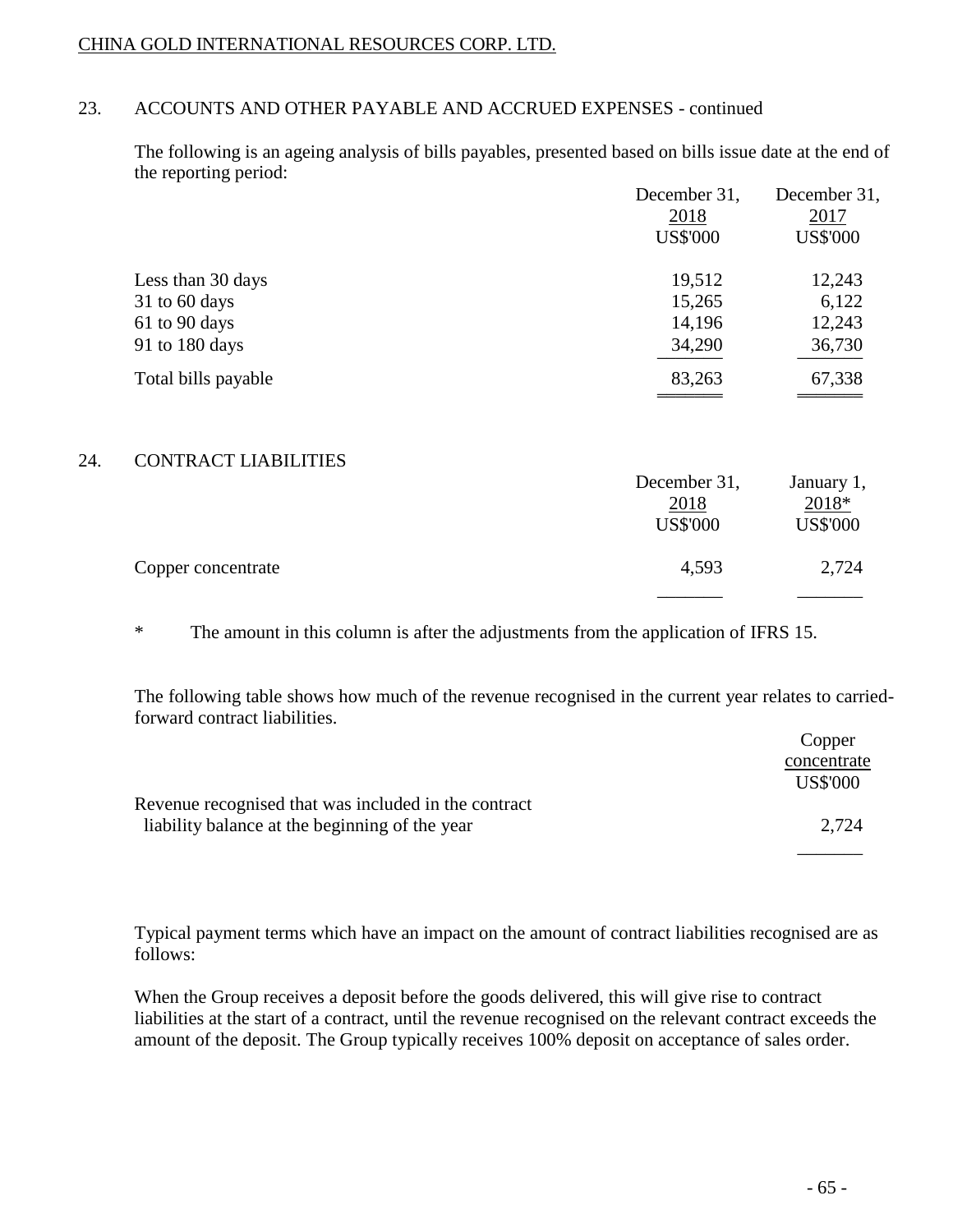## 23. ACCOUNTS AND OTHER PAYABLE AND ACCRUED EXPENSES - continued

The following is an ageing analysis of bills payables, presented based on bills issue date at the end of the reporting period:

| | December 31, 2018 US$'000 | December 31, 2017 US$'000 |
|---|---|---|
| Less than 30 days | 19,512 | 12,243 |
| 31 to 60 days | 15,265 | 6,122 |
| 61 to 90 days | 14,196 | 12,243 |
| 91 to 180 days | 34,290 | 36,730 |
| Total bills payable | 83,263 | 67,338 |

## 24. CONTRACT LIABILITIES

| | December 31, 2018 US$'000 | January 1, 2018* US$'000 |
|---|---|---|
| Copper concentrate | 4,593 | 2,724 |

\* The amount in this column is after the adjustments from the application of IFRS 15.

The following table shows how much of the revenue recognised in the current year relates to carried-forward contract liabilities.

| | Copper concentrate US$'000 |
|---|---|
| Revenue recognised that was included in the contract liability balance at the beginning of the year | 2,724 |

Typical payment terms which have an impact on the amount of contract liabilities recognised are as follows:

When the Group receives a deposit before the goods delivered, this will give rise to contract liabilities at the start of a contract, until the revenue recognised on the relevant contract exceeds the amount of the deposit. The Group typically receives 100% deposit on acceptance of sales order.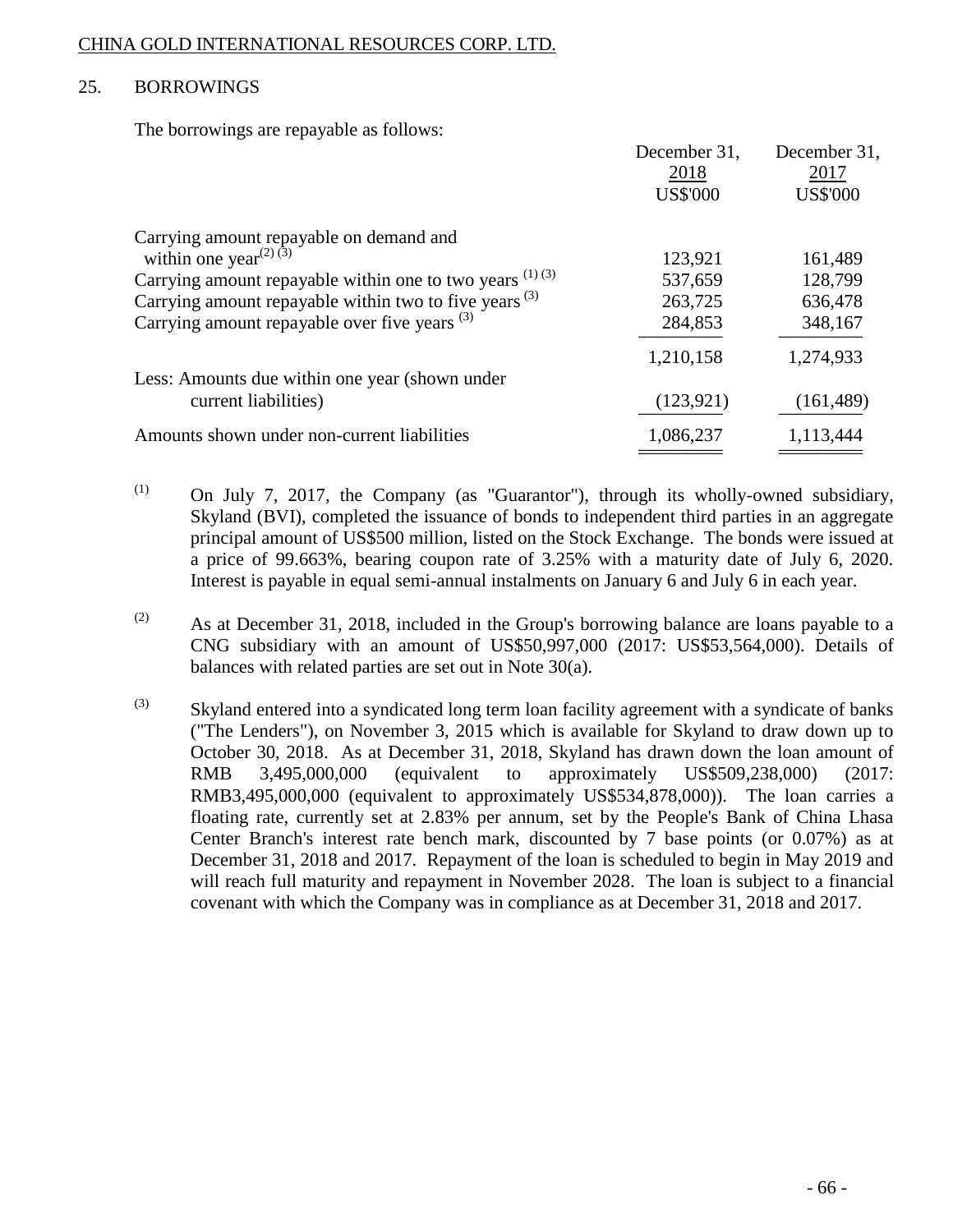## 25. BORROWINGS

The borrowings are repayable as follows:

| | December 31, 2018 US$'000 | December 31, 2017 US$'000 |
|---|---|---|
| Carrying amount repayable on demand and within one year[(2) (3)] | 123,921 | 161,489 |
| Carrying amount repayable within one to two years [(1) (3)] | 537,659 | 128,799 |
| Carrying amount repayable within two to five years [(3)] | 263,725 | 636,478 |
| Carrying amount repayable over five years [(3)] | 284,853 | 348,167 |
| | 1,210,158 | 1,274,933 |
| Less: Amounts due within one year (shown under current liabilities) | (123,921) | (161,489) |
| Amounts shown under non-current liabilities | 1,086,237 | 1,113,444 |

(1) On July 7, 2017, the Company (as "Guarantor"), through its wholly-owned subsidiary, Skyland (BVI), completed the issuance of bonds to independent third parties in an aggregate principal amount of US$500 million, listed on the Stock Exchange. The bonds were issued at a price of 99.663%, bearing coupon rate of 3.25% with a maturity date of July 6, 2020. Interest is payable in equal semi-annual instalments on January 6 and July 6 in each year.

(2) As at December 31, 2018, included in the Group's borrowing balance are loans payable to a CNG subsidiary with an amount of US$50,997,000 (2017: US$53,564,000). Details of balances with related parties are set out in Note 30(a).

(3) Skyland entered into a syndicated long term loan facility agreement with a syndicate of banks ("The Lenders"), on November 3, 2015 which is available for Skyland to draw down up to October 30, 2018. As at December 31, 2018, Skyland has drawn down the loan amount of RMB 3,495,000,000 (equivalent to approximately US$509,238,000) (2017: RMB3,495,000,000 (equivalent to approximately US$534,878,000)). The loan carries a floating rate, currently set at 2.83% per annum, set by the People's Bank of China Lhasa Center Branch's interest rate bench mark, discounted by 7 base points (or 0.07%) as at December 31, 2018 and 2017. Repayment of the loan is scheduled to begin in May 2019 and will reach full maturity and repayment in November 2028. The loan is subject to a financial covenant with which the Company was in compliance as at December 31, 2018 and 2017.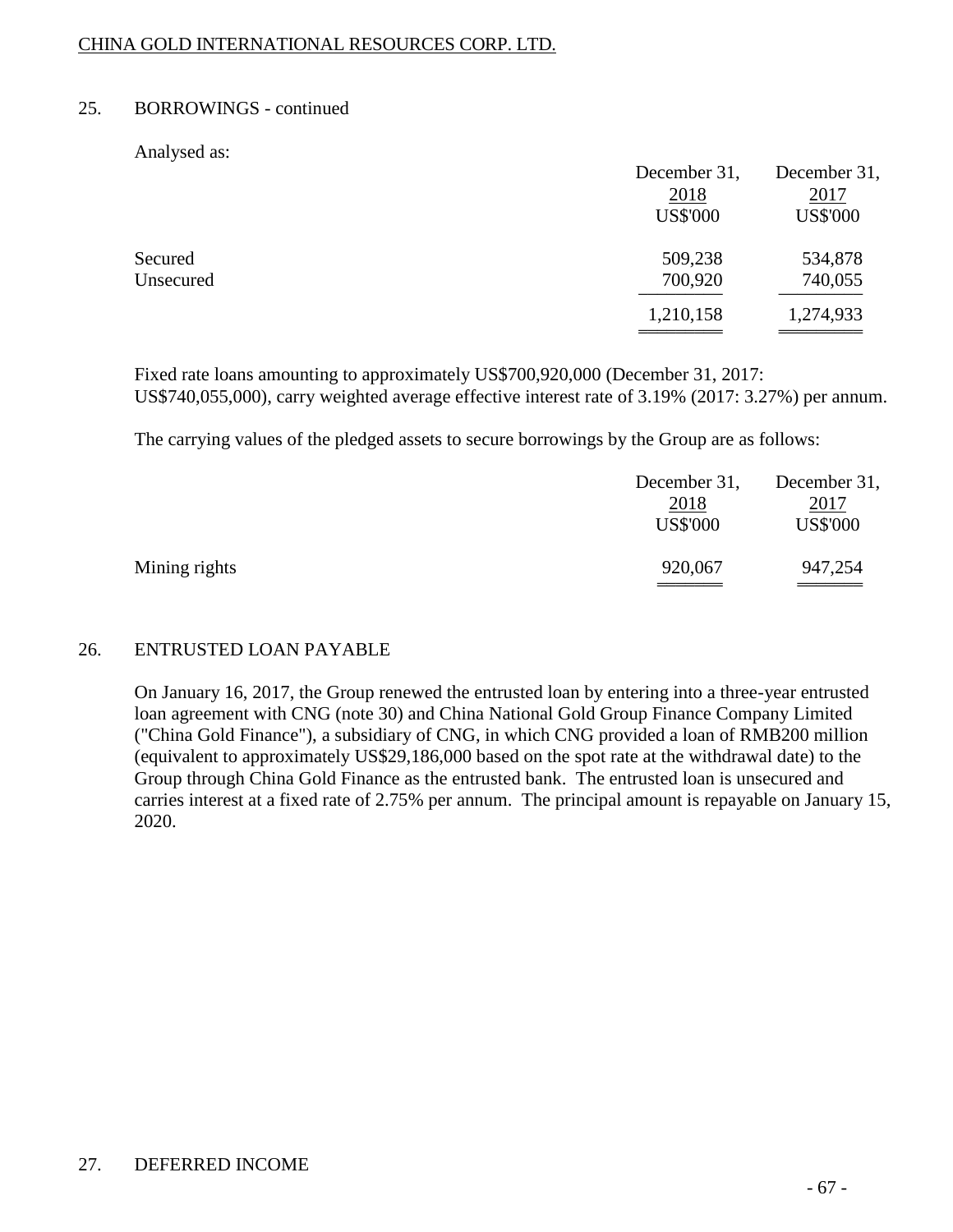## 25. BORROWINGS - continued

Analysed as:

| | December 31, 2018 US$'000 | December 31, 2017 US$'000 |
|---|---|---|
| Secured | 509,238 | 534,878 |
| Unsecured | 700,920 | 740,055 |
| | 1,210,158 | 1,274,933 |

Fixed rate loans amounting to approximately US$700,920,000 (December 31, 2017: US$740,055,000), carry weighted average effective interest rate of 3.19% (2017: 3.27%) per annum.

The carrying values of the pledged assets to secure borrowings by the Group are as follows:

| | December 31, 2018 US$'000 | December 31, 2017 US$'000 |
|---|---|---|
| Mining rights | 920,067 | 947,254 |

## 26. ENTRUSTED LOAN PAYABLE

On January 16, 2017, the Group renewed the entrusted loan by entering into a three-year entrusted loan agreement with CNG (note 30) and China National Gold Group Finance Company Limited ("China Gold Finance"), a subsidiary of CNG, in which CNG provided a loan of RMB200 million (equivalent to approximately US$29,186,000 based on the spot rate at the withdrawal date) to the Group through China Gold Finance as the entrusted bank. The entrusted loan is unsecured and carries interest at a fixed rate of 2.75% per annum. The principal amount is repayable on January 15, 2020.

## 27. DEFERRED INCOME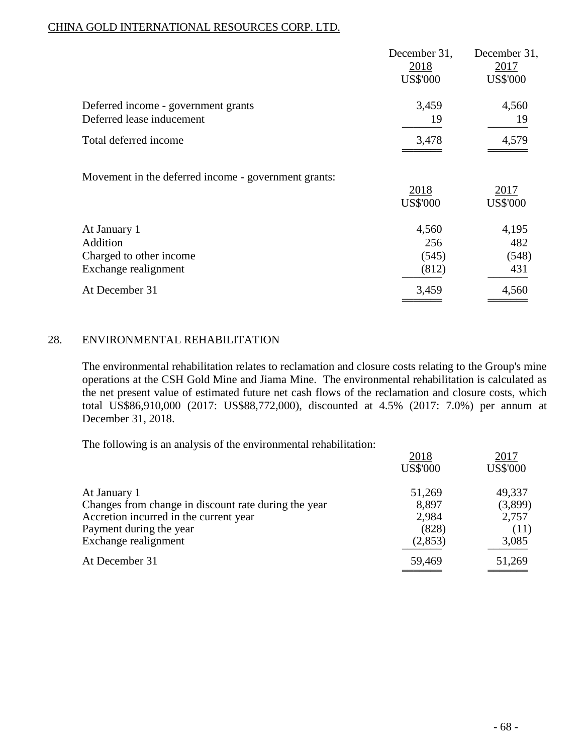| | December 31, 2018 US$'000 | December 31, 2017 US$'000 |
|---|---|---|
| Deferred income - government grants | 3,459 | 4,560 |
| Deferred lease inducement | 19 | 19 |
| Total deferred income | 3,478 | 4,579 |

Movement in the deferred income - government grants:

| | 2018 US$'000 | 2017 US$'000 |
|---|---|---|
| At January 1 | 4,560 | 4,195 |
| Addition | 256 | 482 |
| Charged to other income | (545) | (548) |
| Exchange realignment | (812) | 431 |
| At December 31 | 3,459 | 4,560 |

## 28. ENVIRONMENTAL REHABILITATION

The environmental rehabilitation relates to reclamation and closure costs relating to the Group's mine operations at the CSH Gold Mine and Jiama Mine. The environmental rehabilitation is calculated as the net present value of estimated future net cash flows of the reclamation and closure costs, which total US$86,910,000 (2017: US$88,772,000), discounted at 4.5% (2017: 7.0%) per annum at December 31, 2018.

The following is an analysis of the environmental rehabilitation:

| | 2018 US$'000 | 2017 US$'000 |
|---|---|---|
| At January 1 | 51,269 | 49,337 |
| Changes from change in discount rate during the year | 8,897 | (3,899) |
| Accretion incurred in the current year | 2,984 | 2,757 |
| Payment during the year | (828) | (11) |
| Exchange realignment | (2,853) | 3,085 |
| At December 31 | 59,469 | 51,269 |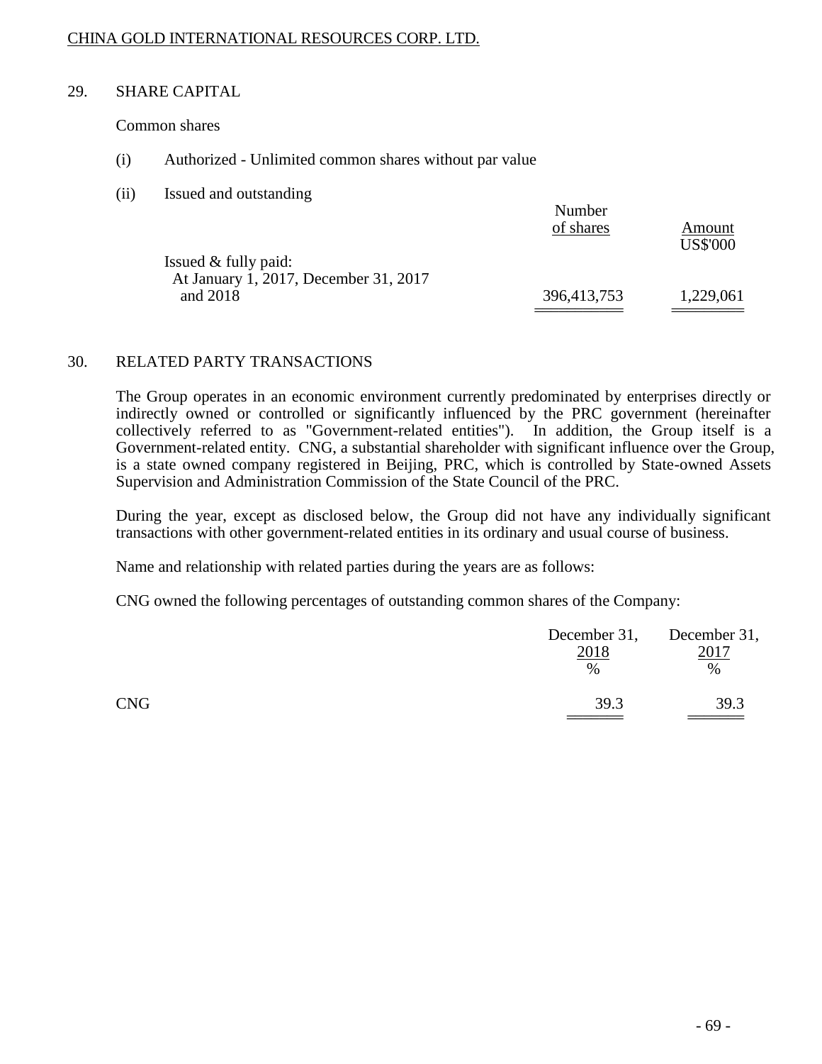## 29. SHARE CAPITAL

Common shares

(i) Authorized - Unlimited common shares without par value

(ii) Issued and outstanding

| | Number of shares | Amount US$'000 |
|---|---|---|
| Issued & fully paid: | | |
| At January 1, 2017, December 31, 2017 and 2018 | 396,413,753 | 1,229,061 |

## 30. RELATED PARTY TRANSACTIONS

The Group operates in an economic environment currently predominated by enterprises directly or indirectly owned or controlled or significantly influenced by the PRC government (hereinafter collectively referred to as "Government-related entities"). In addition, the Group itself is a Government-related entity. CNG, a substantial shareholder with significant influence over the Group, is a state owned company registered in Beijing, PRC, which is controlled by State-owned Assets Supervision and Administration Commission of the State Council of the PRC.

During the year, except as disclosed below, the Group did not have any individually significant transactions with other government-related entities in its ordinary and usual course of business.

Name and relationship with related parties during the years are as follows:

CNG owned the following percentages of outstanding common shares of the Company:

| | December 31, 2018 % | December 31, 2017 % |
|---|---|---|
| CNG | 39.3 | 39.3 |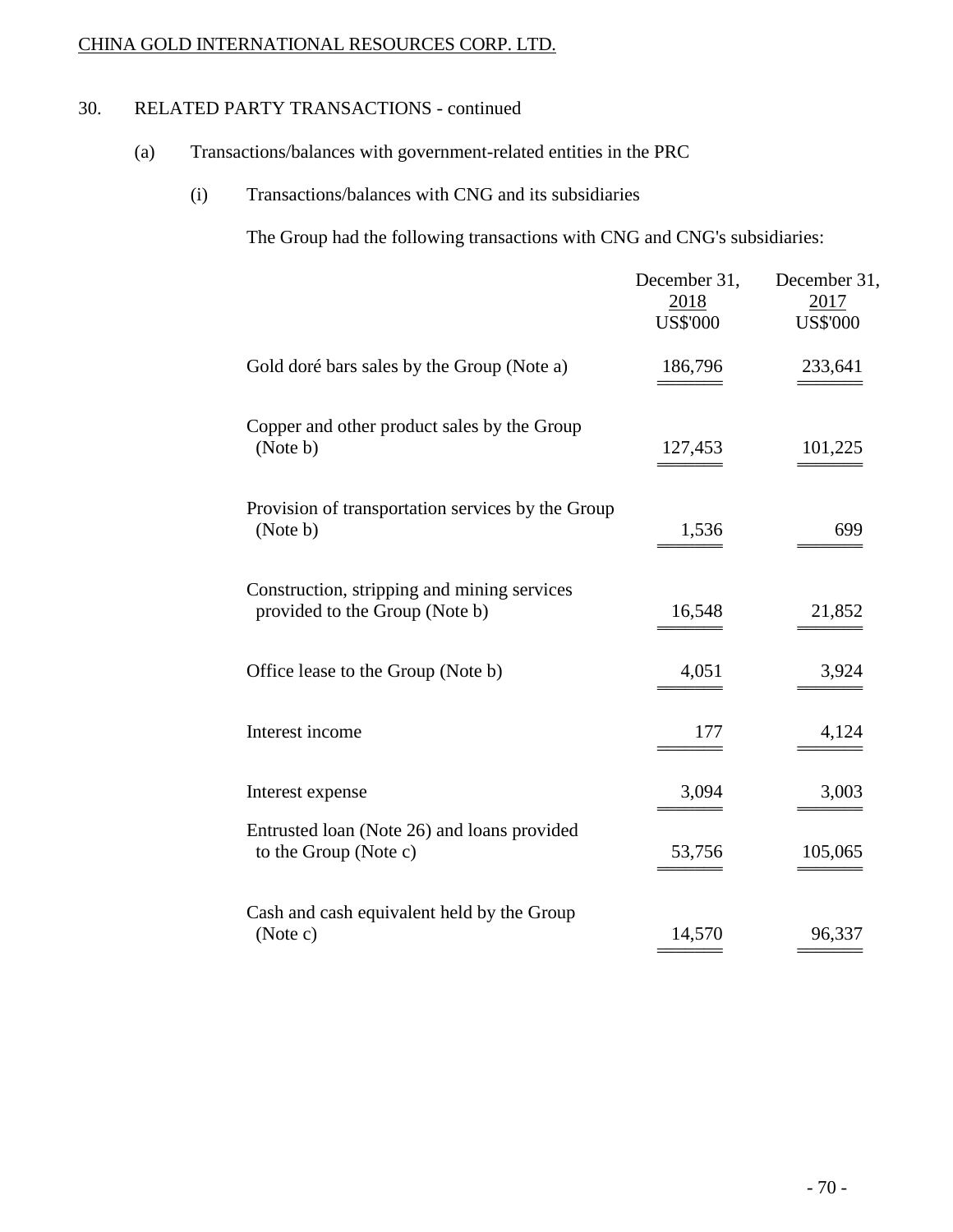CHINA GOLD INTERNATIONAL RESOURCES CORP. LTD.

30. RELATED PARTY TRANSACTIONS - continued

(a) Transactions/balances with government-related entities in the PRC

(i) Transactions/balances with CNG and its subsidiaries

The Group had the following transactions with CNG and CNG's subsidiaries:

| | December 31, 2018 US$'000 | December 31, 2017 US$'000 |
|---|---|---|
| Gold doré bars sales by the Group (Note a) | 186,796 | 233,641 |
| Copper and other product sales by the Group (Note b) | 127,453 | 101,225 |
| Provision of transportation services by the Group (Note b) | 1,536 | 699 |
| Construction, stripping and mining services provided to the Group (Note b) | 16,548 | 21,852 |
| Office lease to the Group (Note b) | 4,051 | 3,924 |
| Interest income | 177 | 4,124 |
| Interest expense | 3,094 | 3,003 |
| Entrusted loan (Note 26) and loans provided to the Group (Note c) | 53,756 | 105,065 |
| Cash and cash equivalent held by the Group (Note c) | 14,570 | 96,337 |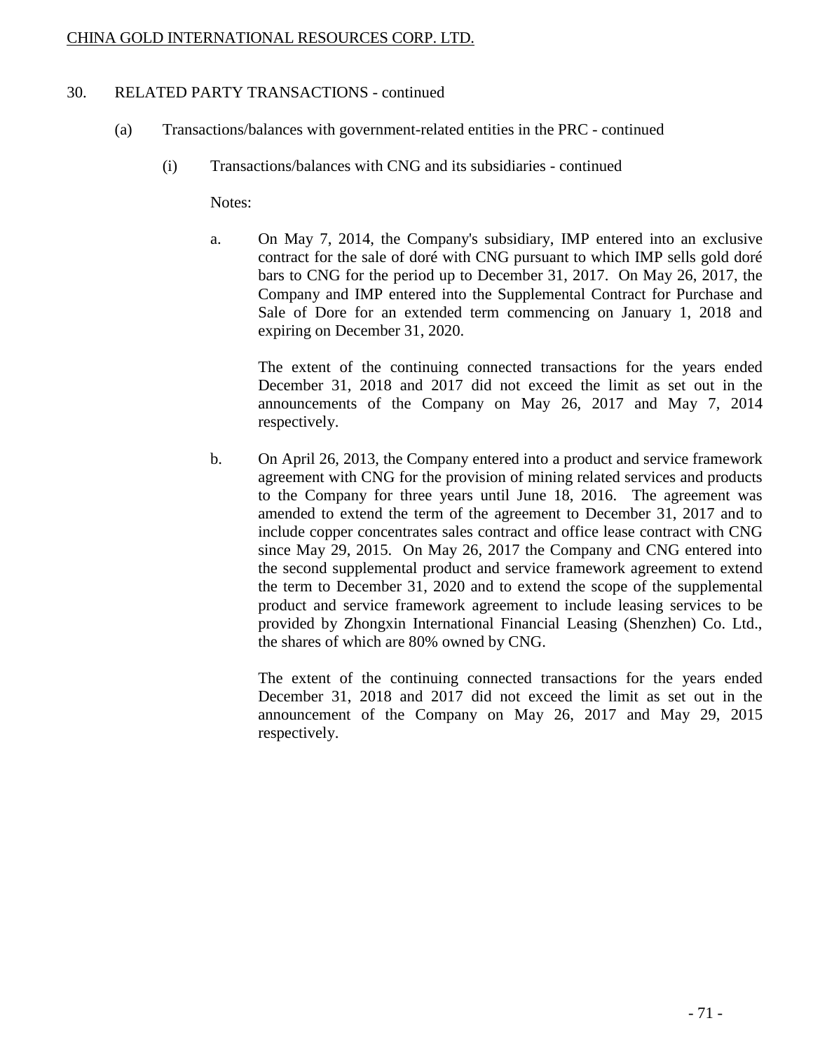## 30. RELATED PARTY TRANSACTIONS - continued

### (a) Transactions/balances with government-related entities in the PRC - continued

#### (i) Transactions/balances with CNG and its subsidiaries - continued

Notes:

a. On May 7, 2014, the Company's subsidiary, IMP entered into an exclusive contract for the sale of doré with CNG pursuant to which IMP sells gold doré bars to CNG for the period up to December 31, 2017. On May 26, 2017, the Company and IMP entered into the Supplemental Contract for Purchase and Sale of Dore for an extended term commencing on January 1, 2018 and expiring on December 31, 2020.

   The extent of the continuing connected transactions for the years ended December 31, 2018 and 2017 did not exceed the limit as set out in the announcements of the Company on May 26, 2017 and May 7, 2014 respectively.

b. On April 26, 2013, the Company entered into a product and service framework agreement with CNG for the provision of mining related services and products to the Company for three years until June 18, 2016. The agreement was amended to extend the term of the agreement to December 31, 2017 and to include copper concentrates sales contract and office lease contract with CNG since May 29, 2015. On May 26, 2017 the Company and CNG entered into the second supplemental product and service framework agreement to extend the term to December 31, 2020 and to extend the scope of the supplemental product and service framework agreement to include leasing services to be provided by Zhongxin International Financial Leasing (Shenzhen) Co. Ltd., the shares of which are 80% owned by CNG.

   The extent of the continuing connected transactions for the years ended December 31, 2018 and 2017 did not exceed the limit as set out in the announcement of the Company on May 26, 2017 and May 29, 2015 respectively.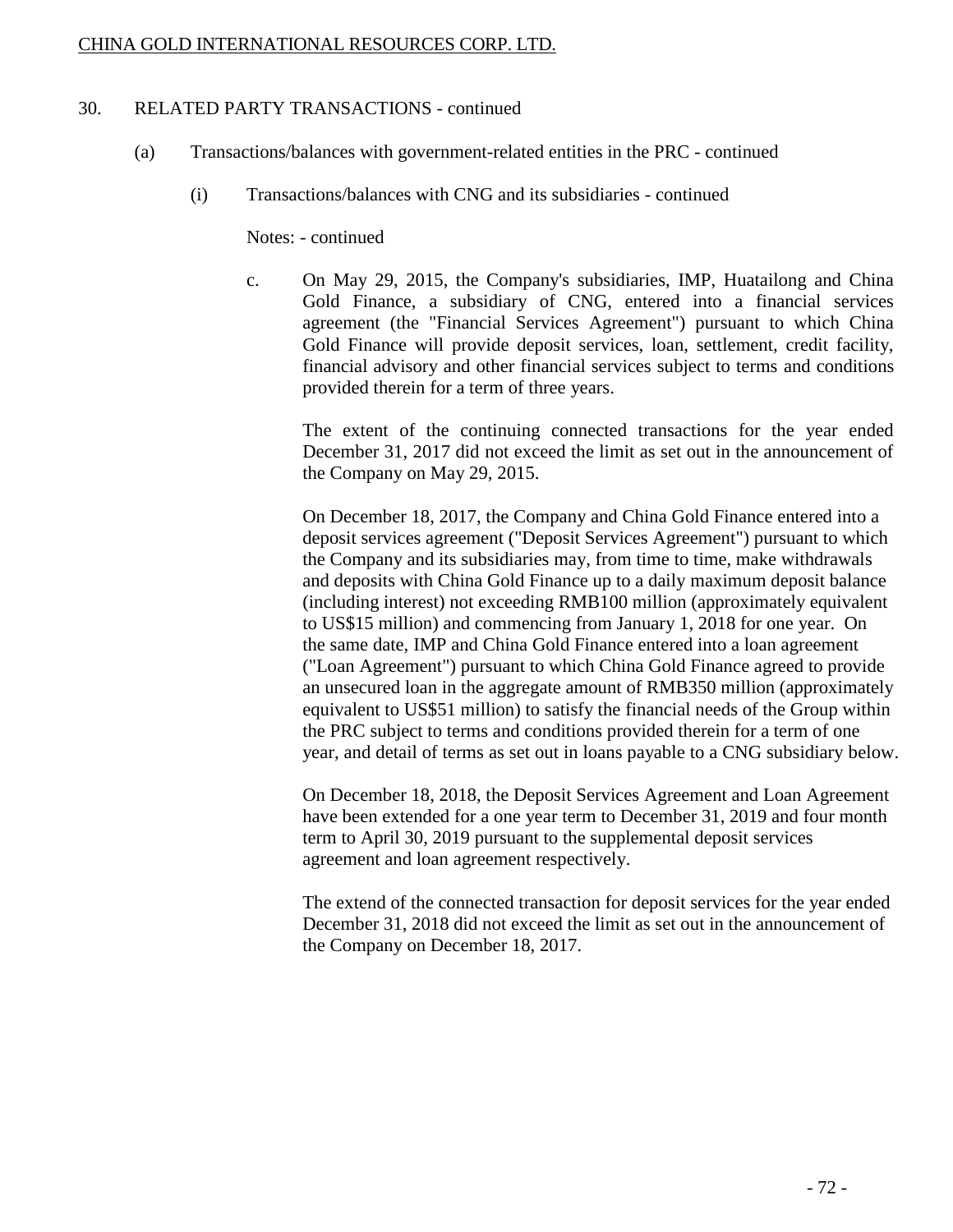## 30. RELATED PARTY TRANSACTIONS - continued

### (a) Transactions/balances with government-related entities in the PRC - continued

#### (i) Transactions/balances with CNG and its subsidiaries - continued

Notes: - continued

c. On May 29, 2015, the Company's subsidiaries, IMP, Huatailong and China Gold Finance, a subsidiary of CNG, entered into a financial services agreement (the "Financial Services Agreement") pursuant to which China Gold Finance will provide deposit services, loan, settlement, credit facility, financial advisory and other financial services subject to terms and conditions provided therein for a term of three years.

   The extent of the continuing connected transactions for the year ended December 31, 2017 did not exceed the limit as set out in the announcement of the Company on May 29, 2015.

   On December 18, 2017, the Company and China Gold Finance entered into a deposit services agreement ("Deposit Services Agreement") pursuant to which the Company and its subsidiaries may, from time to time, make withdrawals and deposits with China Gold Finance up to a daily maximum deposit balance (including interest) not exceeding RMB100 million (approximately equivalent to US$15 million) and commencing from January 1, 2018 for one year. On the same date, IMP and China Gold Finance entered into a loan agreement ("Loan Agreement") pursuant to which China Gold Finance agreed to provide an unsecured loan in the aggregate amount of RMB350 million (approximately equivalent to US$51 million) to satisfy the financial needs of the Group within the PRC subject to terms and conditions provided therein for a term of one year, and detail of terms as set out in loans payable to a CNG subsidiary below.

   On December 18, 2018, the Deposit Services Agreement and Loan Agreement have been extended for a one year term to December 31, 2019 and four month term to April 30, 2019 pursuant to the supplemental deposit services agreement and loan agreement respectively.

   The extend of the connected transaction for deposit services for the year ended December 31, 2018 did not exceed the limit as set out in the announcement of the Company on December 18, 2017.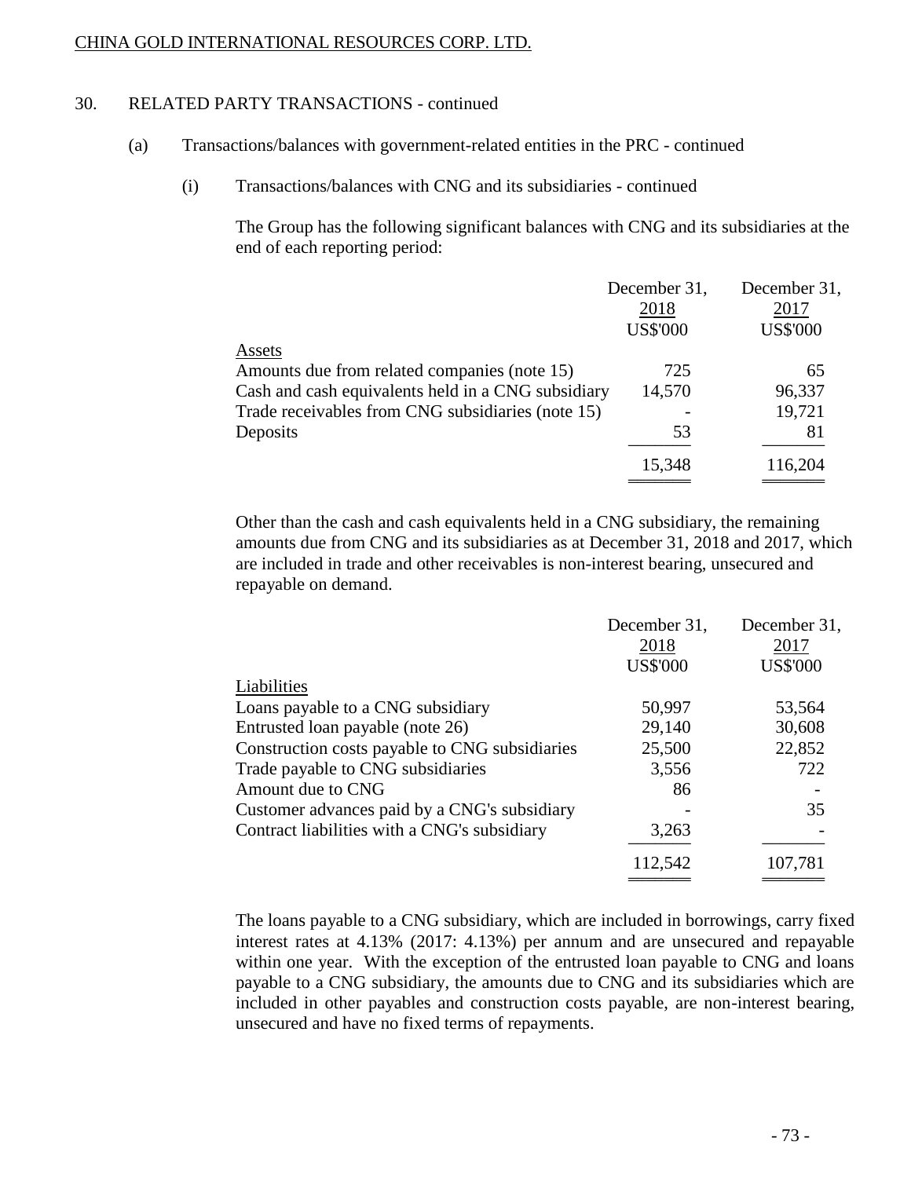## 30. RELATED PARTY TRANSACTIONS - continued

### (a) Transactions/balances with government-related entities in the PRC - continued

#### (i) Transactions/balances with CNG and its subsidiaries - continued

The Group has the following significant balances with CNG and its subsidiaries at the end of each reporting period:

| | December 31, 2018 US$'000 | December 31, 2017 US$'000 |
|---|---|---|
| Assets | | |
| Amounts due from related companies (note 15) | 725 | 65 |
| Cash and cash equivalents held in a CNG subsidiary | 14,570 | 96,337 |
| Trade receivables from CNG subsidiaries (note 15) | - | 19,721 |
| Deposits | 53 | 81 |
| | 15,348 | 116,204 |

Other than the cash and cash equivalents held in a CNG subsidiary, the remaining amounts due from CNG and its subsidiaries as at December 31, 2018 and 2017, which are included in trade and other receivables is non-interest bearing, unsecured and repayable on demand.

| | December 31, 2018 US$'000 | December 31, 2017 US$'000 |
|---|---|---|
| Liabilities | | |
| Loans payable to a CNG subsidiary | 50,997 | 53,564 |
| Entrusted loan payable (note 26) | 29,140 | 30,608 |
| Construction costs payable to CNG subsidiaries | 25,500 | 22,852 |
| Trade payable to CNG subsidiaries | 3,556 | 722 |
| Amount due to CNG | 86 | - |
| Customer advances paid by a CNG's subsidiary | - | 35 |
| Contract liabilities with a CNG's subsidiary | 3,263 | - |
| | 112,542 | 107,781 |

The loans payable to a CNG subsidiary, which are included in borrowings, carry fixed interest rates at 4.13% (2017: 4.13%) per annum and are unsecured and repayable within one year. With the exception of the entrusted loan payable to CNG and loans payable to a CNG subsidiary, the amounts due to CNG and its subsidiaries which are included in other payables and construction costs payable, are non-interest bearing, unsecured and have no fixed terms of repayments.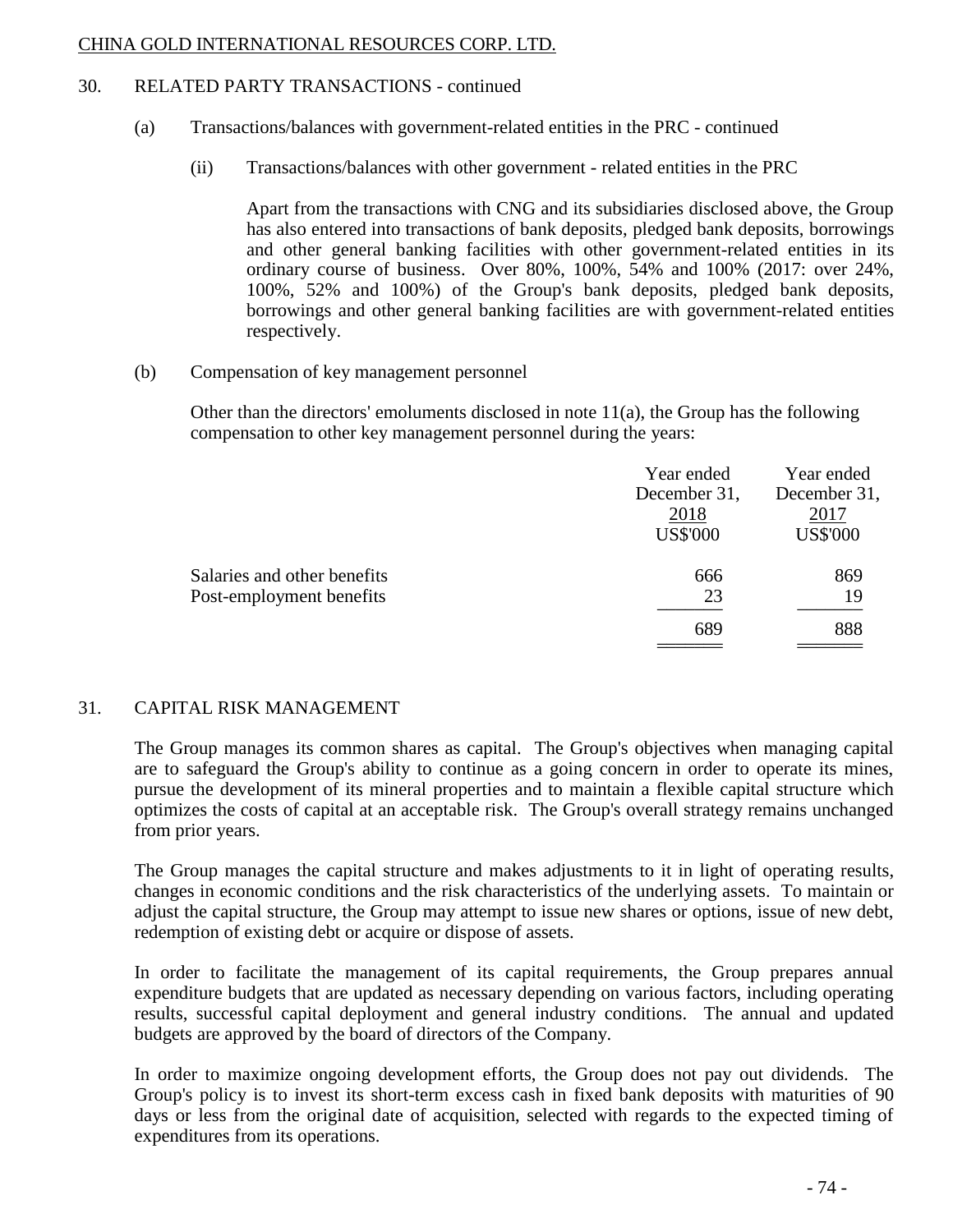## 30. RELATED PARTY TRANSACTIONS - continued

(a) Transactions/balances with government-related entities in the PRC - continued

(ii) Transactions/balances with other government - related entities in the PRC

Apart from the transactions with CNG and its subsidiaries disclosed above, the Group has also entered into transactions of bank deposits, pledged bank deposits, borrowings and other general banking facilities with other government-related entities in its ordinary course of business. Over 80%, 100%, 54% and 100% (2017: over 24%, 100%, 52% and 100%) of the Group's bank deposits, pledged bank deposits, borrowings and other general banking facilities are with government-related entities respectively.

(b) Compensation of key management personnel

Other than the directors' emoluments disclosed in note 11(a), the Group has the following compensation to other key management personnel during the years:

| | Year ended December 31, 2018 US$'000 | Year ended December 31, 2017 US$'000 |
|---|---|---|
| Salaries and other benefits | 666 | 869 |
| Post-employment benefits | 23 | 19 |
| | 689 | 888 |

## 31. CAPITAL RISK MANAGEMENT

The Group manages its common shares as capital. The Group's objectives when managing capital are to safeguard the Group's ability to continue as a going concern in order to operate its mines, pursue the development of its mineral properties and to maintain a flexible capital structure which optimizes the costs of capital at an acceptable risk. The Group's overall strategy remains unchanged from prior years.

The Group manages the capital structure and makes adjustments to it in light of operating results, changes in economic conditions and the risk characteristics of the underlying assets. To maintain or adjust the capital structure, the Group may attempt to issue new shares or options, issue of new debt, redemption of existing debt or acquire or dispose of assets.

In order to facilitate the management of its capital requirements, the Group prepares annual expenditure budgets that are updated as necessary depending on various factors, including operating results, successful capital deployment and general industry conditions. The annual and updated budgets are approved by the board of directors of the Company.

In order to maximize ongoing development efforts, the Group does not pay out dividends. The Group's policy is to invest its short-term excess cash in fixed bank deposits with maturities of 90 days or less from the original date of acquisition, selected with regards to the expected timing of expenditures from its operations.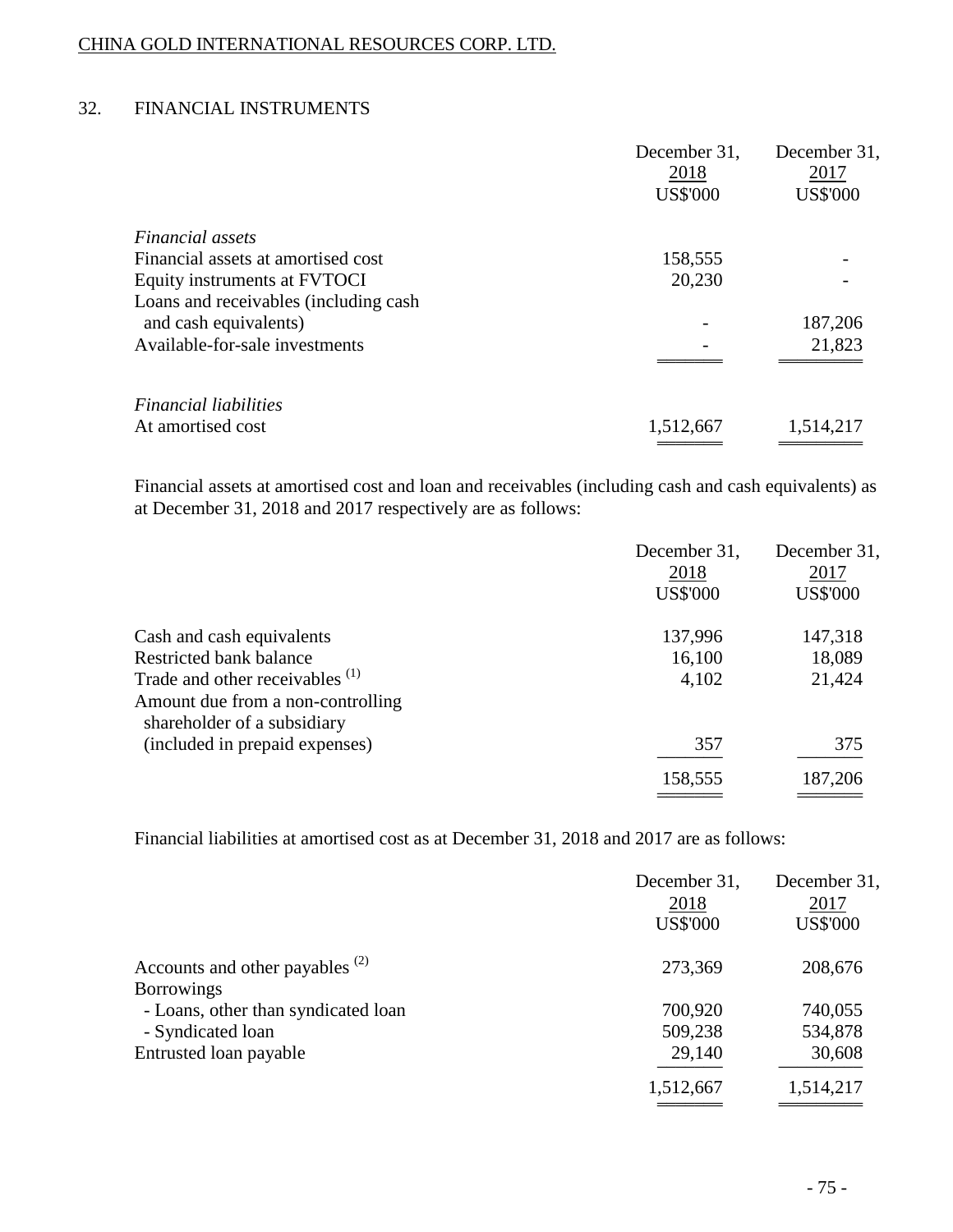## 32. FINANCIAL INSTRUMENTS

| | December 31, 2018 US$'000 | December 31, 2017 US$'000 |
|---|---|---|
| *Financial assets* | | |
| Financial assets at amortised cost | 158,555 | - |
| Equity instruments at FVTOCI | 20,230 | - |
| Loans and receivables (including cash and cash equivalents) | - | 187,206 |
| Available-for-sale investments | - | 21,823 |
| *Financial liabilities* | | |
| At amortised cost | 1,512,667 | 1,514,217 |

Financial assets at amortised cost and loan and receivables (including cash and cash equivalents) as at December 31, 2018 and 2017 respectively are as follows:

| | December 31, 2018 US$'000 | December 31, 2017 US$'000 |
|---|---|---|
| Cash and cash equivalents | 137,996 | 147,318 |
| Restricted bank balance | 16,100 | 18,089 |
| Trade and other receivables (1) | 4,102 | 21,424 |
| Amount due from a non-controlling shareholder of a subsidiary (included in prepaid expenses) | 357 | 375 |
| | 158,555 | 187,206 |

Financial liabilities at amortised cost as at December 31, 2018 and 2017 are as follows:

| | December 31, 2018 US$'000 | December 31, 2017 US$'000 |
|---|---|---|
| Accounts and other payables (2) | 273,369 | 208,676 |
| Borrowings | | |
| - Loans, other than syndicated loan | 700,920 | 740,055 |
| - Syndicated loan | 509,238 | 534,878 |
| Entrusted loan payable | 29,140 | 30,608 |
| | 1,512,667 | 1,514,217 |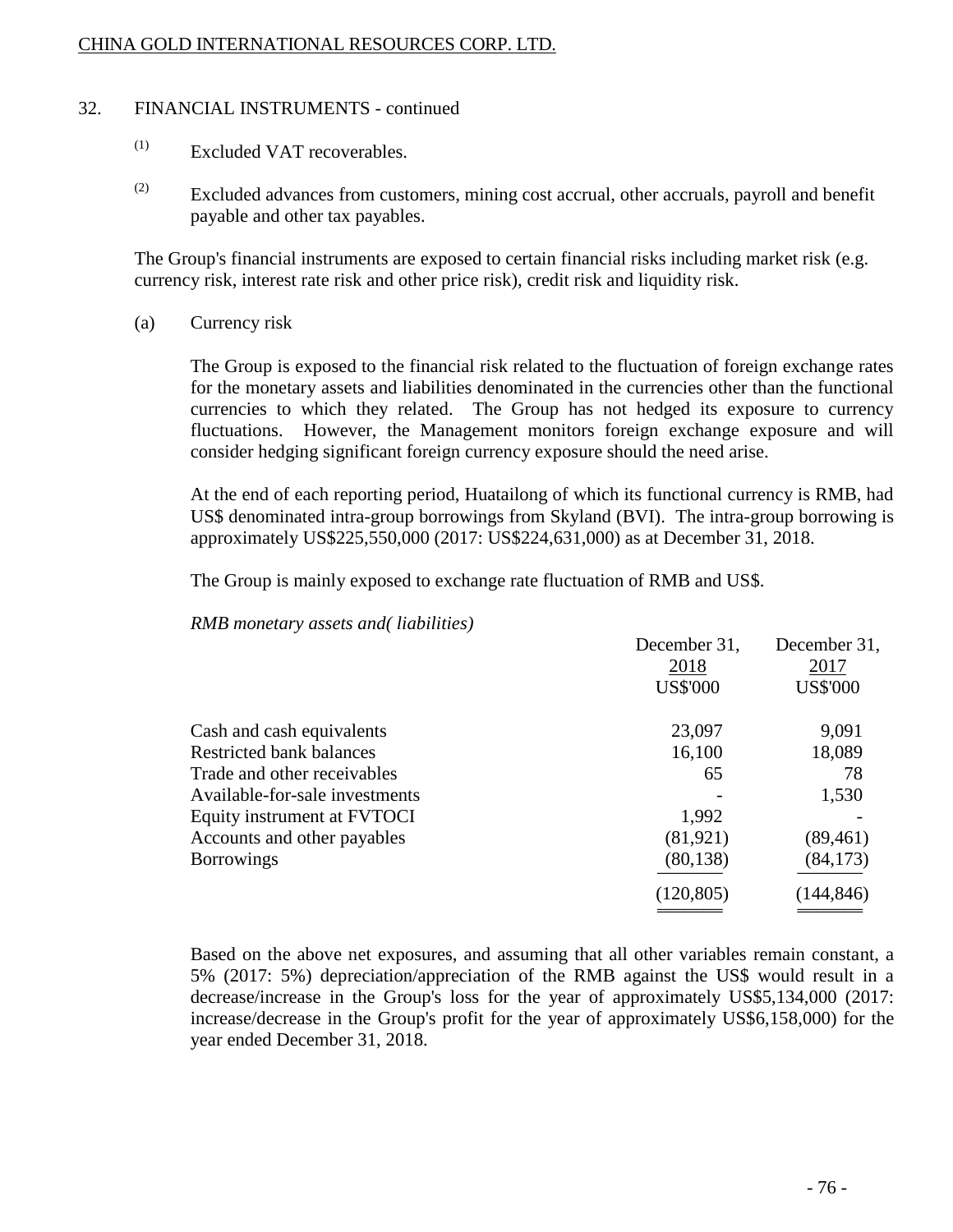## 32. FINANCIAL INSTRUMENTS - continued

(1) Excluded VAT recoverables.

(2) Excluded advances from customers, mining cost accrual, other accruals, payroll and benefit payable and other tax payables.

The Group's financial instruments are exposed to certain financial risks including market risk (e.g. currency risk, interest rate risk and other price risk), credit risk and liquidity risk.

### (a) Currency risk

The Group is exposed to the financial risk related to the fluctuation of foreign exchange rates for the monetary assets and liabilities denominated in the currencies other than the functional currencies to which they related. The Group has not hedged its exposure to currency fluctuations. However, the Management monitors foreign exchange exposure and will consider hedging significant foreign currency exposure should the need arise.

At the end of each reporting period, Huatailong of which its functional currency is RMB, had US$ denominated intra-group borrowings from Skyland (BVI). The intra-group borrowing is approximately US$225,550,000 (2017: US$224,631,000) as at December 31, 2018.

The Group is mainly exposed to exchange rate fluctuation of RMB and US$.

*RMB monetary assets and( liabilities)*

| | December 31, 2018 US$'000 | December 31, 2017 US$'000 |
|---|---|---|
| Cash and cash equivalents | 23,097 | 9,091 |
| Restricted bank balances | 16,100 | 18,089 |
| Trade and other receivables | 65 | 78 |
| Available-for-sale investments | - | 1,530 |
| Equity instrument at FVTOCI | 1,992 | - |
| Accounts and other payables | (81,921) | (89,461) |
| Borrowings | (80,138) | (84,173) |
| | (120,805) | (144,846) |

Based on the above net exposures, and assuming that all other variables remain constant, a 5% (2017: 5%) depreciation/appreciation of the RMB against the US$ would result in a decrease/increase in the Group's loss for the year of approximately US$5,134,000 (2017: increase/decrease in the Group's profit for the year of approximately US$6,158,000) for the year ended December 31, 2018.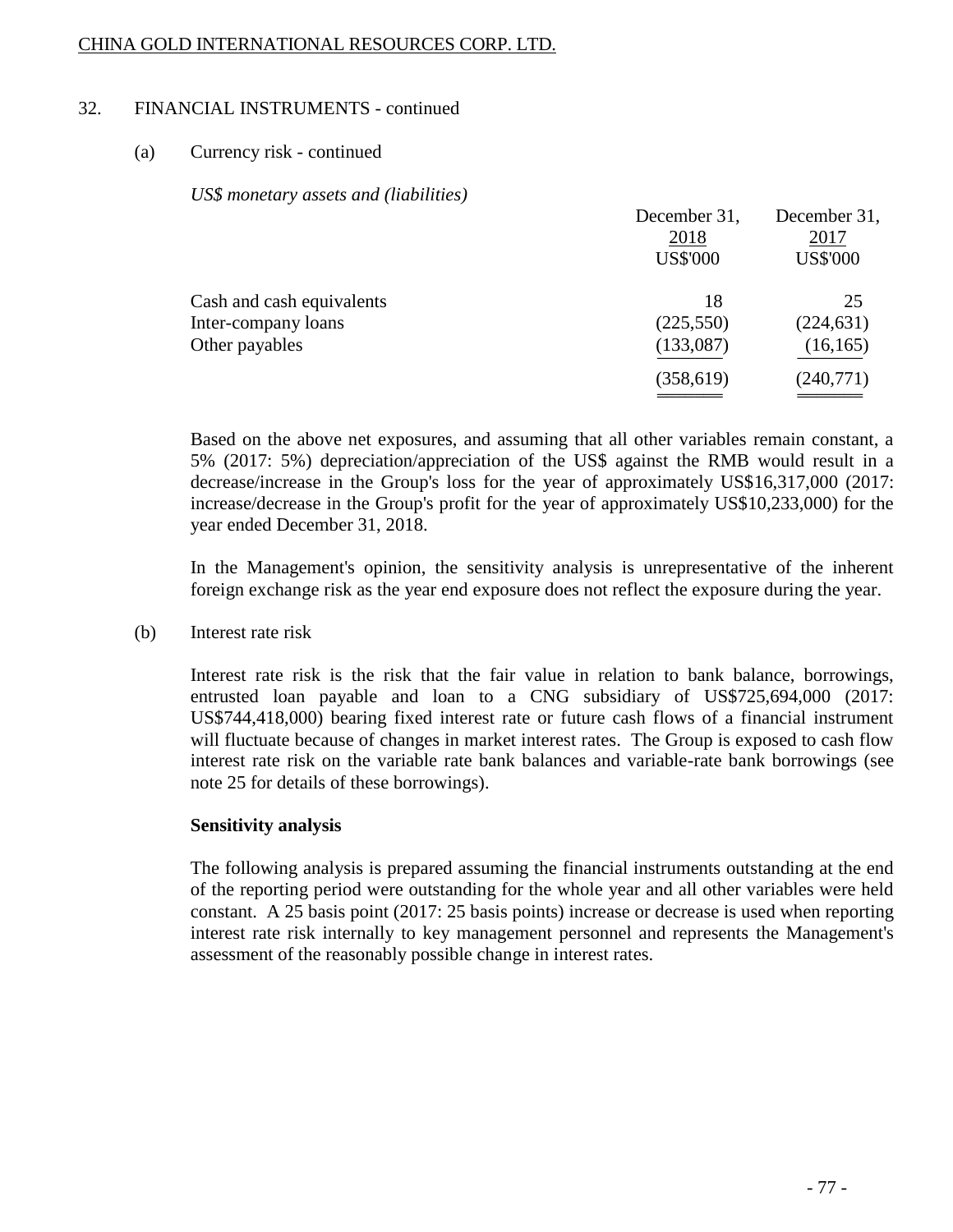## 32. FINANCIAL INSTRUMENTS - continued

### (a) Currency risk - continued

*US$ monetary assets and (liabilities)*

| | December 31, 2018 US$'000 | December 31, 2017 US$'000 |
|---|---|---|
| Cash and cash equivalents | 18 | 25 |
| Inter-company loans | (225,550) | (224,631) |
| Other payables | (133,087) | (16,165) |
| | (358,619) | (240,771) |

Based on the above net exposures, and assuming that all other variables remain constant, a 5% (2017: 5%) depreciation/appreciation of the US$ against the RMB would result in a decrease/increase in the Group's loss for the year of approximately US$16,317,000 (2017: increase/decrease in the Group's profit for the year of approximately US$10,233,000) for the year ended December 31, 2018.

In the Management's opinion, the sensitivity analysis is unrepresentative of the inherent foreign exchange risk as the year end exposure does not reflect the exposure during the year.

### (b) Interest rate risk

Interest rate risk is the risk that the fair value in relation to bank balance, borrowings, entrusted loan payable and loan to a CNG subsidiary of US$725,694,000 (2017: US$744,418,000) bearing fixed interest rate or future cash flows of a financial instrument will fluctuate because of changes in market interest rates. The Group is exposed to cash flow interest rate risk on the variable rate bank balances and variable-rate bank borrowings (see note 25 for details of these borrowings).

**Sensitivity analysis**

The following analysis is prepared assuming the financial instruments outstanding at the end of the reporting period were outstanding for the whole year and all other variables were held constant. A 25 basis point (2017: 25 basis points) increase or decrease is used when reporting interest rate risk internally to key management personnel and represents the Management's assessment of the reasonably possible change in interest rates.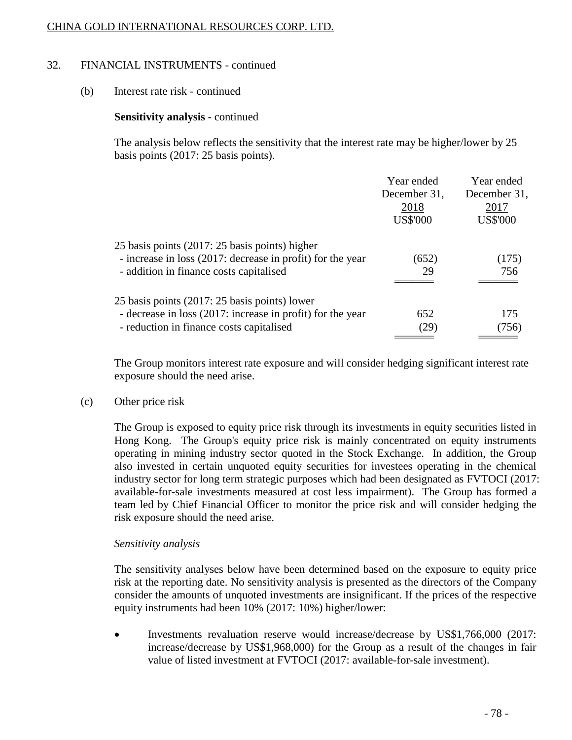## 32. FINANCIAL INSTRUMENTS - continued

### (b) Interest rate risk - continued

**Sensitivity analysis** - continued

The analysis below reflects the sensitivity that the interest rate may be higher/lower by 25 basis points (2017: 25 basis points).

| | Year ended December 31, 2018 US$'000 | Year ended December 31, 2017 US$'000 |
|---|---|---|
| 25 basis points (2017: 25 basis points) higher | | |
| - increase in loss (2017: decrease in profit) for the year | (652) | (175) |
| - addition in finance costs capitalised | 29 | 756 |
| 25 basis points (2017: 25 basis points) lower | | |
| - decrease in loss (2017: increase in profit) for the year | 652 | 175 |
| - reduction in finance costs capitalised | (29) | (756) |

The Group monitors interest rate exposure and will consider hedging significant interest rate exposure should the need arise.

### (c) Other price risk

The Group is exposed to equity price risk through its investments in equity securities listed in Hong Kong. The Group's equity price risk is mainly concentrated on equity instruments operating in mining industry sector quoted in the Stock Exchange. In addition, the Group also invested in certain unquoted equity securities for investees operating in the chemical industry sector for long term strategic purposes which had been designated as FVTOCI (2017: available-for-sale investments measured at cost less impairment). The Group has formed a team led by Chief Financial Officer to monitor the price risk and will consider hedging the risk exposure should the need arise.

*Sensitivity analysis*

The sensitivity analyses below have been determined based on the exposure to equity price risk at the reporting date. No sensitivity analysis is presented as the directors of the Company consider the amounts of unquoted investments are insignificant. If the prices of the respective equity instruments had been 10% (2017: 10%) higher/lower:

- Investments revaluation reserve would increase/decrease by US$1,766,000 (2017: increase/decrease by US$1,968,000) for the Group as a result of the changes in fair value of listed investment at FVTOCI (2017: available-for-sale investment).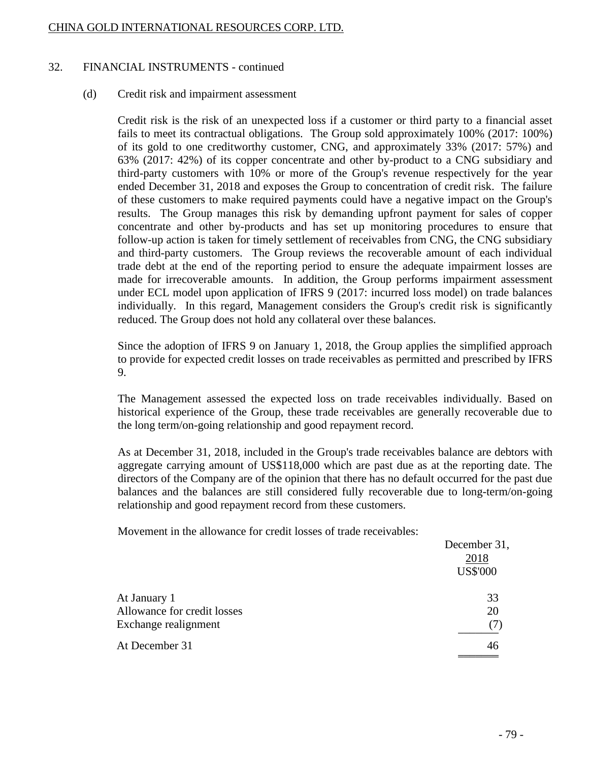## 32. FINANCIAL INSTRUMENTS - continued

### (d) Credit risk and impairment assessment

Credit risk is the risk of an unexpected loss if a customer or third party to a financial asset fails to meet its contractual obligations. The Group sold approximately 100% (2017: 100%) of its gold to one creditworthy customer, CNG, and approximately 33% (2017: 57%) and 63% (2017: 42%) of its copper concentrate and other by-product to a CNG subsidiary and third-party customers with 10% or more of the Group's revenue respectively for the year ended December 31, 2018 and exposes the Group to concentration of credit risk. The failure of these customers to make required payments could have a negative impact on the Group's results. The Group manages this risk by demanding upfront payment for sales of copper concentrate and other by-products and has set up monitoring procedures to ensure that follow-up action is taken for timely settlement of receivables from CNG, the CNG subsidiary and third-party customers. The Group reviews the recoverable amount of each individual trade debt at the end of the reporting period to ensure the adequate impairment losses are made for irrecoverable amounts. In addition, the Group performs impairment assessment under ECL model upon application of IFRS 9 (2017: incurred loss model) on trade balances individually. In this regard, Management considers the Group's credit risk is significantly reduced. The Group does not hold any collateral over these balances.

Since the adoption of IFRS 9 on January 1, 2018, the Group applies the simplified approach to provide for expected credit losses on trade receivables as permitted and prescribed by IFRS 9.

The Management assessed the expected loss on trade receivables individually. Based on historical experience of the Group, these trade receivables are generally recoverable due to the long term/on-going relationship and good repayment record.

As at December 31, 2018, included in the Group's trade receivables balance are debtors with aggregate carrying amount of US$118,000 which are past due as at the reporting date. The directors of the Company are of the opinion that there has no default occurred for the past due balances and the balances are still considered fully recoverable due to long-term/on-going relationship and good repayment record from these customers.

Movement in the allowance for credit losses of trade receivables:

| | December 31, 2018 US$'000 |
|---|---|
| At January 1 | 33 |
| Allowance for credit losses | 20 |
| Exchange realignment | (7) |
| At December 31 | 46 |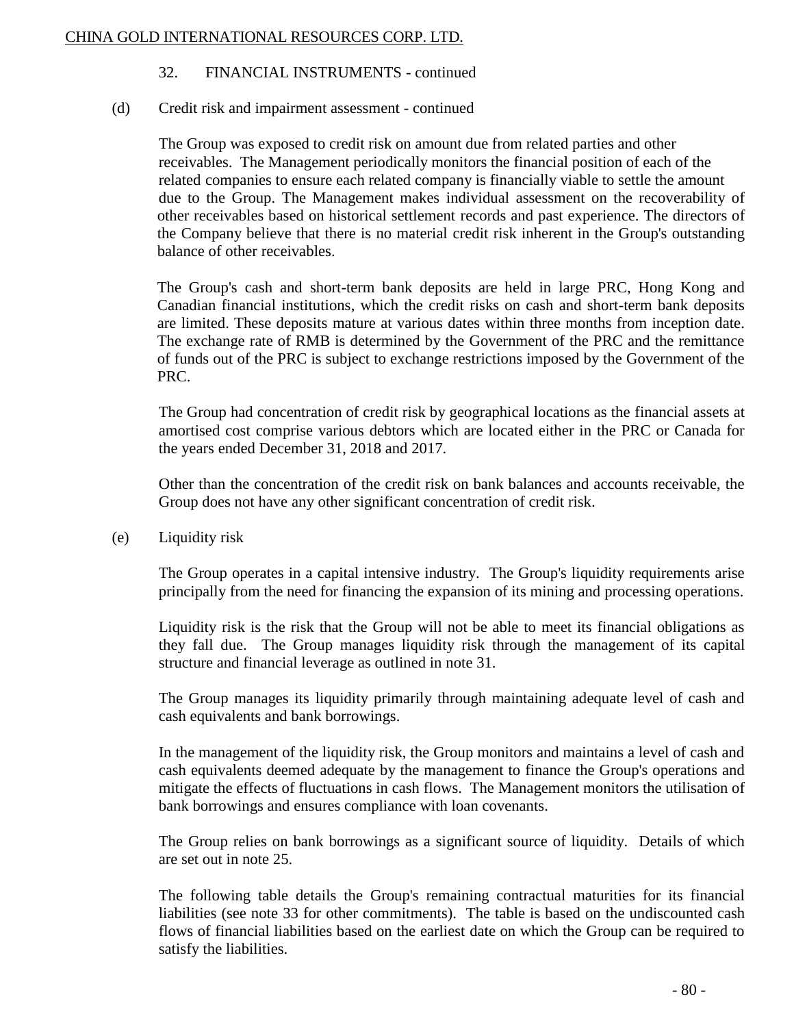## 32. FINANCIAL INSTRUMENTS - continued

### (d) Credit risk and impairment assessment - continued

The Group was exposed to credit risk on amount due from related parties and other receivables. The Management periodically monitors the financial position of each of the related companies to ensure each related company is financially viable to settle the amount due to the Group. The Management makes individual assessment on the recoverability of other receivables based on historical settlement records and past experience. The directors of the Company believe that there is no material credit risk inherent in the Group's outstanding balance of other receivables.

The Group's cash and short-term bank deposits are held in large PRC, Hong Kong and Canadian financial institutions, which the credit risks on cash and short-term bank deposits are limited. These deposits mature at various dates within three months from inception date. The exchange rate of RMB is determined by the Government of the PRC and the remittance of funds out of the PRC is subject to exchange restrictions imposed by the Government of the PRC.

The Group had concentration of credit risk by geographical locations as the financial assets at amortised cost comprise various debtors which are located either in the PRC or Canada for the years ended December 31, 2018 and 2017.

Other than the concentration of the credit risk on bank balances and accounts receivable, the Group does not have any other significant concentration of credit risk.

### (e) Liquidity risk

The Group operates in a capital intensive industry. The Group's liquidity requirements arise principally from the need for financing the expansion of its mining and processing operations.

Liquidity risk is the risk that the Group will not be able to meet its financial obligations as they fall due. The Group manages liquidity risk through the management of its capital structure and financial leverage as outlined in note 31.

The Group manages its liquidity primarily through maintaining adequate level of cash and cash equivalents and bank borrowings.

In the management of the liquidity risk, the Group monitors and maintains a level of cash and cash equivalents deemed adequate by the management to finance the Group's operations and mitigate the effects of fluctuations in cash flows. The Management monitors the utilisation of bank borrowings and ensures compliance with loan covenants.

The Group relies on bank borrowings as a significant source of liquidity. Details of which are set out in note 25.

The following table details the Group's remaining contractual maturities for its financial liabilities (see note 33 for other commitments). The table is based on the undiscounted cash flows of financial liabilities based on the earliest date on which the Group can be required to satisfy the liabilities.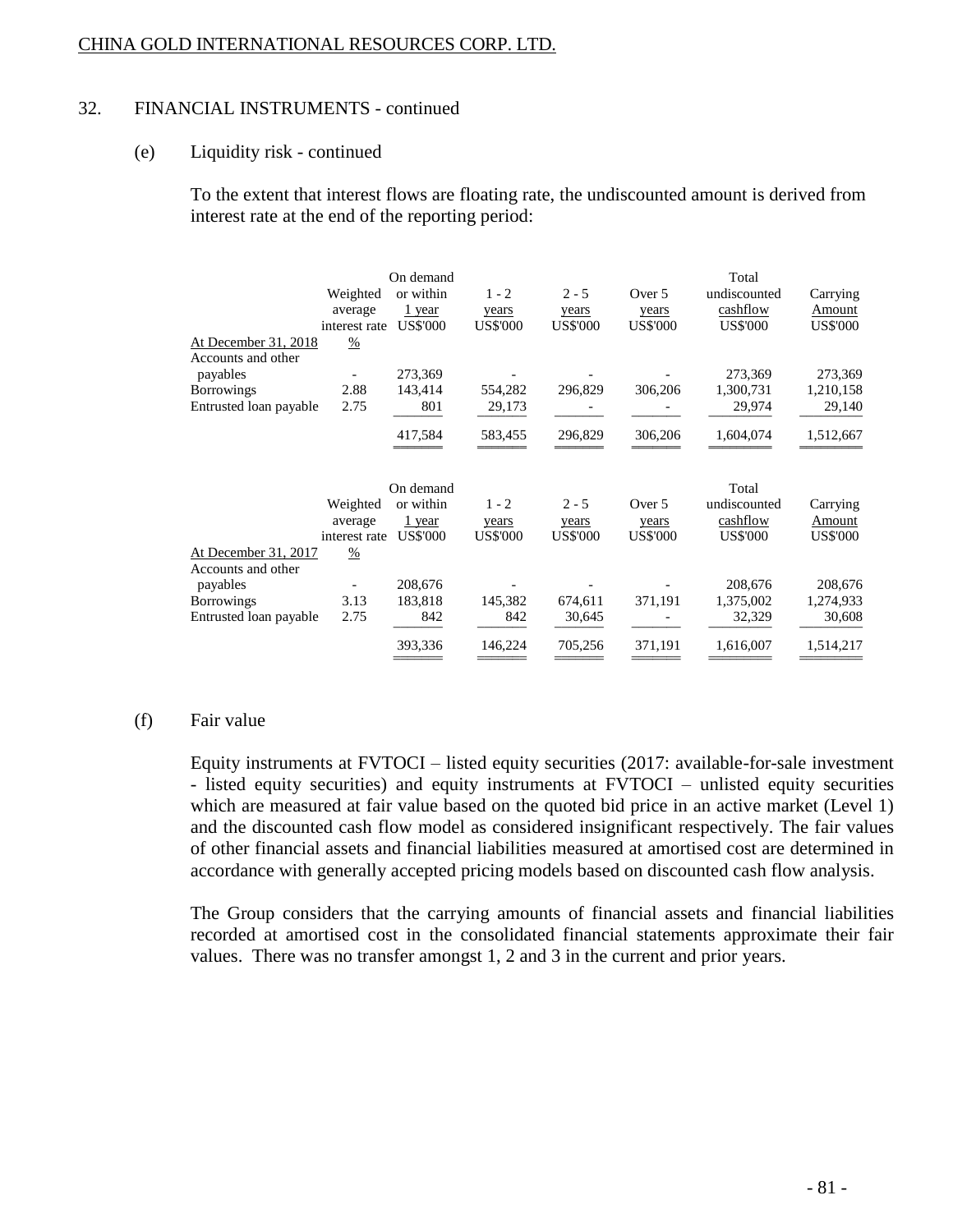## 32. FINANCIAL INSTRUMENTS - continued

### (e) Liquidity risk - continued

To the extent that interest flows are floating rate, the undiscounted amount is derived from interest rate at the end of the reporting period:

| At December 31, 2018 | Weighted average interest rate % | On demand or within 1 year US$'000 | 1 - 2 years US$'000 | 2 - 5 years US$'000 | Over 5 years US$'000 | Total undiscounted cashflow US$'000 | Carrying Amount US$'000 |
|---|---|---|---|---|---|---|---|
| Accounts and other payables | - | 273,369 | - | - | - | 273,369 | 273,369 |
| Borrowings | 2.88 | 143,414 | 554,282 | 296,829 | 306,206 | 1,300,731 | 1,210,158 |
| Entrusted loan payable | 2.75 | 801 | 29,173 | - | - | 29,974 | 29,140 |
| | | 417,584 | 583,455 | 296,829 | 306,206 | 1,604,074 | 1,512,667 |

| At December 31, 2017 | Weighted average interest rate % | On demand or within 1 year US$'000 | 1 - 2 years US$'000 | 2 - 5 years US$'000 | Over 5 years US$'000 | Total undiscounted cashflow US$'000 | Carrying Amount US$'000 |
|---|---|---|---|---|---|---|---|
| Accounts and other payables | - | 208,676 | - | - | - | 208,676 | 208,676 |
| Borrowings | 3.13 | 183,818 | 145,382 | 674,611 | 371,191 | 1,375,002 | 1,274,933 |
| Entrusted loan payable | 2.75 | 842 | 842 | 30,645 | - | 32,329 | 30,608 |
| | | 393,336 | 146,224 | 705,256 | 371,191 | 1,616,007 | 1,514,217 |

### (f) Fair value

Equity instruments at FVTOCI – listed equity securities (2017: available-for-sale investment - listed equity securities) and equity instruments at FVTOCI – unlisted equity securities which are measured at fair value based on the quoted bid price in an active market (Level 1) and the discounted cash flow model as considered insignificant respectively. The fair values of other financial assets and financial liabilities measured at amortised cost are determined in accordance with generally accepted pricing models based on discounted cash flow analysis.

The Group considers that the carrying amounts of financial assets and financial liabilities recorded at amortised cost in the consolidated financial statements approximate their fair values. There was no transfer amongst 1, 2 and 3 in the current and prior years.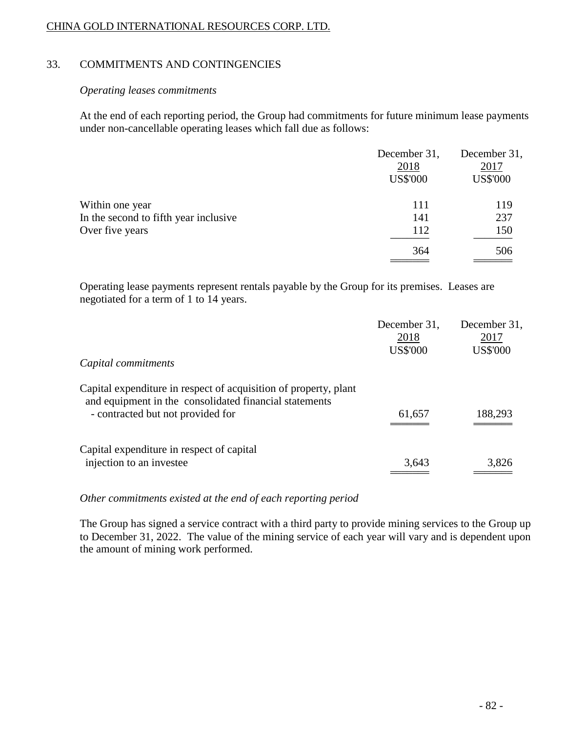## 33. COMMITMENTS AND CONTINGENCIES

*Operating leases commitments*

At the end of each reporting period, the Group had commitments for future minimum lease payments under non-cancellable operating leases which fall due as follows:

| | December 31, 2018 US$'000 | December 31, 2017 US$'000 |
|---|---|---|
| Within one year | 111 | 119 |
| In the second to fifth year inclusive | 141 | 237 |
| Over five years | 112 | 150 |
| | 364 | 506 |

Operating lease payments represent rentals payable by the Group for its premises. Leases are negotiated for a term of 1 to 14 years.

| *Capital commitments* | December 31, 2018 US$'000 | December 31, 2017 US$'000 |
|---|---|---|
| Capital expenditure in respect of acquisition of property, plant and equipment in the consolidated financial statements - contracted but not provided for | 61,657 | 188,293 |
| Capital expenditure in respect of capital injection to an investee | 3,643 | 3,826 |

*Other commitments existed at the end of each reporting period*

The Group has signed a service contract with a third party to provide mining services to the Group up to December 31, 2022. The value of the mining service of each year will vary and is dependent upon the amount of mining work performed.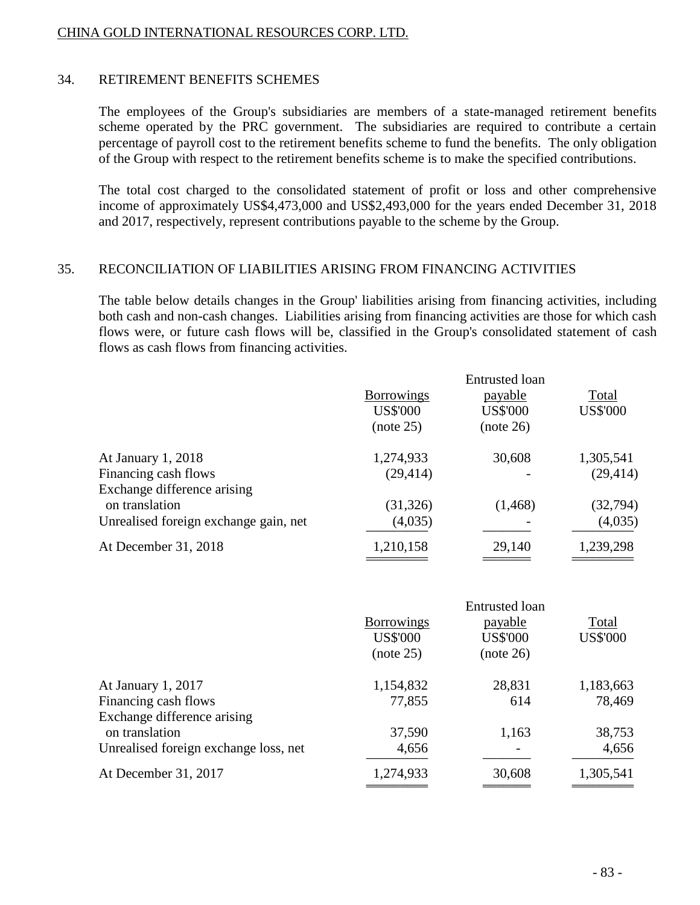## 34. RETIREMENT BENEFITS SCHEMES

The employees of the Group's subsidiaries are members of a state-managed retirement benefits scheme operated by the PRC government. The subsidiaries are required to contribute a certain percentage of payroll cost to the retirement benefits scheme to fund the benefits. The only obligation of the Group with respect to the retirement benefits scheme is to make the specified contributions.

The total cost charged to the consolidated statement of profit or loss and other comprehensive income of approximately US$4,473,000 and US$2,493,000 for the years ended December 31, 2018 and 2017, respectively, represent contributions payable to the scheme by the Group.

## 35. RECONCILIATION OF LIABILITIES ARISING FROM FINANCING ACTIVITIES

The table below details changes in the Group' liabilities arising from financing activities, including both cash and non-cash changes. Liabilities arising from financing activities are those for which cash flows were, or future cash flows will be, classified in the Group's consolidated statement of cash flows as cash flows from financing activities.

| | Borrowings US$'000 (note 25) | Entrusted loan payable US$'000 (note 26) | Total US$'000 |
|---|---|---|---|
| At January 1, 2018 | 1,274,933 | 30,608 | 1,305,541 |
| Financing cash flows | (29,414) | - | (29,414) |
| Exchange difference arising on translation | (31,326) | (1,468) | (32,794) |
| Unrealised foreign exchange gain, net | (4,035) | - | (4,035) |
| At December 31, 2018 | 1,210,158 | 29,140 | 1,239,298 |

| | Borrowings US$'000 (note 25) | Entrusted loan payable US$'000 (note 26) | Total US$'000 |
|---|---|---|---|
| At January 1, 2017 | 1,154,832 | 28,831 | 1,183,663 |
| Financing cash flows | 77,855 | 614 | 78,469 |
| Exchange difference arising on translation | 37,590 | 1,163 | 38,753 |
| Unrealised foreign exchange loss, net | 4,656 | - | 4,656 |
| At December 31, 2017 | 1,274,933 | 30,608 | 1,305,541 |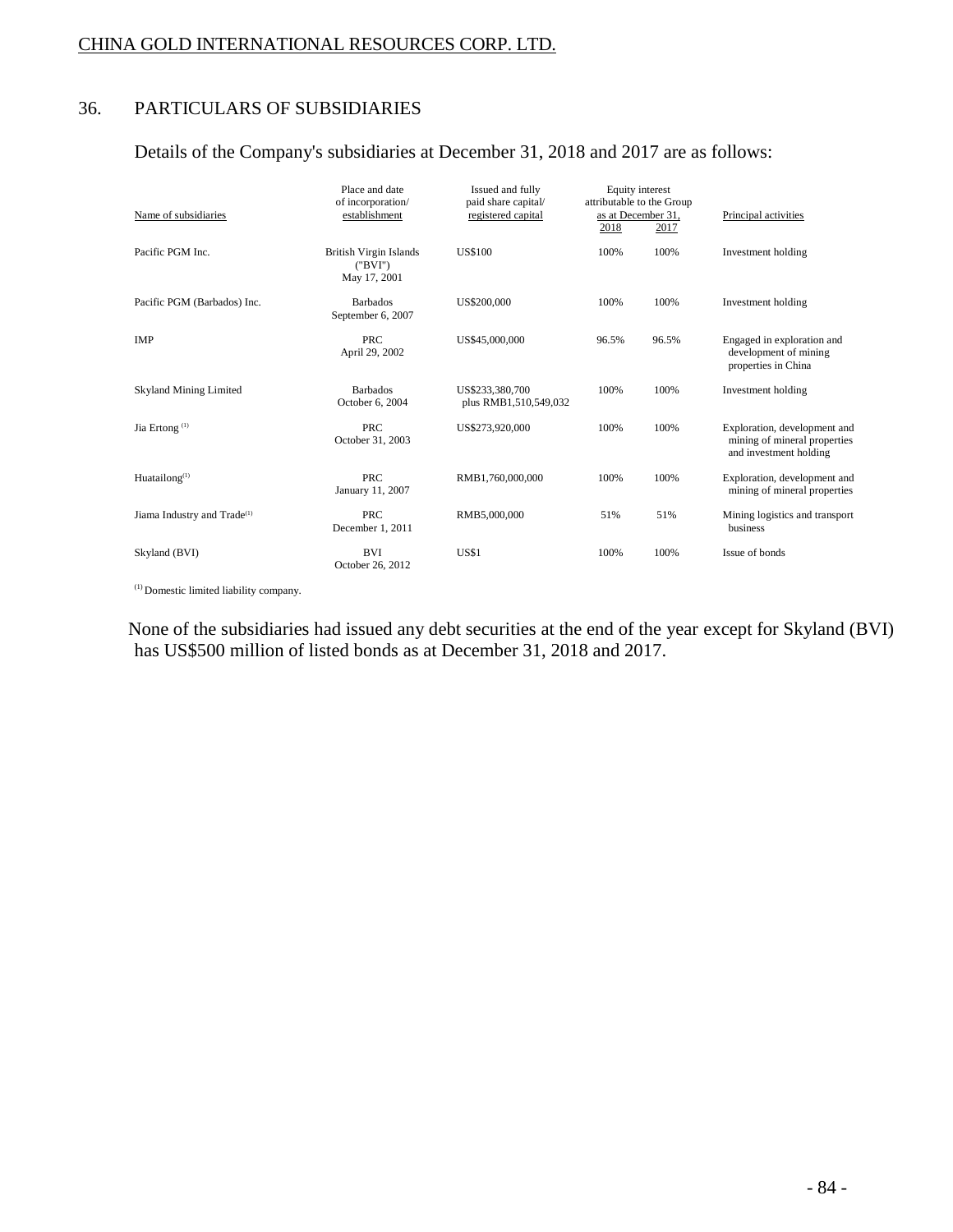## 36. PARTICULARS OF SUBSIDIARIES

Details of the Company's subsidiaries at December 31, 2018 and 2017 are as follows:

| Name of subsidiaries | Place and date of incorporation/ establishment | Issued and fully paid share capital/ registered capital | Equity interest attributable to the Group as at December 31, | | Principal activities |
|---|---|---|---|---|---|
| | | | 2018 | 2017 | |
| Pacific PGM Inc. | British Virgin Islands ("BVI") May 17, 2001 | US$100 | 100% | 100% | Investment holding |
| Pacific PGM (Barbados) Inc. | Barbados September 6, 2007 | US$200,000 | 100% | 100% | Investment holding |
| IMP | PRC April 29, 2002 | US$45,000,000 | 96.5% | 96.5% | Engaged in exploration and development of mining properties in China |
| Skyland Mining Limited | Barbados October 6, 2004 | US$233,380,700 plus RMB1,510,549,032 | 100% | 100% | Investment holding |
| Jia Ertong [(1)] | PRC October 31, 2003 | US$273,920,000 | 100% | 100% | Exploration, development and mining of mineral properties and investment holding |
| Huatailong[(1)] | PRC January 11, 2007 | RMB1,760,000,000 | 100% | 100% | Exploration, development and mining of mineral properties |
| Jiama Industry and Trade[(1)] | PRC December 1, 2011 | RMB5,000,000 | 51% | 51% | Mining logistics and transport business |
| Skyland (BVI) | BVI October 26, 2012 | US$1 | 100% | 100% | Issue of bonds |

[(1)] Domestic limited liability company.

None of the subsidiaries had issued any debt securities at the end of the year except for Skyland (BVI) has US$500 million of listed bonds as at December 31, 2018 and 2017.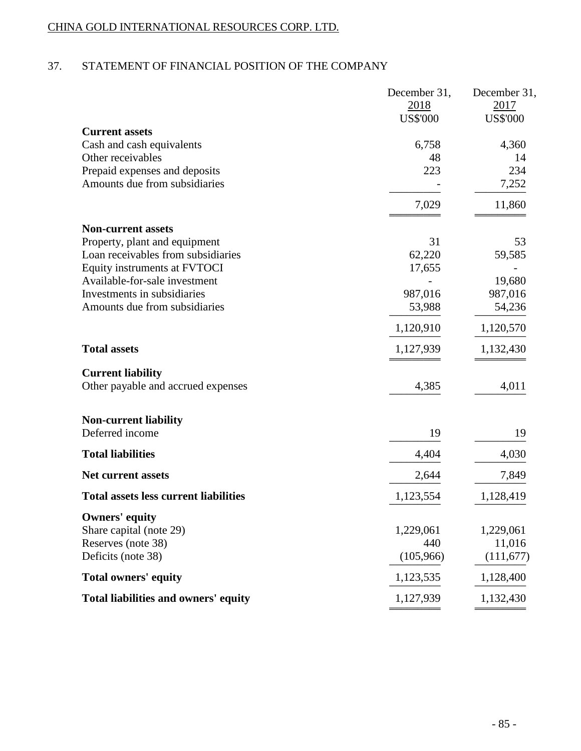## 37. STATEMENT OF FINANCIAL POSITION OF THE COMPANY

| | December 31, 2018 US$'000 | December 31, 2017 US$'000 |
|---|---|---|
| **Current assets** | | |
| Cash and cash equivalents | 6,758 | 4,360 |
| Other receivables | 48 | 14 |
| Prepaid expenses and deposits | 223 | 234 |
| Amounts due from subsidiaries | - | 7,252 |
| | 7,029 | 11,860 |
| **Non-current assets** | | |
| Property, plant and equipment | 31 | 53 |
| Loan receivables from subsidiaries | 62,220 | 59,585 |
| Equity instruments at FVTOCI | 17,655 | - |
| Available-for-sale investment | - | 19,680 |
| Investments in subsidiaries | 987,016 | 987,016 |
| Amounts due from subsidiaries | 53,988 | 54,236 |
| | 1,120,910 | 1,120,570 |
| **Total assets** | 1,127,939 | 1,132,430 |
| **Current liability** | | |
| Other payable and accrued expenses | 4,385 | 4,011 |
| **Non-current liability** | | |
| Deferred income | 19 | 19 |
| **Total liabilities** | 4,404 | 4,030 |
| **Net current assets** | 2,644 | 7,849 |
| **Total assets less current liabilities** | 1,123,554 | 1,128,419 |
| **Owners' equity** | | |
| Share capital (note 29) | 1,229,061 | 1,229,061 |
| Reserves (note 38) | 440 | 11,016 |
| Deficits (note 38) | (105,966) | (111,677) |
| **Total owners' equity** | 1,123,535 | 1,128,400 |
| **Total liabilities and owners' equity** | 1,127,939 | 1,132,430 |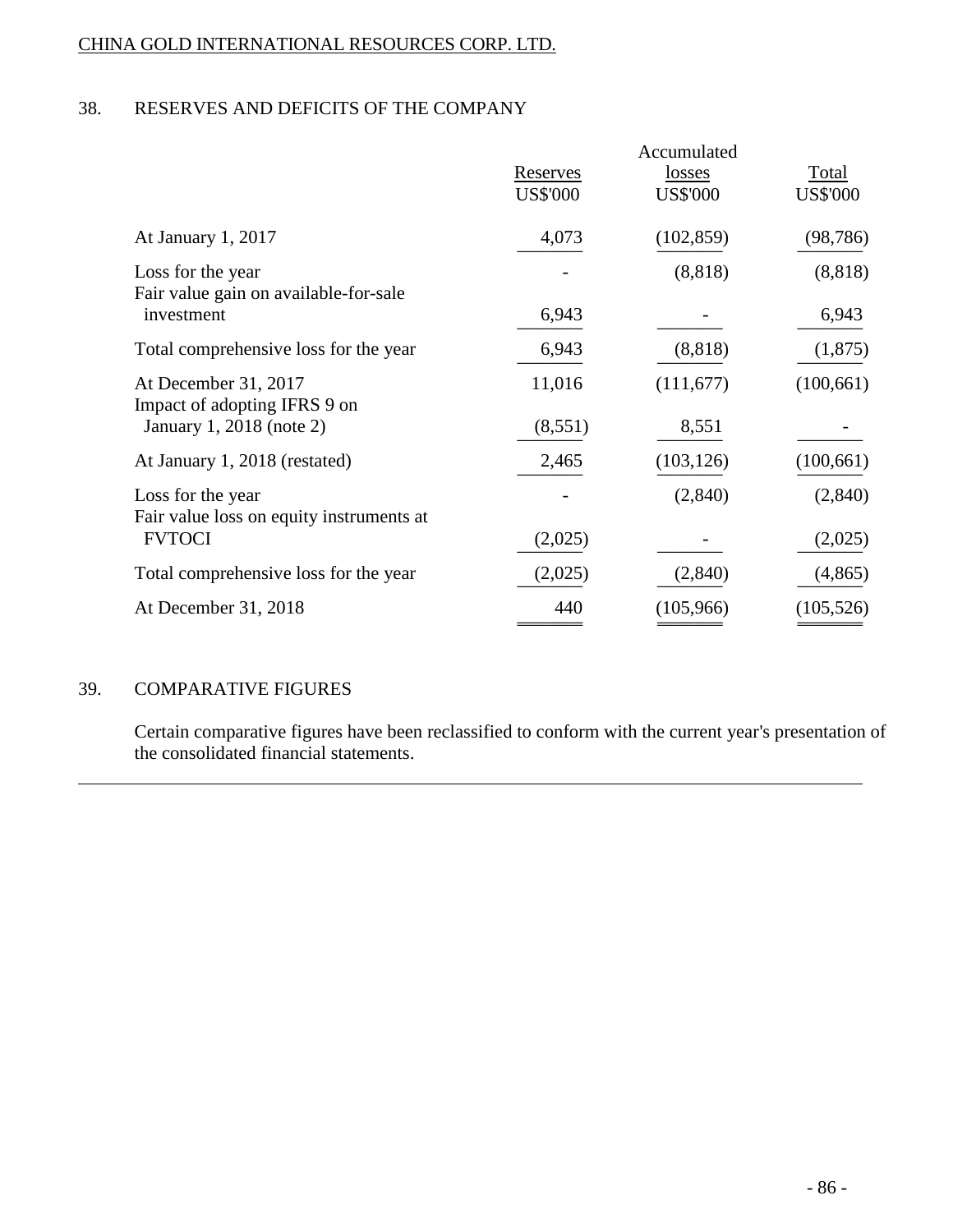CHINA GOLD INTERNATIONAL RESOURCES CORP. LTD.

## 38. RESERVES AND DEFICITS OF THE COMPANY

| | Reserves<br>US$'000 | Accumulated losses<br>US$'000 | Total<br>US$'000 |
|---|---|---|---|
| At January 1, 2017 | 4,073 | (102,859) | (98,786) |
| Loss for the year | - | (8,818) | (8,818) |
| Fair value gain on available-for-sale investment | 6,943 | - | 6,943 |
| Total comprehensive loss for the year | 6,943 | (8,818) | (1,875) |
| At December 31, 2017 | 11,016 | (111,677) | (100,661) |
| Impact of adopting IFRS 9 on January 1, 2018 (note 2) | (8,551) | 8,551 | - |
| At January 1, 2018 (restated) | 2,465 | (103,126) | (100,661) |
| Loss for the year | - | (2,840) | (2,840) |
| Fair value loss on equity instruments at FVTOCI | (2,025) | - | (2,025) |
| Total comprehensive loss for the year | (2,025) | (2,840) | (4,865) |
| At December 31, 2018 | 440 | (105,966) | (105,526) |

## 39. COMPARATIVE FIGURES

Certain comparative figures have been reclassified to conform with the current year's presentation of the consolidated financial statements.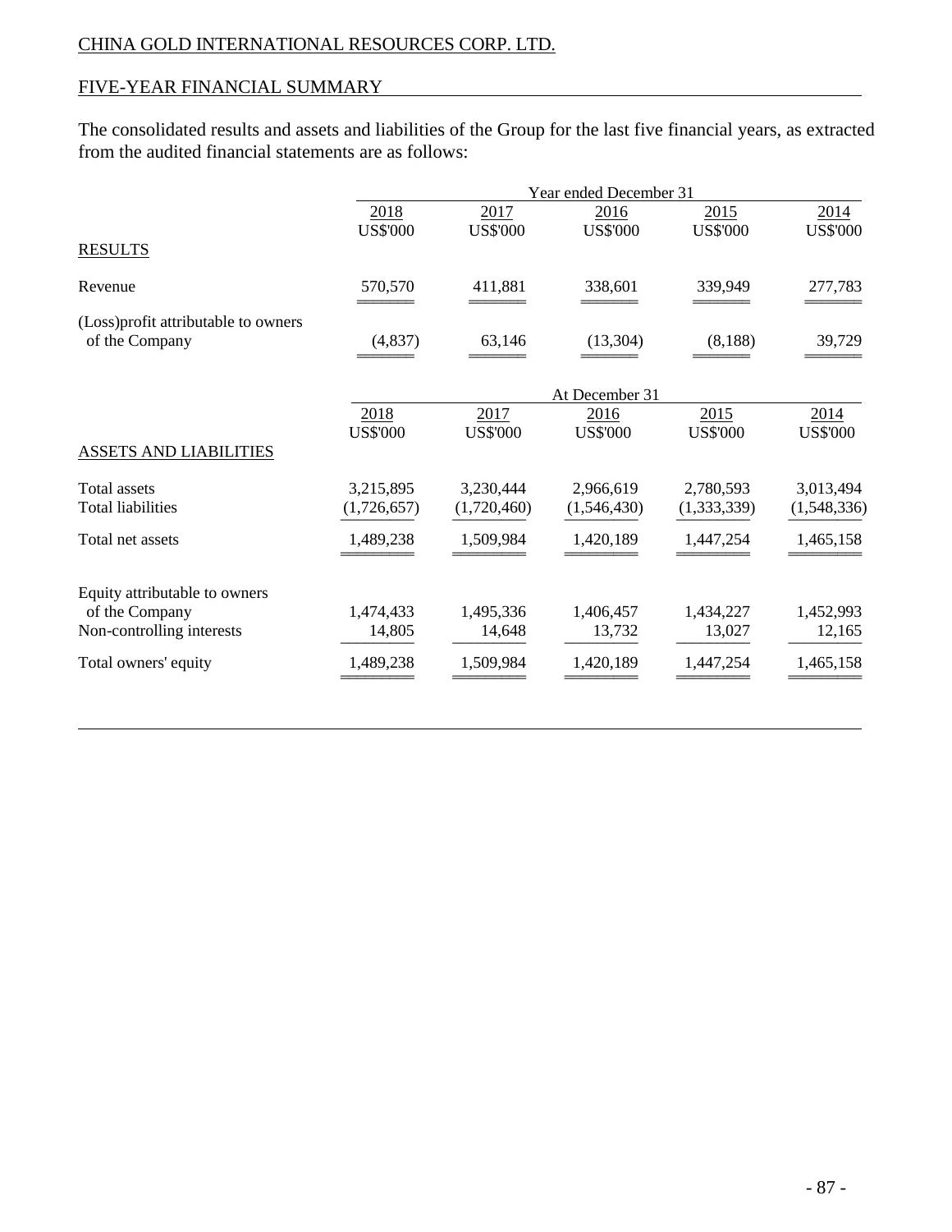CHINA GOLD INTERNATIONAL RESOURCES CORP. LTD.

## FIVE-YEAR FINANCIAL SUMMARY

The consolidated results and assets and liabilities of the Group for the last five financial years, as extracted from the audited financial statements are as follows:

| | Year ended December 31 | | | | |
|---|---|---|---|---|---|
| | 2018 | 2017 | 2016 | 2015 | 2014 |
| | US$'000 | US$'000 | US$'000 | US$'000 | US$'000 |
| RESULTS | | | | | |
| Revenue | 570,570 | 411,881 | 338,601 | 339,949 | 277,783 |
| (Loss)profit attributable to owners of the Company | (4,837) | 63,146 | (13,304) | (8,188) | 39,729 |

| | At December 31 | | | | |
|---|---|---|---|---|---|
| | 2018 | 2017 | 2016 | 2015 | 2014 |
| | US$'000 | US$'000 | US$'000 | US$'000 | US$'000 |
| ASSETS AND LIABILITIES | | | | | |
| Total assets | 3,215,895 | 3,230,444 | 2,966,619 | 2,780,593 | 3,013,494 |
| Total liabilities | (1,726,657) | (1,720,460) | (1,546,430) | (1,333,339) | (1,548,336) |
| Total net assets | 1,489,238 | 1,509,984 | 1,420,189 | 1,447,254 | 1,465,158 |
| Equity attributable to owners of the Company | 1,474,433 | 1,495,336 | 1,406,457 | 1,434,227 | 1,452,993 |
| Non-controlling interests | 14,805 | 14,648 | 13,732 | 13,027 | 12,165 |
| Total owners' equity | 1,489,238 | 1,509,984 | 1,420,189 | 1,447,254 | 1,465,158 |